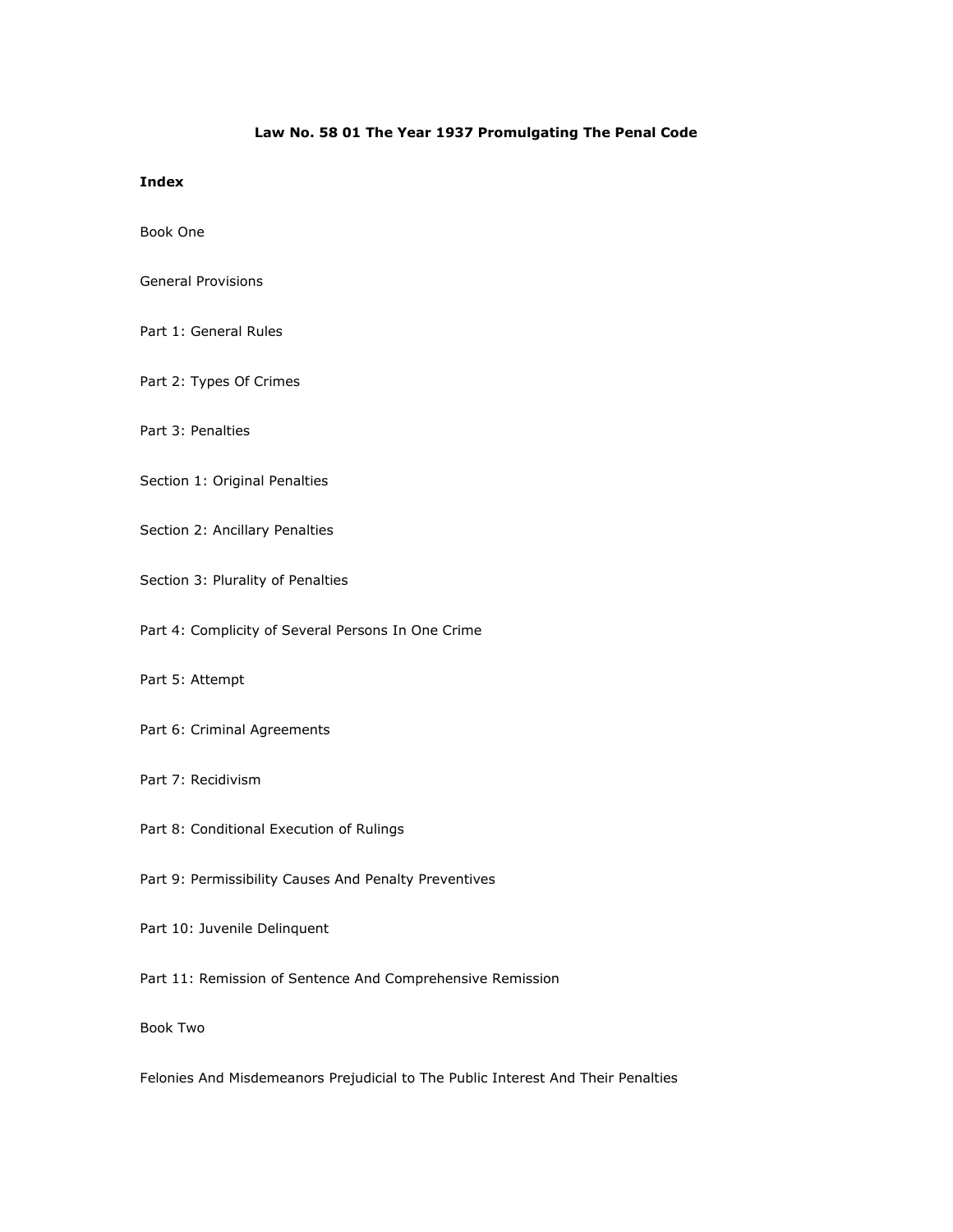# Law No. 58 01 The Year 1937 Promulgating The Penal Code

## Index

Book One

General Provisions

Part 1: General Rules

Part 2: Types Of Crimes

Part 3: Penalties

Section 1: Original Penalties

Section 2: Ancillary Penalties

Section 3: Plurality of Penalties

Part 4: Complicity of Several Persons In One Crime

Part 5: Attempt

Part 6: Criminal Agreements

Part 7: Recidivism

Part 8: Conditional Execution of Rulings

Part 9: Permissibility Causes And Penalty Preventives

Part 10: Juvenile Delinquent

Part 11: Remission of Sentence And Comprehensive Remission

Book Two

Felonies And Misdemeanors Prejudicial to The Public Interest And Their Penalties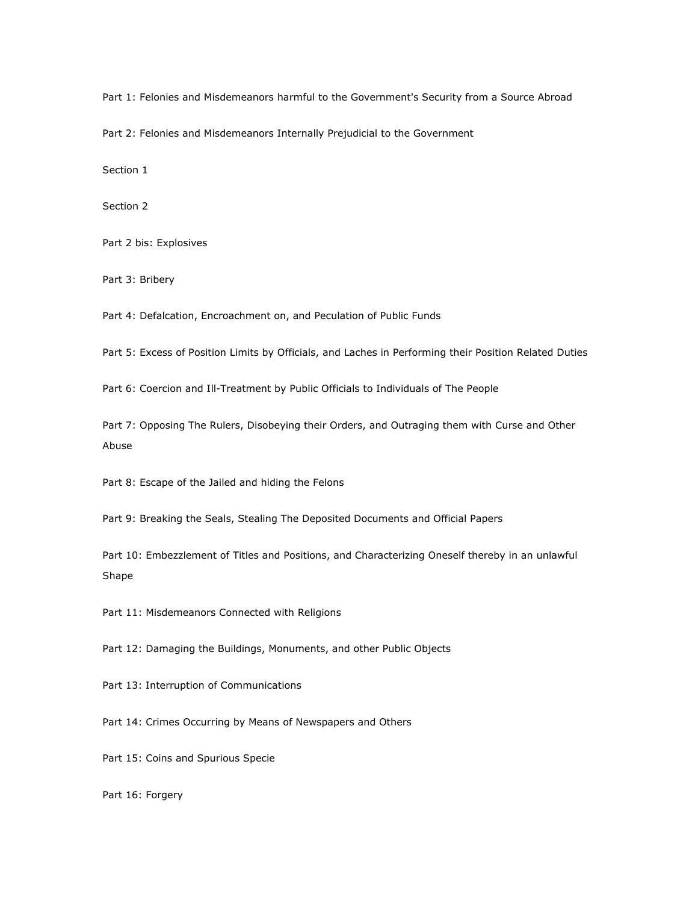Part 1: Felonies and Misdemeanors harmful to the Government's Security from a Source Abroad

Part 2: Felonies and Misdemeanors Internally Prejudicial to the Government

Section 1

Section 2

Part 2 bis: Explosives

Part 3: Bribery

Part 4: Defalcation, Encroachment on, and Peculation of Public Funds

Part 5: Excess of Position Limits by Officials, and Laches in Performing their Position Related Duties

Part 6: Coercion and Ill-Treatment by Public Officials to Individuals of The People

Part 7: Opposing The Rulers, Disobeying their Orders, and Outraging them with Curse and Other Abuse

Part 8: Escape of the Jailed and hiding the Felons

Part 9: Breaking the Seals, Stealing The Deposited Documents and Official Papers

Part 10: Embezzlement of Titles and Positions, and Characterizing Oneself thereby in an unlawful Shape

Part 11: Misdemeanors Connected with Religions

Part 12: Damaging the Buildings, Monuments, and other Public Objects

Part 13: Interruption of Communications

Part 14: Crimes Occurring by Means of Newspapers and Others

Part 15: Coins and Spurious Specie

Part 16: Forgery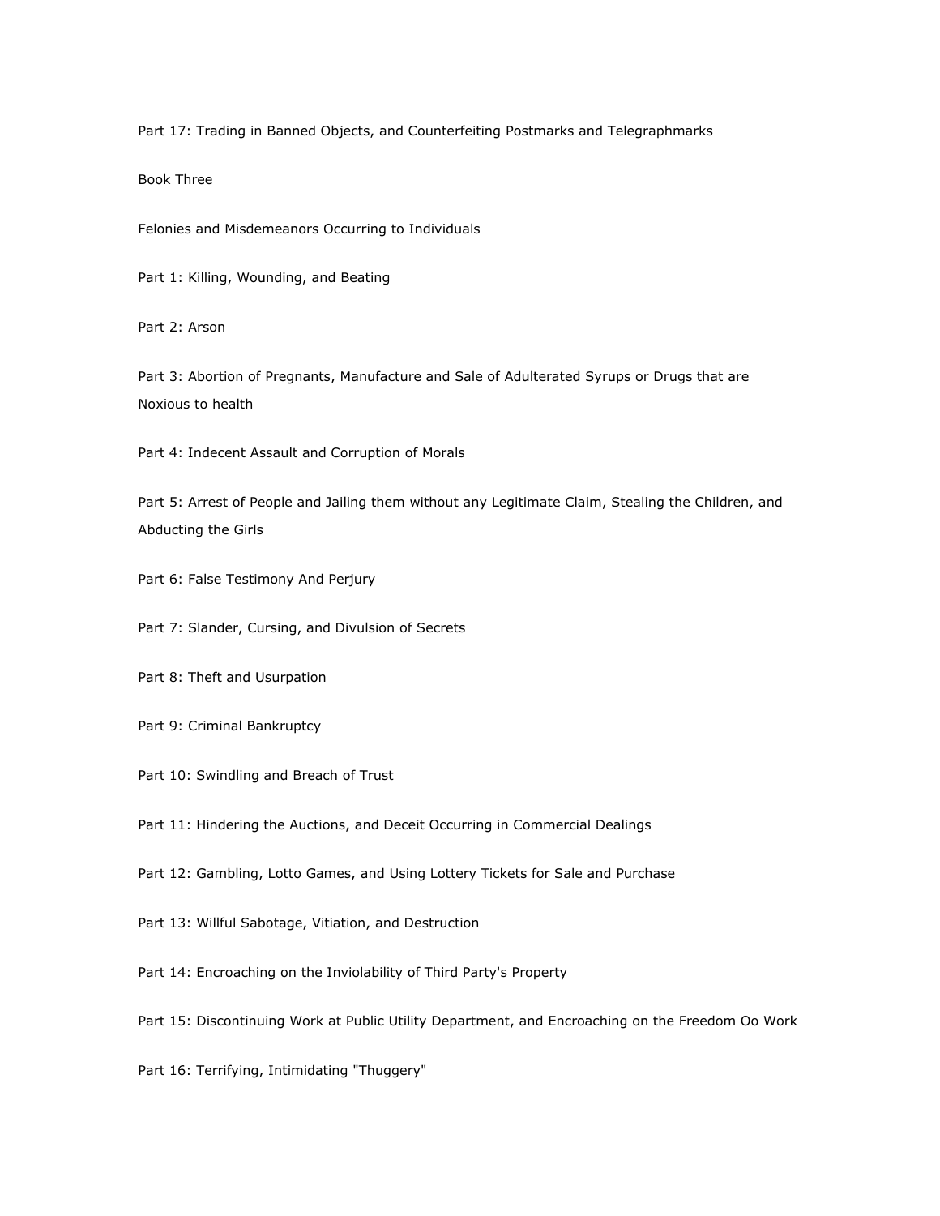Part 17: Trading in Banned Objects, and Counterfeiting Postmarks and Telegraphmarks

Book Three

Felonies and Misdemeanors Occurring to Individuals

Part 1: Killing, Wounding, and Beating

Part 2: Arson

Part 3: Abortion of Pregnants, Manufacture and Sale of Adulterated Syrups or Drugs that are Noxious to health

Part 4: Indecent Assault and Corruption of Morals

Part 5: Arrest of People and Jailing them without any Legitimate Claim, Stealing the Children, and Abducting the Girls

Part 6: False Testimony And Perjury

Part 7: Slander, Cursing, and Divulsion of Secrets

Part 8: Theft and Usurpation

Part 9: Criminal Bankruptcy

Part 10: Swindling and Breach of Trust

Part 11: Hindering the Auctions, and Deceit Occurring in Commercial Dealings

Part 12: Gambling, Lotto Games, and Using Lottery Tickets for Sale and Purchase

Part 13: Willful Sabotage, Vitiation, and Destruction

Part 14: Encroaching on the Inviolability of Third Party's Property

Part 15: Discontinuing Work at Public Utility Department, and Encroaching on the Freedom Oo Work

Part 16: Terrifying, Intimidating "Thuggery"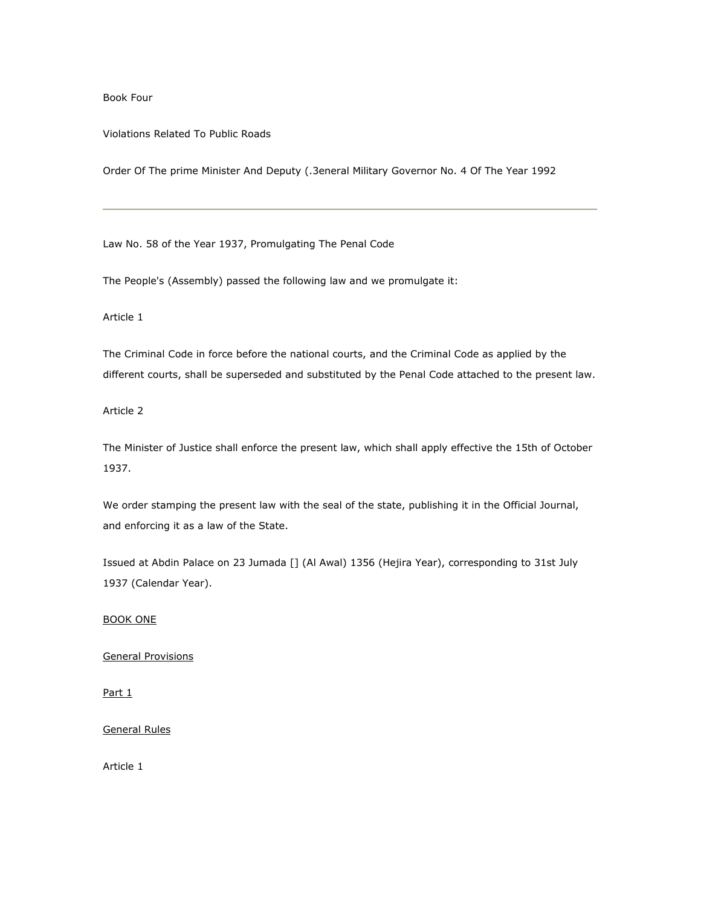Book Four

Violations Related To Public Roads

Order Of The prime Minister And Deputy (.3eneral Military Governor No. 4 Of The Year 1992

---

Law No. 58 of the Year 1937, Promulgating The Penal Code

The People's (Assembly) passed the following law and we promulgate it:

Article 1

The Criminal Code in force before the national courts, and the Criminal Code as applied by the different courts, shall be superseded and substituted by the Penal Code attached to the present law.

Article 2

The Minister of Justice shall enforce the present law, which shall apply effective the 15th of October 1937.

We order stamping the present law with the seal of the state, publishing it in the Official Journal, and enforcing it as a law of the State.

Issued at Abdin Palace on 23 Jumada [] (Al Awal) 1356 (Hejira Year), corresponding to 31st July 1937 (Calendar Year).

## BOOK ONE

## General Provisions

### Part 1

### General Rules

Article 1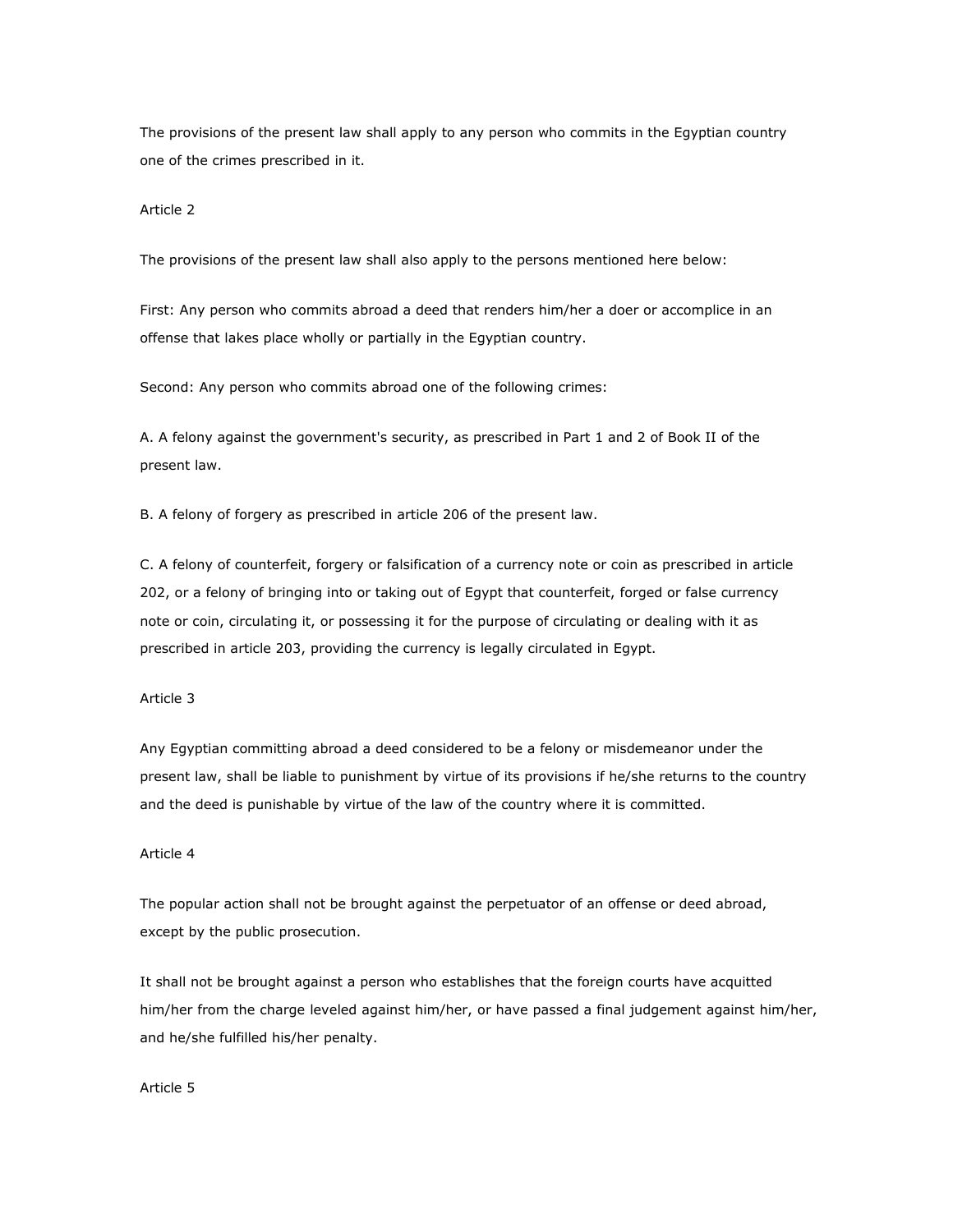The provisions of the present law shall apply to any person who commits in the Egyptian country one of the crimes prescribed in it.

Article 2

The provisions of the present law shall also apply to the persons mentioned here below:

First: Any person who commits abroad a deed that renders him/her a doer or accomplice in an offense that lakes place wholly or partially in the Egyptian country.

Second: Any person who commits abroad one of the following crimes:

A. A felony against the government's security, as prescribed in Part 1 and 2 of Book II of the present law.

B. A felony of forgery as prescribed in article 206 of the present law.

C. A felony of counterfeit, forgery or falsification of a currency note or coin as prescribed in article 202, or a felony of bringing into or taking out of Egypt that counterfeit, forged or false currency note or coin, circulating it, or possessing it for the purpose of circulating or dealing with it as prescribed in article 203, providing the currency is legally circulated in Egypt.

Article 3

Any Egyptian committing abroad a deed considered to be a felony or misdemeanor under the present law, shall be liable to punishment by virtue of its provisions if he/she returns to the country and the deed is punishable by virtue of the law of the country where it is committed.

Article 4

The popular action shall not be brought against the perpetuator of an offense or deed abroad, except by the public prosecution.

It shall not be brought against a person who establishes that the foreign courts have acquitted him/her from the charge leveled against him/her, or have passed a final judgement against him/her, and he/she fulfilled his/her penalty.

Article 5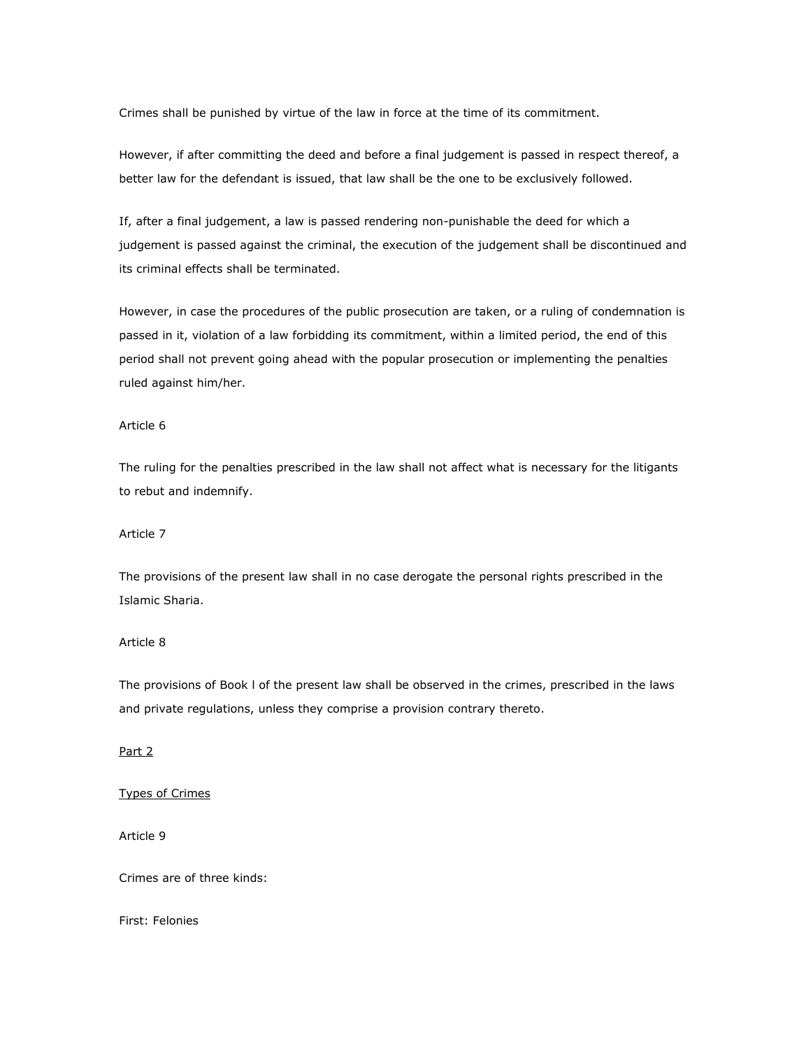Crimes shall be punished by virtue of the law in force at the time of its commitment.

However, if after committing the deed and before a final judgement is passed in respect thereof, a better law for the defendant is issued, that law shall be the one to be exclusively followed.

If, after a final judgement, a law is passed rendering non-punishable the deed for which a judgement is passed against the criminal, the execution of the judgement shall be discontinued and its criminal effects shall be terminated.

However, in case the procedures of the public prosecution are taken, or a ruling of condemnation is passed in it, violation of a law forbidding its commitment, within a limited period, the end of this period shall not prevent going ahead with the popular prosecution or implementing the penalties ruled against him/her.

Article 6

The ruling for the penalties prescribed in the law shall not affect what is necessary for the litigants to rebut and indemnify.

Article 7

The provisions of the present law shall in no case derogate the personal rights prescribed in the Islamic Sharia.

Article 8

The provisions of Book l of the present law shall be observed in the crimes, prescribed in the laws and private regulations, unless they comprise a provision contrary thereto.

<u>Part 2</u>

<u>Types of Crimes</u>

Article 9

Crimes are of three kinds:

First: Felonies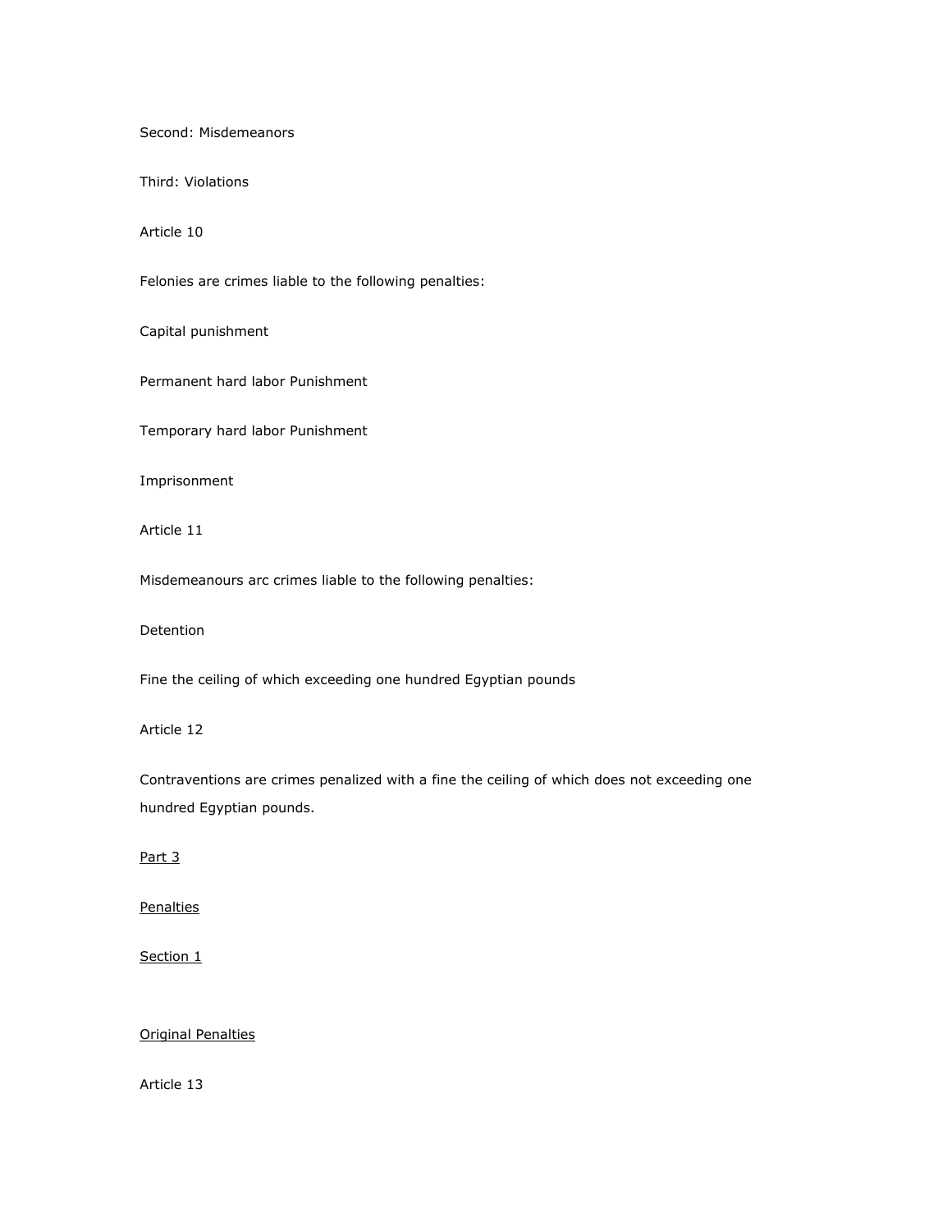Second: Misdemeanors

Third: Violations

Article 10

Felonies are crimes liable to the following penalties:

Capital punishment

Permanent hard labor Punishment

Temporary hard labor Punishment

Imprisonment

Article 11

Misdemeanours arc crimes liable to the following penalties:

Detention

Fine the ceiling of which exceeding one hundred Egyptian pounds

Article 12

Contraventions are crimes penalized with a fine the ceiling of which does not exceeding one hundred Egyptian pounds.

<u>Part 3</u>

<u>Penalties</u>

<u>Section 1</u>

<u>Original Penalties</u>

Article 13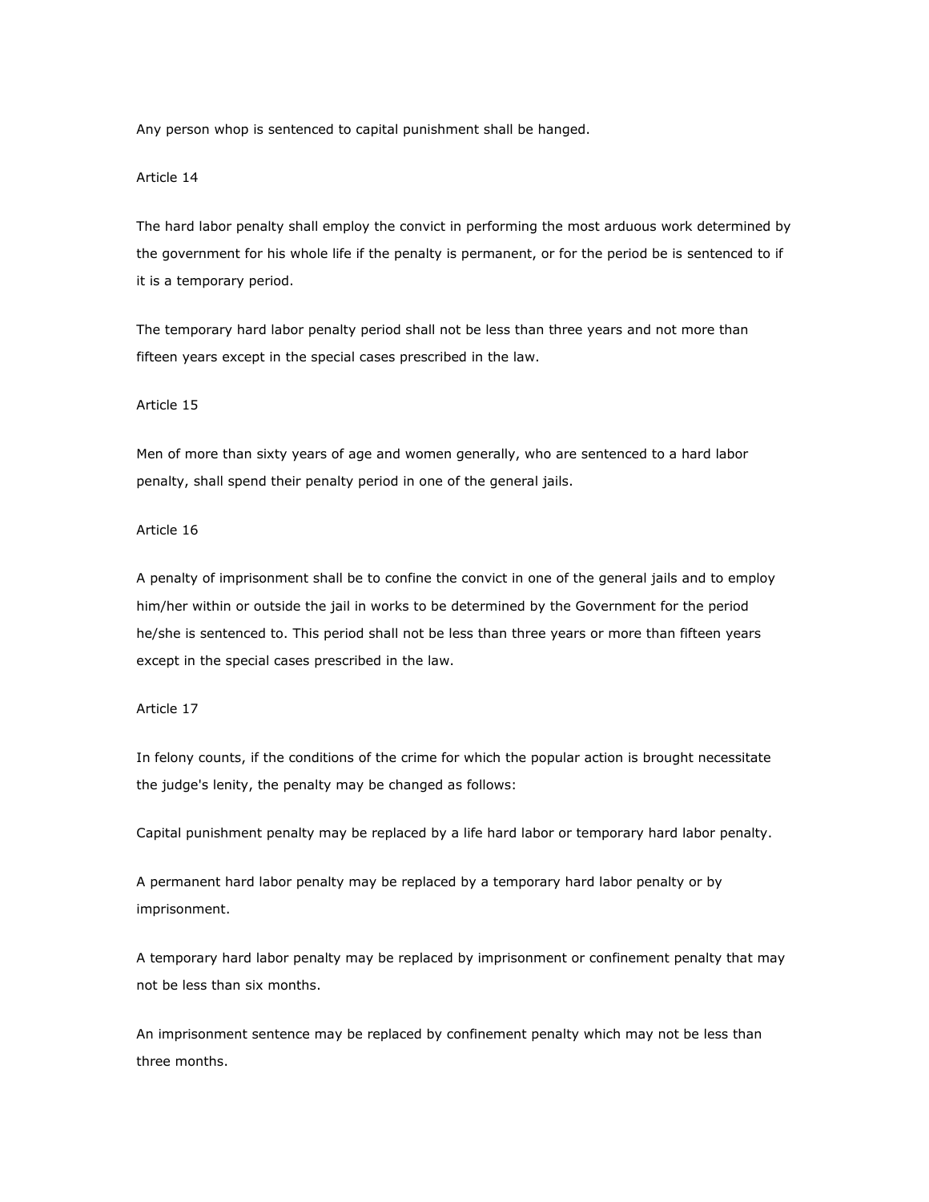Any person whop is sentenced to capital punishment shall be hanged.

Article 14

The hard labor penalty shall employ the convict in performing the most arduous work determined by the government for his whole life if the penalty is permanent, or for the period be is sentenced to if it is a temporary period.

The temporary hard labor penalty period shall not be less than three years and not more than fifteen years except in the special cases prescribed in the law.

Article 15

Men of more than sixty years of age and women generally, who are sentenced to a hard labor penalty, shall spend their penalty period in one of the general jails.

Article 16

A penalty of imprisonment shall be to confine the convict in one of the general jails and to employ him/her within or outside the jail in works to be determined by the Government for the period he/she is sentenced to. This period shall not be less than three years or more than fifteen years except in the special cases prescribed in the law.

Article 17

In felony counts, if the conditions of the crime for which the popular action is brought necessitate the judge's lenity, the penalty may be changed as follows:

Capital punishment penalty may be replaced by a life hard labor or temporary hard labor penalty.

A permanent hard labor penalty may be replaced by a temporary hard labor penalty or by imprisonment.

A temporary hard labor penalty may be replaced by imprisonment or confinement penalty that may not be less than six months.

An imprisonment sentence may be replaced by confinement penalty which may not be less than three months.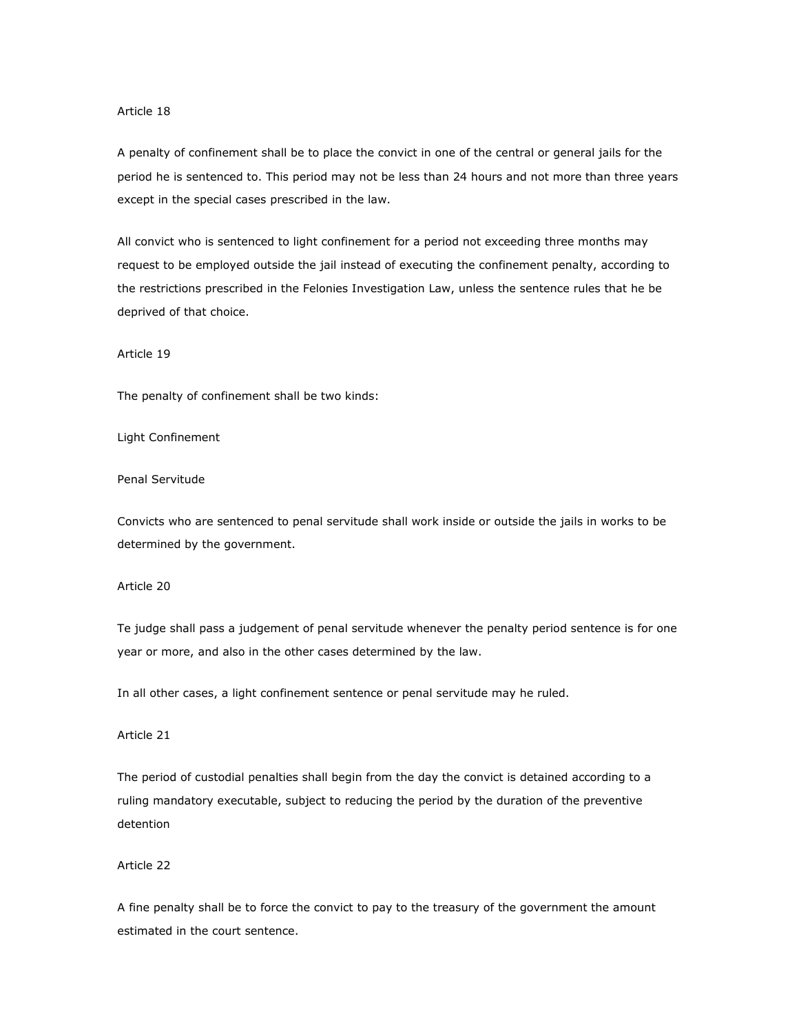Article 18

A penalty of confinement shall be to place the convict in one of the central or general jails for the period he is sentenced to. This period may not be less than 24 hours and not more than three years except in the special cases prescribed in the law.

All convict who is sentenced to light confinement for a period not exceeding three months may request to be employed outside the jail instead of executing the confinement penalty, according to the restrictions prescribed in the Felonies Investigation Law, unless the sentence rules that he be deprived of that choice.

Article 19

The penalty of confinement shall be two kinds:

Light Confinement

Penal Servitude

Convicts who are sentenced to penal servitude shall work inside or outside the jails in works to be determined by the government.

Article 20

Te judge shall pass a judgement of penal servitude whenever the penalty period sentence is for one year or more, and also in the other cases determined by the law.

In all other cases, a light confinement sentence or penal servitude may he ruled.

Article 21

The period of custodial penalties shall begin from the day the convict is detained according to a ruling mandatory executable, subject to reducing the period by the duration of the preventive detention

Article 22

A fine penalty shall be to force the convict to pay to the treasury of the government the amount estimated in the court sentence.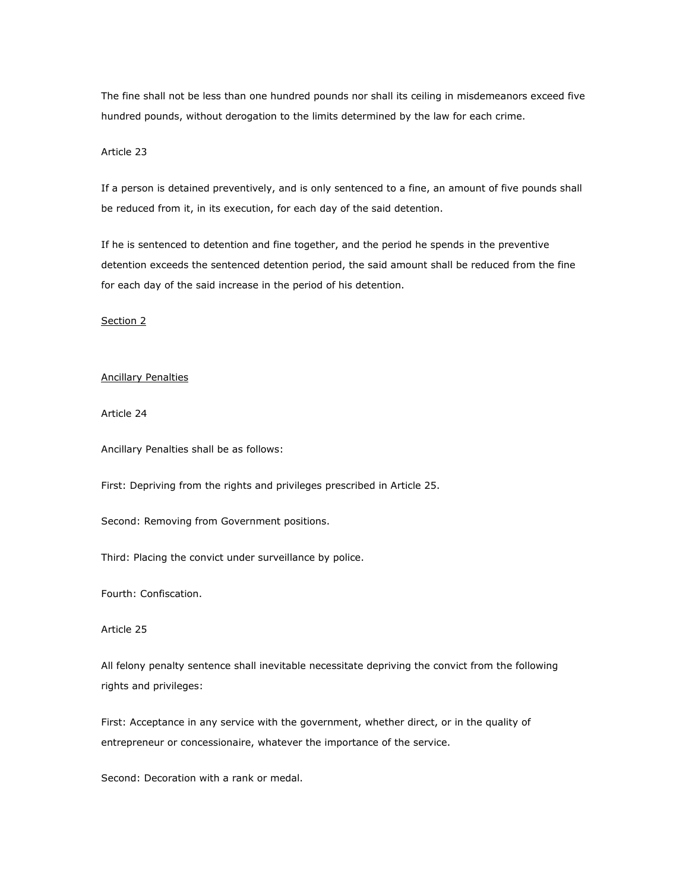The fine shall not be less than one hundred pounds nor shall its ceiling in misdemeanors exceed five hundred pounds, without derogation to the limits determined by the law for each crime.

Article 23

If a person is detained preventively, and is only sentenced to a fine, an amount of five pounds shall be reduced from it, in its execution, for each day of the said detention.

If he is sentenced to detention and fine together, and the period he spends in the preventive detention exceeds the sentenced detention period, the said amount shall be reduced from the fine for each day of the said increase in the period of his detention.

## Section 2

## Ancillary Penalties

Article 24

Ancillary Penalties shall be as follows:

First: Depriving from the rights and privileges prescribed in Article 25.

Second: Removing from Government positions.

Third: Placing the convict under surveillance by police.

Fourth: Confiscation.

Article 25

All felony penalty sentence shall inevitable necessitate depriving the convict from the following rights and privileges:

First: Acceptance in any service with the government, whether direct, or in the quality of entrepreneur or concessionaire, whatever the importance of the service.

Second: Decoration with a rank or medal.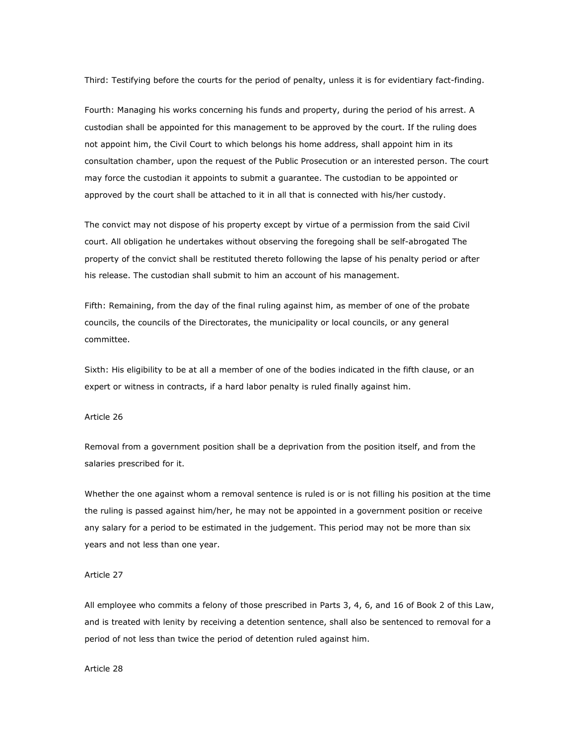Third: Testifying before the courts for the period of penalty, unless it is for evidentiary fact-finding.

Fourth: Managing his works concerning his funds and property, during the period of his arrest. A custodian shall be appointed for this management to be approved by the court. If the ruling does not appoint him, the Civil Court to which belongs his home address, shall appoint him in its consultation chamber, upon the request of the Public Prosecution or an interested person. The court may force the custodian it appoints to submit a guarantee. The custodian to be appointed or approved by the court shall be attached to it in all that is connected with his/her custody.

The convict may not dispose of his property except by virtue of a permission from the said Civil court. All obligation he undertakes without observing the foregoing shall be self-abrogated The property of the convict shall be restituted thereto following the lapse of his penalty period or after his release. The custodian shall submit to him an account of his management.

Fifth: Remaining, from the day of the final ruling against him, as member of one of the probate councils, the councils of the Directorates, the municipality or local councils, or any general committee.

Sixth: His eligibility to be at all a member of one of the bodies indicated in the fifth clause, or an expert or witness in contracts, if a hard labor penalty is ruled finally against him.

Article 26

Removal from a government position shall be a deprivation from the position itself, and from the salaries prescribed for it.

Whether the one against whom a removal sentence is ruled is or is not filling his position at the time the ruling is passed against him/her, he may not be appointed in a government position or receive any salary for a period to be estimated in the judgement. This period may not be more than six years and not less than one year.

Article 27

All employee who commits a felony of those prescribed in Parts 3, 4, 6, and 16 of Book 2 of this Law, and is treated with lenity by receiving a detention sentence, shall also be sentenced to removal for a period of not less than twice the period of detention ruled against him.

Article 28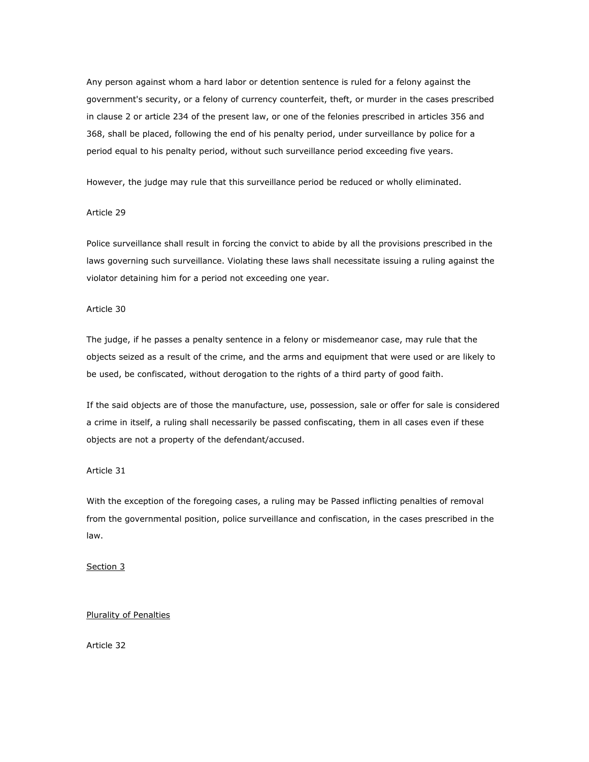Any person against whom a hard labor or detention sentence is ruled for a felony against the government's security, or a felony of currency counterfeit, theft, or murder in the cases prescribed in clause 2 or article 234 of the present law, or one of the felonies prescribed in articles 356 and 368, shall be placed, following the end of his penalty period, under surveillance by police for a period equal to his penalty period, without such surveillance period exceeding five years.

However, the judge may rule that this surveillance period be reduced or wholly eliminated.

Article 29

Police surveillance shall result in forcing the convict to abide by all the provisions prescribed in the laws governing such surveillance. Violating these laws shall necessitate issuing a ruling against the violator detaining him for a period not exceeding one year.

Article 30

The judge, if he passes a penalty sentence in a felony or misdemeanor case, may rule that the objects seized as a result of the crime, and the arms and equipment that were used or are likely to be used, be confiscated, without derogation to the rights of a third party of good faith.

If the said objects are of those the manufacture, use, possession, sale or offer for sale is considered a crime in itself, a ruling shall necessarily be passed confiscating, them in all cases even if these objects are not a property of the defendant/accused.

Article 31

With the exception of the foregoing cases, a ruling may be Passed inflicting penalties of removal from the governmental position, police surveillance and confiscation, in the cases prescribed in the law.

## Section 3

## Plurality of Penalties

Article 32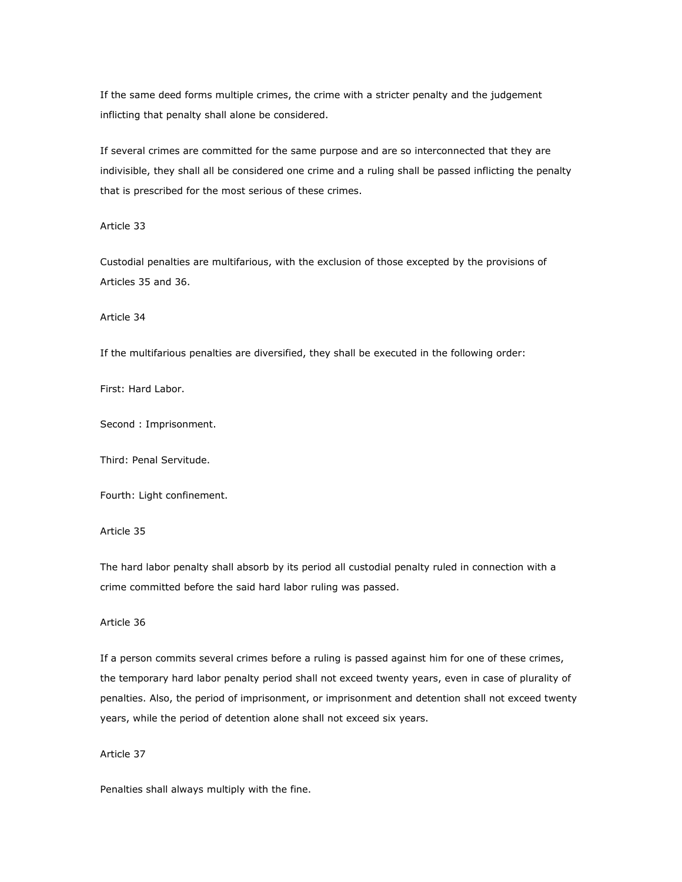If the same deed forms multiple crimes, the crime with a stricter penalty and the judgement inflicting that penalty shall alone be considered.

If several crimes are committed for the same purpose and are so interconnected that they are indivisible, they shall all be considered one crime and a ruling shall be passed inflicting the penalty that is prescribed for the most serious of these crimes.

Article 33

Custodial penalties are multifarious, with the exclusion of those excepted by the provisions of Articles 35 and 36.

Article 34

If the multifarious penalties are diversified, they shall be executed in the following order:

First: Hard Labor.

Second : Imprisonment.

Third: Penal Servitude.

Fourth: Light confinement.

Article 35

The hard labor penalty shall absorb by its period all custodial penalty ruled in connection with a crime committed before the said hard labor ruling was passed.

Article 36

If a person commits several crimes before a ruling is passed against him for one of these crimes, the temporary hard labor penalty period shall not exceed twenty years, even in case of plurality of penalties. Also, the period of imprisonment, or imprisonment and detention shall not exceed twenty years, while the period of detention alone shall not exceed six years.

Article 37

Penalties shall always multiply with the fine.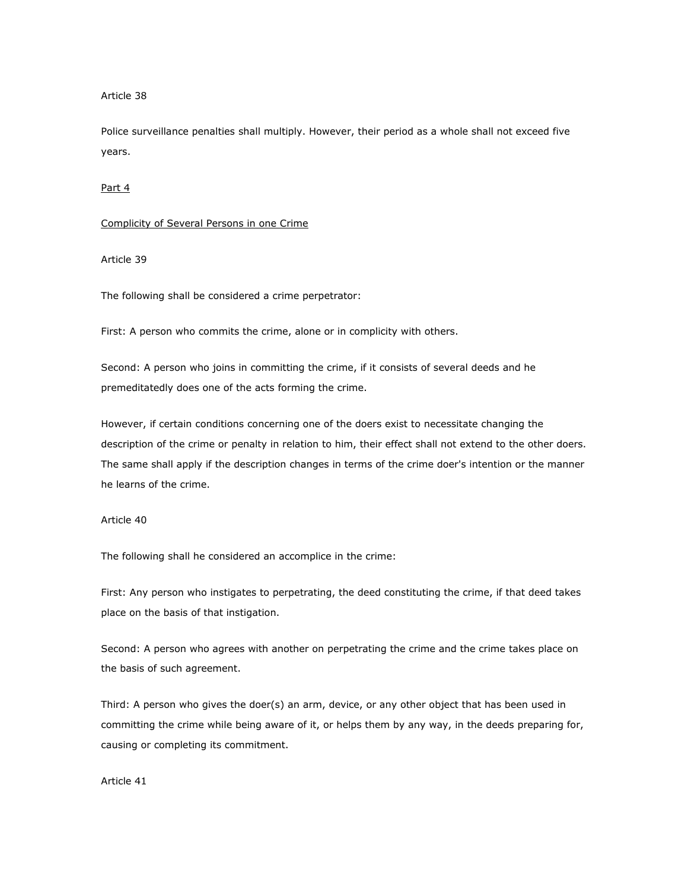Article 38

Police surveillance penalties shall multiply. However, their period as a whole shall not exceed five years.

## Part 4

## Complicity of Several Persons in one Crime

Article 39

The following shall be considered a crime perpetrator:

First: A person who commits the crime, alone or in complicity with others.

Second: A person who joins in committing the crime, if it consists of several deeds and he premeditatedly does one of the acts forming the crime.

However, if certain conditions concerning one of the doers exist to necessitate changing the description of the crime or penalty in relation to him, their effect shall not extend to the other doers. The same shall apply if the description changes in terms of the crime doer's intention or the manner he learns of the crime.

Article 40

The following shall he considered an accomplice in the crime:

First: Any person who instigates to perpetrating, the deed constituting the crime, if that deed takes place on the basis of that instigation.

Second: A person who agrees with another on perpetrating the crime and the crime takes place on the basis of such agreement.

Third: A person who gives the doer(s) an arm, device, or any other object that has been used in committing the crime while being aware of it, or helps them by any way, in the deeds preparing for, causing or completing its commitment.

Article 41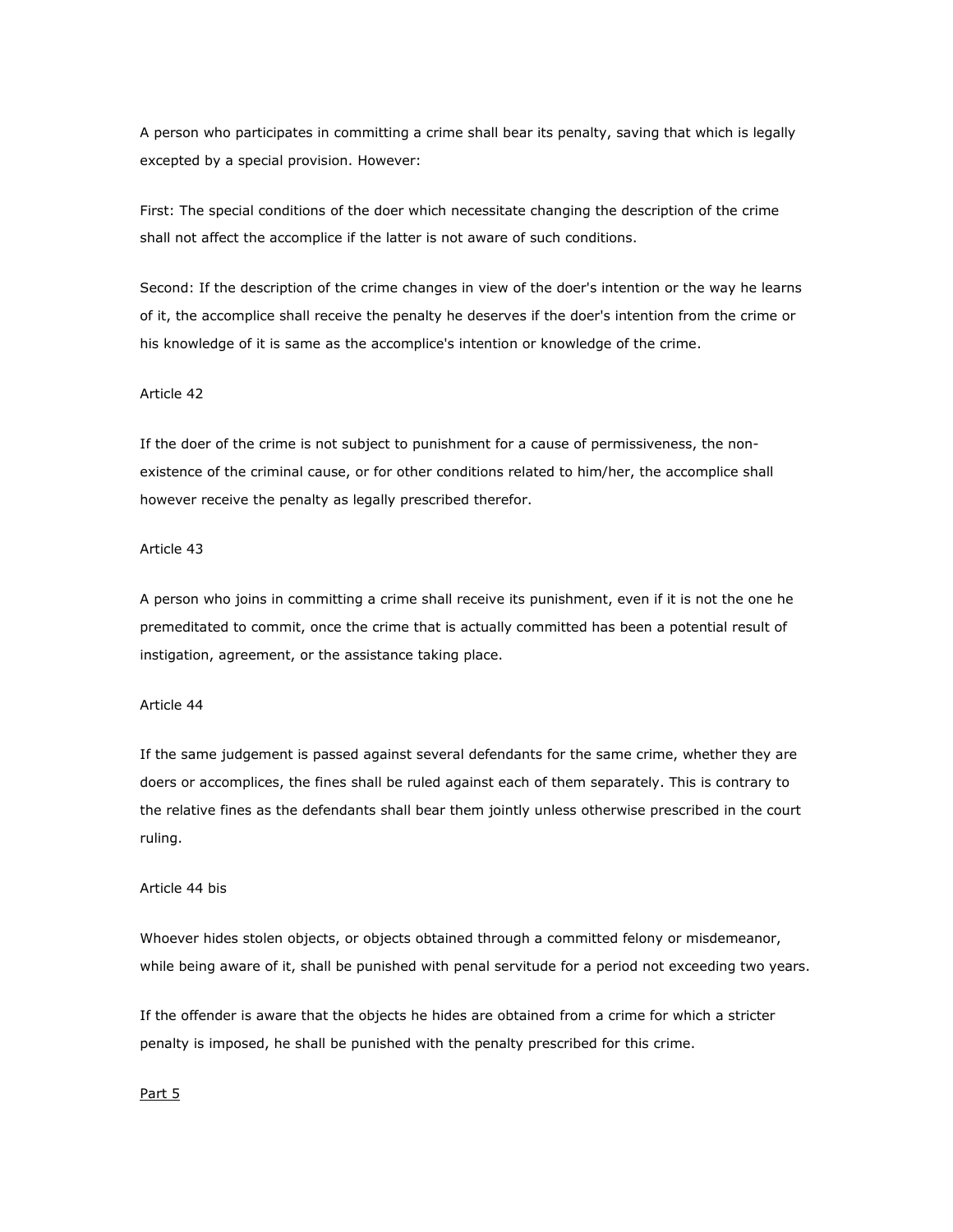A person who participates in committing a crime shall bear its penalty, saving that which is legally excepted by a special provision. However:

First: The special conditions of the doer which necessitate changing the description of the crime shall not affect the accomplice if the latter is not aware of such conditions.

Second: If the description of the crime changes in view of the doer's intention or the way he learns of it, the accomplice shall receive the penalty he deserves if the doer's intention from the crime or his knowledge of it is same as the accomplice's intention or knowledge of the crime.

Article 42

If the doer of the crime is not subject to punishment for a cause of permissiveness, the non-existence of the criminal cause, or for other conditions related to him/her, the accomplice shall however receive the penalty as legally prescribed therefor.

Article 43

A person who joins in committing a crime shall receive its punishment, even if it is not the one he premeditated to commit, once the crime that is actually committed has been a potential result of instigation, agreement, or the assistance taking place.

Article 44

If the same judgement is passed against several defendants for the same crime, whether they are doers or accomplices, the fines shall be ruled against each of them separately. This is contrary to the relative fines as the defendants shall bear them jointly unless otherwise prescribed in the court ruling.

Article 44 bis

Whoever hides stolen objects, or objects obtained through a committed felony or misdemeanor, while being aware of it, shall be punished with penal servitude for a period not exceeding two years.

If the offender is aware that the objects he hides are obtained from a crime for which a stricter penalty is imposed, he shall be punished with the penalty prescribed for this crime.

Part 5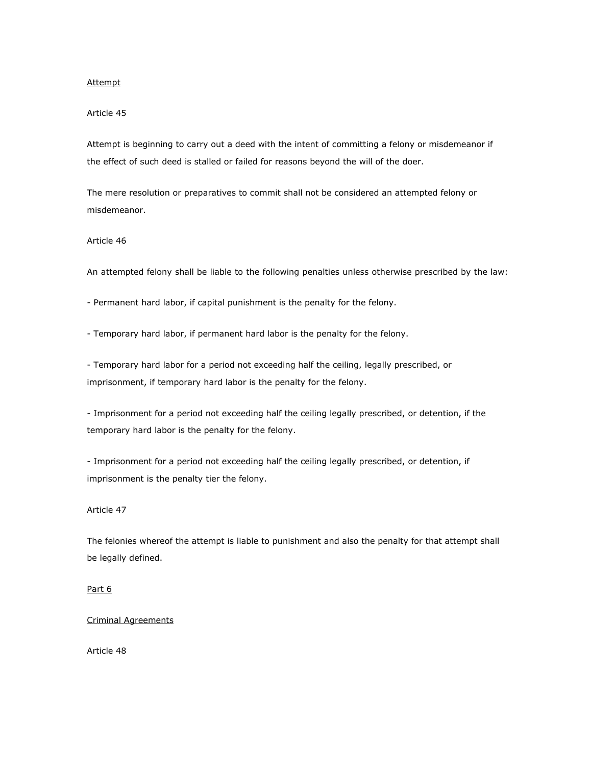Attempt

Article 45

Attempt is beginning to carry out a deed with the intent of committing a felony or misdemeanor if the effect of such deed is stalled or failed for reasons beyond the will of the doer.

The mere resolution or preparatives to commit shall not be considered an attempted felony or misdemeanor.

Article 46

An attempted felony shall be liable to the following penalties unless otherwise prescribed by the law:

- Permanent hard labor, if capital punishment is the penalty for the felony.

- Temporary hard labor, if permanent hard labor is the penalty for the felony.

- Temporary hard labor for a period not exceeding half the ceiling, legally prescribed, or imprisonment, if temporary hard labor is the penalty for the felony.

- Imprisonment for a period not exceeding half the ceiling legally prescribed, or detention, if the temporary hard labor is the penalty for the felony.

- Imprisonment for a period not exceeding half the ceiling legally prescribed, or detention, if imprisonment is the penalty tier the felony.

Article 47

The felonies whereof the attempt is liable to punishment and also the penalty for that attempt shall be legally defined.

Part 6

Criminal Agreements

Article 48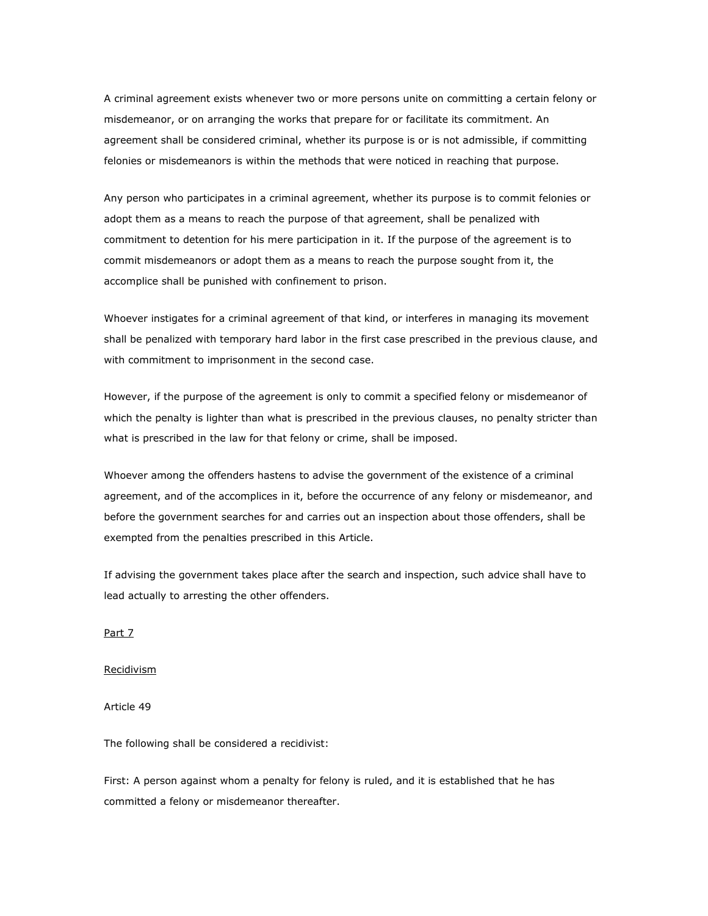A criminal agreement exists whenever two or more persons unite on committing a certain felony or misdemeanor, or on arranging the works that prepare for or facilitate its commitment. An agreement shall be considered criminal, whether its purpose is or is not admissible, if committing felonies or misdemeanors is within the methods that were noticed in reaching that purpose.

Any person who participates in a criminal agreement, whether its purpose is to commit felonies or adopt them as a means to reach the purpose of that agreement, shall be penalized with commitment to detention for his mere participation in it. If the purpose of the agreement is to commit misdemeanors or adopt them as a means to reach the purpose sought from it, the accomplice shall be punished with confinement to prison.

Whoever instigates for a criminal agreement of that kind, or interferes in managing its movement shall be penalized with temporary hard labor in the first case prescribed in the previous clause, and with commitment to imprisonment in the second case.

However, if the purpose of the agreement is only to commit a specified felony or misdemeanor of which the penalty is lighter than what is prescribed in the previous clauses, no penalty stricter than what is prescribed in the law for that felony or crime, shall be imposed.

Whoever among the offenders hastens to advise the government of the existence of a criminal agreement, and of the accomplices in it, before the occurrence of any felony or misdemeanor, and before the government searches for and carries out an inspection about those offenders, shall be exempted from the penalties prescribed in this Article.

If advising the government takes place after the search and inspection, such advice shall have to lead actually to arresting the other offenders.

## Part 7

## Recidivism

### Article 49

The following shall be considered a recidivist:

First: A person against whom a penalty for felony is ruled, and it is established that he has committed a felony or misdemeanor thereafter.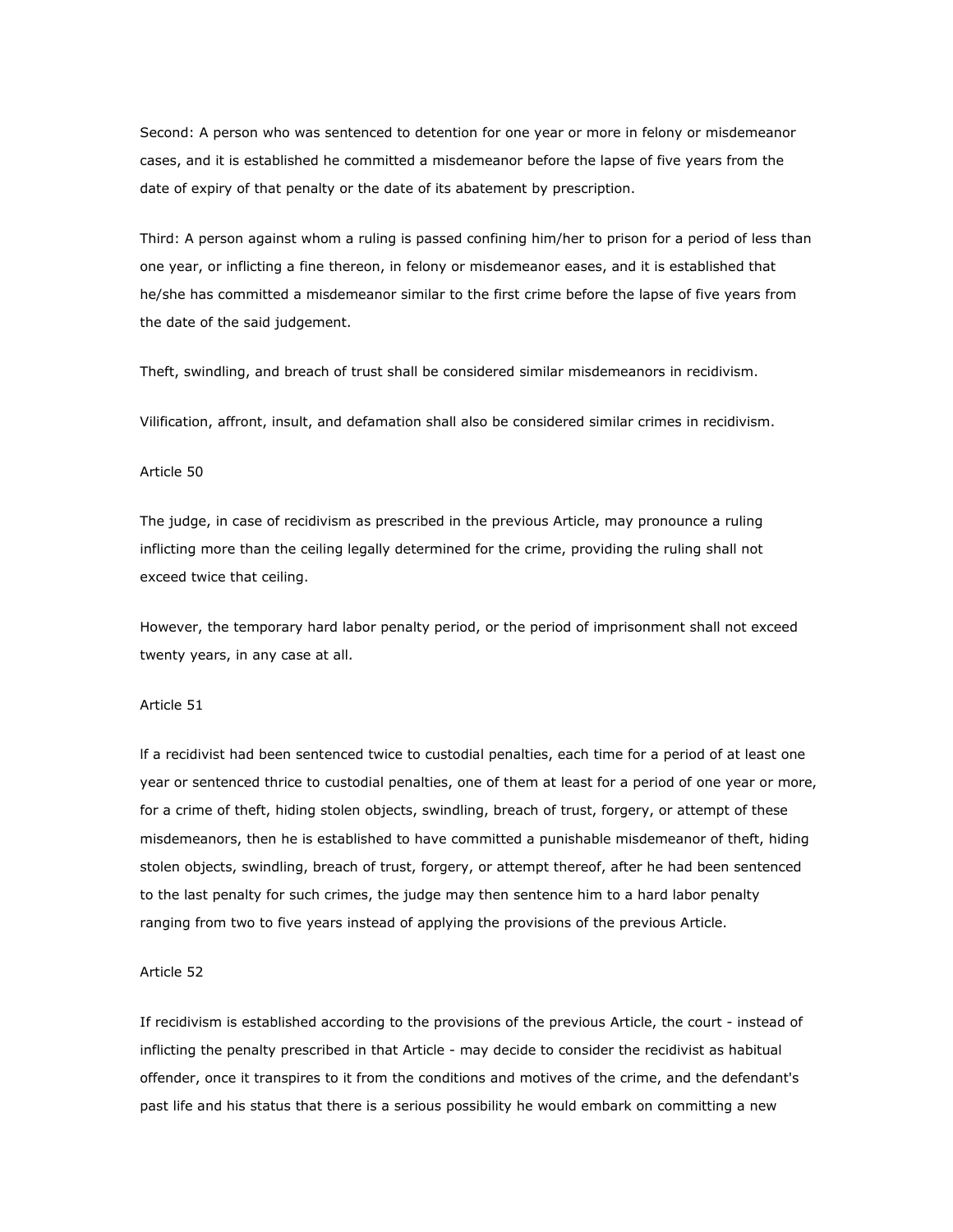Second: A person who was sentenced to detention for one year or more in felony or misdemeanor cases, and it is established he committed a misdemeanor before the lapse of five years from the date of expiry of that penalty or the date of its abatement by prescription.

Third: A person against whom a ruling is passed confining him/her to prison for a period of less than one year, or inflicting a fine thereon, in felony or misdemeanor eases, and it is established that he/she has committed a misdemeanor similar to the first crime before the lapse of five years from the date of the said judgement.

Theft, swindling, and breach of trust shall be considered similar misdemeanors in recidivism.

Vilification, affront, insult, and defamation shall also be considered similar crimes in recidivism.

Article 50

The judge, in case of recidivism as prescribed in the previous Article, may pronounce a ruling inflicting more than the ceiling legally determined for the crime, providing the ruling shall not exceed twice that ceiling.

However, the temporary hard labor penalty period, or the period of imprisonment shall not exceed twenty years, in any case at all.

Article 51

If a recidivist had been sentenced twice to custodial penalties, each time for a period of at least one year or sentenced thrice to custodial penalties, one of them at least for a period of one year or more, for a crime of theft, hiding stolen objects, swindling, breach of trust, forgery, or attempt of these misdemeanors, then he is established to have committed a punishable misdemeanor of theft, hiding stolen objects, swindling, breach of trust, forgery, or attempt thereof, after he had been sentenced to the last penalty for such crimes, the judge may then sentence him to a hard labor penalty ranging from two to five years instead of applying the provisions of the previous Article.

Article 52

If recidivism is established according to the provisions of the previous Article, the court - instead of inflicting the penalty prescribed in that Article - may decide to consider the recidivist as habitual offender, once it transpires to it from the conditions and motives of the crime, and the defendant's past life and his status that there is a serious possibility he would embark on committing a new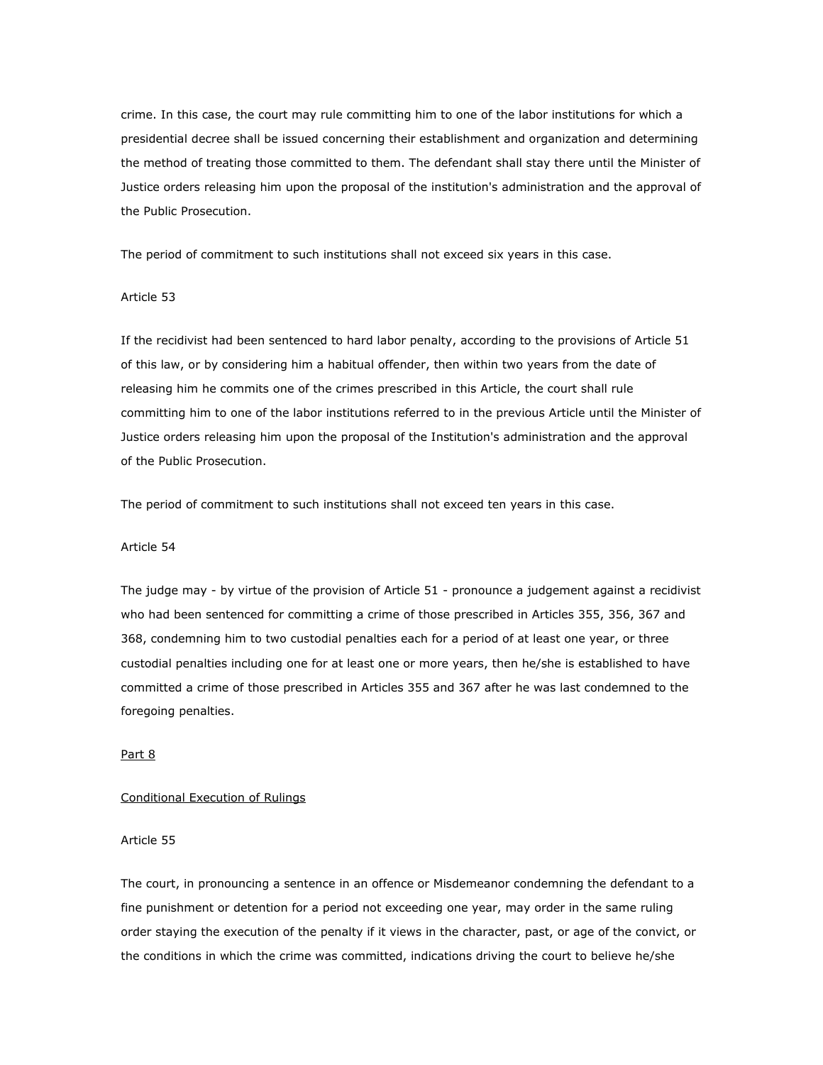crime. In this case, the court may rule committing him to one of the labor institutions for which a presidential decree shall be issued concerning their establishment and organization and determining the method of treating those committed to them. The defendant shall stay there until the Minister of Justice orders releasing him upon the proposal of the institution's administration and the approval of the Public Prosecution.

The period of commitment to such institutions shall not exceed six years in this case.

Article 53

If the recidivist had been sentenced to hard labor penalty, according to the provisions of Article 51 of this law, or by considering him a habitual offender, then within two years from the date of releasing him he commits one of the crimes prescribed in this Article, the court shall rule committing him to one of the labor institutions referred to in the previous Article until the Minister of Justice orders releasing him upon the proposal of the Institution's administration and the approval of the Public Prosecution.

The period of commitment to such institutions shall not exceed ten years in this case.

Article 54

The judge may - by virtue of the provision of Article 51 - pronounce a judgement against a recidivist who had been sentenced for committing a crime of those prescribed in Articles 355, 356, 367 and 368, condemning him to two custodial penalties each for a period of at least one year, or three custodial penalties including one for at least one or more years, then he/she is established to have committed a crime of those prescribed in Articles 355 and 367 after he was last condemned to the foregoing penalties.

## Part 8

## Conditional Execution of Rulings

Article 55

The court, in pronouncing a sentence in an offence or Misdemeanor condemning the defendant to a fine punishment or detention for a period not exceeding one year, may order in the same ruling order staying the execution of the penalty if it views in the character, past, or age of the convict, or the conditions in which the crime was committed, indications driving the court to believe he/she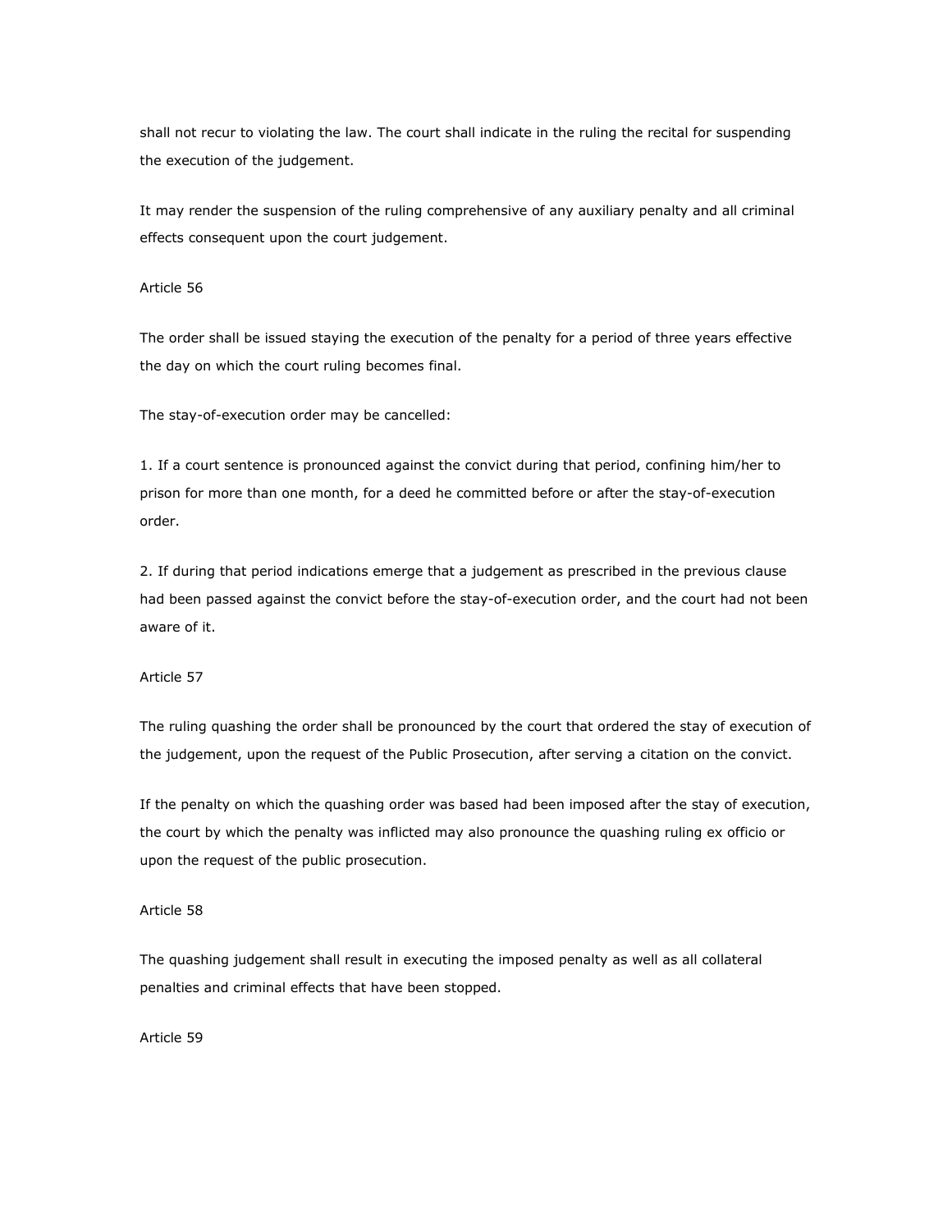shall not recur to violating the law. The court shall indicate in the ruling the recital for suspending the execution of the judgement.

It may render the suspension of the ruling comprehensive of any auxiliary penalty and all criminal effects consequent upon the court judgement.

Article 56

The order shall be issued staying the execution of the penalty for a period of three years effective the day on which the court ruling becomes final.

The stay-of-execution order may be cancelled:

1. If a court sentence is pronounced against the convict during that period, confining him/her to prison for more than one month, for a deed he committed before or after the stay-of-execution order.

2. If during that period indications emerge that a judgement as prescribed in the previous clause had been passed against the convict before the stay-of-execution order, and the court had not been aware of it.

Article 57

The ruling quashing the order shall be pronounced by the court that ordered the stay of execution of the judgement, upon the request of the Public Prosecution, after serving a citation on the convict.

If the penalty on which the quashing order was based had been imposed after the stay of execution, the court by which the penalty was inflicted may also pronounce the quashing ruling ex officio or upon the request of the public prosecution.

Article 58

The quashing judgement shall result in executing the imposed penalty as well as all collateral penalties and criminal effects that have been stopped.

Article 59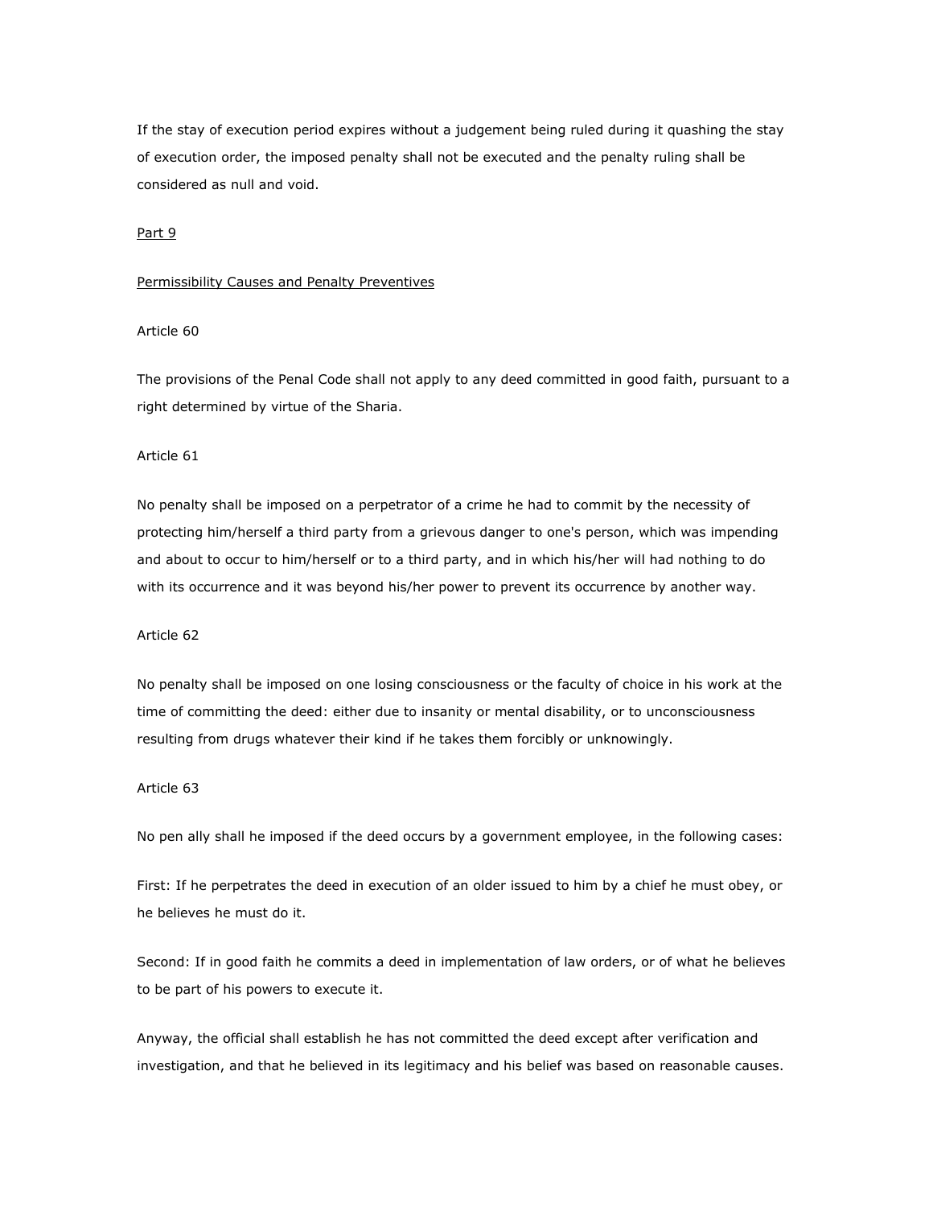If the stay of execution period expires without a judgement being ruled during it quashing the stay of execution order, the imposed penalty shall not be executed and the penalty ruling shall be considered as null and void.

## Part 9

## Permissibility Causes and Penalty Preventives

### Article 60

The provisions of the Penal Code shall not apply to any deed committed in good faith, pursuant to a right determined by virtue of the Sharia.

### Article 61

No penalty shall be imposed on a perpetrator of a crime he had to commit by the necessity of protecting him/herself a third party from a grievous danger to one's person, which was impending and about to occur to him/herself or to a third party, and in which his/her will had nothing to do with its occurrence and it was beyond his/her power to prevent its occurrence by another way.

### Article 62

No penalty shall be imposed on one losing consciousness or the faculty of choice in his work at the time of committing the deed: either due to insanity or mental disability, or to unconsciousness resulting from drugs whatever their kind if he takes them forcibly or unknowingly.

### Article 63

No pen ally shall he imposed if the deed occurs by a government employee, in the following cases:

First: If he perpetrates the deed in execution of an older issued to him by a chief he must obey, or he believes he must do it.

Second: If in good faith he commits a deed in implementation of law orders, or of what he believes to be part of his powers to execute it.

Anyway, the official shall establish he has not committed the deed except after verification and investigation, and that he believed in its legitimacy and his belief was based on reasonable causes.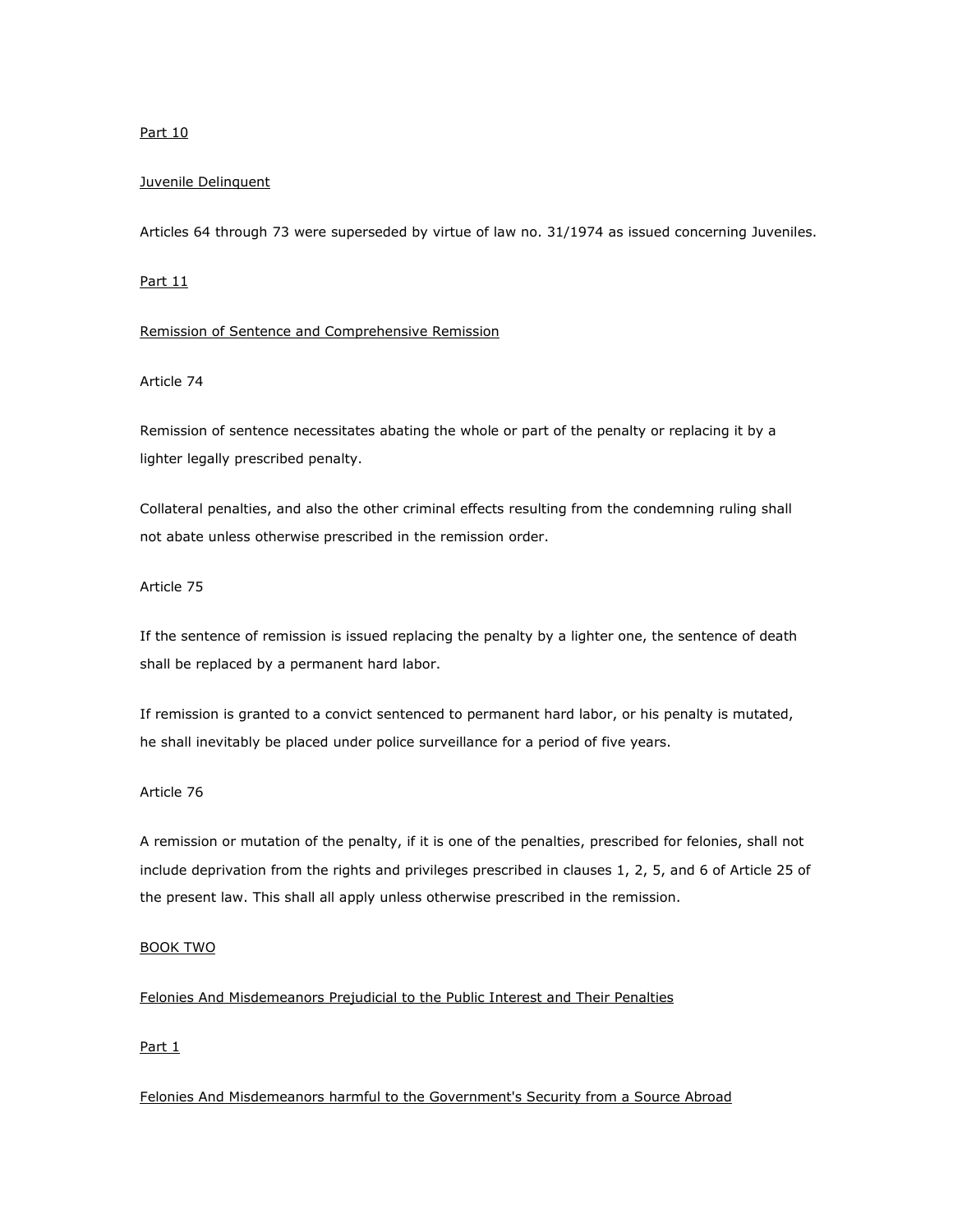Part 10

Juvenile Delinquent

Articles 64 through 73 were superseded by virtue of law no. 31/1974 as issued concerning Juveniles.

Part 11

Remission of Sentence and Comprehensive Remission

Article 74

Remission of sentence necessitates abating the whole or part of the penalty or replacing it by a lighter legally prescribed penalty.

Collateral penalties, and also the other criminal effects resulting from the condemning ruling shall not abate unless otherwise prescribed in the remission order.

Article 75

If the sentence of remission is issued replacing the penalty by a lighter one, the sentence of death shall be replaced by a permanent hard labor.

If remission is granted to a convict sentenced to permanent hard labor, or his penalty is mutated, he shall inevitably be placed under police surveillance for a period of five years.

Article 76

A remission or mutation of the penalty, if it is one of the penalties, prescribed for felonies, shall not include deprivation from the rights and privileges prescribed in clauses 1, 2, 5, and 6 of Article 25 of the present law. This shall all apply unless otherwise prescribed in the remission.

BOOK TWO

Felonies And Misdemeanors Prejudicial to the Public Interest and Their Penalties

Part 1

Felonies And Misdemeanors harmful to the Government's Security from a Source Abroad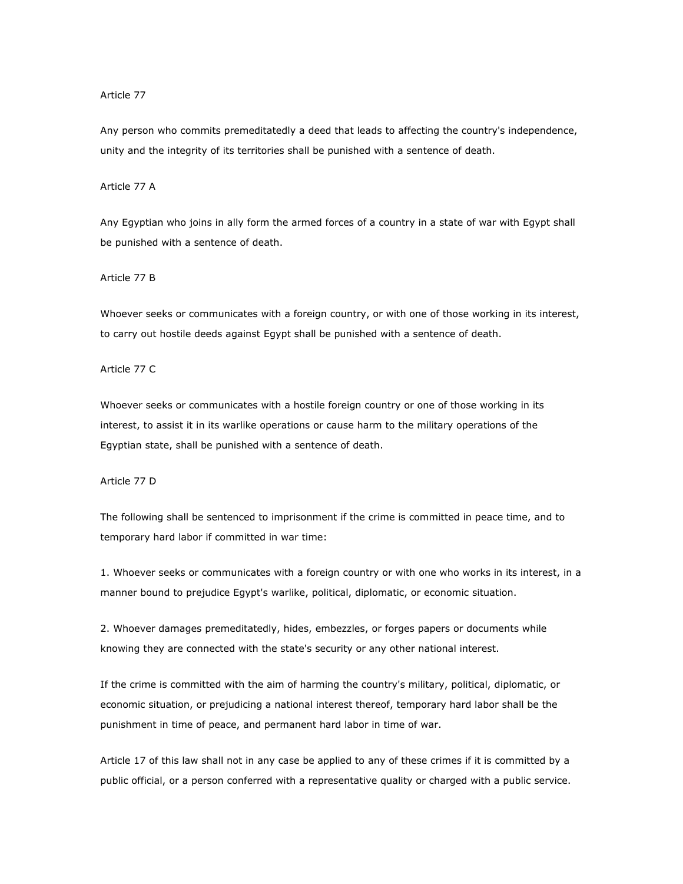Article 77

Any person who commits premeditatedly a deed that leads to affecting the country's independence, unity and the integrity of its territories shall be punished with a sentence of death.

Article 77 A

Any Egyptian who joins in ally form the armed forces of a country in a state of war with Egypt shall be punished with a sentence of death.

Article 77 B

Whoever seeks or communicates with a foreign country, or with one of those working in its interest, to carry out hostile deeds against Egypt shall be punished with a sentence of death.

Article 77 C

Whoever seeks or communicates with a hostile foreign country or one of those working in its interest, to assist it in its warlike operations or cause harm to the military operations of the Egyptian state, shall be punished with a sentence of death.

Article 77 D

The following shall be sentenced to imprisonment if the crime is committed in peace time, and to temporary hard labor if committed in war time:

1. Whoever seeks or communicates with a foreign country or with one who works in its interest, in a manner bound to prejudice Egypt's warlike, political, diplomatic, or economic situation.

2. Whoever damages premeditatedly, hides, embezzles, or forges papers or documents while knowing they are connected with the state's security or any other national interest.

If the crime is committed with the aim of harming the country's military, political, diplomatic, or economic situation, or prejudicing a national interest thereof, temporary hard labor shall be the punishment in time of peace, and permanent hard labor in time of war.

Article 17 of this law shall not in any case be applied to any of these crimes if it is committed by a public official, or a person conferred with a representative quality or charged with a public service.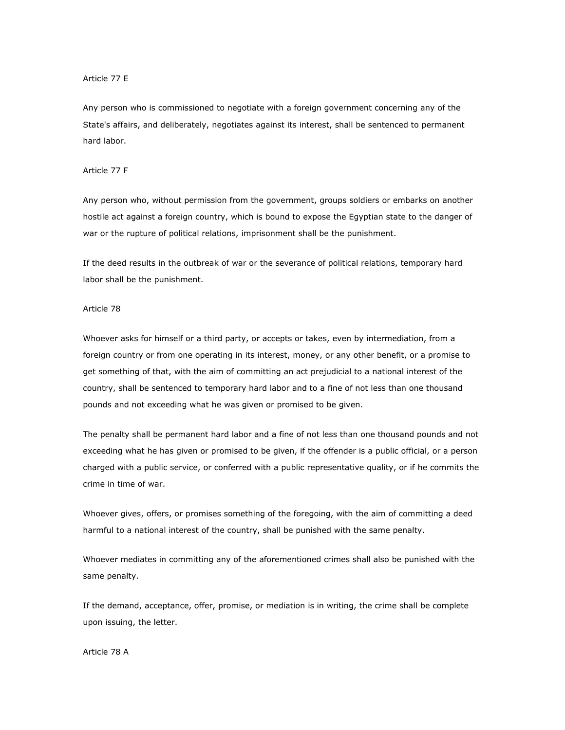Article 77 E

Any person who is commissioned to negotiate with a foreign government concerning any of the State's affairs, and deliberately, negotiates against its interest, shall be sentenced to permanent hard labor.

Article 77 F

Any person who, without permission from the government, groups soldiers or embarks on another hostile act against a foreign country, which is bound to expose the Egyptian state to the danger of war or the rupture of political relations, imprisonment shall be the punishment.

If the deed results in the outbreak of war or the severance of political relations, temporary hard labor shall be the punishment.

Article 78

Whoever asks for himself or a third party, or accepts or takes, even by intermediation, from a foreign country or from one operating in its interest, money, or any other benefit, or a promise to get something of that, with the aim of committing an act prejudicial to a national interest of the country, shall be sentenced to temporary hard labor and to a fine of not less than one thousand pounds and not exceeding what he was given or promised to be given.

The penalty shall be permanent hard labor and a fine of not less than one thousand pounds and not exceeding what he has given or promised to be given, if the offender is a public official, or a person charged with a public service, or conferred with a public representative quality, or if he commits the crime in time of war.

Whoever gives, offers, or promises something of the foregoing, with the aim of committing a deed harmful to a national interest of the country, shall be punished with the same penalty.

Whoever mediates in committing any of the aforementioned crimes shall also be punished with the same penalty.

If the demand, acceptance, offer, promise, or mediation is in writing, the crime shall be complete upon issuing, the letter.

Article 78 A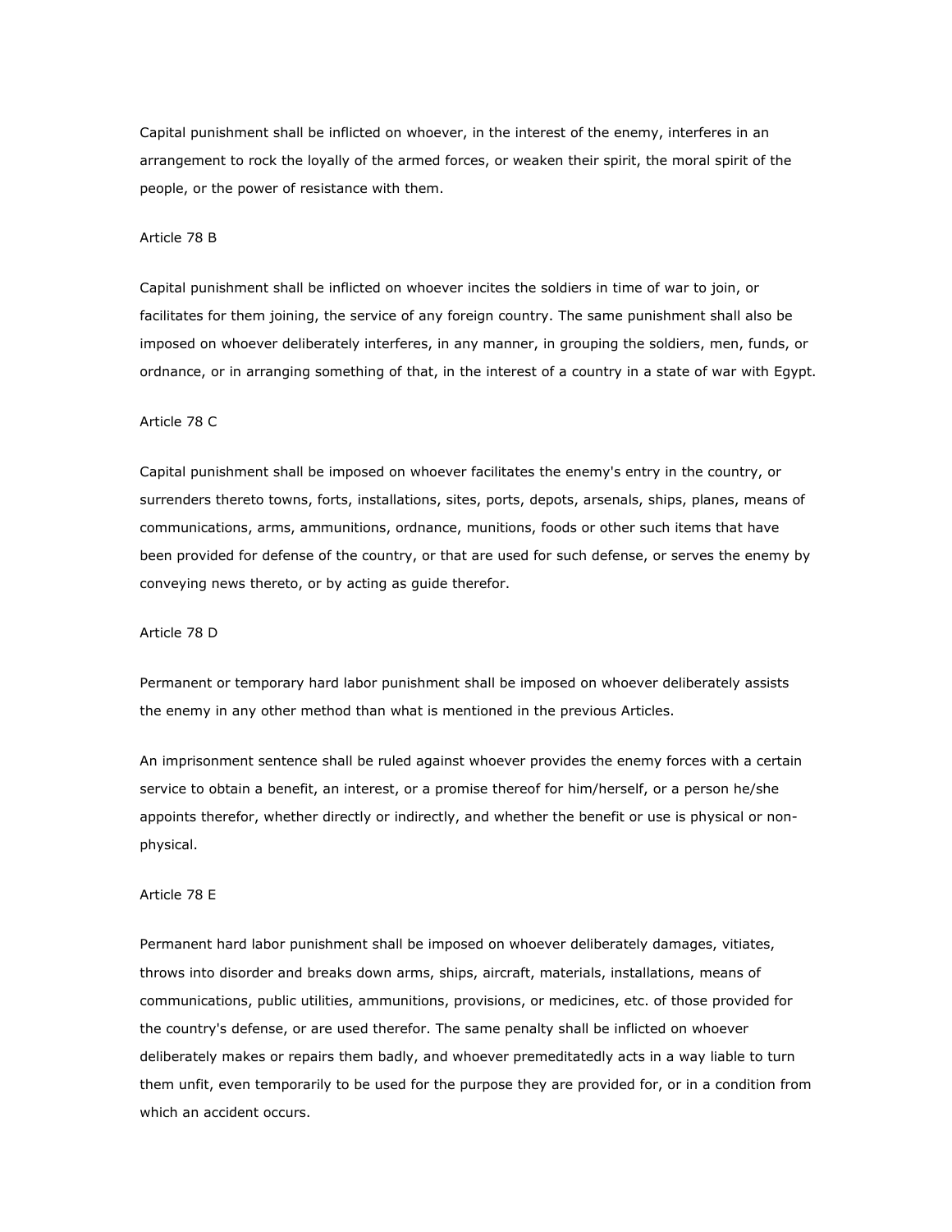Capital punishment shall be inflicted on whoever, in the interest of the enemy, interferes in an arrangement to rock the loyally of the armed forces, or weaken their spirit, the moral spirit of the people, or the power of resistance with them.

Article 78 B

Capital punishment shall be inflicted on whoever incites the soldiers in time of war to join, or facilitates for them joining, the service of any foreign country. The same punishment shall also be imposed on whoever deliberately interferes, in any manner, in grouping the soldiers, men, funds, or ordnance, or in arranging something of that, in the interest of a country in a state of war with Egypt.

Article 78 C

Capital punishment shall be imposed on whoever facilitates the enemy's entry in the country, or surrenders thereto towns, forts, installations, sites, ports, depots, arsenals, ships, planes, means of communications, arms, ammunitions, ordnance, munitions, foods or other such items that have been provided for defense of the country, or that are used for such defense, or serves the enemy by conveying news thereto, or by acting as guide therefor.

Article 78 D

Permanent or temporary hard labor punishment shall be imposed on whoever deliberately assists the enemy in any other method than what is mentioned in the previous Articles.

An imprisonment sentence shall be ruled against whoever provides the enemy forces with a certain service to obtain a benefit, an interest, or a promise thereof for him/herself, or a person he/she appoints therefor, whether directly or indirectly, and whether the benefit or use is physical or non-physical.

Article 78 E

Permanent hard labor punishment shall be imposed on whoever deliberately damages, vitiates, throws into disorder and breaks down arms, ships, aircraft, materials, installations, means of communications, public utilities, ammunitions, provisions, or medicines, etc. of those provided for the country's defense, or are used therefor. The same penalty shall be inflicted on whoever deliberately makes or repairs them badly, and whoever premeditatedly acts in a way liable to turn them unfit, even temporarily to be used for the purpose they are provided for, or in a condition from which an accident occurs.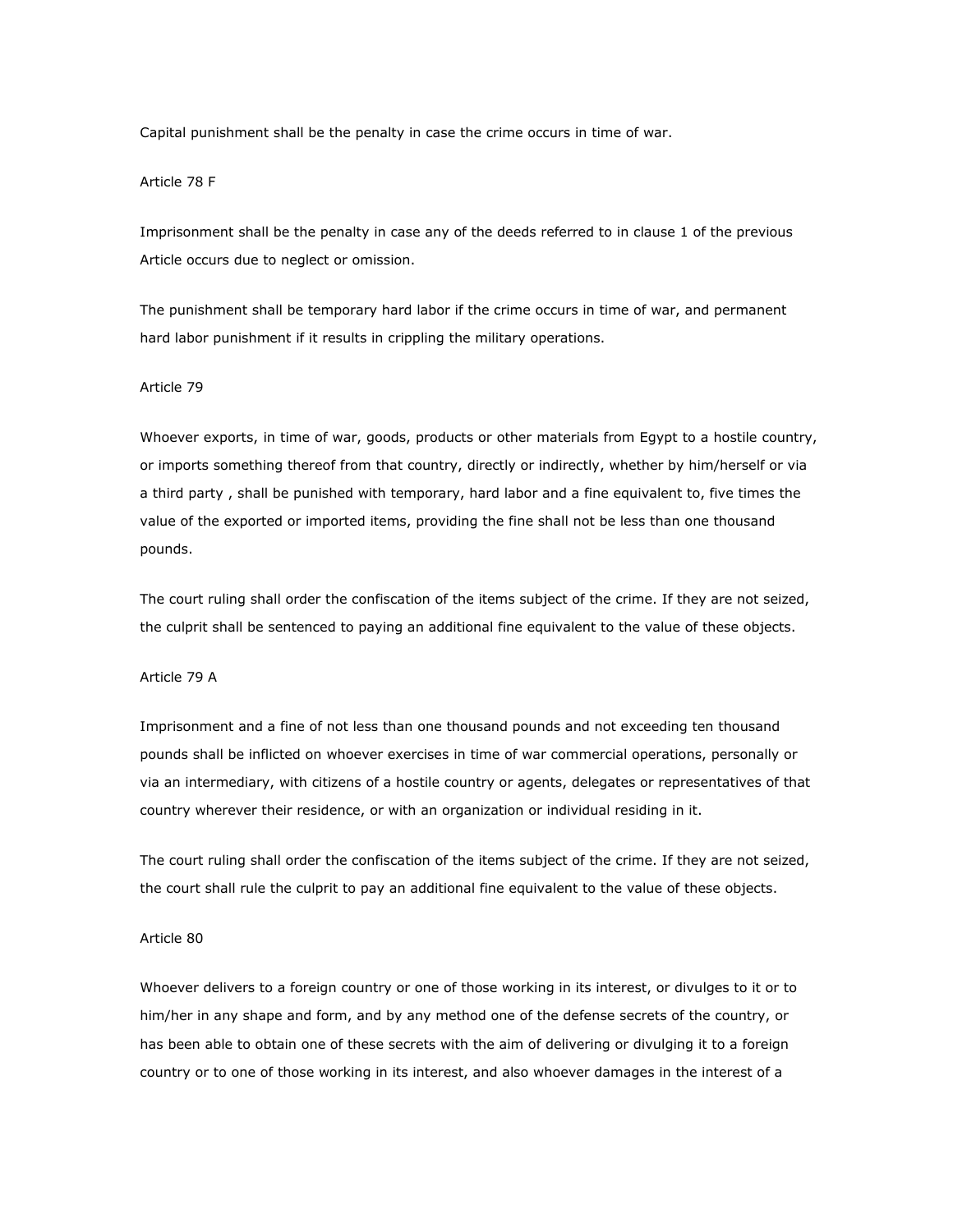Capital punishment shall be the penalty in case the crime occurs in time of war.

Article 78 F

Imprisonment shall be the penalty in case any of the deeds referred to in clause 1 of the previous Article occurs due to neglect or omission.

The punishment shall be temporary hard labor if the crime occurs in time of war, and permanent hard labor punishment if it results in crippling the military operations.

Article 79

Whoever exports, in time of war, goods, products or other materials from Egypt to a hostile country, or imports something thereof from that country, directly or indirectly, whether by him/herself or via a third party , shall be punished with temporary, hard labor and a fine equivalent to, five times the value of the exported or imported items, providing the fine shall not be less than one thousand pounds.

The court ruling shall order the confiscation of the items subject of the crime. If they are not seized, the culprit shall be sentenced to paying an additional fine equivalent to the value of these objects.

Article 79 A

Imprisonment and a fine of not less than one thousand pounds and not exceeding ten thousand pounds shall be inflicted on whoever exercises in time of war commercial operations, personally or via an intermediary, with citizens of a hostile country or agents, delegates or representatives of that country wherever their residence, or with an organization or individual residing in it.

The court ruling shall order the confiscation of the items subject of the crime. If they are not seized, the court shall rule the culprit to pay an additional fine equivalent to the value of these objects.

Article 80

Whoever delivers to a foreign country or one of those working in its interest, or divulges to it or to him/her in any shape and form, and by any method one of the defense secrets of the country, or has been able to obtain one of these secrets with the aim of delivering or divulging it to a foreign country or to one of those working in its interest, and also whoever damages in the interest of a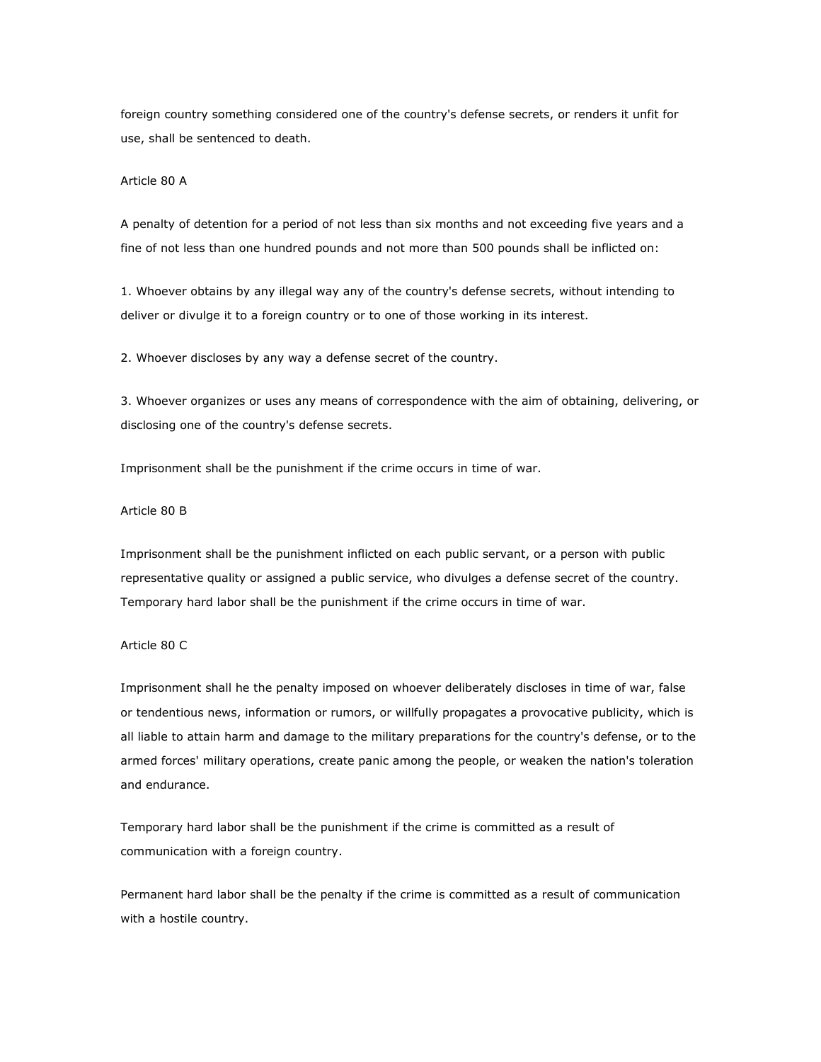foreign country something considered one of the country's defense secrets, or renders it unfit for use, shall be sentenced to death.

Article 80 A

A penalty of detention for a period of not less than six months and not exceeding five years and a fine of not less than one hundred pounds and not more than 500 pounds shall be inflicted on:

1. Whoever obtains by any illegal way any of the country's defense secrets, without intending to deliver or divulge it to a foreign country or to one of those working in its interest.

2. Whoever discloses by any way a defense secret of the country.

3. Whoever organizes or uses any means of correspondence with the aim of obtaining, delivering, or disclosing one of the country's defense secrets.

Imprisonment shall be the punishment if the crime occurs in time of war.

Article 80 B

Imprisonment shall be the punishment inflicted on each public servant, or a person with public representative quality or assigned a public service, who divulges a defense secret of the country. Temporary hard labor shall be the punishment if the crime occurs in time of war.

Article 80 C

Imprisonment shall he the penalty imposed on whoever deliberately discloses in time of war, false or tendentious news, information or rumors, or willfully propagates a provocative publicity, which is all liable to attain harm and damage to the military preparations for the country's defense, or to the armed forces' military operations, create panic among the people, or weaken the nation's toleration and endurance.

Temporary hard labor shall be the punishment if the crime is committed as a result of communication with a foreign country.

Permanent hard labor shall be the penalty if the crime is committed as a result of communication with a hostile country.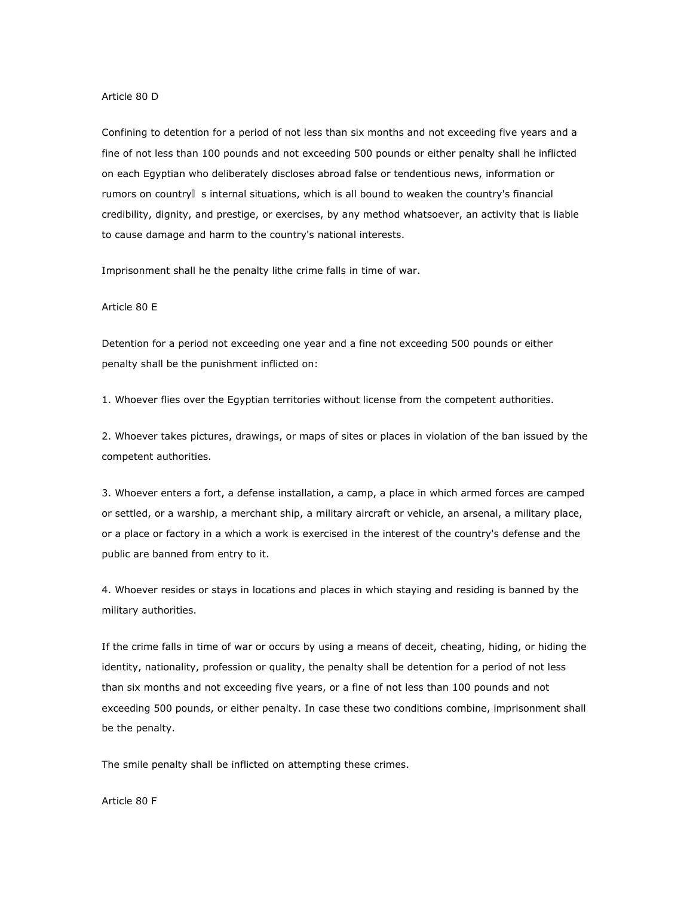Article 80 D

Confining to detention for a period of not less than six months and not exceeding five years and a fine of not less than 100 pounds and not exceeding 500 pounds or either penalty shall he inflicted on each Egyptian who deliberately discloses abroad false or tendentious news, information or rumors on country s internal situations, which is all bound to weaken the country's financial credibility, dignity, and prestige, or exercises, by any method whatsoever, an activity that is liable to cause damage and harm to the country's national interests.

Imprisonment shall he the penalty lithe crime falls in time of war.

Article 80 E

Detention for a period not exceeding one year and a fine not exceeding 500 pounds or either penalty shall be the punishment inflicted on:

1. Whoever flies over the Egyptian territories without license from the competent authorities.

2. Whoever takes pictures, drawings, or maps of sites or places in violation of the ban issued by the competent authorities.

3. Whoever enters a fort, a defense installation, a camp, a place in which armed forces are camped or settled, or a warship, a merchant ship, a military aircraft or vehicle, an arsenal, a military place, or a place or factory in a which a work is exercised in the interest of the country's defense and the public are banned from entry to it.

4. Whoever resides or stays in locations and places in which staying and residing is banned by the military authorities.

If the crime falls in time of war or occurs by using a means of deceit, cheating, hiding, or hiding the identity, nationality, profession or quality, the penalty shall be detention for a period of not less than six months and not exceeding five years, or a fine of not less than 100 pounds and not exceeding 500 pounds, or either penalty. In case these two conditions combine, imprisonment shall be the penalty.

The smile penalty shall be inflicted on attempting these crimes.

Article 80 F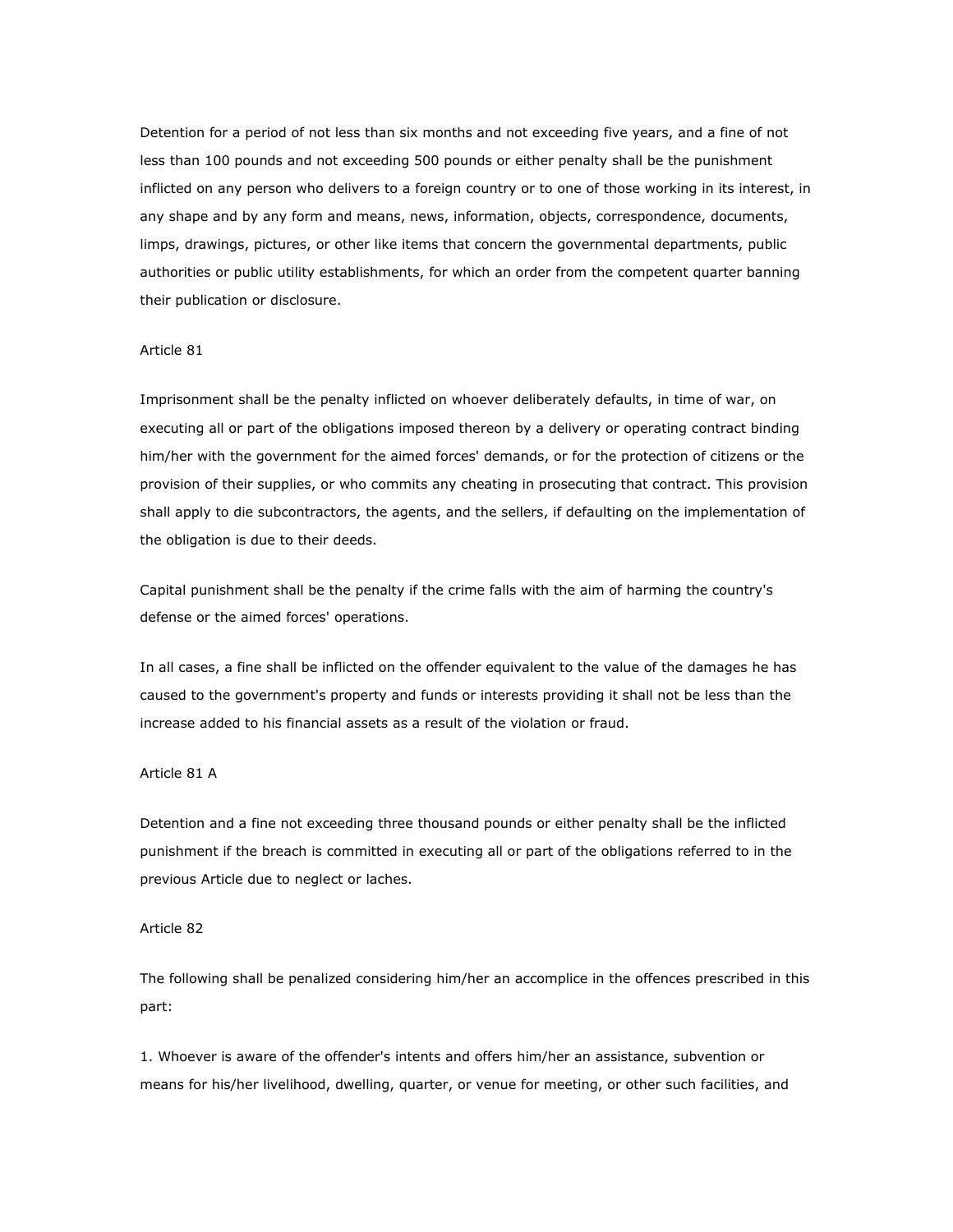Detention for a period of not less than six months and not exceeding five years, and a fine of not less than 100 pounds and not exceeding 500 pounds or either penalty shall be the punishment inflicted on any person who delivers to a foreign country or to one of those working in its interest, in any shape and by any form and means, news, information, objects, correspondence, documents, limps, drawings, pictures, or other like items that concern the governmental departments, public authorities or public utility establishments, for which an order from the competent quarter banning their publication or disclosure.

Article 81

Imprisonment shall be the penalty inflicted on whoever deliberately defaults, in time of war, on executing all or part of the obligations imposed thereon by a delivery or operating contract binding him/her with the government for the aimed forces' demands, or for the protection of citizens or the provision of their supplies, or who commits any cheating in prosecuting that contract. This provision shall apply to die subcontractors, the agents, and the sellers, if defaulting on the implementation of the obligation is due to their deeds.

Capital punishment shall be the penalty if the crime falls with the aim of harming the country's defense or the aimed forces' operations.

In all cases, a fine shall be inflicted on the offender equivalent to the value of the damages he has caused to the government's property and funds or interests providing it shall not be less than the increase added to his financial assets as a result of the violation or fraud.

Article 81 A

Detention and a fine not exceeding three thousand pounds or either penalty shall be the inflicted punishment if the breach is committed in executing all or part of the obligations referred to in the previous Article due to neglect or laches.

Article 82

The following shall be penalized considering him/her an accomplice in the offences prescribed in this part:

1. Whoever is aware of the offender's intents and offers him/her an assistance, subvention or means for his/her livelihood, dwelling, quarter, or venue for meeting, or other such facilities, and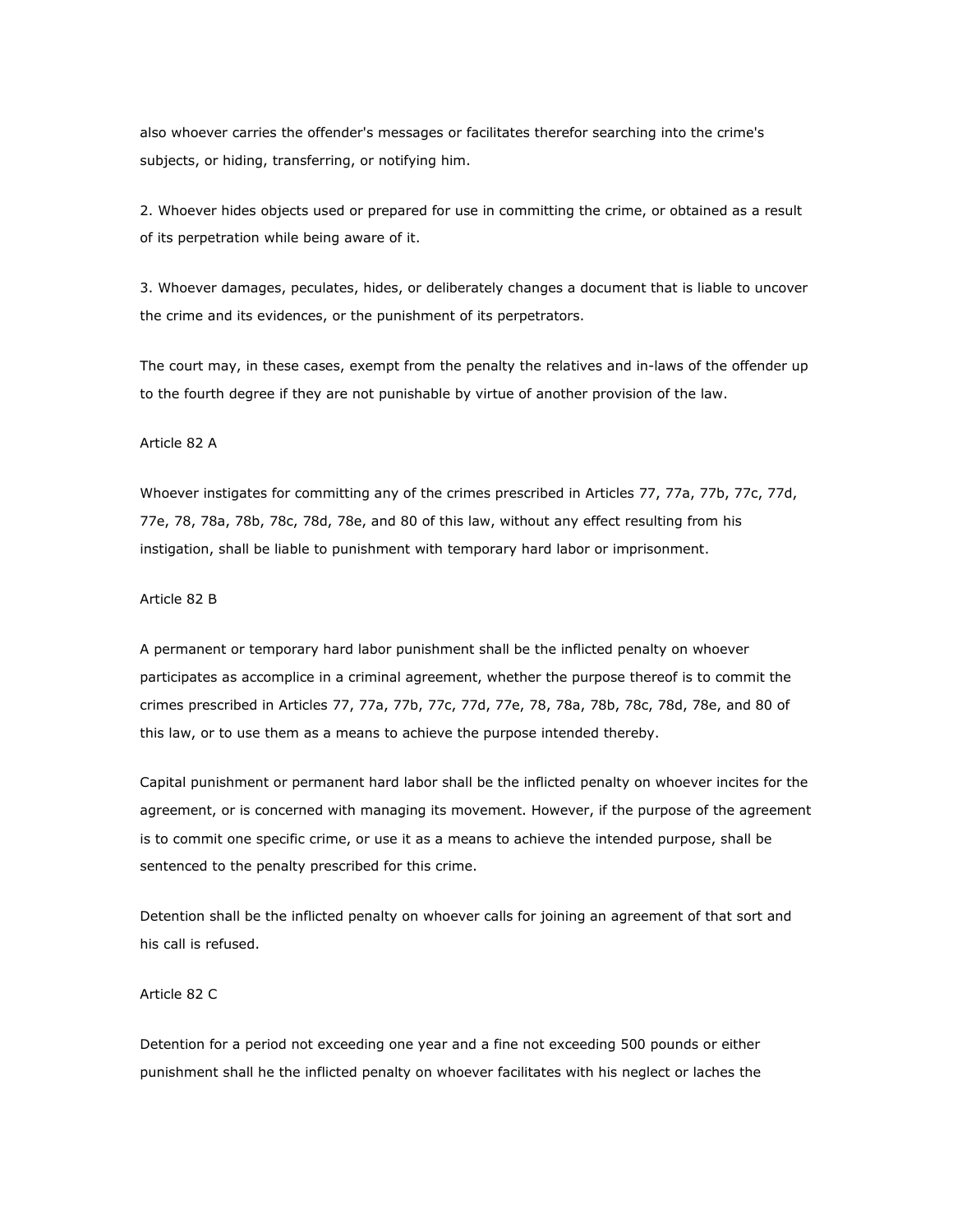also whoever carries the offender's messages or facilitates therefor searching into the crime's subjects, or hiding, transferring, or notifying him.

2. Whoever hides objects used or prepared for use in committing the crime, or obtained as a result of its perpetration while being aware of it.

3. Whoever damages, peculates, hides, or deliberately changes a document that is liable to uncover the crime and its evidences, or the punishment of its perpetrators.

The court may, in these cases, exempt from the penalty the relatives and in-laws of the offender up to the fourth degree if they are not punishable by virtue of another provision of the law.

Article 82 A

Whoever instigates for committing any of the crimes prescribed in Articles 77, 77a, 77b, 77c, 77d, 77e, 78, 78a, 78b, 78c, 78d, 78e, and 80 of this law, without any effect resulting from his instigation, shall be liable to punishment with temporary hard labor or imprisonment.

Article 82 B

A permanent or temporary hard labor punishment shall be the inflicted penalty on whoever participates as accomplice in a criminal agreement, whether the purpose thereof is to commit the crimes prescribed in Articles 77, 77a, 77b, 77c, 77d, 77e, 78, 78a, 78b, 78c, 78d, 78e, and 80 of this law, or to use them as a means to achieve the purpose intended thereby.

Capital punishment or permanent hard labor shall be the inflicted penalty on whoever incites for the agreement, or is concerned with managing its movement. However, if the purpose of the agreement is to commit one specific crime, or use it as a means to achieve the intended purpose, shall be sentenced to the penalty prescribed for this crime.

Detention shall be the inflicted penalty on whoever calls for joining an agreement of that sort and his call is refused.

Article 82 C

Detention for a period not exceeding one year and a fine not exceeding 500 pounds or either punishment shall he the inflicted penalty on whoever facilitates with his neglect or laches the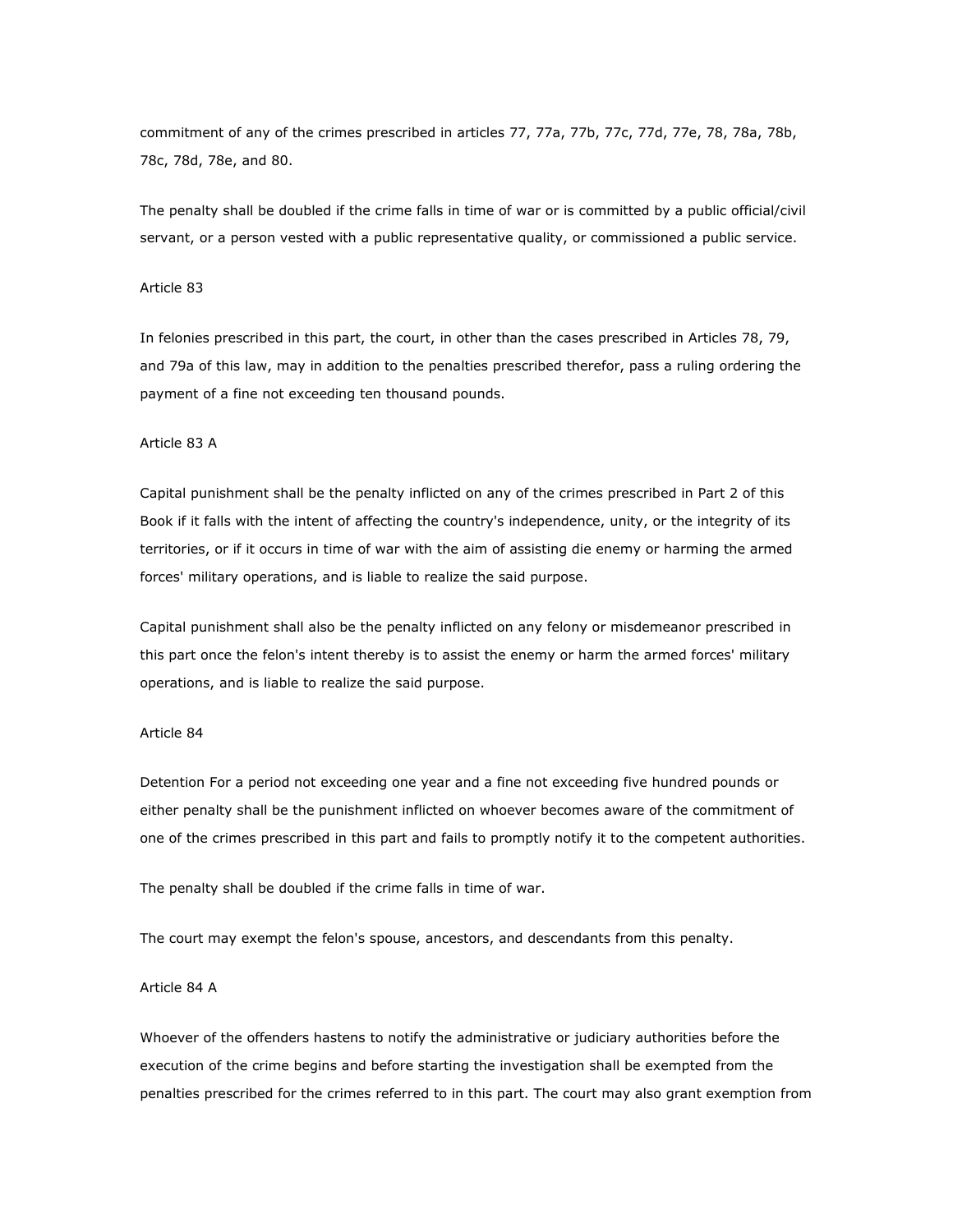commitment of any of the crimes prescribed in articles 77, 77a, 77b, 77c, 77d, 77e, 78, 78a, 78b, 78c, 78d, 78e, and 80.

The penalty shall be doubled if the crime falls in time of war or is committed by a public official/civil servant, or a person vested with a public representative quality, or commissioned a public service.

Article 83

In felonies prescribed in this part, the court, in other than the cases prescribed in Articles 78, 79, and 79a of this law, may in addition to the penalties prescribed therefor, pass a ruling ordering the payment of a fine not exceeding ten thousand pounds.

Article 83 A

Capital punishment shall be the penalty inflicted on any of the crimes prescribed in Part 2 of this Book if it falls with the intent of affecting the country's independence, unity, or the integrity of its territories, or if it occurs in time of war with the aim of assisting die enemy or harming the armed forces' military operations, and is liable to realize the said purpose.

Capital punishment shall also be the penalty inflicted on any felony or misdemeanor prescribed in this part once the felon's intent thereby is to assist the enemy or harm the armed forces' military operations, and is liable to realize the said purpose.

Article 84

Detention For a period not exceeding one year and a fine not exceeding five hundred pounds or either penalty shall be the punishment inflicted on whoever becomes aware of the commitment of one of the crimes prescribed in this part and fails to promptly notify it to the competent authorities.

The penalty shall be doubled if the crime falls in time of war.

The court may exempt the felon's spouse, ancestors, and descendants from this penalty.

Article 84 A

Whoever of the offenders hastens to notify the administrative or judiciary authorities before the execution of the crime begins and before starting the investigation shall be exempted from the penalties prescribed for the crimes referred to in this part. The court may also grant exemption from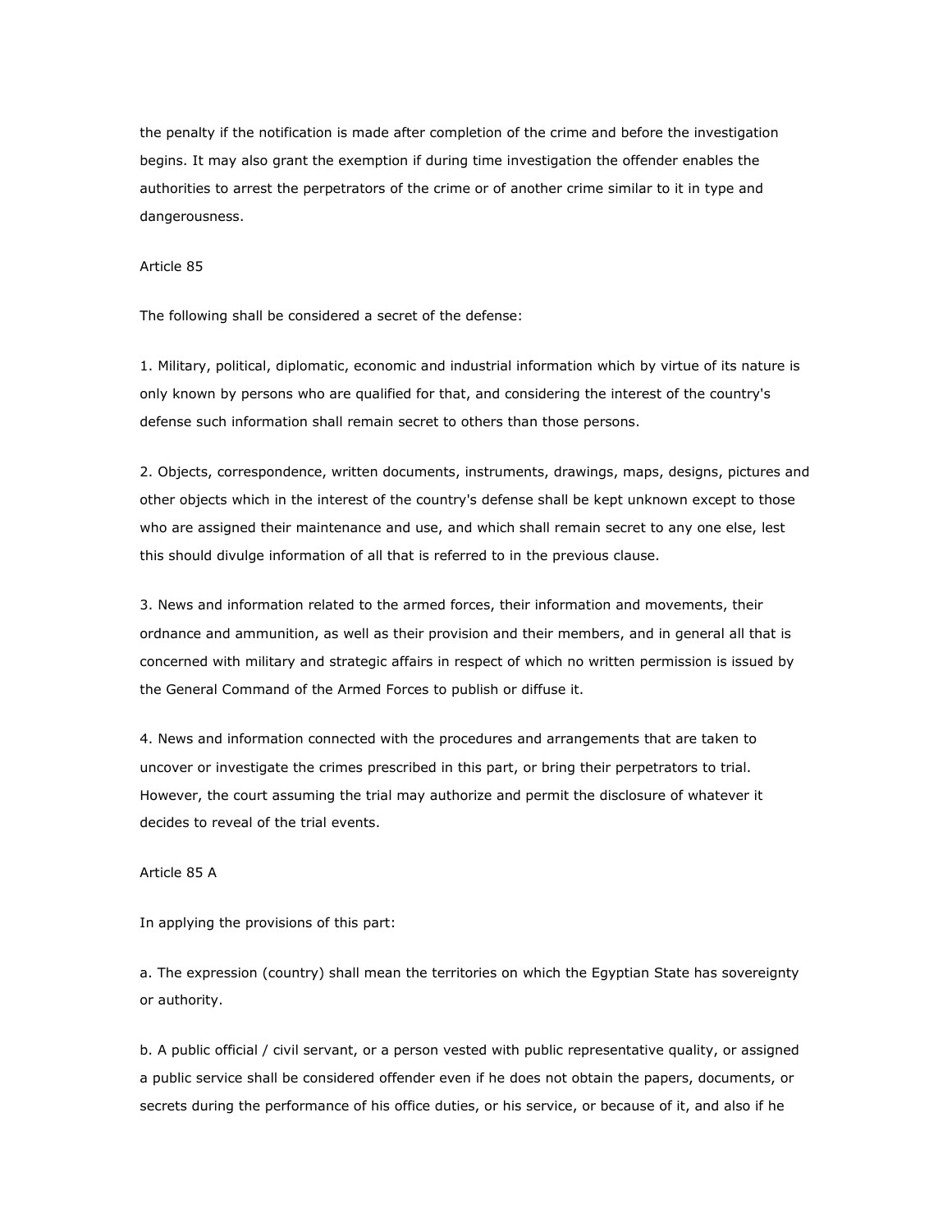the penalty if the notification is made after completion of the crime and before the investigation begins. It may also grant the exemption if during time investigation the offender enables the authorities to arrest the perpetrators of the crime or of another crime similar to it in type and dangerousness.

Article 85

The following shall be considered a secret of the defense:

1. Military, political, diplomatic, economic and industrial information which by virtue of its nature is only known by persons who are qualified for that, and considering the interest of the country's defense such information shall remain secret to others than those persons.

2. Objects, correspondence, written documents, instruments, drawings, maps, designs, pictures and other objects which in the interest of the country's defense shall be kept unknown except to those who are assigned their maintenance and use, and which shall remain secret to any one else, lest this should divulge information of all that is referred to in the previous clause.

3. News and information related to the armed forces, their information and movements, their ordnance and ammunition, as well as their provision and their members, and in general all that is concerned with military and strategic affairs in respect of which no written permission is issued by the General Command of the Armed Forces to publish or diffuse it.

4. News and information connected with the procedures and arrangements that are taken to uncover or investigate the crimes prescribed in this part, or bring their perpetrators to trial. However, the court assuming the trial may authorize and permit the disclosure of whatever it decides to reveal of the trial events.

Article 85 A

In applying the provisions of this part:

a. The expression (country) shall mean the territories on which the Egyptian State has sovereignty or authority.

b. A public official / civil servant, or a person vested with public representative quality, or assigned a public service shall be considered offender even if he does not obtain the papers, documents, or secrets during the performance of his office duties, or his service, or because of it, and also if he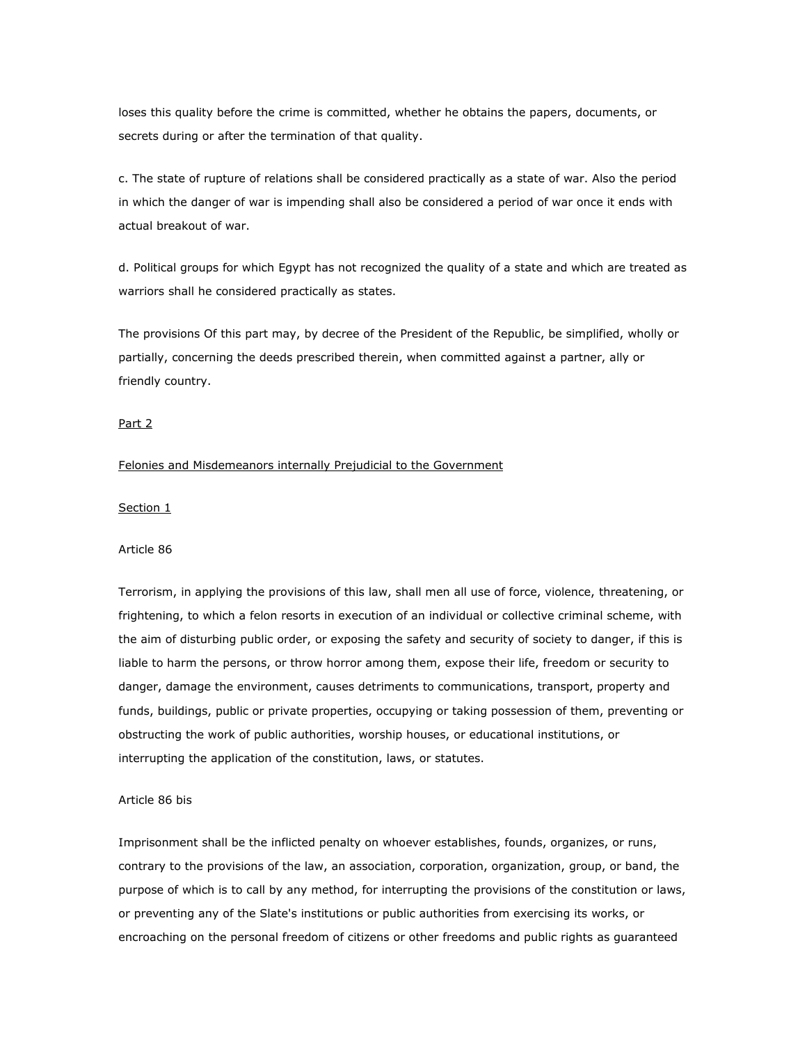loses this quality before the crime is committed, whether he obtains the papers, documents, or secrets during or after the termination of that quality.

c. The state of rupture of relations shall be considered practically as a state of war. Also the period in which the danger of war is impending shall also be considered a period of war once it ends with actual breakout of war.

d. Political groups for which Egypt has not recognized the quality of a state and which are treated as warriors shall he considered practically as states.

The provisions Of this part may, by decree of the President of the Republic, be simplified, wholly or partially, concerning the deeds prescribed therein, when committed against a partner, ally or friendly country.

Part 2

Felonies and Misdemeanors internally Prejudicial to the Government

Section 1

Article 86

Terrorism, in applying the provisions of this law, shall men all use of force, violence, threatening, or frightening, to which a felon resorts in execution of an individual or collective criminal scheme, with the aim of disturbing public order, or exposing the safety and security of society to danger, if this is liable to harm the persons, or throw horror among them, expose their life, freedom or security to danger, damage the environment, causes detriments to communications, transport, property and funds, buildings, public or private properties, occupying or taking possession of them, preventing or obstructing the work of public authorities, worship houses, or educational institutions, or interrupting the application of the constitution, laws, or statutes.

Article 86 bis

Imprisonment shall be the inflicted penalty on whoever establishes, founds, organizes, or runs, contrary to the provisions of the law, an association, corporation, organization, group, or band, the purpose of which is to call by any method, for interrupting the provisions of the constitution or laws, or preventing any of the Slate's institutions or public authorities from exercising its works, or encroaching on the personal freedom of citizens or other freedoms and public rights as guaranteed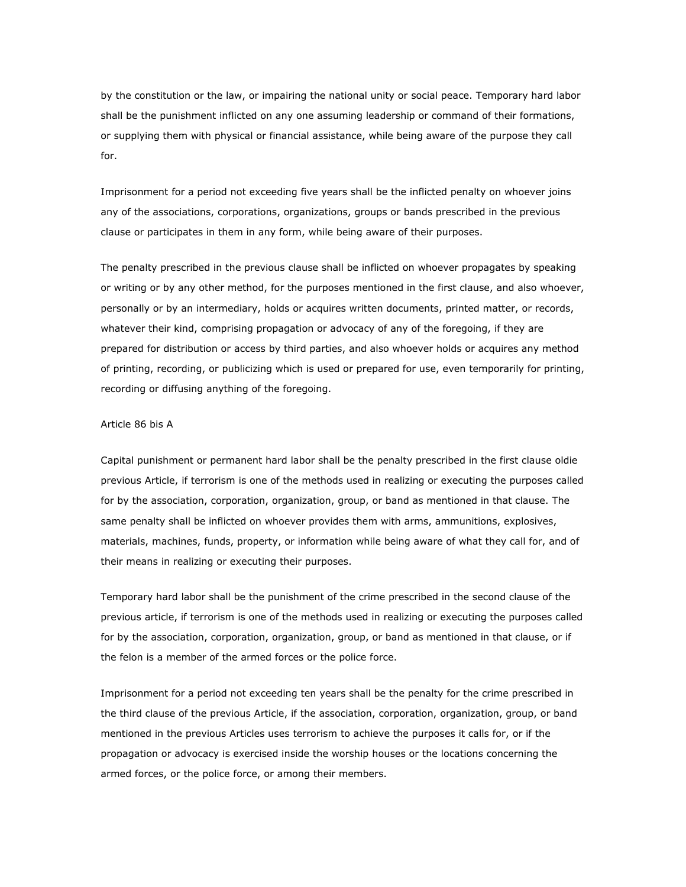by the constitution or the law, or impairing the national unity or social peace. Temporary hard labor shall be the punishment inflicted on any one assuming leadership or command of their formations, or supplying them with physical or financial assistance, while being aware of the purpose they call for.

Imprisonment for a period not exceeding five years shall be the inflicted penalty on whoever joins any of the associations, corporations, organizations, groups or bands prescribed in the previous clause or participates in them in any form, while being aware of their purposes.

The penalty prescribed in the previous clause shall be inflicted on whoever propagates by speaking or writing or by any other method, for the purposes mentioned in the first clause, and also whoever, personally or by an intermediary, holds or acquires written documents, printed matter, or records, whatever their kind, comprising propagation or advocacy of any of the foregoing, if they are prepared for distribution or access by third parties, and also whoever holds or acquires any method of printing, recording, or publicizing which is used or prepared for use, even temporarily for printing, recording or diffusing anything of the foregoing.

Article 86 bis A

Capital punishment or permanent hard labor shall be the penalty prescribed in the first clause oldie previous Article, if terrorism is one of the methods used in realizing or executing the purposes called for by the association, corporation, organization, group, or band as mentioned in that clause. The same penalty shall be inflicted on whoever provides them with arms, ammunitions, explosives, materials, machines, funds, property, or information while being aware of what they call for, and of their means in realizing or executing their purposes.

Temporary hard labor shall be the punishment of the crime prescribed in the second clause of the previous article, if terrorism is one of the methods used in realizing or executing the purposes called for by the association, corporation, organization, group, or band as mentioned in that clause, or if the felon is a member of the armed forces or the police force.

Imprisonment for a period not exceeding ten years shall be the penalty for the crime prescribed in the third clause of the previous Article, if the association, corporation, organization, group, or band mentioned in the previous Articles uses terrorism to achieve the purposes it calls for, or if the propagation or advocacy is exercised inside the worship houses or the locations concerning the armed forces, or the police force, or among their members.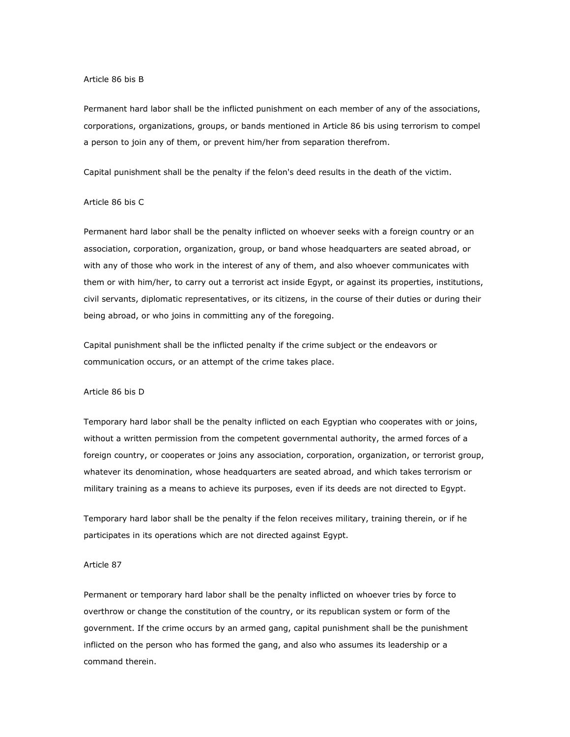Article 86 bis B

Permanent hard labor shall be the inflicted punishment on each member of any of the associations, corporations, organizations, groups, or bands mentioned in Article 86 bis using terrorism to compel a person to join any of them, or prevent him/her from separation therefrom.

Capital punishment shall be the penalty if the felon's deed results in the death of the victim.

Article 86 bis C

Permanent hard labor shall be the penalty inflicted on whoever seeks with a foreign country or an association, corporation, organization, group, or band whose headquarters are seated abroad, or with any of those who work in the interest of any of them, and also whoever communicates with them or with him/her, to carry out a terrorist act inside Egypt, or against its properties, institutions, civil servants, diplomatic representatives, or its citizens, in the course of their duties or during their being abroad, or who joins in committing any of the foregoing.

Capital punishment shall be the inflicted penalty if the crime subject or the endeavors or communication occurs, or an attempt of the crime takes place.

Article 86 bis D

Temporary hard labor shall be the penalty inflicted on each Egyptian who cooperates with or joins, without a written permission from the competent governmental authority, the armed forces of a foreign country, or cooperates or joins any association, corporation, organization, or terrorist group, whatever its denomination, whose headquarters are seated abroad, and which takes terrorism or military training as a means to achieve its purposes, even if its deeds are not directed to Egypt.

Temporary hard labor shall be the penalty if the felon receives military, training therein, or if he participates in its operations which are not directed against Egypt.

Article 87

Permanent or temporary hard labor shall be the penalty inflicted on whoever tries by force to overthrow or change the constitution of the country, or its republican system or form of the government. If the crime occurs by an armed gang, capital punishment shall be the punishment inflicted on the person who has formed the gang, and also who assumes its leadership or a command therein.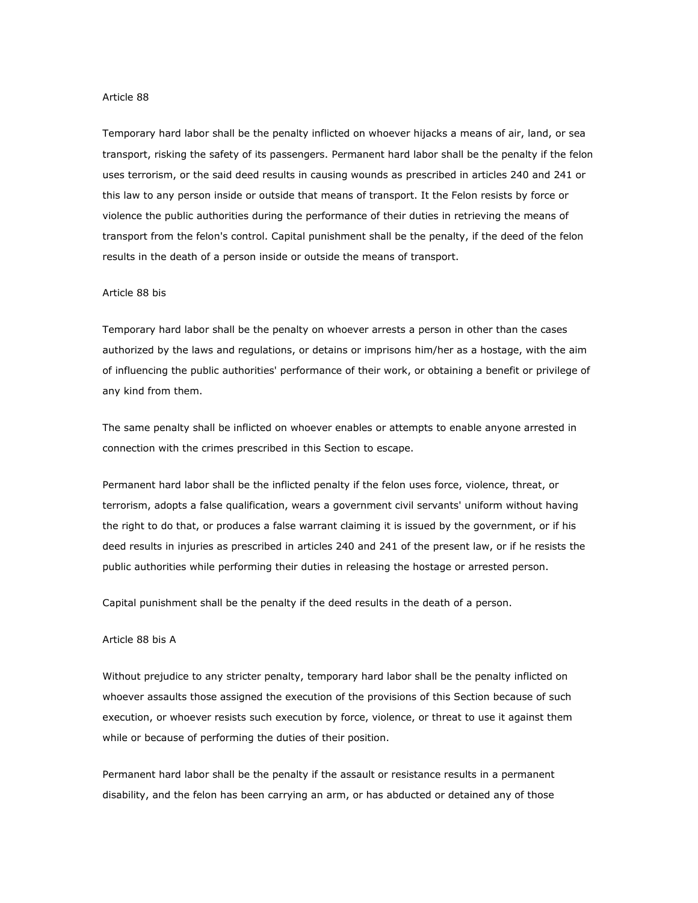Article 88

Temporary hard labor shall be the penalty inflicted on whoever hijacks a means of air, land, or sea transport, risking the safety of its passengers. Permanent hard labor shall be the penalty if the felon uses terrorism, or the said deed results in causing wounds as prescribed in articles 240 and 241 or this law to any person inside or outside that means of transport. It the Felon resists by force or violence the public authorities during the performance of their duties in retrieving the means of transport from the felon's control. Capital punishment shall be the penalty, if the deed of the felon results in the death of a person inside or outside the means of transport.

Article 88 bis

Temporary hard labor shall be the penalty on whoever arrests a person in other than the cases authorized by the laws and regulations, or detains or imprisons him/her as a hostage, with the aim of influencing the public authorities' performance of their work, or obtaining a benefit or privilege of any kind from them.

The same penalty shall be inflicted on whoever enables or attempts to enable anyone arrested in connection with the crimes prescribed in this Section to escape.

Permanent hard labor shall be the inflicted penalty if the felon uses force, violence, threat, or terrorism, adopts a false qualification, wears a government civil servants' uniform without having the right to do that, or produces a false warrant claiming it is issued by the government, or if his deed results in injuries as prescribed in articles 240 and 241 of the present law, or if he resists the public authorities while performing their duties in releasing the hostage or arrested person.

Capital punishment shall be the penalty if the deed results in the death of a person.

Article 88 bis A

Without prejudice to any stricter penalty, temporary hard labor shall be the penalty inflicted on whoever assaults those assigned the execution of the provisions of this Section because of such execution, or whoever resists such execution by force, violence, or threat to use it against them while or because of performing the duties of their position.

Permanent hard labor shall be the penalty if the assault or resistance results in a permanent disability, and the felon has been carrying an arm, or has abducted or detained any of those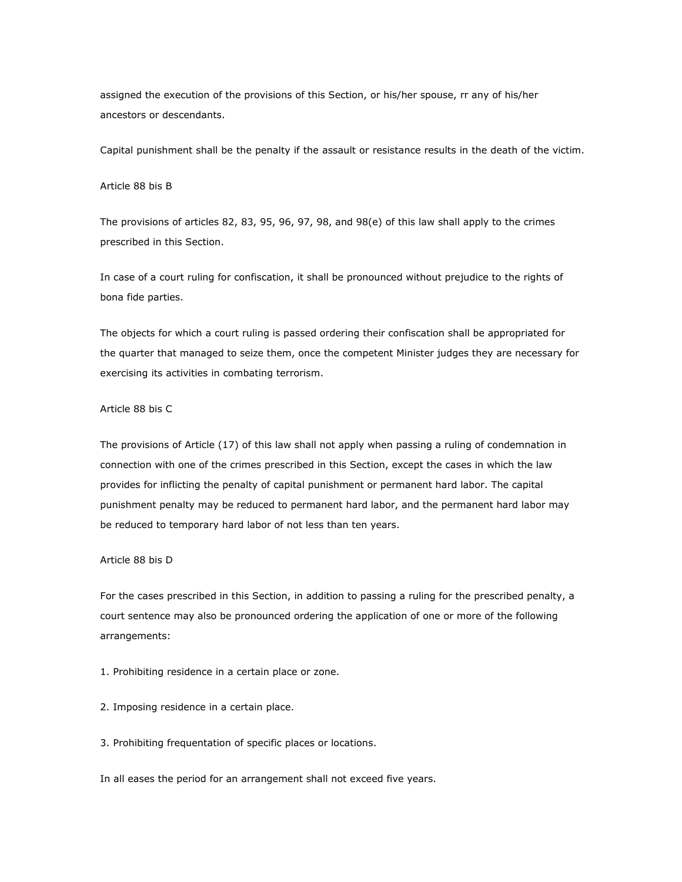assigned the execution of the provisions of this Section, or his/her spouse, rr any of his/her ancestors or descendants.

Capital punishment shall be the penalty if the assault or resistance results in the death of the victim.

Article 88 bis B

The provisions of articles 82, 83, 95, 96, 97, 98, and 98(e) of this law shall apply to the crimes prescribed in this Section.

In case of a court ruling for confiscation, it shall be pronounced without prejudice to the rights of bona fide parties.

The objects for which a court ruling is passed ordering their confiscation shall be appropriated for the quarter that managed to seize them, once the competent Minister judges they are necessary for exercising its activities in combating terrorism.

Article 88 bis C

The provisions of Article (17) of this law shall not apply when passing a ruling of condemnation in connection with one of the crimes prescribed in this Section, except the cases in which the law provides for inflicting the penalty of capital punishment or permanent hard labor. The capital punishment penalty may be reduced to permanent hard labor, and the permanent hard labor may be reduced to temporary hard labor of not less than ten years.

Article 88 bis D

For the cases prescribed in this Section, in addition to passing a ruling for the prescribed penalty, a court sentence may also be pronounced ordering the application of one or more of the following arrangements:

1. Prohibiting residence in a certain place or zone.

2. Imposing residence in a certain place.

3. Prohibiting frequentation of specific places or locations.

In all eases the period for an arrangement shall not exceed five years.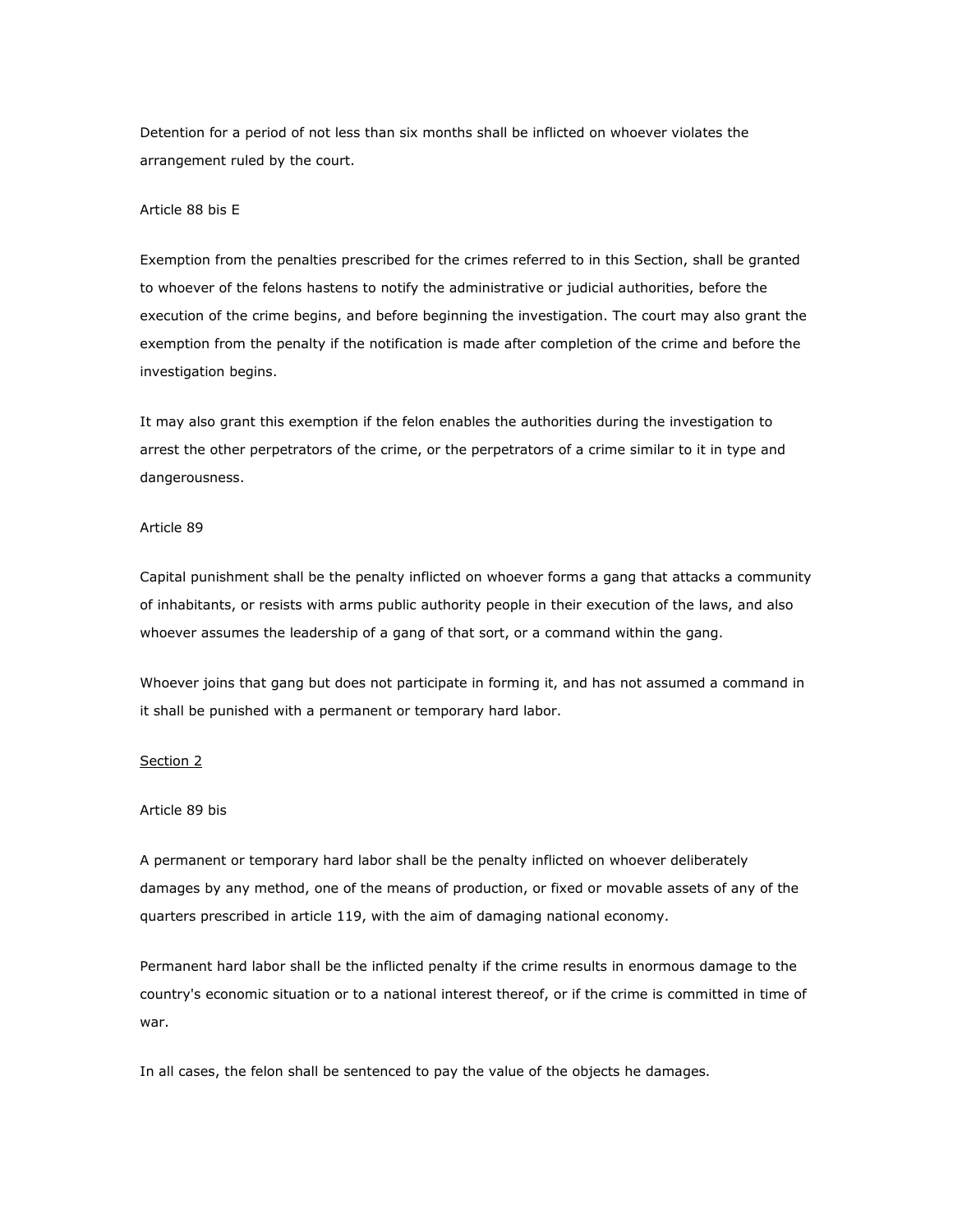Detention for a period of not less than six months shall be inflicted on whoever violates the arrangement ruled by the court.

Article 88 bis E

Exemption from the penalties prescribed for the crimes referred to in this Section, shall be granted to whoever of the felons hastens to notify the administrative or judicial authorities, before the execution of the crime begins, and before beginning the investigation. The court may also grant the exemption from the penalty if the notification is made after completion of the crime and before the investigation begins.

It may also grant this exemption if the felon enables the authorities during the investigation to arrest the other perpetrators of the crime, or the perpetrators of a crime similar to it in type and dangerousness.

Article 89

Capital punishment shall be the penalty inflicted on whoever forms a gang that attacks a community of inhabitants, or resists with arms public authority people in their execution of the laws, and also whoever assumes the leadership of a gang of that sort, or a command within the gang.

Whoever joins that gang but does not participate in forming it, and has not assumed a command in it shall be punished with a permanent or temporary hard labor.

Section 2

Article 89 bis

A permanent or temporary hard labor shall be the penalty inflicted on whoever deliberately damages by any method, one of the means of production, or fixed or movable assets of any of the quarters prescribed in article 119, with the aim of damaging national economy.

Permanent hard labor shall be the inflicted penalty if the crime results in enormous damage to the country's economic situation or to a national interest thereof, or if the crime is committed in time of war.

In all cases, the felon shall be sentenced to pay the value of the objects he damages.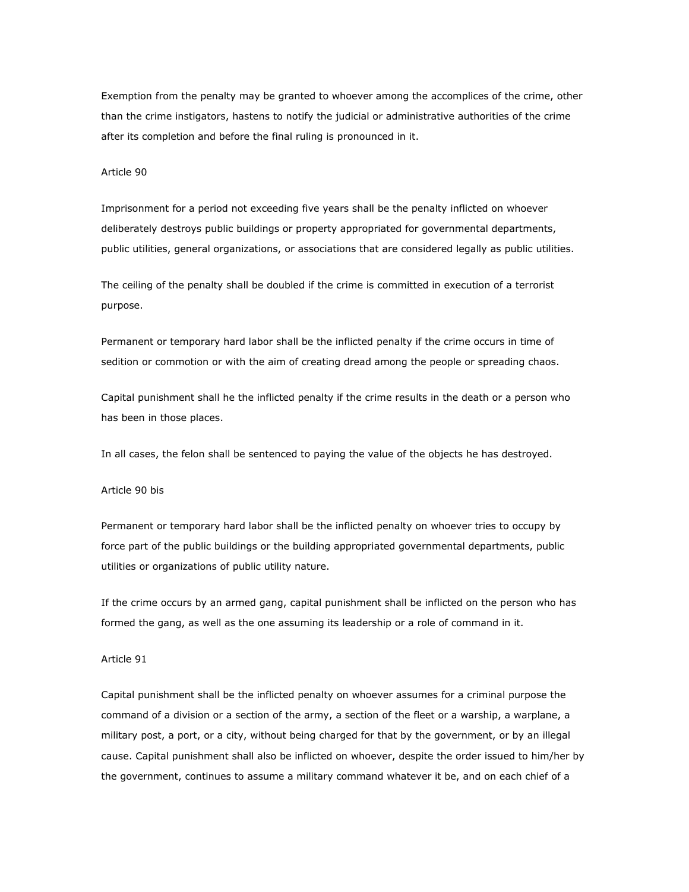Exemption from the penalty may be granted to whoever among the accomplices of the crime, other than the crime instigators, hastens to notify the judicial or administrative authorities of the crime after its completion and before the final ruling is pronounced in it.

Article 90

Imprisonment for a period not exceeding five years shall be the penalty inflicted on whoever deliberately destroys public buildings or property appropriated for governmental departments, public utilities, general organizations, or associations that are considered legally as public utilities.

The ceiling of the penalty shall be doubled if the crime is committed in execution of a terrorist purpose.

Permanent or temporary hard labor shall be the inflicted penalty if the crime occurs in time of sedition or commotion or with the aim of creating dread among the people or spreading chaos.

Capital punishment shall he the inflicted penalty if the crime results in the death or a person who has been in those places.

In all cases, the felon shall be sentenced to paying the value of the objects he has destroyed.

Article 90 bis

Permanent or temporary hard labor shall be the inflicted penalty on whoever tries to occupy by force part of the public buildings or the building appropriated governmental departments, public utilities or organizations of public utility nature.

If the crime occurs by an armed gang, capital punishment shall be inflicted on the person who has formed the gang, as well as the one assuming its leadership or a role of command in it.

Article 91

Capital punishment shall be the inflicted penalty on whoever assumes for a criminal purpose the command of a division or a section of the army, a section of the fleet or a warship, a warplane, a military post, a port, or a city, without being charged for that by the government, or by an illegal cause. Capital punishment shall also be inflicted on whoever, despite the order issued to him/her by the government, continues to assume a military command whatever it be, and on each chief of a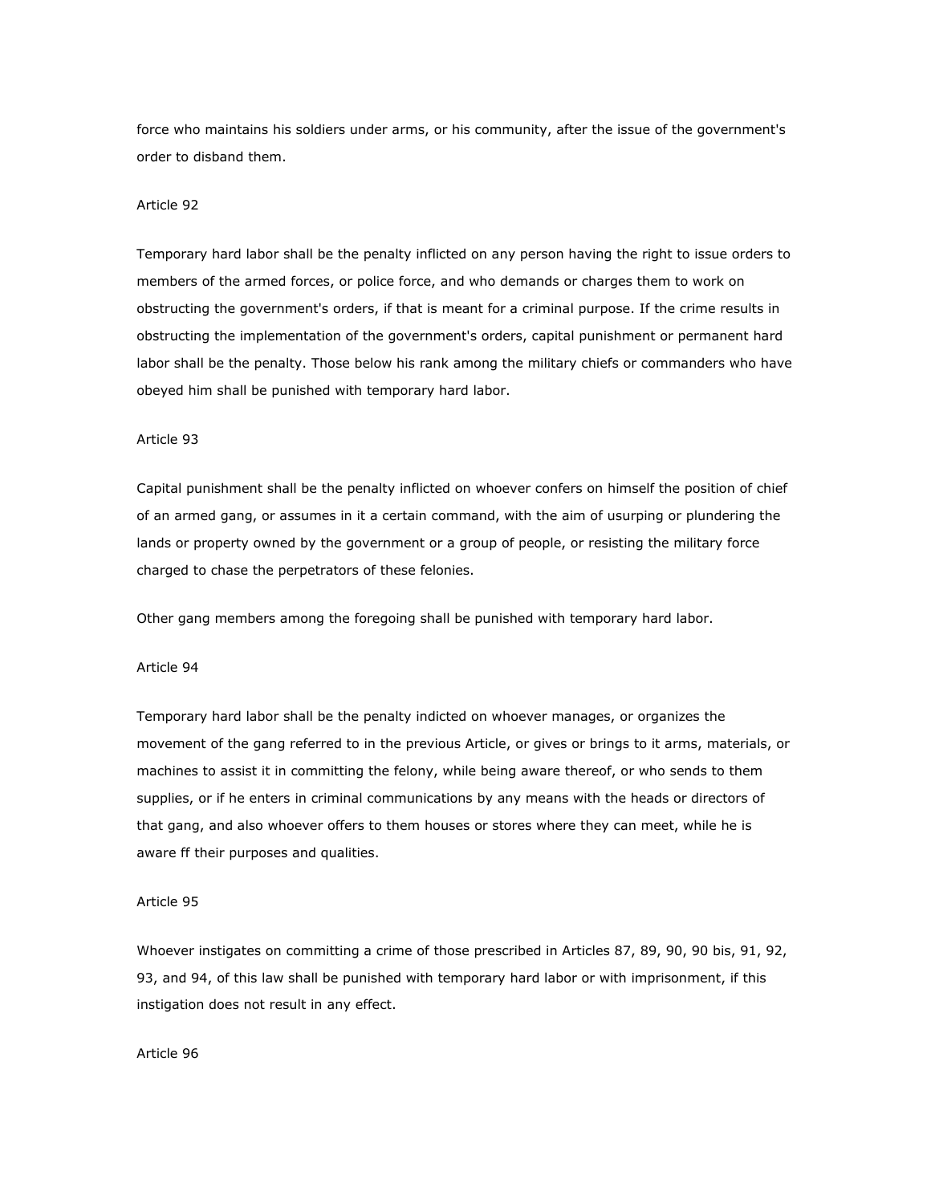force who maintains his soldiers under arms, or his community, after the issue of the government's order to disband them.

Article 92

Temporary hard labor shall be the penalty inflicted on any person having the right to issue orders to members of the armed forces, or police force, and who demands or charges them to work on obstructing the government's orders, if that is meant for a criminal purpose. If the crime results in obstructing the implementation of the government's orders, capital punishment or permanent hard labor shall be the penalty. Those below his rank among the military chiefs or commanders who have obeyed him shall be punished with temporary hard labor.

Article 93

Capital punishment shall be the penalty inflicted on whoever confers on himself the position of chief of an armed gang, or assumes in it a certain command, with the aim of usurping or plundering the lands or property owned by the government or a group of people, or resisting the military force charged to chase the perpetrators of these felonies.

Other gang members among the foregoing shall be punished with temporary hard labor.

Article 94

Temporary hard labor shall be the penalty indicted on whoever manages, or organizes the movement of the gang referred to in the previous Article, or gives or brings to it arms, materials, or machines to assist it in committing the felony, while being aware thereof, or who sends to them supplies, or if he enters in criminal communications by any means with the heads or directors of that gang, and also whoever offers to them houses or stores where they can meet, while he is aware ff their purposes and qualities.

Article 95

Whoever instigates on committing a crime of those prescribed in Articles 87, 89, 90, 90 bis, 91, 92, 93, and 94, of this law shall be punished with temporary hard labor or with imprisonment, if this instigation does not result in any effect.

Article 96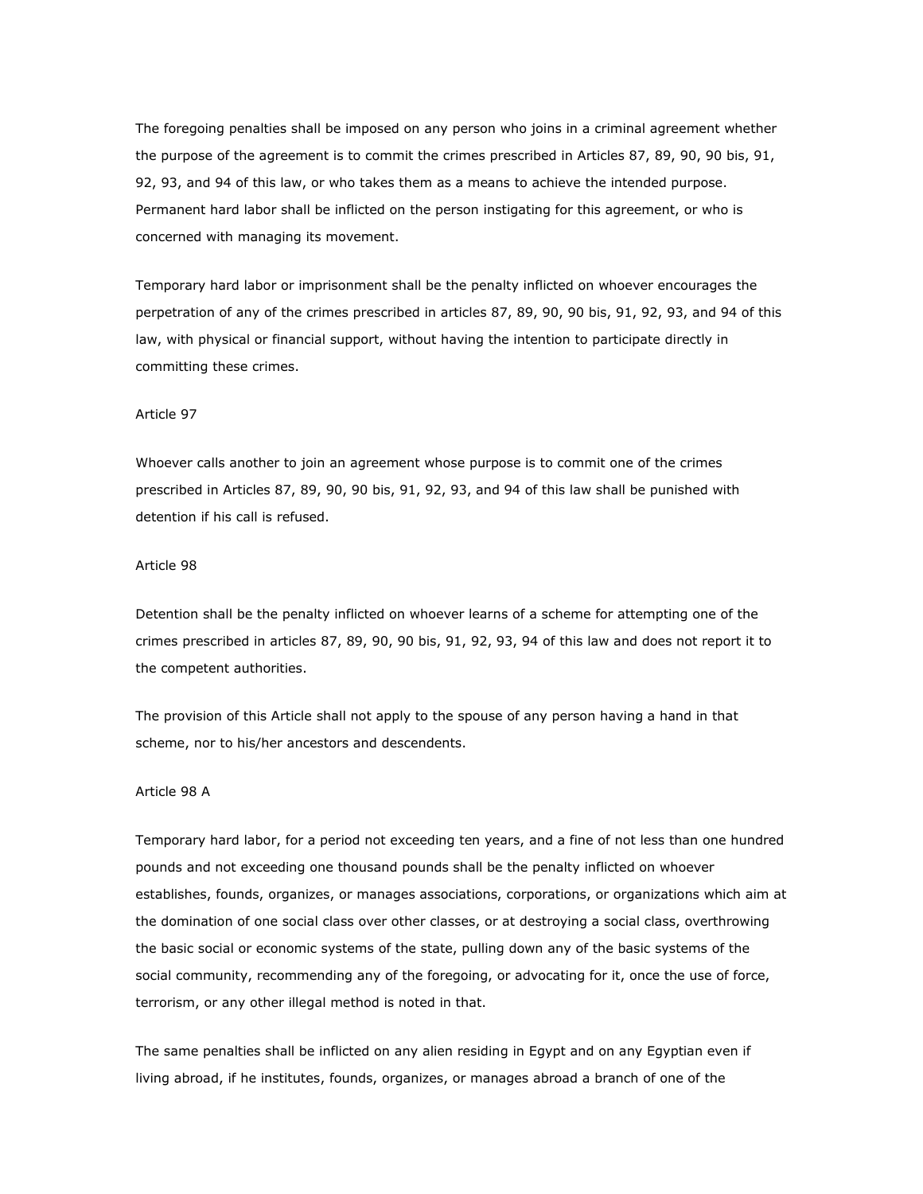The foregoing penalties shall be imposed on any person who joins in a criminal agreement whether the purpose of the agreement is to commit the crimes prescribed in Articles 87, 89, 90, 90 bis, 91, 92, 93, and 94 of this law, or who takes them as a means to achieve the intended purpose. Permanent hard labor shall be inflicted on the person instigating for this agreement, or who is concerned with managing its movement.

Temporary hard labor or imprisonment shall be the penalty inflicted on whoever encourages the perpetration of any of the crimes prescribed in articles 87, 89, 90, 90 bis, 91, 92, 93, and 94 of this law, with physical or financial support, without having the intention to participate directly in committing these crimes.

Article 97

Whoever calls another to join an agreement whose purpose is to commit one of the crimes prescribed in Articles 87, 89, 90, 90 bis, 91, 92, 93, and 94 of this law shall be punished with detention if his call is refused.

Article 98

Detention shall be the penalty inflicted on whoever learns of a scheme for attempting one of the crimes prescribed in articles 87, 89, 90, 90 bis, 91, 92, 93, 94 of this law and does not report it to the competent authorities.

The provision of this Article shall not apply to the spouse of any person having a hand in that scheme, nor to his/her ancestors and descendents.

Article 98 A

Temporary hard labor, for a period not exceeding ten years, and a fine of not less than one hundred pounds and not exceeding one thousand pounds shall be the penalty inflicted on whoever establishes, founds, organizes, or manages associations, corporations, or organizations which aim at the domination of one social class over other classes, or at destroying a social class, overthrowing the basic social or economic systems of the state, pulling down any of the basic systems of the social community, recommending any of the foregoing, or advocating for it, once the use of force, terrorism, or any other illegal method is noted in that.

The same penalties shall be inflicted on any alien residing in Egypt and on any Egyptian even if living abroad, if he institutes, founds, organizes, or manages abroad a branch of one of the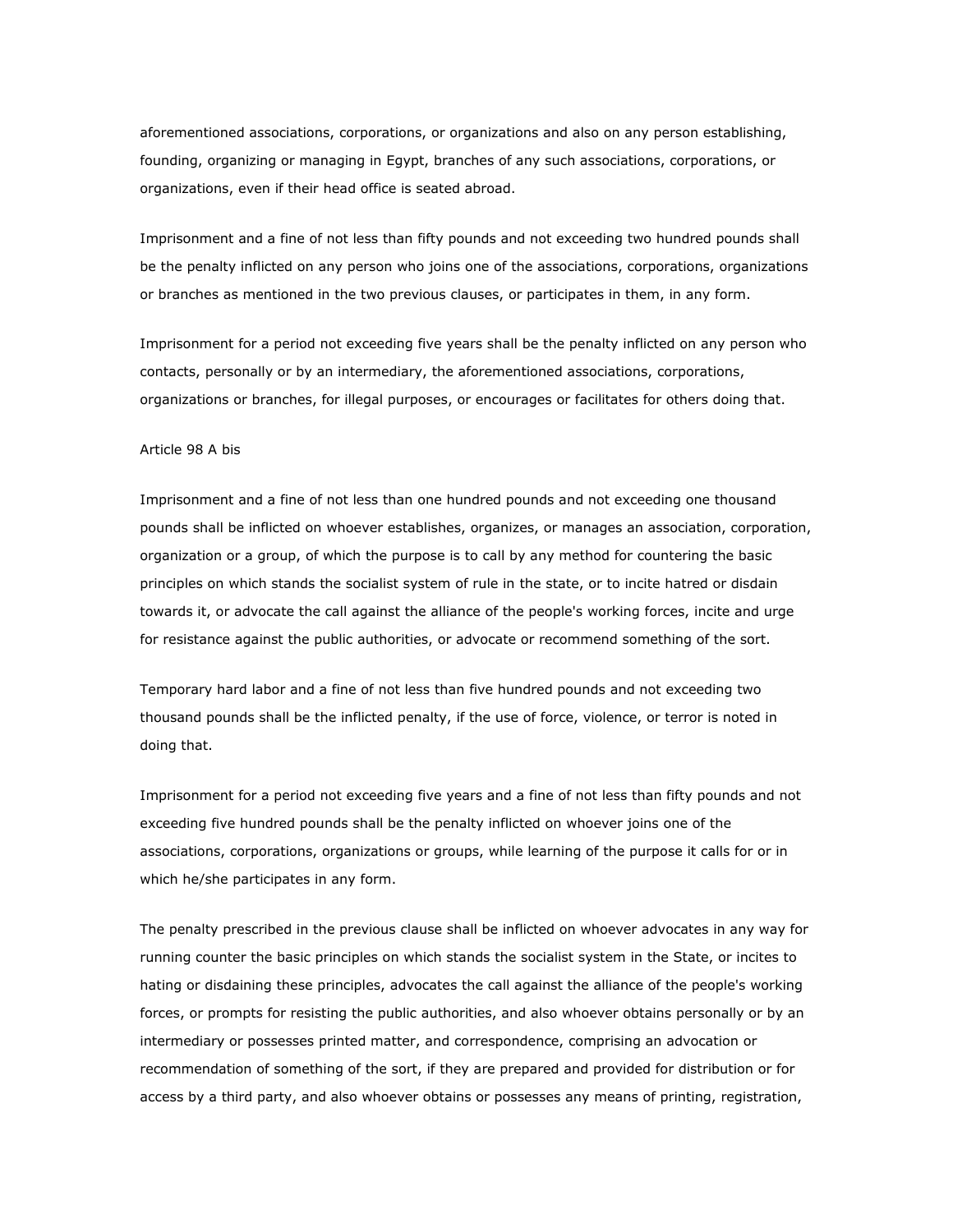aforementioned associations, corporations, or organizations and also on any person establishing, founding, organizing or managing in Egypt, branches of any such associations, corporations, or organizations, even if their head office is seated abroad.

Imprisonment and a fine of not less than fifty pounds and not exceeding two hundred pounds shall be the penalty inflicted on any person who joins one of the associations, corporations, organizations or branches as mentioned in the two previous clauses, or participates in them, in any form.

Imprisonment for a period not exceeding five years shall be the penalty inflicted on any person who contacts, personally or by an intermediary, the aforementioned associations, corporations, organizations or branches, for illegal purposes, or encourages or facilitates for others doing that.

Article 98 A bis

Imprisonment and a fine of not less than one hundred pounds and not exceeding one thousand pounds shall be inflicted on whoever establishes, organizes, or manages an association, corporation, organization or a group, of which the purpose is to call by any method for countering the basic principles on which stands the socialist system of rule in the state, or to incite hatred or disdain towards it, or advocate the call against the alliance of the people's working forces, incite and urge for resistance against the public authorities, or advocate or recommend something of the sort.

Temporary hard labor and a fine of not less than five hundred pounds and not exceeding two thousand pounds shall be the inflicted penalty, if the use of force, violence, or terror is noted in doing that.

Imprisonment for a period not exceeding five years and a fine of not less than fifty pounds and not exceeding five hundred pounds shall be the penalty inflicted on whoever joins one of the associations, corporations, organizations or groups, while learning of the purpose it calls for or in which he/she participates in any form.

The penalty prescribed in the previous clause shall be inflicted on whoever advocates in any way for running counter the basic principles on which stands the socialist system in the State, or incites to hating or disdaining these principles, advocates the call against the alliance of the people's working forces, or prompts for resisting the public authorities, and also whoever obtains personally or by an intermediary or possesses printed matter, and correspondence, comprising an advocation or recommendation of something of the sort, if they are prepared and provided for distribution or for access by a third party, and also whoever obtains or possesses any means of printing, registration,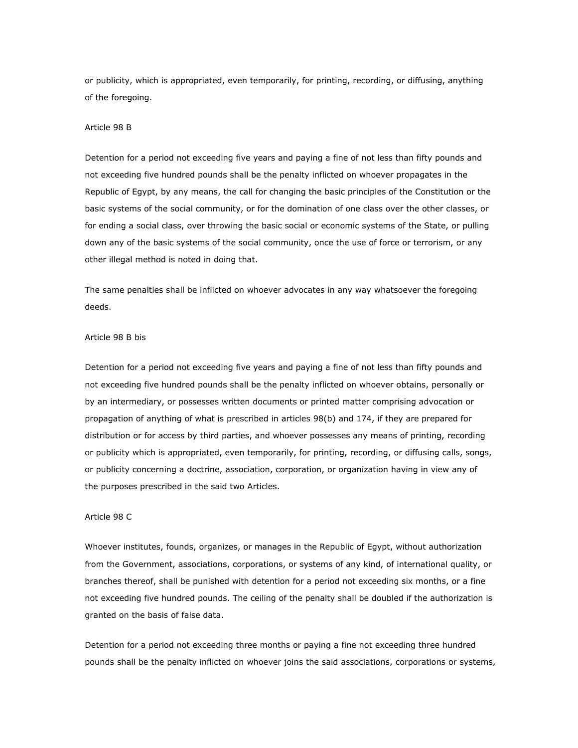or publicity, which is appropriated, even temporarily, for printing, recording, or diffusing, anything of the foregoing.

Article 98 B

Detention for a period not exceeding five years and paying a fine of not less than fifty pounds and not exceeding five hundred pounds shall be the penalty inflicted on whoever propagates in the Republic of Egypt, by any means, the call for changing the basic principles of the Constitution or the basic systems of the social community, or for the domination of one class over the other classes, or for ending a social class, over throwing the basic social or economic systems of the State, or pulling down any of the basic systems of the social community, once the use of force or terrorism, or any other illegal method is noted in doing that.

The same penalties shall be inflicted on whoever advocates in any way whatsoever the foregoing deeds.

Article 98 B bis

Detention for a period not exceeding five years and paying a fine of not less than fifty pounds and not exceeding five hundred pounds shall be the penalty inflicted on whoever obtains, personally or by an intermediary, or possesses written documents or printed matter comprising advocation or propagation of anything of what is prescribed in articles 98(b) and 174, if they are prepared for distribution or for access by third parties, and whoever possesses any means of printing, recording or publicity which is appropriated, even temporarily, for printing, recording, or diffusing calls, songs, or publicity concerning a doctrine, association, corporation, or organization having in view any of the purposes prescribed in the said two Articles.

Article 98 C

Whoever institutes, founds, organizes, or manages in the Republic of Egypt, without authorization from the Government, associations, corporations, or systems of any kind, of international quality, or branches thereof, shall be punished with detention for a period not exceeding six months, or a fine not exceeding five hundred pounds. The ceiling of the penalty shall be doubled if the authorization is granted on the basis of false data.

Detention for a period not exceeding three months or paying a fine not exceeding three hundred pounds shall be the penalty inflicted on whoever joins the said associations, corporations or systems,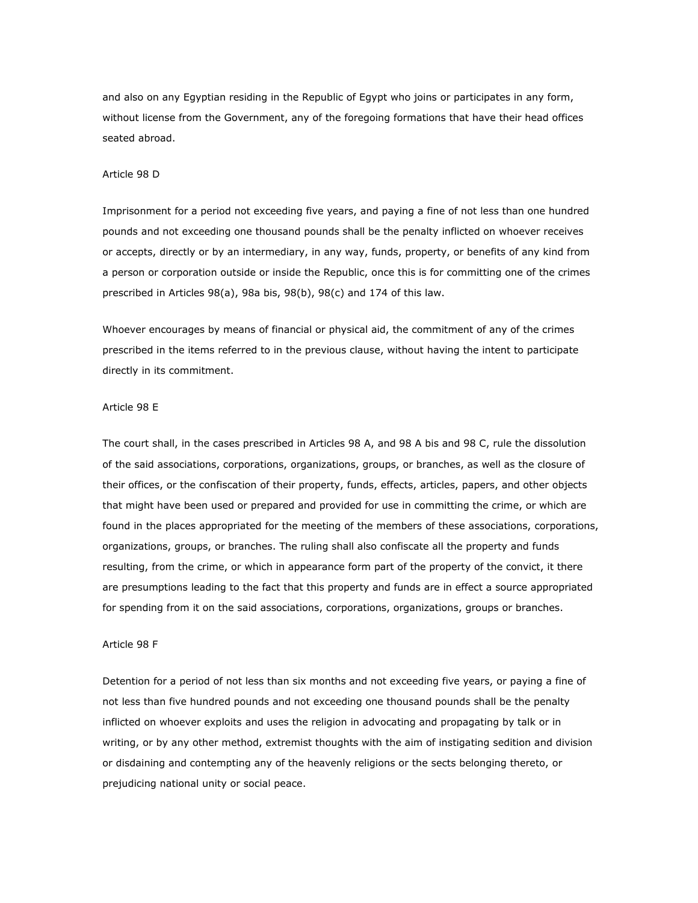and also on any Egyptian residing in the Republic of Egypt who joins or participates in any form, without license from the Government, any of the foregoing formations that have their head offices seated abroad.

Article 98 D

Imprisonment for a period not exceeding five years, and paying a fine of not less than one hundred pounds and not exceeding one thousand pounds shall be the penalty inflicted on whoever receives or accepts, directly or by an intermediary, in any way, funds, property, or benefits of any kind from a person or corporation outside or inside the Republic, once this is for committing one of the crimes prescribed in Articles 98(a), 98a bis, 98(b), 98(c) and 174 of this law.

Whoever encourages by means of financial or physical aid, the commitment of any of the crimes prescribed in the items referred to in the previous clause, without having the intent to participate directly in its commitment.

Article 98 E

The court shall, in the cases prescribed in Articles 98 A, and 98 A bis and 98 C, rule the dissolution of the said associations, corporations, organizations, groups, or branches, as well as the closure of their offices, or the confiscation of their property, funds, effects, articles, papers, and other objects that might have been used or prepared and provided for use in committing the crime, or which are found in the places appropriated for the meeting of the members of these associations, corporations, organizations, groups, or branches. The ruling shall also confiscate all the property and funds resulting, from the crime, or which in appearance form part of the property of the convict, it there are presumptions leading to the fact that this property and funds are in effect a source appropriated for spending from it on the said associations, corporations, organizations, groups or branches.

Article 98 F

Detention for a period of not less than six months and not exceeding five years, or paying a fine of not less than five hundred pounds and not exceeding one thousand pounds shall be the penalty inflicted on whoever exploits and uses the religion in advocating and propagating by talk or in writing, or by any other method, extremist thoughts with the aim of instigating sedition and division or disdaining and contempting any of the heavenly religions or the sects belonging thereto, or prejudicing national unity or social peace.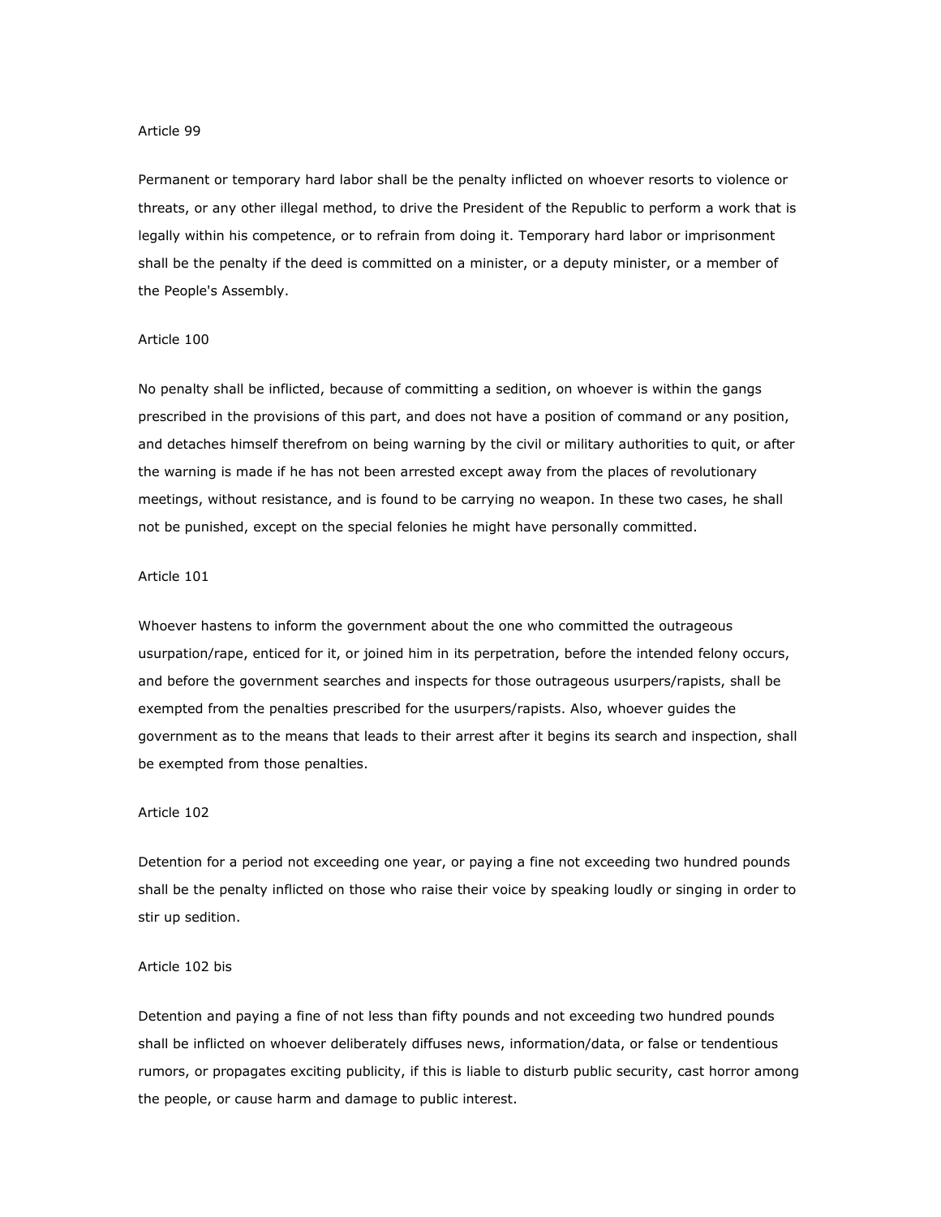Article 99

Permanent or temporary hard labor shall be the penalty inflicted on whoever resorts to violence or threats, or any other illegal method, to drive the President of the Republic to perform a work that is legally within his competence, or to refrain from doing it. Temporary hard labor or imprisonment shall be the penalty if the deed is committed on a minister, or a deputy minister, or a member of the People's Assembly.

Article 100

No penalty shall be inflicted, because of committing a sedition, on whoever is within the gangs prescribed in the provisions of this part, and does not have a position of command or any position, and detaches himself therefrom on being warning by the civil or military authorities to quit, or after the warning is made if he has not been arrested except away from the places of revolutionary meetings, without resistance, and is found to be carrying no weapon. In these two cases, he shall not be punished, except on the special felonies he might have personally committed.

Article 101

Whoever hastens to inform the government about the one who committed the outrageous usurpation/rape, enticed for it, or joined him in its perpetration, before the intended felony occurs, and before the government searches and inspects for those outrageous usurpers/rapists, shall be exempted from the penalties prescribed for the usurpers/rapists. Also, whoever guides the government as to the means that leads to their arrest after it begins its search and inspection, shall be exempted from those penalties.

Article 102

Detention for a period not exceeding one year, or paying a fine not exceeding two hundred pounds shall be the penalty inflicted on those who raise their voice by speaking loudly or singing in order to stir up sedition.

Article 102 bis

Detention and paying a fine of not less than fifty pounds and not exceeding two hundred pounds shall be inflicted on whoever deliberately diffuses news, information/data, or false or tendentious rumors, or propagates exciting publicity, if this is liable to disturb public security, cast horror among the people, or cause harm and damage to public interest.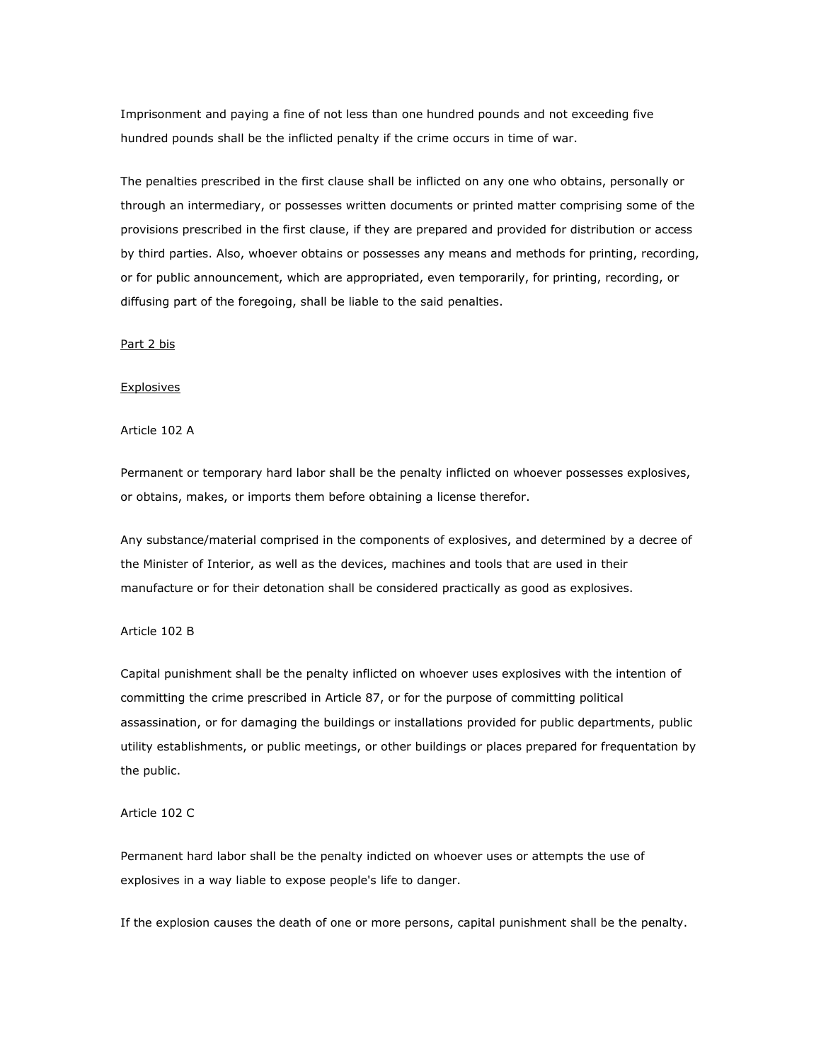Imprisonment and paying a fine of not less than one hundred pounds and not exceeding five hundred pounds shall be the inflicted penalty if the crime occurs in time of war.

The penalties prescribed in the first clause shall be inflicted on any one who obtains, personally or through an intermediary, or possesses written documents or printed matter comprising some of the provisions prescribed in the first clause, if they are prepared and provided for distribution or access by third parties. Also, whoever obtains or possesses any means and methods for printing, recording, or for public announcement, which are appropriated, even temporarily, for printing, recording, or diffusing part of the foregoing, shall be liable to the said penalties.

Part 2 bis

Explosives

Article 102 A

Permanent or temporary hard labor shall be the penalty inflicted on whoever possesses explosives, or obtains, makes, or imports them before obtaining a license therefor.

Any substance/material comprised in the components of explosives, and determined by a decree of the Minister of Interior, as well as the devices, machines and tools that are used in their manufacture or for their detonation shall be considered practically as good as explosives.

Article 102 B

Capital punishment shall be the penalty inflicted on whoever uses explosives with the intention of committing the crime prescribed in Article 87, or for the purpose of committing political assassination, or for damaging the buildings or installations provided for public departments, public utility establishments, or public meetings, or other buildings or places prepared for frequentation by the public.

Article 102 C

Permanent hard labor shall be the penalty indicted on whoever uses or attempts the use of explosives in a way liable to expose people's life to danger.

If the explosion causes the death of one or more persons, capital punishment shall be the penalty.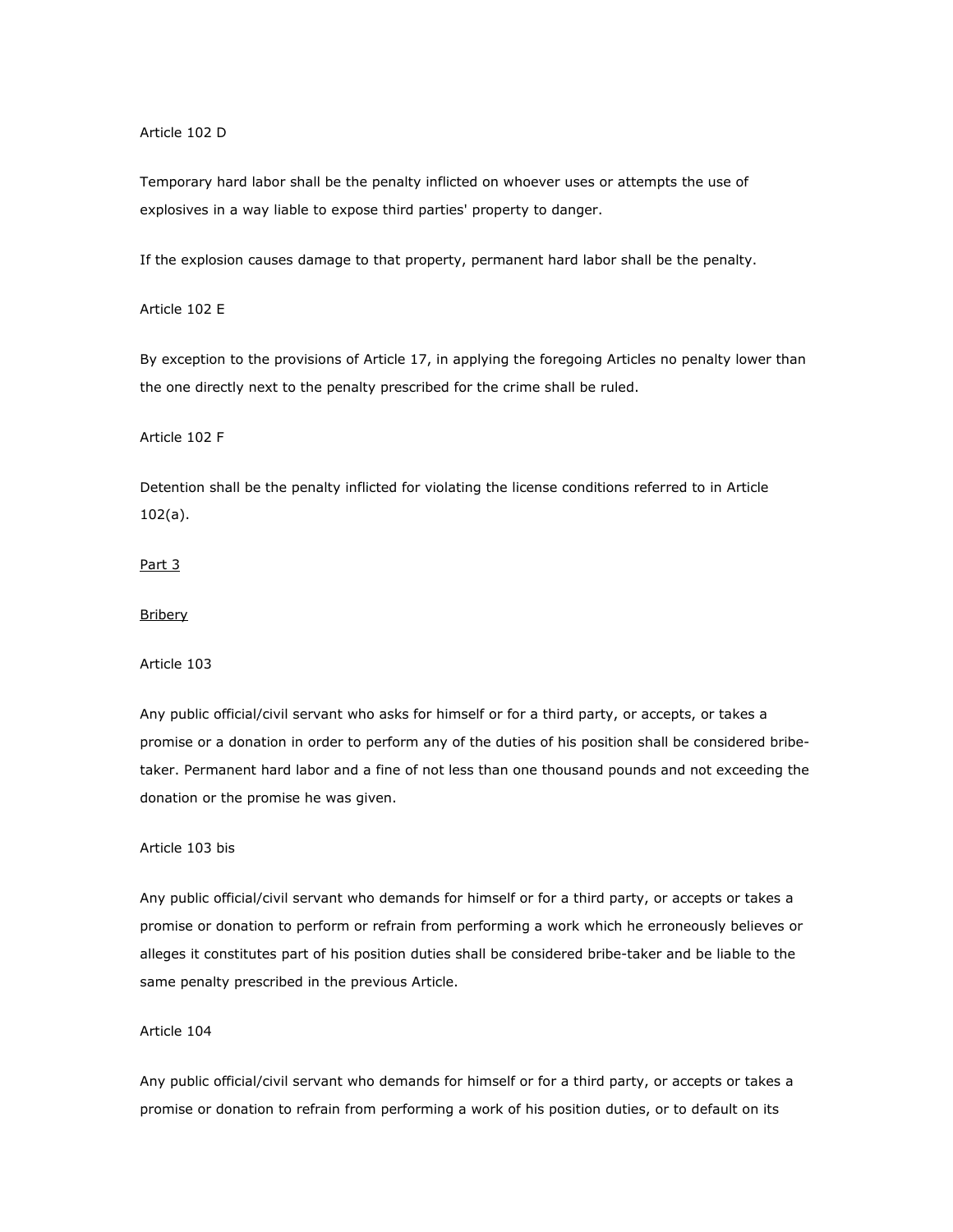Article 102 D

Temporary hard labor shall be the penalty inflicted on whoever uses or attempts the use of explosives in a way liable to expose third parties' property to danger.

If the explosion causes damage to that property, permanent hard labor shall be the penalty.

Article 102 E

By exception to the provisions of Article 17, in applying the foregoing Articles no penalty lower than the one directly next to the penalty prescribed for the crime shall be ruled.

Article 102 F

Detention shall be the penalty inflicted for violating the license conditions referred to in Article 102(a).

## Part 3

## Bribery

Article 103

Any public official/civil servant who asks for himself or for a third party, or accepts, or takes a promise or a donation in order to perform any of the duties of his position shall be considered bribe-taker. Permanent hard labor and a fine of not less than one thousand pounds and not exceeding the donation or the promise he was given.

Article 103 bis

Any public official/civil servant who demands for himself or for a third party, or accepts or takes a promise or donation to perform or refrain from performing a work which he erroneously believes or alleges it constitutes part of his position duties shall be considered bribe-taker and be liable to the same penalty prescribed in the previous Article.

Article 104

Any public official/civil servant who demands for himself or for a third party, or accepts or takes a promise or donation to refrain from performing a work of his position duties, or to default on its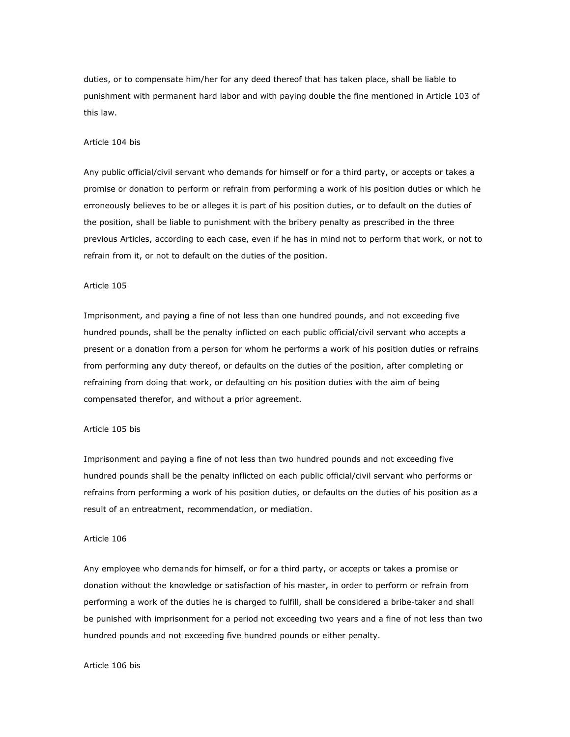duties, or to compensate him/her for any deed thereof that has taken place, shall be liable to punishment with permanent hard labor and with paying double the fine mentioned in Article 103 of this law.

Article 104 bis

Any public official/civil servant who demands for himself or for a third party, or accepts or takes a promise or donation to perform or refrain from performing a work of his position duties or which he erroneously believes to be or alleges it is part of his position duties, or to default on the duties of the position, shall be liable to punishment with the bribery penalty as prescribed in the three previous Articles, according to each case, even if he has in mind not to perform that work, or not to refrain from it, or not to default on the duties of the position.

Article 105

Imprisonment, and paying a fine of not less than one hundred pounds, and not exceeding five hundred pounds, shall be the penalty inflicted on each public official/civil servant who accepts a present or a donation from a person for whom he performs a work of his position duties or refrains from performing any duty thereof, or defaults on the duties of the position, after completing or refraining from doing that work, or defaulting on his position duties with the aim of being compensated therefor, and without a prior agreement.

Article 105 bis

Imprisonment and paying a fine of not less than two hundred pounds and not exceeding five hundred pounds shall be the penalty inflicted on each public official/civil servant who performs or refrains from performing a work of his position duties, or defaults on the duties of his position as a result of an entreatment, recommendation, or mediation.

Article 106

Any employee who demands for himself, or for a third party, or accepts or takes a promise or donation without the knowledge or satisfaction of his master, in order to perform or refrain from performing a work of the duties he is charged to fulfill, shall be considered a bribe-taker and shall be punished with imprisonment for a period not exceeding two years and a fine of not less than two hundred pounds and not exceeding five hundred pounds or either penalty.

Article 106 bis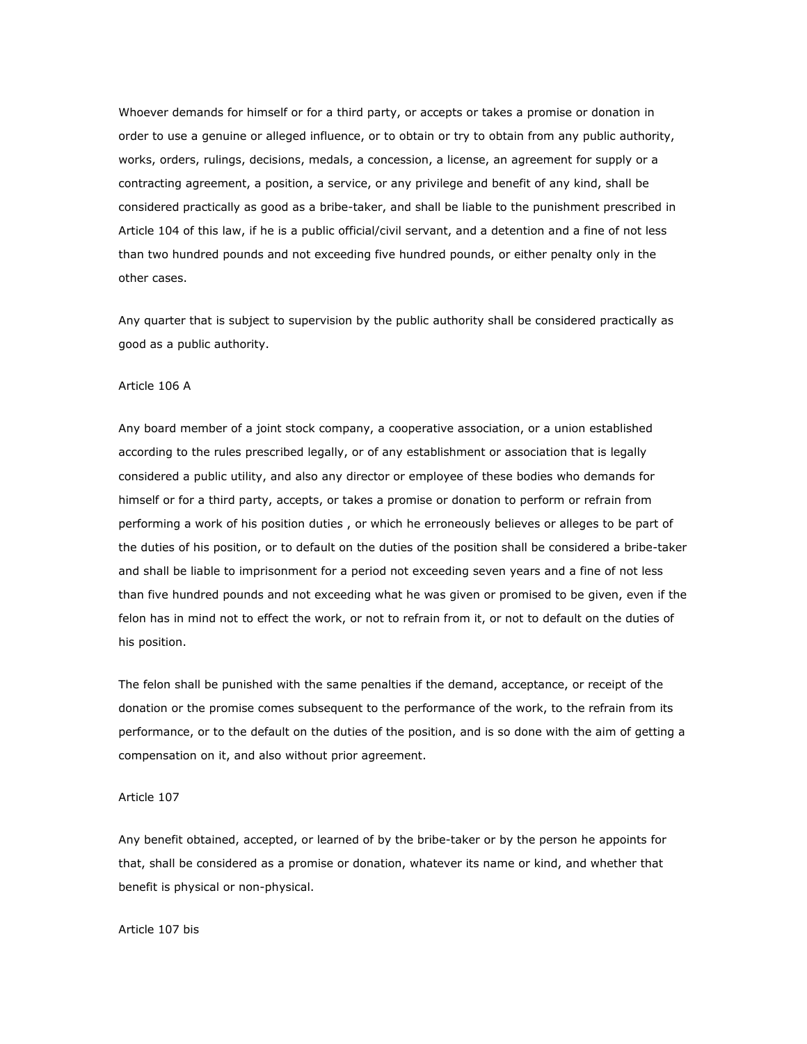Whoever demands for himself or for a third party, or accepts or takes a promise or donation in order to use a genuine or alleged influence, or to obtain or try to obtain from any public authority, works, orders, rulings, decisions, medals, a concession, a license, an agreement for supply or a contracting agreement, a position, a service, or any privilege and benefit of any kind, shall be considered practically as good as a bribe-taker, and shall be liable to the punishment prescribed in Article 104 of this law, if he is a public official/civil servant, and a detention and a fine of not less than two hundred pounds and not exceeding five hundred pounds, or either penalty only in the other cases.

Any quarter that is subject to supervision by the public authority shall be considered practically as good as a public authority.

Article 106 A

Any board member of a joint stock company, a cooperative association, or a union established according to the rules prescribed legally, or of any establishment or association that is legally considered a public utility, and also any director or employee of these bodies who demands for himself or for a third party, accepts, or takes a promise or donation to perform or refrain from performing a work of his position duties , or which he erroneously believes or alleges to be part of the duties of his position, or to default on the duties of the position shall be considered a bribe-taker and shall be liable to imprisonment for a period not exceeding seven years and a fine of not less than five hundred pounds and not exceeding what he was given or promised to be given, even if the felon has in mind not to effect the work, or not to refrain from it, or not to default on the duties of his position.

The felon shall be punished with the same penalties if the demand, acceptance, or receipt of the donation or the promise comes subsequent to the performance of the work, to the refrain from its performance, or to the default on the duties of the position, and is so done with the aim of getting a compensation on it, and also without prior agreement.

Article 107

Any benefit obtained, accepted, or learned of by the bribe-taker or by the person he appoints for that, shall be considered as a promise or donation, whatever its name or kind, and whether that benefit is physical or non-physical.

Article 107 bis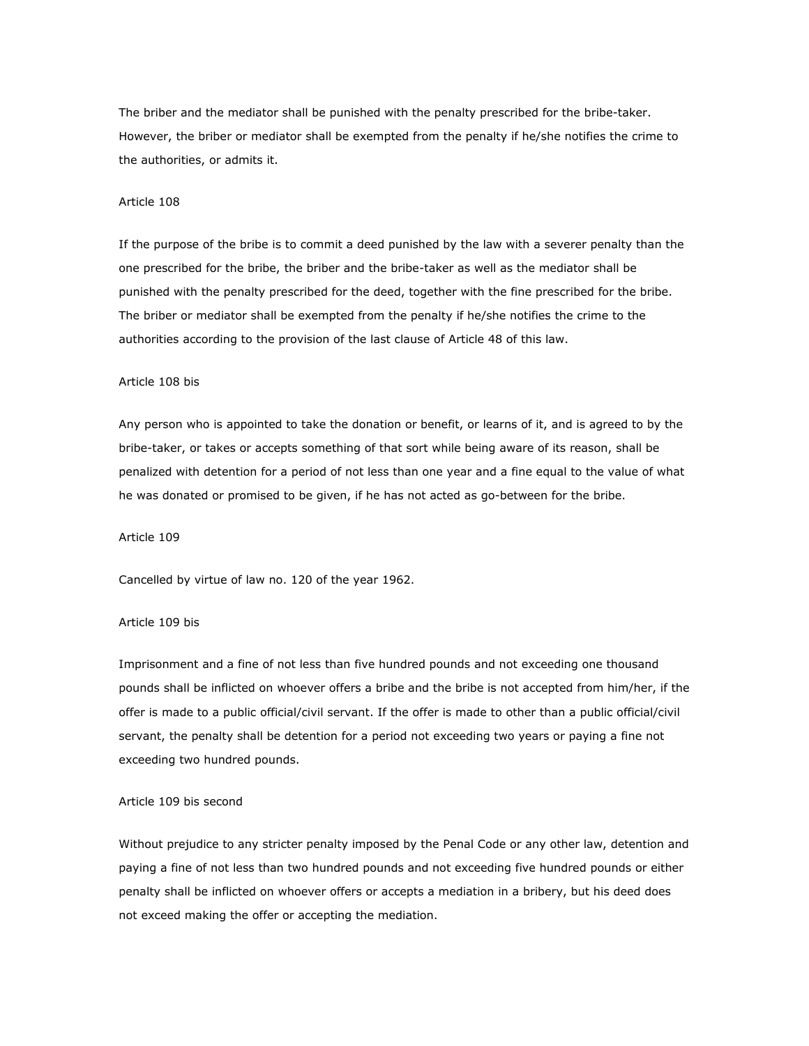The briber and the mediator shall be punished with the penalty prescribed for the bribe-taker. However, the briber or mediator shall be exempted from the penalty if he/she notifies the crime to the authorities, or admits it.

Article 108

If the purpose of the bribe is to commit a deed punished by the law with a severer penalty than the one prescribed for the bribe, the briber and the bribe-taker as well as the mediator shall be punished with the penalty prescribed for the deed, together with the fine prescribed for the bribe. The briber or mediator shall be exempted from the penalty if he/she notifies the crime to the authorities according to the provision of the last clause of Article 48 of this law.

Article 108 bis

Any person who is appointed to take the donation or benefit, or learns of it, and is agreed to by the bribe-taker, or takes or accepts something of that sort while being aware of its reason, shall be penalized with detention for a period of not less than one year and a fine equal to the value of what he was donated or promised to be given, if he has not acted as go-between for the bribe.

Article 109

Cancelled by virtue of law no. 120 of the year 1962.

Article 109 bis

Imprisonment and a fine of not less than five hundred pounds and not exceeding one thousand pounds shall be inflicted on whoever offers a bribe and the bribe is not accepted from him/her, if the offer is made to a public official/civil servant. If the offer is made to other than a public official/civil servant, the penalty shall be detention for a period not exceeding two years or paying a fine not exceeding two hundred pounds.

Article 109 bis second

Without prejudice to any stricter penalty imposed by the Penal Code or any other law, detention and paying a fine of not less than two hundred pounds and not exceeding five hundred pounds or either penalty shall be inflicted on whoever offers or accepts a mediation in a bribery, but his deed does not exceed making the offer or accepting the mediation.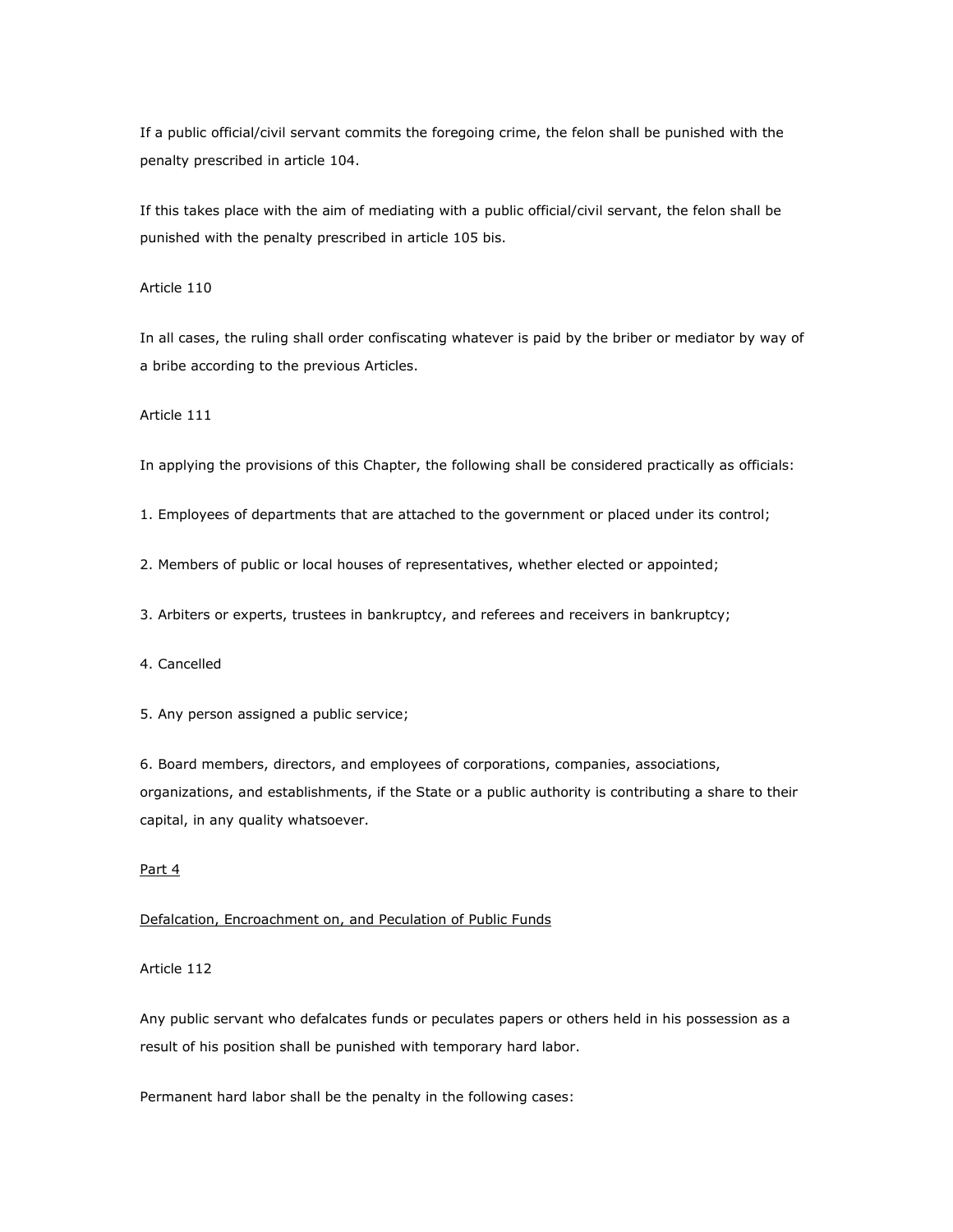If a public official/civil servant commits the foregoing crime, the felon shall be punished with the penalty prescribed in article 104.

If this takes place with the aim of mediating with a public official/civil servant, the felon shall be punished with the penalty prescribed in article 105 bis.

Article 110

In all cases, the ruling shall order confiscating whatever is paid by the briber or mediator by way of a bribe according to the previous Articles.

Article 111

In applying the provisions of this Chapter, the following shall be considered practically as officials:

1. Employees of departments that are attached to the government or placed under its control;

2. Members of public or local houses of representatives, whether elected or appointed;

3. Arbiters or experts, trustees in bankruptcy, and referees and receivers in bankruptcy;

4. Cancelled

5. Any person assigned a public service;

6. Board members, directors, and employees of corporations, companies, associations, organizations, and establishments, if the State or a public authority is contributing a share to their capital, in any quality whatsoever.

## Part 4

## Defalcation, Encroachment on, and Peculation of Public Funds

Article 112

Any public servant who defalcates funds or peculates papers or others held in his possession as a result of his position shall be punished with temporary hard labor.

Permanent hard labor shall be the penalty in the following cases: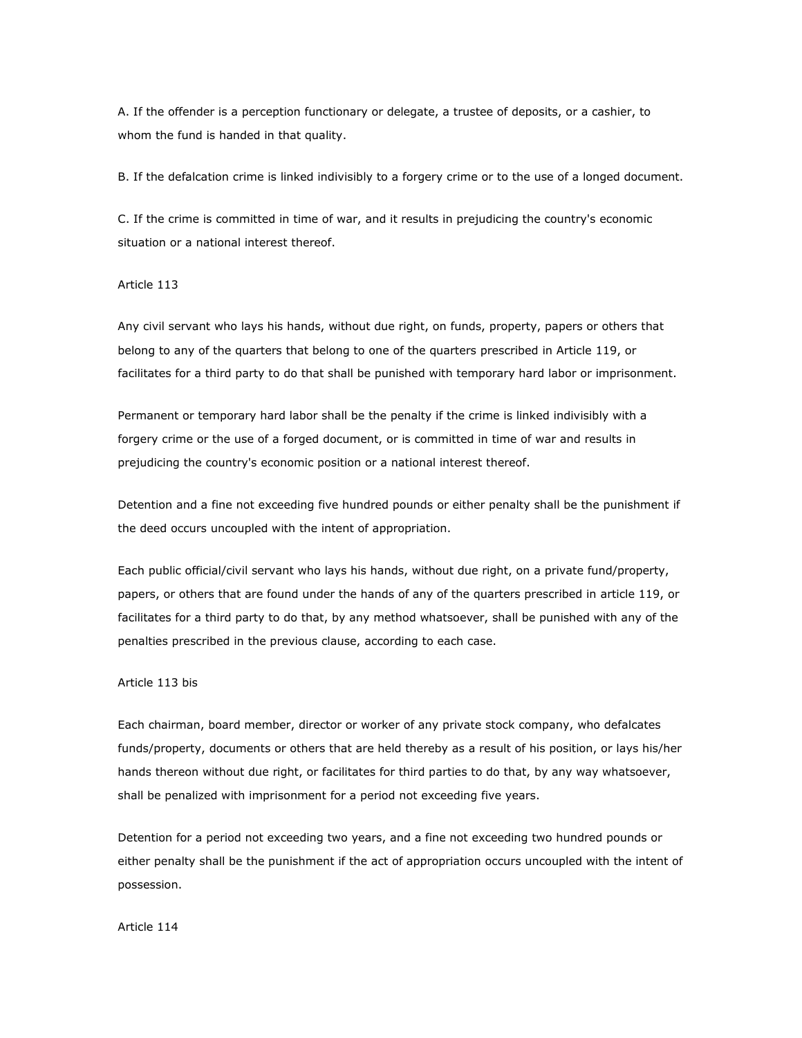A. If the offender is a perception functionary or delegate, a trustee of deposits, or a cashier, to whom the fund is handed in that quality.

B. If the defalcation crime is linked indivisibly to a forgery crime or to the use of a longed document.

C. If the crime is committed in time of war, and it results in prejudicing the country's economic situation or a national interest thereof.

Article 113

Any civil servant who lays his hands, without due right, on funds, property, papers or others that belong to any of the quarters that belong to one of the quarters prescribed in Article 119, or facilitates for a third party to do that shall be punished with temporary hard labor or imprisonment.

Permanent or temporary hard labor shall be the penalty if the crime is linked indivisibly with a forgery crime or the use of a forged document, or is committed in time of war and results in prejudicing the country's economic position or a national interest thereof.

Detention and a fine not exceeding five hundred pounds or either penalty shall be the punishment if the deed occurs uncoupled with the intent of appropriation.

Each public official/civil servant who lays his hands, without due right, on a private fund/property, papers, or others that are found under the hands of any of the quarters prescribed in article 119, or facilitates for a third party to do that, by any method whatsoever, shall be punished with any of the penalties prescribed in the previous clause, according to each case.

Article 113 bis

Each chairman, board member, director or worker of any private stock company, who defalcates funds/property, documents or others that are held thereby as a result of his position, or lays his/her hands thereon without due right, or facilitates for third parties to do that, by any way whatsoever, shall be penalized with imprisonment for a period not exceeding five years.

Detention for a period not exceeding two years, and a fine not exceeding two hundred pounds or either penalty shall be the punishment if the act of appropriation occurs uncoupled with the intent of possession.

Article 114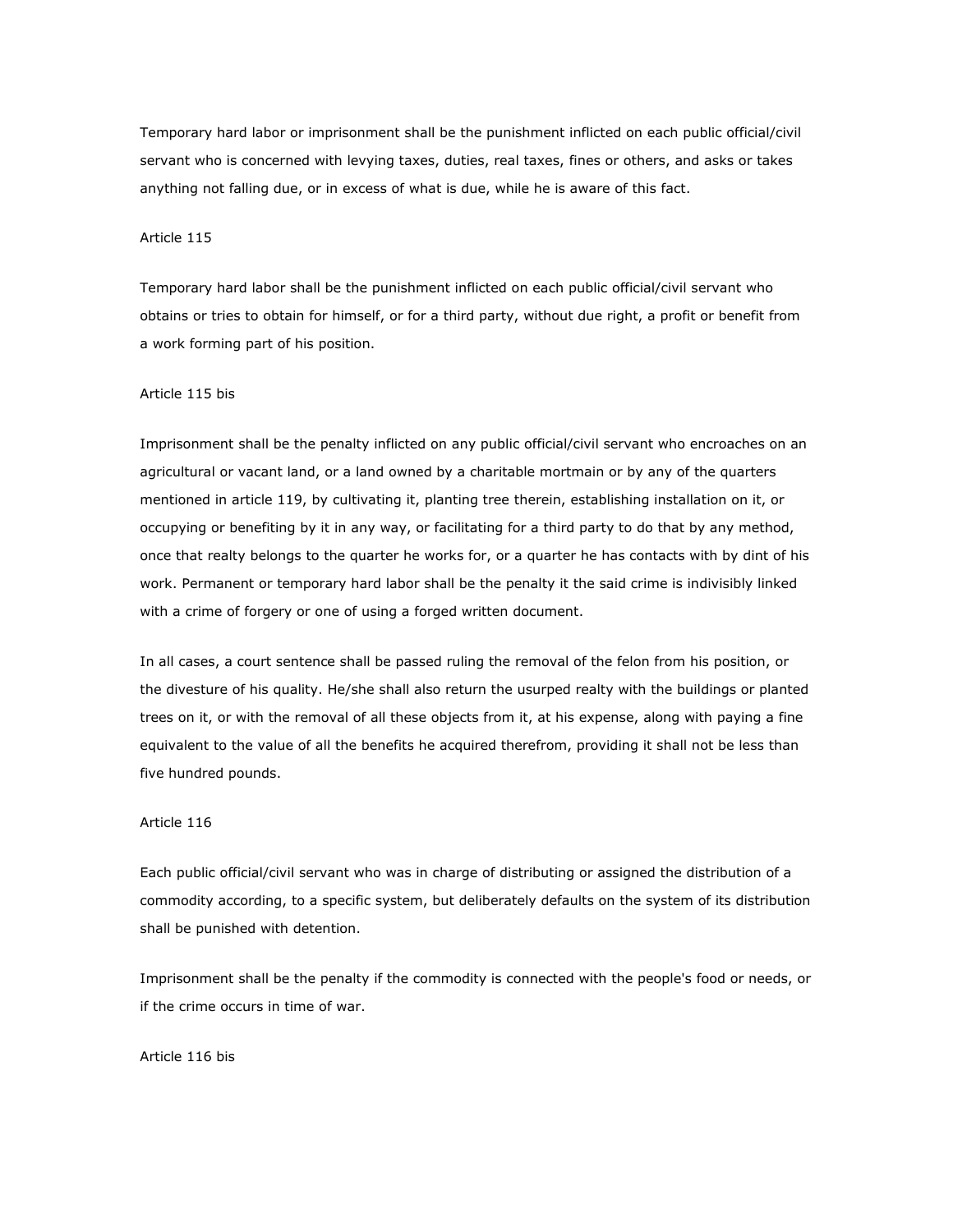Temporary hard labor or imprisonment shall be the punishment inflicted on each public official/civil servant who is concerned with levying taxes, duties, real taxes, fines or others, and asks or takes anything not falling due, or in excess of what is due, while he is aware of this fact.

Article 115

Temporary hard labor shall be the punishment inflicted on each public official/civil servant who obtains or tries to obtain for himself, or for a third party, without due right, a profit or benefit from a work forming part of his position.

Article 115 bis

Imprisonment shall be the penalty inflicted on any public official/civil servant who encroaches on an agricultural or vacant land, or a land owned by a charitable mortmain or by any of the quarters mentioned in article 119, by cultivating it, planting tree therein, establishing installation on it, or occupying or benefiting by it in any way, or facilitating for a third party to do that by any method, once that realty belongs to the quarter he works for, or a quarter he has contacts with by dint of his work. Permanent or temporary hard labor shall be the penalty it the said crime is indivisibly linked with a crime of forgery or one of using a forged written document.

In all cases, a court sentence shall be passed ruling the removal of the felon from his position, or the divesture of his quality. He/she shall also return the usurped realty with the buildings or planted trees on it, or with the removal of all these objects from it, at his expense, along with paying a fine equivalent to the value of all the benefits he acquired therefrom, providing it shall not be less than five hundred pounds.

Article 116

Each public official/civil servant who was in charge of distributing or assigned the distribution of a commodity according, to a specific system, but deliberately defaults on the system of its distribution shall be punished with detention.

Imprisonment shall be the penalty if the commodity is connected with the people's food or needs, or if the crime occurs in time of war.

Article 116 bis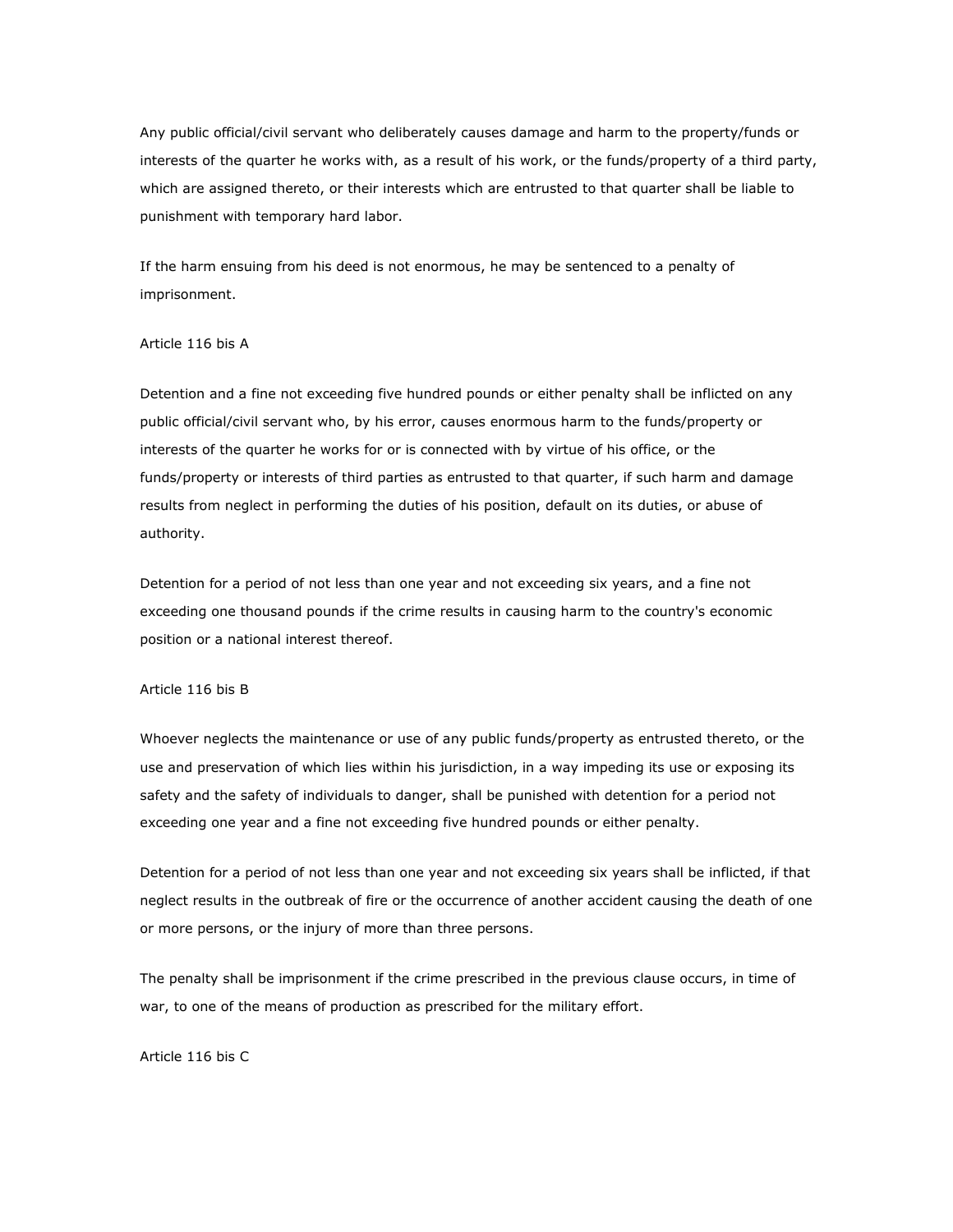Any public official/civil servant who deliberately causes damage and harm to the property/funds or interests of the quarter he works with, as a result of his work, or the funds/property of a third party, which are assigned thereto, or their interests which are entrusted to that quarter shall be liable to punishment with temporary hard labor.

If the harm ensuing from his deed is not enormous, he may be sentenced to a penalty of imprisonment.

Article 116 bis A

Detention and a fine not exceeding five hundred pounds or either penalty shall be inflicted on any public official/civil servant who, by his error, causes enormous harm to the funds/property or interests of the quarter he works for or is connected with by virtue of his office, or the funds/property or interests of third parties as entrusted to that quarter, if such harm and damage results from neglect in performing the duties of his position, default on its duties, or abuse of authority.

Detention for a period of not less than one year and not exceeding six years, and a fine not exceeding one thousand pounds if the crime results in causing harm to the country's economic position or a national interest thereof.

Article 116 bis B

Whoever neglects the maintenance or use of any public funds/property as entrusted thereto, or the use and preservation of which lies within his jurisdiction, in a way impeding its use or exposing its safety and the safety of individuals to danger, shall be punished with detention for a period not exceeding one year and a fine not exceeding five hundred pounds or either penalty.

Detention for a period of not less than one year and not exceeding six years shall be inflicted, if that neglect results in the outbreak of fire or the occurrence of another accident causing the death of one or more persons, or the injury of more than three persons.

The penalty shall be imprisonment if the crime prescribed in the previous clause occurs, in time of war, to one of the means of production as prescribed for the military effort.

Article 116 bis C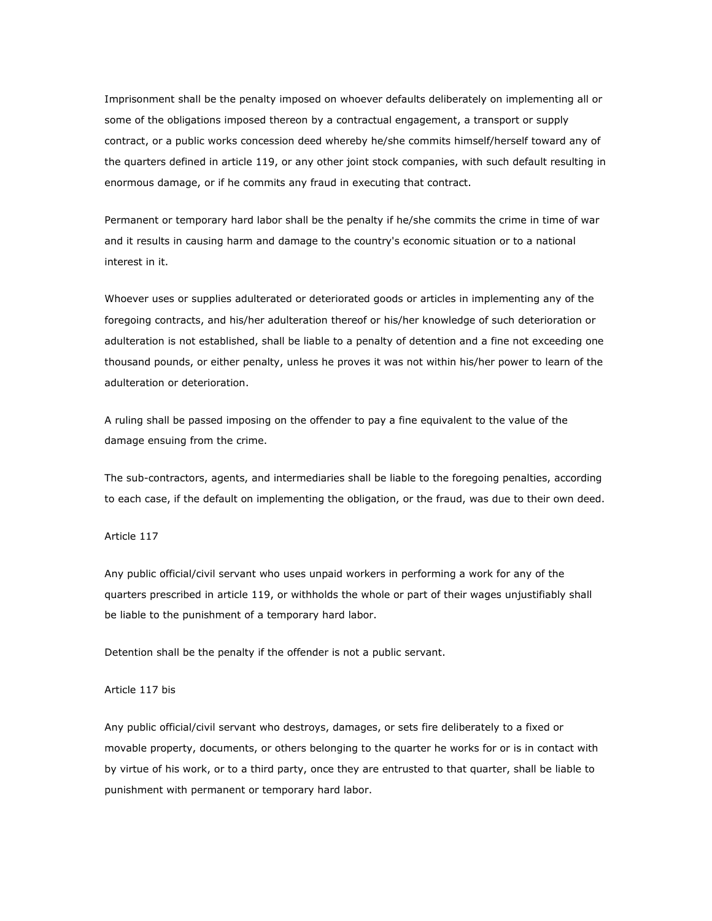Imprisonment shall be the penalty imposed on whoever defaults deliberately on implementing all or some of the obligations imposed thereon by a contractual engagement, a transport or supply contract, or a public works concession deed whereby he/she commits himself/herself toward any of the quarters defined in article 119, or any other joint stock companies, with such default resulting in enormous damage, or if he commits any fraud in executing that contract.

Permanent or temporary hard labor shall be the penalty if he/she commits the crime in time of war and it results in causing harm and damage to the country's economic situation or to a national interest in it.

Whoever uses or supplies adulterated or deteriorated goods or articles in implementing any of the foregoing contracts, and his/her adulteration thereof or his/her knowledge of such deterioration or adulteration is not established, shall be liable to a penalty of detention and a fine not exceeding one thousand pounds, or either penalty, unless he proves it was not within his/her power to learn of the adulteration or deterioration.

A ruling shall be passed imposing on the offender to pay a fine equivalent to the value of the damage ensuing from the crime.

The sub-contractors, agents, and intermediaries shall be liable to the foregoing penalties, according to each case, if the default on implementing the obligation, or the fraud, was due to their own deed.

Article 117

Any public official/civil servant who uses unpaid workers in performing a work for any of the quarters prescribed in article 119, or withholds the whole or part of their wages unjustifiably shall be liable to the punishment of a temporary hard labor.

Detention shall be the penalty if the offender is not a public servant.

Article 117 bis

Any public official/civil servant who destroys, damages, or sets fire deliberately to a fixed or movable property, documents, or others belonging to the quarter he works for or is in contact with by virtue of his work, or to a third party, once they are entrusted to that quarter, shall be liable to punishment with permanent or temporary hard labor.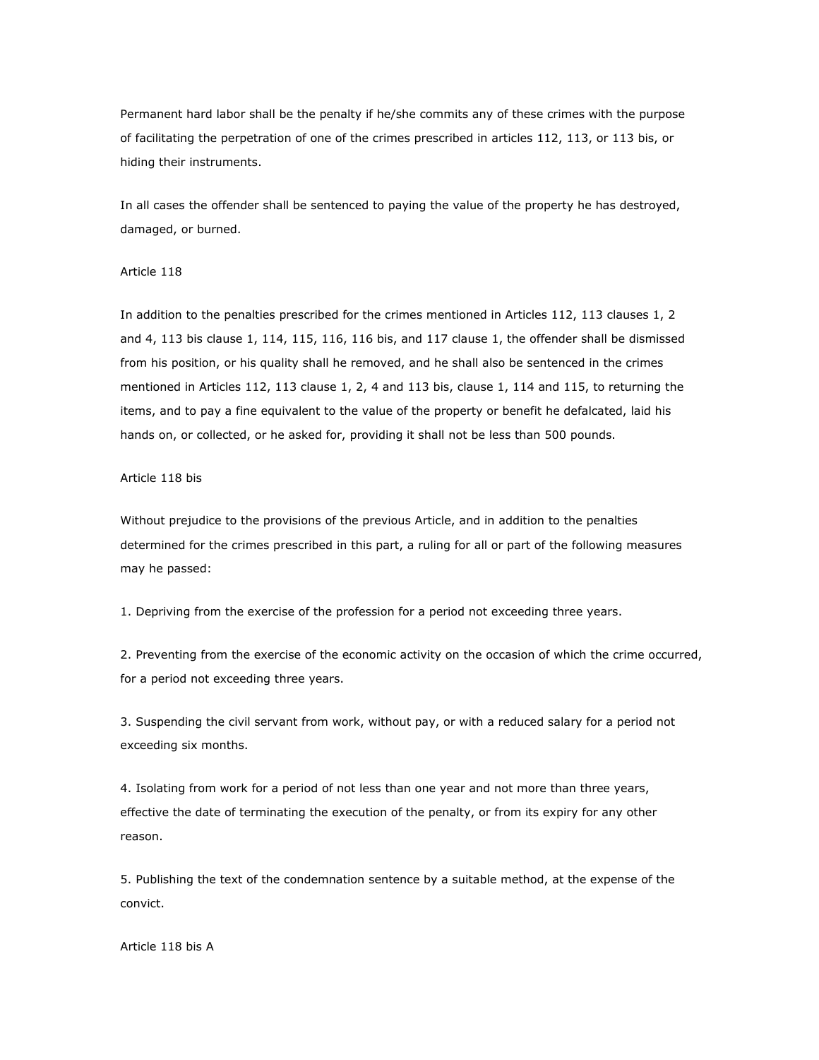Permanent hard labor shall be the penalty if he/she commits any of these crimes with the purpose of facilitating the perpetration of one of the crimes prescribed in articles 112, 113, or 113 bis, or hiding their instruments.

In all cases the offender shall be sentenced to paying the value of the property he has destroyed, damaged, or burned.

Article 118

In addition to the penalties prescribed for the crimes mentioned in Articles 112, 113 clauses 1, 2 and 4, 113 bis clause 1, 114, 115, 116, 116 bis, and 117 clause 1, the offender shall be dismissed from his position, or his quality shall he removed, and he shall also be sentenced in the crimes mentioned in Articles 112, 113 clause 1, 2, 4 and 113 bis, clause 1, 114 and 115, to returning the items, and to pay a fine equivalent to the value of the property or benefit he defalcated, laid his hands on, or collected, or he asked for, providing it shall not be less than 500 pounds.

Article 118 bis

Without prejudice to the provisions of the previous Article, and in addition to the penalties determined for the crimes prescribed in this part, a ruling for all or part of the following measures may he passed:

1. Depriving from the exercise of the profession for a period not exceeding three years.

2. Preventing from the exercise of the economic activity on the occasion of which the crime occurred, for a period not exceeding three years.

3. Suspending the civil servant from work, without pay, or with a reduced salary for a period not exceeding six months.

4. Isolating from work for a period of not less than one year and not more than three years, effective the date of terminating the execution of the penalty, or from its expiry for any other reason.

5. Publishing the text of the condemnation sentence by a suitable method, at the expense of the convict.

Article 118 bis A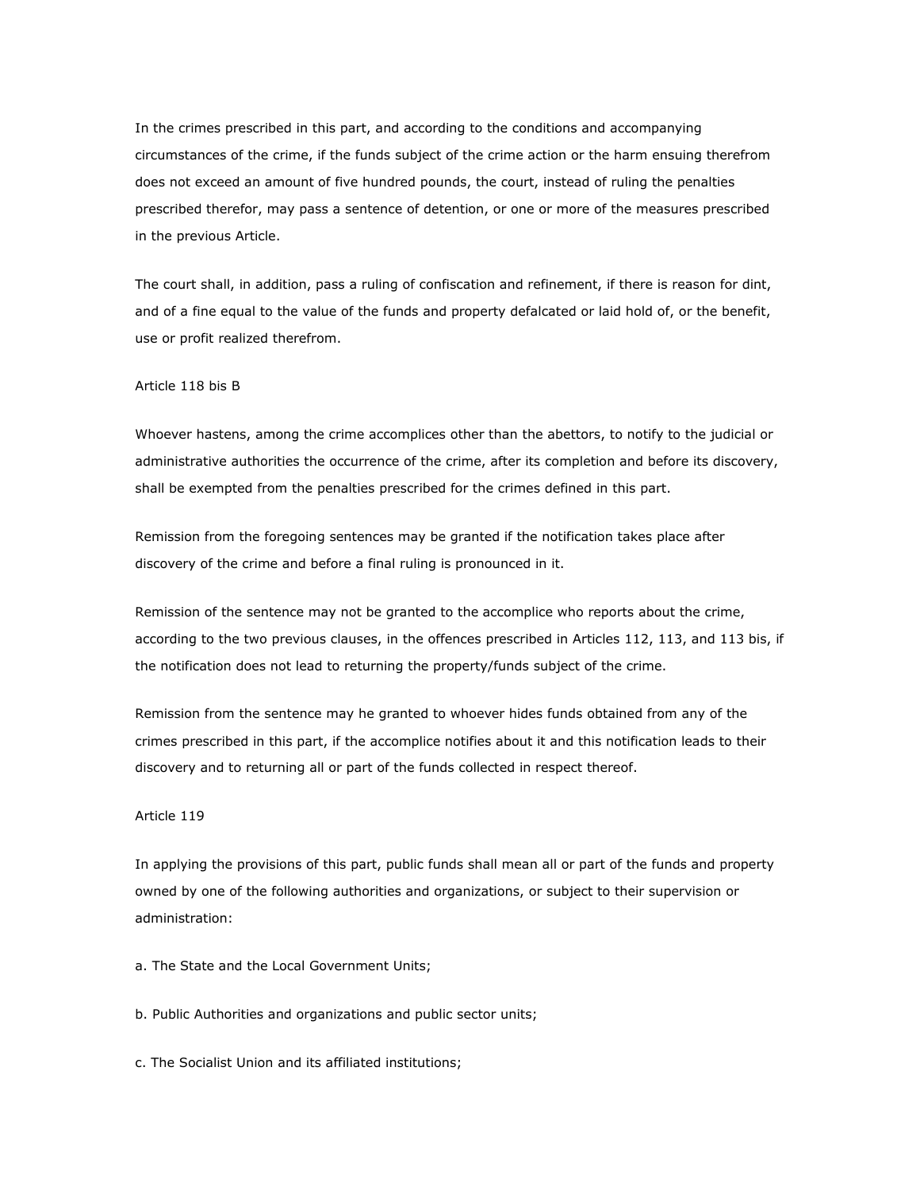In the crimes prescribed in this part, and according to the conditions and accompanying circumstances of the crime, if the funds subject of the crime action or the harm ensuing therefrom does not exceed an amount of five hundred pounds, the court, instead of ruling the penalties prescribed therefor, may pass a sentence of detention, or one or more of the measures prescribed in the previous Article.

The court shall, in addition, pass a ruling of confiscation and refinement, if there is reason for dint, and of a fine equal to the value of the funds and property defalcated or laid hold of, or the benefit, use or profit realized therefrom.

Article 118 bis B

Whoever hastens, among the crime accomplices other than the abettors, to notify to the judicial or administrative authorities the occurrence of the crime, after its completion and before its discovery, shall be exempted from the penalties prescribed for the crimes defined in this part.

Remission from the foregoing sentences may be granted if the notification takes place after discovery of the crime and before a final ruling is pronounced in it.

Remission of the sentence may not be granted to the accomplice who reports about the crime, according to the two previous clauses, in the offences prescribed in Articles 112, 113, and 113 bis, if the notification does not lead to returning the property/funds subject of the crime.

Remission from the sentence may he granted to whoever hides funds obtained from any of the crimes prescribed in this part, if the accomplice notifies about it and this notification leads to their discovery and to returning all or part of the funds collected in respect thereof.

Article 119

In applying the provisions of this part, public funds shall mean all or part of the funds and property owned by one of the following authorities and organizations, or subject to their supervision or administration:

a. The State and the Local Government Units;

b. Public Authorities and organizations and public sector units;

c. The Socialist Union and its affiliated institutions;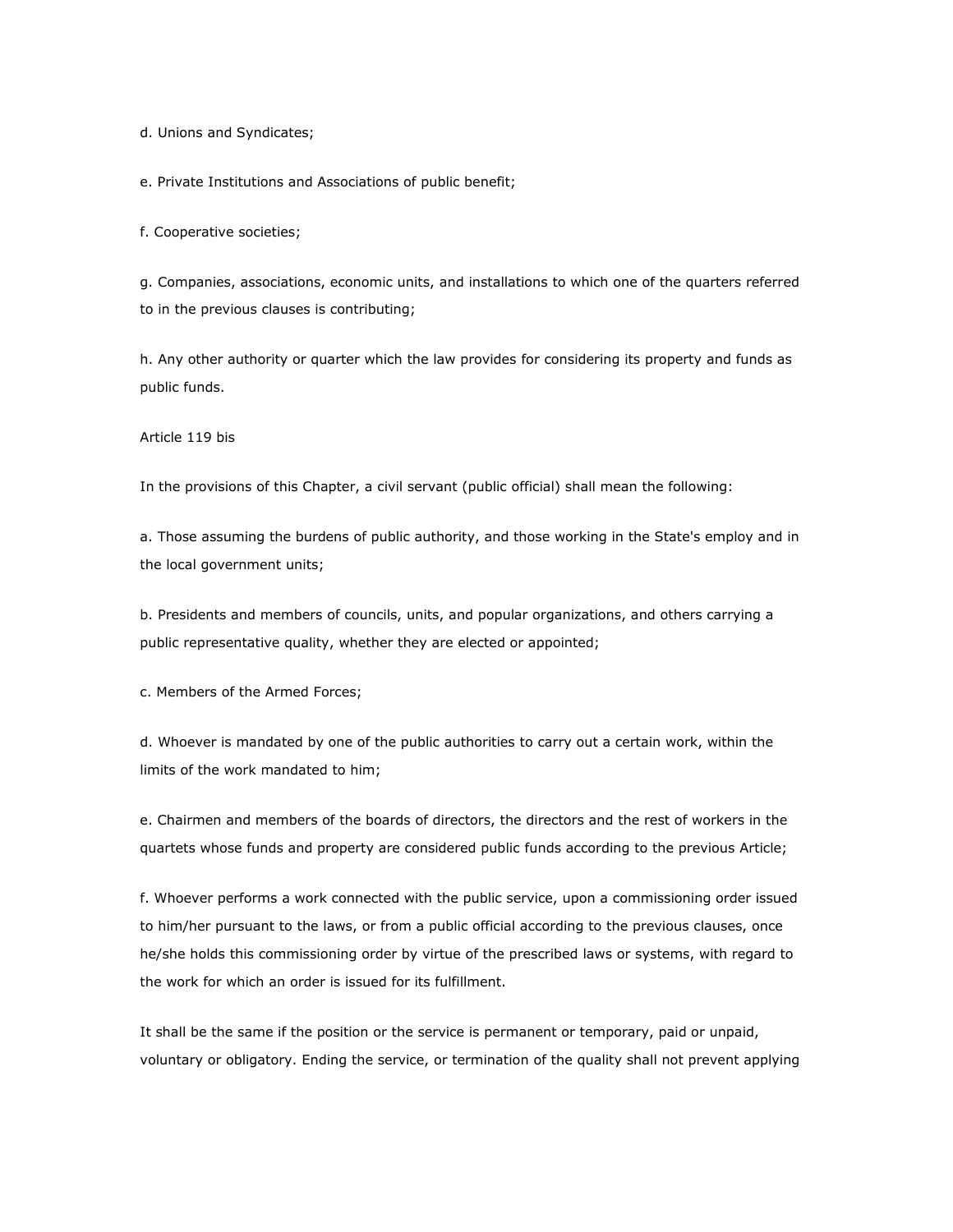d. Unions and Syndicates;

e. Private Institutions and Associations of public benefit;

f. Cooperative societies;

g. Companies, associations, economic units, and installations to which one of the quarters referred to in the previous clauses is contributing;

h. Any other authority or quarter which the law provides for considering its property and funds as public funds.

Article 119 bis

In the provisions of this Chapter, a civil servant (public official) shall mean the following:

a. Those assuming the burdens of public authority, and those working in the State's employ and in the local government units;

b. Presidents and members of councils, units, and popular organizations, and others carrying a public representative quality, whether they are elected or appointed;

c. Members of the Armed Forces;

d. Whoever is mandated by one of the public authorities to carry out a certain work, within the limits of the work mandated to him;

e. Chairmen and members of the boards of directors, the directors and the rest of workers in the quartets whose funds and property are considered public funds according to the previous Article;

f. Whoever performs a work connected with the public service, upon a commissioning order issued to him/her pursuant to the laws, or from a public official according to the previous clauses, once he/she holds this commissioning order by virtue of the prescribed laws or systems, with regard to the work for which an order is issued for its fulfillment.

It shall be the same if the position or the service is permanent or temporary, paid or unpaid, voluntary or obligatory. Ending the service, or termination of the quality shall not prevent applying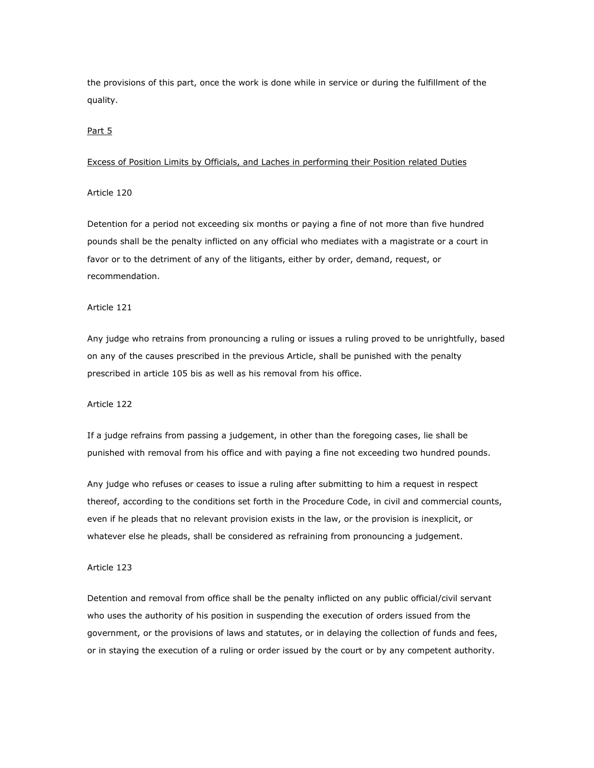the provisions of this part, once the work is done while in service or during the fulfillment of the quality.

## Part 5

### Excess of Position Limits by Officials, and Laches in performing their Position related Duties

Article 120

Detention for a period not exceeding six months or paying a fine of not more than five hundred pounds shall be the penalty inflicted on any official who mediates with a magistrate or a court in favor or to the detriment of any of the litigants, either by order, demand, request, or recommendation.

Article 121

Any judge who retrains from pronouncing a ruling or issues a ruling proved to be unrightfully, based on any of the causes prescribed in the previous Article, shall be punished with the penalty prescribed in article 105 bis as well as his removal from his office.

Article 122

If a judge refrains from passing a judgement, in other than the foregoing cases, lie shall be punished with removal from his office and with paying a fine not exceeding two hundred pounds.

Any judge who refuses or ceases to issue a ruling after submitting to him a request in respect thereof, according to the conditions set forth in the Procedure Code, in civil and commercial counts, even if he pleads that no relevant provision exists in the law, or the provision is inexplicit, or whatever else he pleads, shall be considered as refraining from pronouncing a judgement.

Article 123

Detention and removal from office shall be the penalty inflicted on any public official/civil servant who uses the authority of his position in suspending the execution of orders issued from the government, or the provisions of laws and statutes, or in delaying the collection of funds and fees, or in staying the execution of a ruling or order issued by the court or by any competent authority.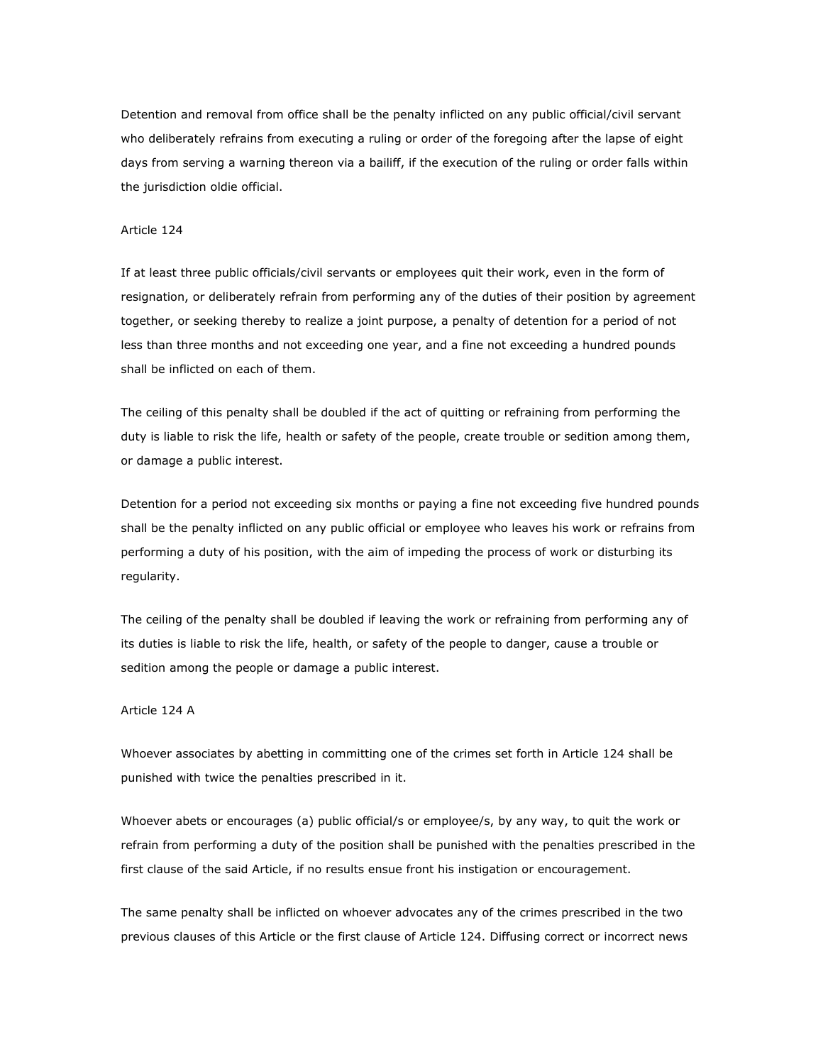Detention and removal from office shall be the penalty inflicted on any public official/civil servant who deliberately refrains from executing a ruling or order of the foregoing after the lapse of eight days from serving a warning thereon via a bailiff, if the execution of the ruling or order falls within the jurisdiction oldie official.

Article 124

If at least three public officials/civil servants or employees quit their work, even in the form of resignation, or deliberately refrain from performing any of the duties of their position by agreement together, or seeking thereby to realize a joint purpose, a penalty of detention for a period of not less than three months and not exceeding one year, and a fine not exceeding a hundred pounds shall be inflicted on each of them.

The ceiling of this penalty shall be doubled if the act of quitting or refraining from performing the duty is liable to risk the life, health or safety of the people, create trouble or sedition among them, or damage a public interest.

Detention for a period not exceeding six months or paying a fine not exceeding five hundred pounds shall be the penalty inflicted on any public official or employee who leaves his work or refrains from performing a duty of his position, with the aim of impeding the process of work or disturbing its regularity.

The ceiling of the penalty shall be doubled if leaving the work or refraining from performing any of its duties is liable to risk the life, health, or safety of the people to danger, cause a trouble or sedition among the people or damage a public interest.

Article 124 A

Whoever associates by abetting in committing one of the crimes set forth in Article 124 shall be punished with twice the penalties prescribed in it.

Whoever abets or encourages (a) public official/s or employee/s, by any way, to quit the work or refrain from performing a duty of the position shall be punished with the penalties prescribed in the first clause of the said Article, if no results ensue front his instigation or encouragement.

The same penalty shall be inflicted on whoever advocates any of the crimes prescribed in the two previous clauses of this Article or the first clause of Article 124. Diffusing correct or incorrect news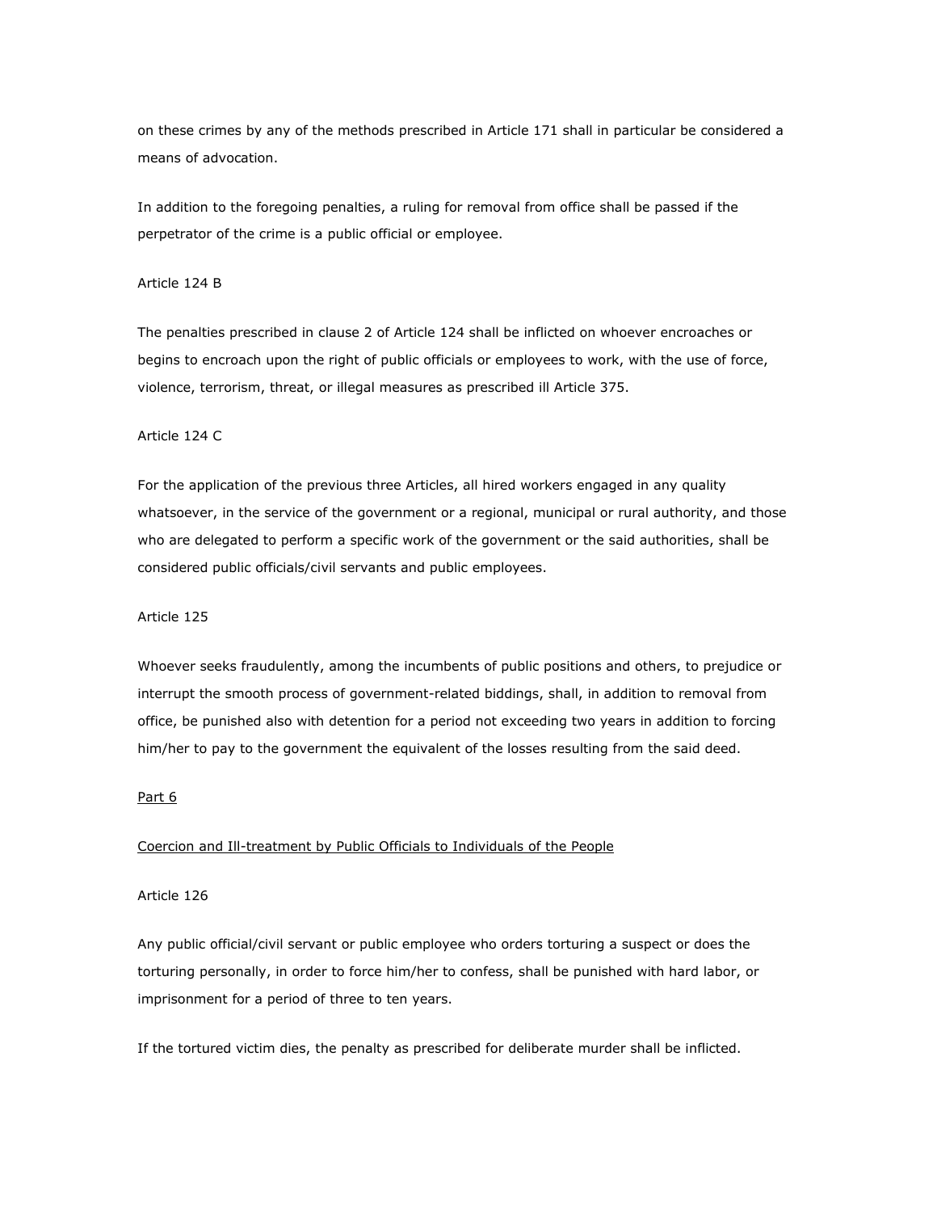on these crimes by any of the methods prescribed in Article 171 shall in particular be considered a means of advocation.

In addition to the foregoing penalties, a ruling for removal from office shall be passed if the perpetrator of the crime is a public official or employee.

Article 124 B

The penalties prescribed in clause 2 of Article 124 shall be inflicted on whoever encroaches or begins to encroach upon the right of public officials or employees to work, with the use of force, violence, terrorism, threat, or illegal measures as prescribed ill Article 375.

Article 124 C

For the application of the previous three Articles, all hired workers engaged in any quality whatsoever, in the service of the government or a regional, municipal or rural authority, and those who are delegated to perform a specific work of the government or the said authorities, shall be considered public officials/civil servants and public employees.

Article 125

Whoever seeks fraudulently, among the incumbents of public positions and others, to prejudice or interrupt the smooth process of government-related biddings, shall, in addition to removal from office, be punished also with detention for a period not exceeding two years in addition to forcing him/her to pay to the government the equivalent of the losses resulting from the said deed.

## Part 6

## Coercion and Ill-treatment by Public Officials to Individuals of the People

Article 126

Any public official/civil servant or public employee who orders torturing a suspect or does the torturing personally, in order to force him/her to confess, shall be punished with hard labor, or imprisonment for a period of three to ten years.

If the tortured victim dies, the penalty as prescribed for deliberate murder shall be inflicted.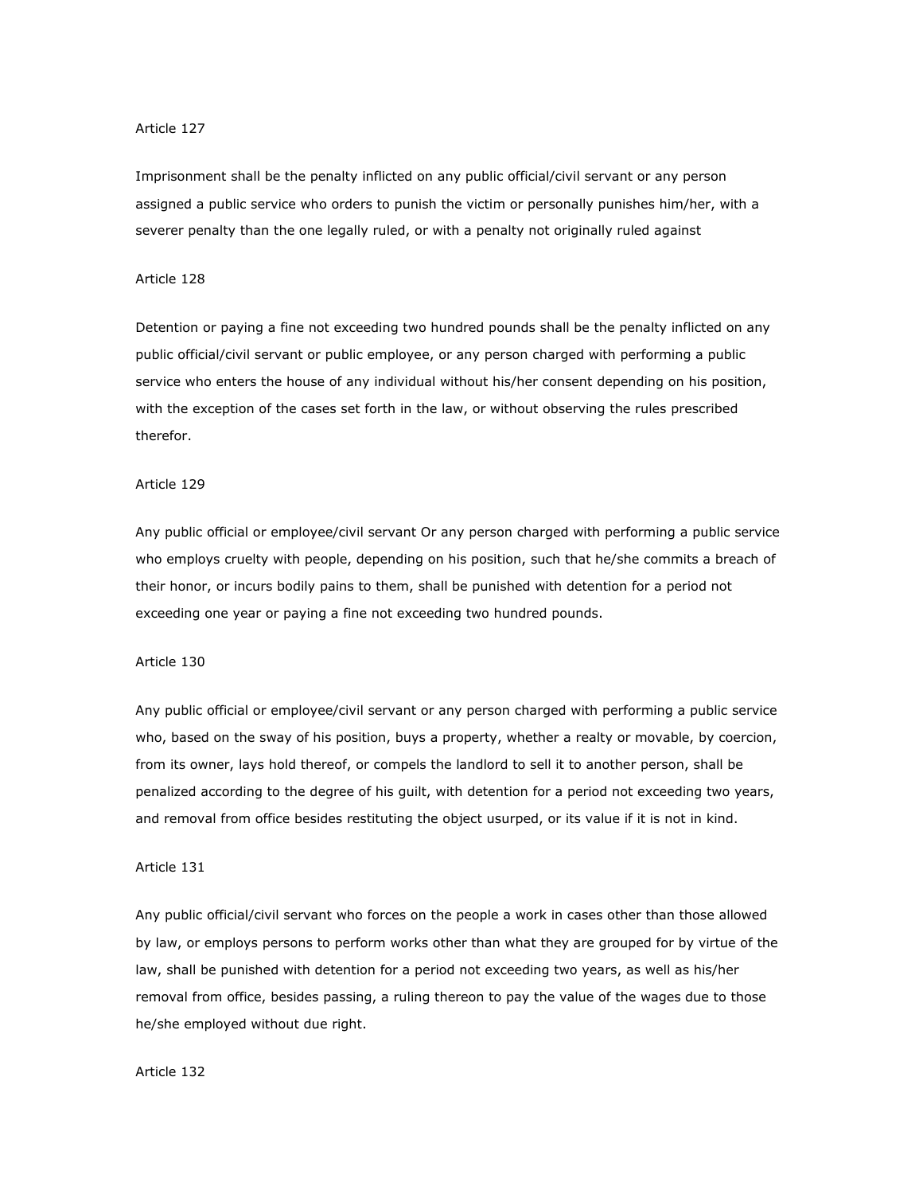Article 127

Imprisonment shall be the penalty inflicted on any public official/civil servant or any person assigned a public service who orders to punish the victim or personally punishes him/her, with a severer penalty than the one legally ruled, or with a penalty not originally ruled against

Article 128

Detention or paying a fine not exceeding two hundred pounds shall be the penalty inflicted on any public official/civil servant or public employee, or any person charged with performing a public service who enters the house of any individual without his/her consent depending on his position, with the exception of the cases set forth in the law, or without observing the rules prescribed therefor.

Article 129

Any public official or employee/civil servant Or any person charged with performing a public service who employs cruelty with people, depending on his position, such that he/she commits a breach of their honor, or incurs bodily pains to them, shall be punished with detention for a period not exceeding one year or paying a fine not exceeding two hundred pounds.

Article 130

Any public official or employee/civil servant or any person charged with performing a public service who, based on the sway of his position, buys a property, whether a realty or movable, by coercion, from its owner, lays hold thereof, or compels the landlord to sell it to another person, shall be penalized according to the degree of his guilt, with detention for a period not exceeding two years, and removal from office besides restituting the object usurped, or its value if it is not in kind.

Article 131

Any public official/civil servant who forces on the people a work in cases other than those allowed by law, or employs persons to perform works other than what they are grouped for by virtue of the law, shall be punished with detention for a period not exceeding two years, as well as his/her removal from office, besides passing, a ruling thereon to pay the value of the wages due to those he/she employed without due right.

Article 132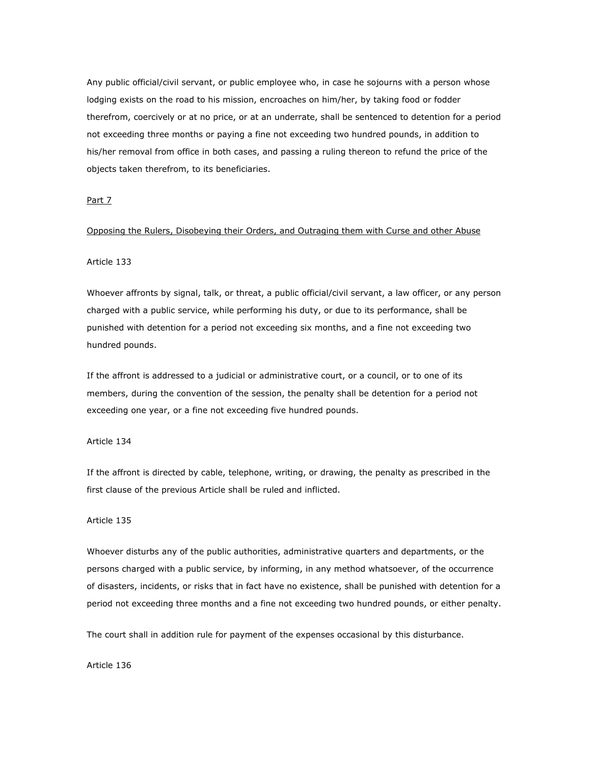Any public official/civil servant, or public employee who, in case he sojourns with a person whose lodging exists on the road to his mission, encroaches on him/her, by taking food or fodder therefrom, coercively or at no price, or at an underrate, shall be sentenced to detention for a period not exceeding three months or paying a fine not exceeding two hundred pounds, in addition to his/her removal from office in both cases, and passing a ruling thereon to refund the price of the objects taken therefrom, to its beneficiaries.

## Part 7

## Opposing the Rulers, Disobeying their Orders, and Outraging them with Curse and other Abuse

### Article 133

Whoever affronts by signal, talk, or threat, a public official/civil servant, a law officer, or any person charged with a public service, while performing his duty, or due to its performance, shall be punished with detention for a period not exceeding six months, and a fine not exceeding two hundred pounds.

If the affront is addressed to a judicial or administrative court, or a council, or to one of its members, during the convention of the session, the penalty shall be detention for a period not exceeding one year, or a fine not exceeding five hundred pounds.

### Article 134

If the affront is directed by cable, telephone, writing, or drawing, the penalty as prescribed in the first clause of the previous Article shall be ruled and inflicted.

### Article 135

Whoever disturbs any of the public authorities, administrative quarters and departments, or the persons charged with a public service, by informing, in any method whatsoever, of the occurrence of disasters, incidents, or risks that in fact have no existence, shall be punished with detention for a period not exceeding three months and a fine not exceeding two hundred pounds, or either penalty.

The court shall in addition rule for payment of the expenses occasional by this disturbance.

### Article 136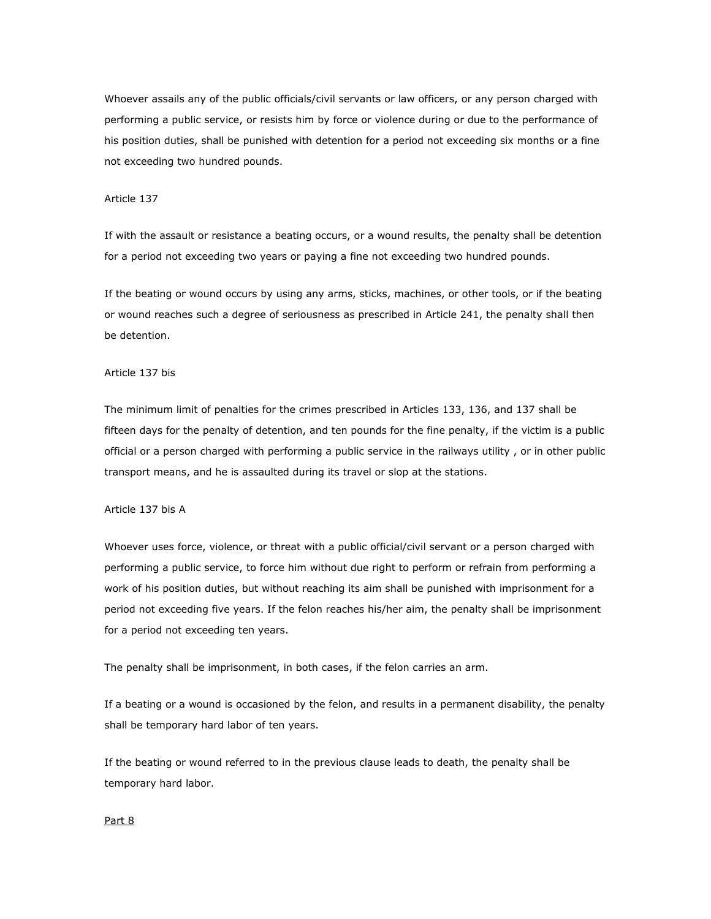Whoever assails any of the public officials/civil servants or law officers, or any person charged with performing a public service, or resists him by force or violence during or due to the performance of his position duties, shall be punished with detention for a period not exceeding six months or a fine not exceeding two hundred pounds.

Article 137

If with the assault or resistance a beating occurs, or a wound results, the penalty shall be detention for a period not exceeding two years or paying a fine not exceeding two hundred pounds.

If the beating or wound occurs by using any arms, sticks, machines, or other tools, or if the beating or wound reaches such a degree of seriousness as prescribed in Article 241, the penalty shall then be detention.

Article 137 bis

The minimum limit of penalties for the crimes prescribed in Articles 133, 136, and 137 shall be fifteen days for the penalty of detention, and ten pounds for the fine penalty, if the victim is a public official or a person charged with performing a public service in the railways utility , or in other public transport means, and he is assaulted during its travel or slop at the stations.

Article 137 bis A

Whoever uses force, violence, or threat with a public official/civil servant or a person charged with performing a public service, to force him without due right to perform or refrain from performing a work of his position duties, but without reaching its aim shall be punished with imprisonment for a period not exceeding five years. If the felon reaches his/her aim, the penalty shall be imprisonment for a period not exceeding ten years.

The penalty shall be imprisonment, in both cases, if the felon carries an arm.

If a beating or a wound is occasioned by the felon, and results in a permanent disability, the penalty shall be temporary hard labor of ten years.

If the beating or wound referred to in the previous clause leads to death, the penalty shall be temporary hard labor.

Part 8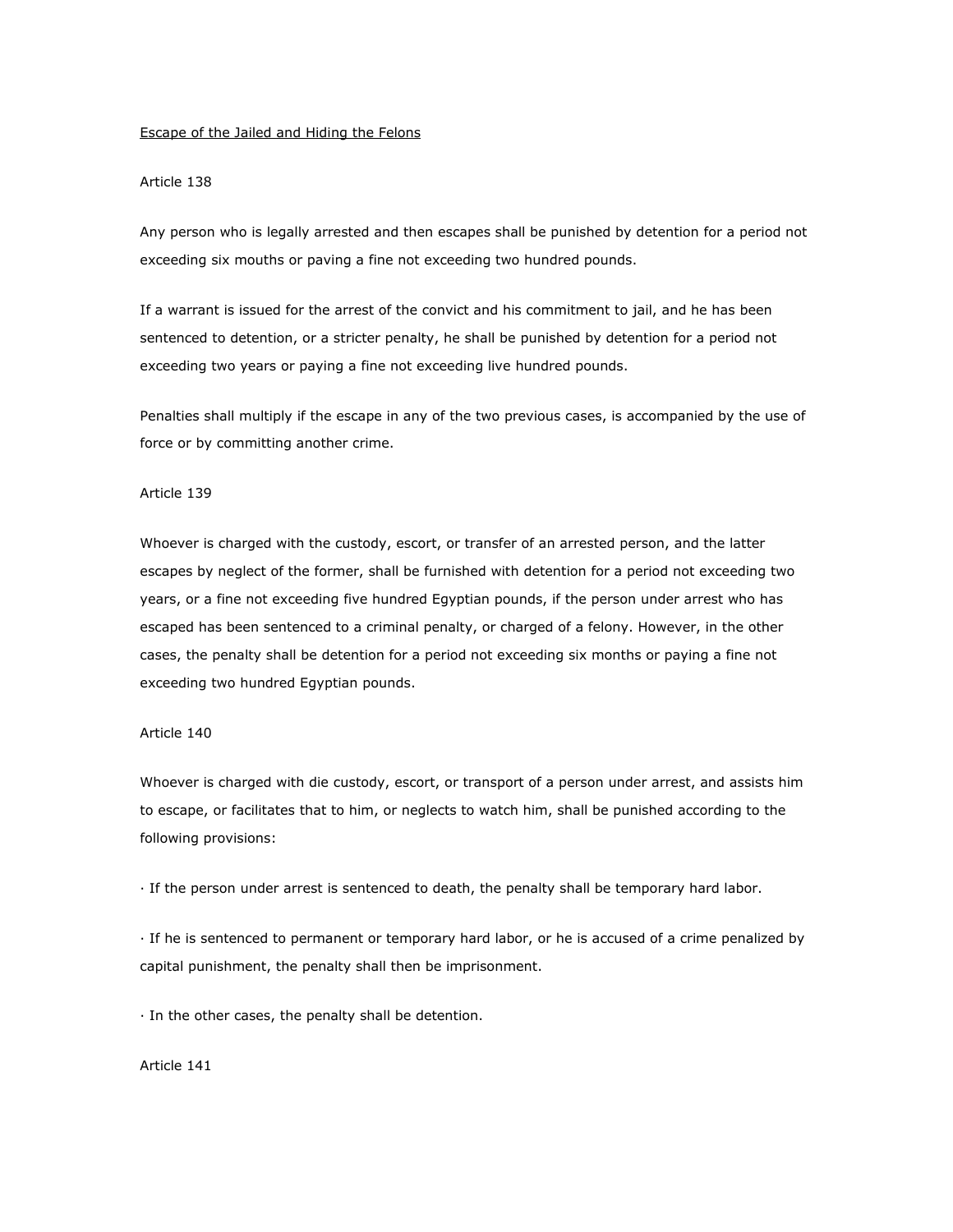Escape of the Jailed and Hiding the Felons

Article 138

Any person who is legally arrested and then escapes shall be punished by detention for a period not exceeding six mouths or paving a fine not exceeding two hundred pounds.

If a warrant is issued for the arrest of the convict and his commitment to jail, and he has been sentenced to detention, or a stricter penalty, he shall be punished by detention for a period not exceeding two years or paying a fine not exceeding live hundred pounds.

Penalties shall multiply if the escape in any of the two previous cases, is accompanied by the use of force or by committing another crime.

Article 139

Whoever is charged with the custody, escort, or transfer of an arrested person, and the latter escapes by neglect of the former, shall be furnished with detention for a period not exceeding two years, or a fine not exceeding five hundred Egyptian pounds, if the person under arrest who has escaped has been sentenced to a criminal penalty, or charged of a felony. However, in the other cases, the penalty shall be detention for a period not exceeding six months or paying a fine not exceeding two hundred Egyptian pounds.

Article 140

Whoever is charged with die custody, escort, or transport of a person under arrest, and assists him to escape, or facilitates that to him, or neglects to watch him, shall be punished according to the following provisions:

· If the person under arrest is sentenced to death, the penalty shall be temporary hard labor.

· If he is sentenced to permanent or temporary hard labor, or he is accused of a crime penalized by capital punishment, the penalty shall then be imprisonment.

· In the other cases, the penalty shall be detention.

Article 141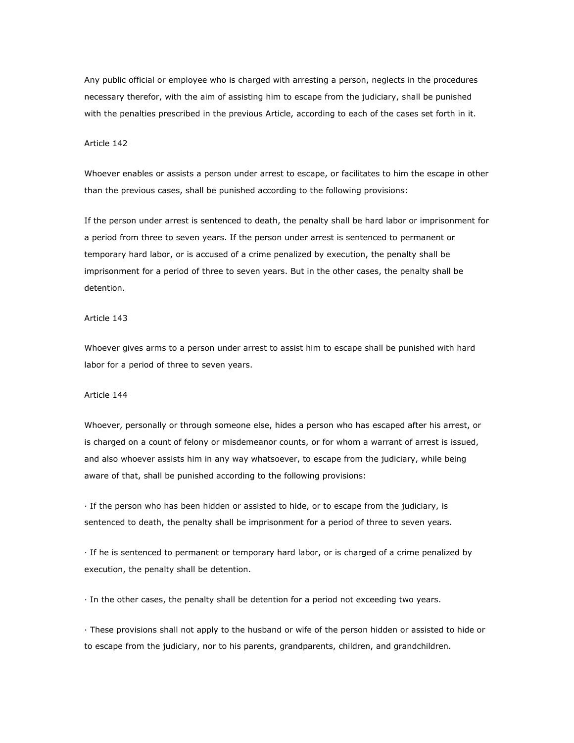Any public official or employee who is charged with arresting a person, neglects in the procedures necessary therefor, with the aim of assisting him to escape from the judiciary, shall be punished with the penalties prescribed in the previous Article, according to each of the cases set forth in it.

Article 142

Whoever enables or assists a person under arrest to escape, or facilitates to him the escape in other than the previous cases, shall be punished according to the following provisions:

If the person under arrest is sentenced to death, the penalty shall be hard labor or imprisonment for a period from three to seven years. If the person under arrest is sentenced to permanent or temporary hard labor, or is accused of a crime penalized by execution, the penalty shall be imprisonment for a period of three to seven years. But in the other cases, the penalty shall be detention.

Article 143

Whoever gives arms to a person under arrest to assist him to escape shall be punished with hard labor for a period of three to seven years.

Article 144

Whoever, personally or through someone else, hides a person who has escaped after his arrest, or is charged on a count of felony or misdemeanor counts, or for whom a warrant of arrest is issued, and also whoever assists him in any way whatsoever, to escape from the judiciary, while being aware of that, shall be punished according to the following provisions:

· If the person who has been hidden or assisted to hide, or to escape from the judiciary, is sentenced to death, the penalty shall be imprisonment for a period of three to seven years.

· If he is sentenced to permanent or temporary hard labor, or is charged of a crime penalized by execution, the penalty shall be detention.

· In the other cases, the penalty shall be detention for a period not exceeding two years.

· These provisions shall not apply to the husband or wife of the person hidden or assisted to hide or to escape from the judiciary, nor to his parents, grandparents, children, and grandchildren.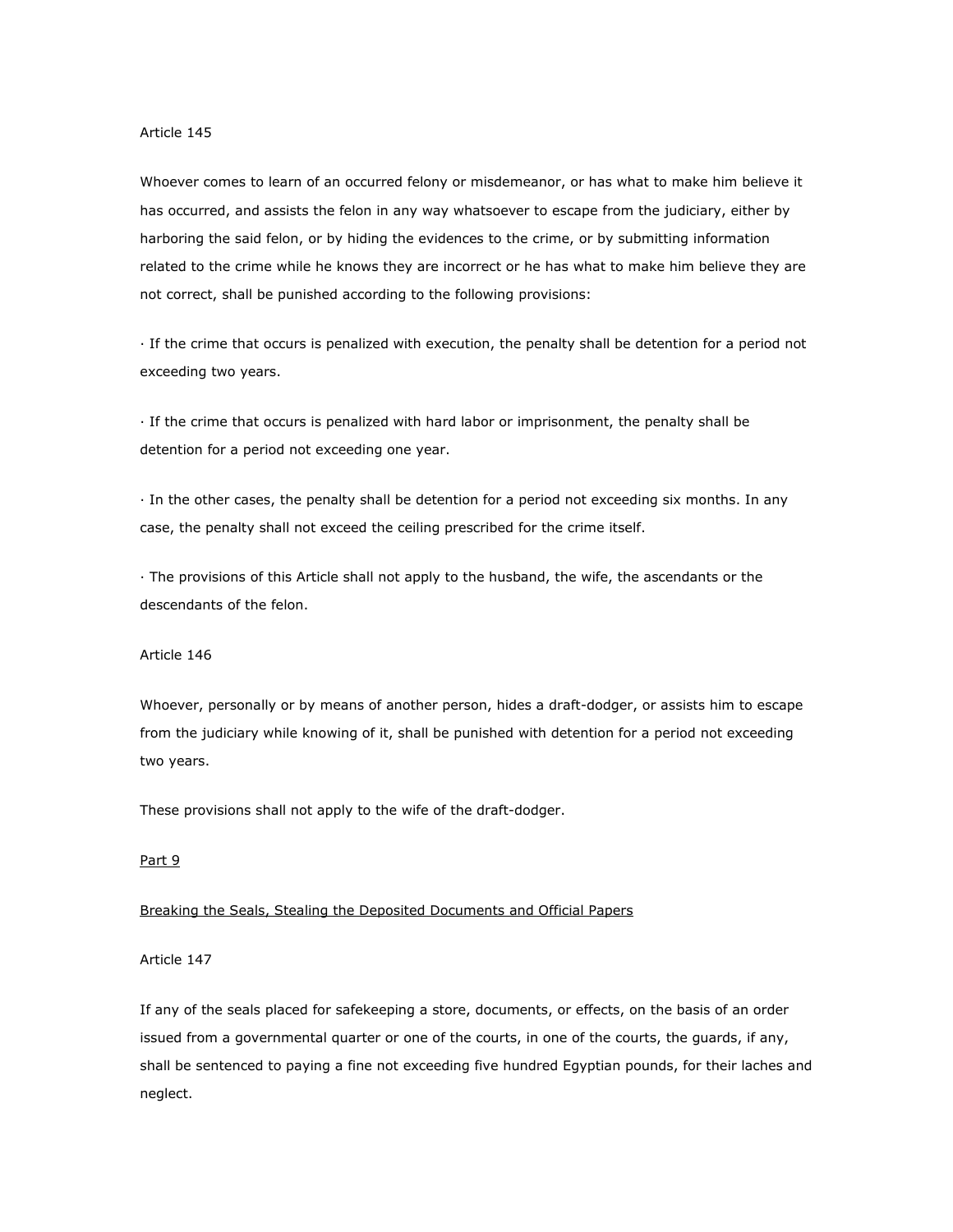Article 145

Whoever comes to learn of an occurred felony or misdemeanor, or has what to make him believe it has occurred, and assists the felon in any way whatsoever to escape from the judiciary, either by harboring the said felon, or by hiding the evidences to the crime, or by submitting information related to the crime while he knows they are incorrect or he has what to make him believe they are not correct, shall be punished according to the following provisions:

· If the crime that occurs is penalized with execution, the penalty shall be detention for a period not exceeding two years.

· If the crime that occurs is penalized with hard labor or imprisonment, the penalty shall be detention for a period not exceeding one year.

· In the other cases, the penalty shall be detention for a period not exceeding six months. In any case, the penalty shall not exceed the ceiling prescribed for the crime itself.

· The provisions of this Article shall not apply to the husband, the wife, the ascendants or the descendants of the felon.

Article 146

Whoever, personally or by means of another person, hides a draft-dodger, or assists him to escape from the judiciary while knowing of it, shall be punished with detention for a period not exceeding two years.

These provisions shall not apply to the wife of the draft-dodger.

Part 9

Breaking the Seals, Stealing the Deposited Documents and Official Papers

Article 147

If any of the seals placed for safekeeping a store, documents, or effects, on the basis of an order issued from a governmental quarter or one of the courts, in one of the courts, the guards, if any, shall be sentenced to paying a fine not exceeding five hundred Egyptian pounds, for their laches and neglect.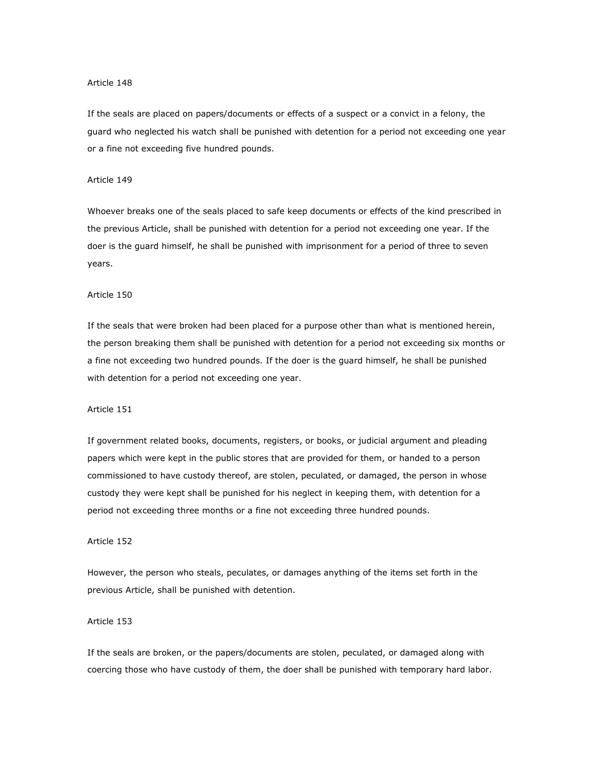Article 148

If the seals are placed on papers/documents or effects of a suspect or a convict in a felony, the guard who neglected his watch shall be punished with detention for a period not exceeding one year or a fine not exceeding five hundred pounds.

Article 149

Whoever breaks one of the seals placed to safe keep documents or effects of the kind prescribed in the previous Article, shall be punished with detention for a period not exceeding one year. If the doer is the guard himself, he shall be punished with imprisonment for a period of three to seven years.

Article 150

If the seals that were broken had been placed for a purpose other than what is mentioned herein, the person breaking them shall be punished with detention for a period not exceeding six months or a fine not exceeding two hundred pounds. If the doer is the guard himself, he shall be punished with detention for a period not exceeding one year.

Article 151

If government related books, documents, registers, or books, or judicial argument and pleading papers which were kept in the public stores that are provided for them, or handed to a person commissioned to have custody thereof, are stolen, peculated, or damaged, the person in whose custody they were kept shall be punished for his neglect in keeping them, with detention for a period not exceeding three months or a fine not exceeding three hundred pounds.

Article 152

However, the person who steals, peculates, or damages anything of the items set forth in the previous Article, shall be punished with detention.

Article 153

If the seals are broken, or the papers/documents are stolen, peculated, or damaged along with coercing those who have custody of them, the doer shall be punished with temporary hard labor.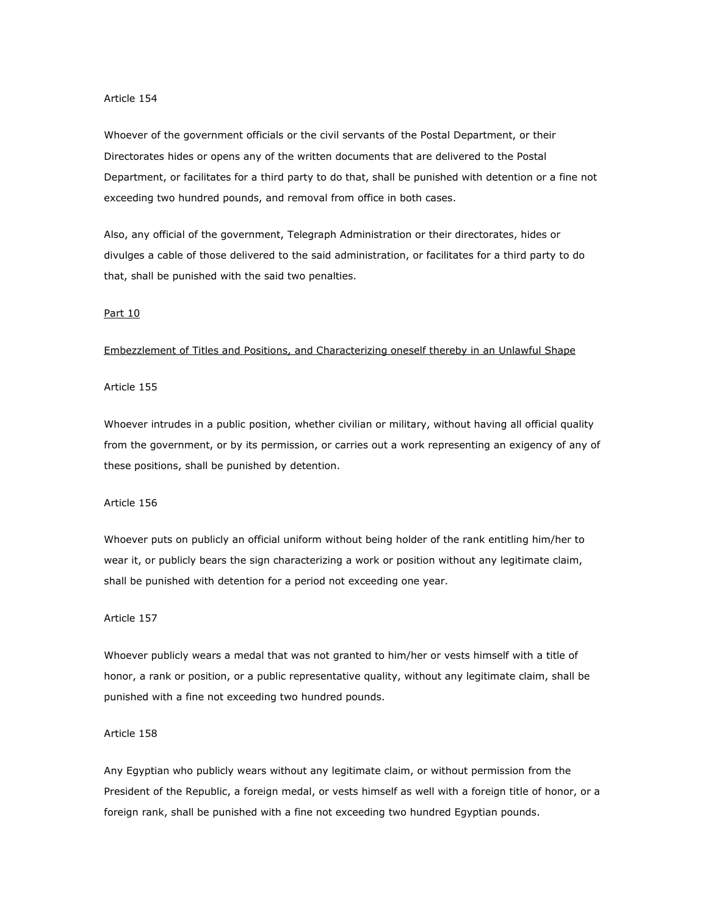Article 154

Whoever of the government officials or the civil servants of the Postal Department, or their Directorates hides or opens any of the written documents that are delivered to the Postal Department, or facilitates for a third party to do that, shall be punished with detention or a fine not exceeding two hundred pounds, and removal from office in both cases.

Also, any official of the government, Telegraph Administration or their directorates, hides or divulges a cable of those delivered to the said administration, or facilitates for a third party to do that, shall be punished with the said two penalties.

## Part 10

## Embezzlement of Titles and Positions, and Characterizing oneself thereby in an Unlawful Shape

Article 155

Whoever intrudes in a public position, whether civilian or military, without having all official quality from the government, or by its permission, or carries out a work representing an exigency of any of these positions, shall be punished by detention.

Article 156

Whoever puts on publicly an official uniform without being holder of the rank entitling him/her to wear it, or publicly bears the sign characterizing a work or position without any legitimate claim, shall be punished with detention for a period not exceeding one year.

Article 157

Whoever publicly wears a medal that was not granted to him/her or vests himself with a title of honor, a rank or position, or a public representative quality, without any legitimate claim, shall be punished with a fine not exceeding two hundred pounds.

Article 158

Any Egyptian who publicly wears without any legitimate claim, or without permission from the President of the Republic, a foreign medal, or vests himself as well with a foreign title of honor, or a foreign rank, shall be punished with a fine not exceeding two hundred Egyptian pounds.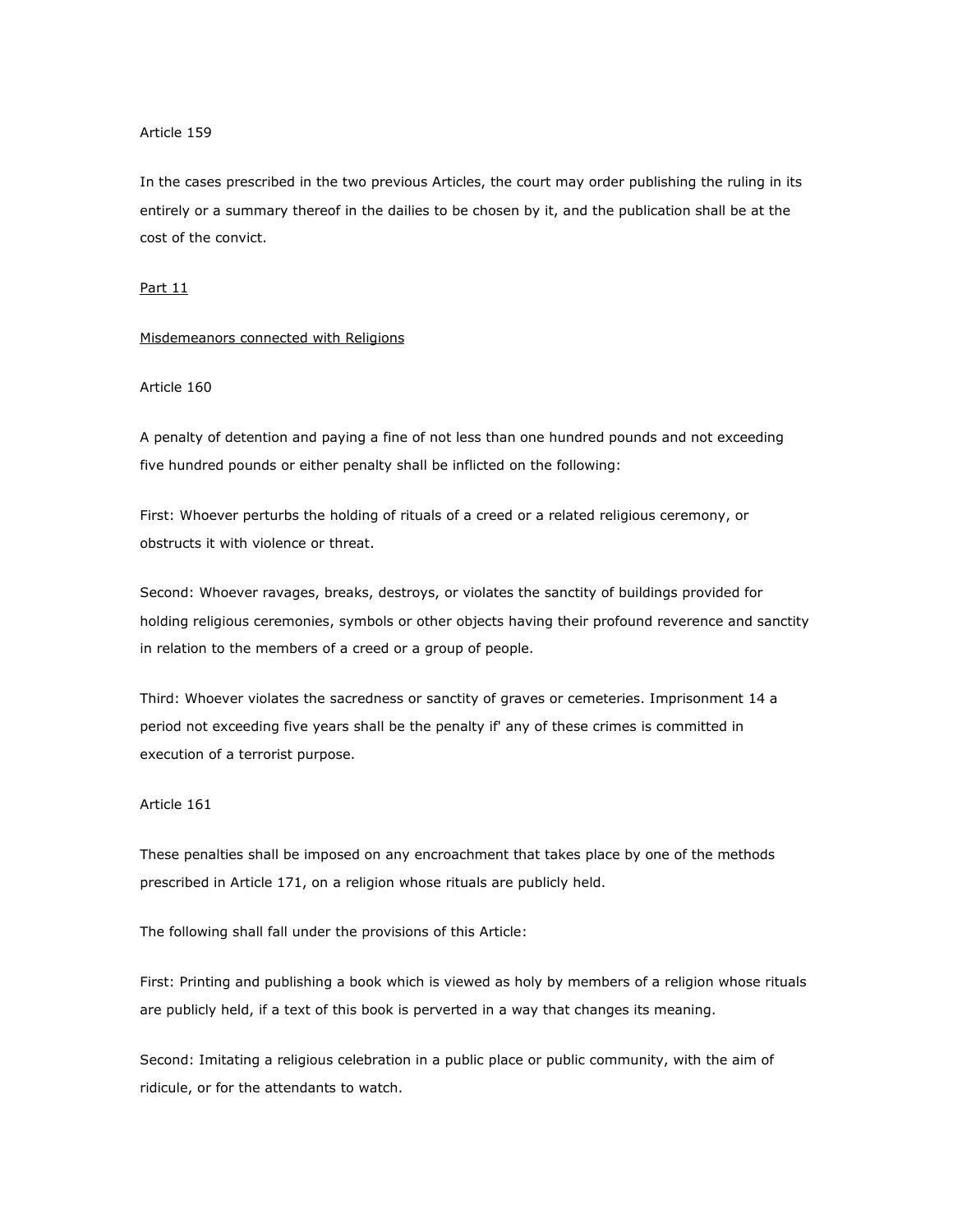Article 159

In the cases prescribed in the two previous Articles, the court may order publishing the ruling in its entirely or a summary thereof in the dailies to be chosen by it, and the publication shall be at the cost of the convict.

Part 11

Misdemeanors connected with Religions

Article 160

A penalty of detention and paying a fine of not less than one hundred pounds and not exceeding five hundred pounds or either penalty shall be inflicted on the following:

First: Whoever perturbs the holding of rituals of a creed or a related religious ceremony, or obstructs it with violence or threat.

Second: Whoever ravages, breaks, destroys, or violates the sanctity of buildings provided for holding religious ceremonies, symbols or other objects having their profound reverence and sanctity in relation to the members of a creed or a group of people.

Third: Whoever violates the sacredness or sanctity of graves or cemeteries. Imprisonment 14 a period not exceeding five years shall be the penalty if' any of these crimes is committed in execution of a terrorist purpose.

Article 161

These penalties shall be imposed on any encroachment that takes place by one of the methods prescribed in Article 171, on a religion whose rituals are publicly held.

The following shall fall under the provisions of this Article:

First: Printing and publishing a book which is viewed as holy by members of a religion whose rituals are publicly held, if a text of this book is perverted in a way that changes its meaning.

Second: Imitating a religious celebration in a public place or public community, with the aim of ridicule, or for the attendants to watch.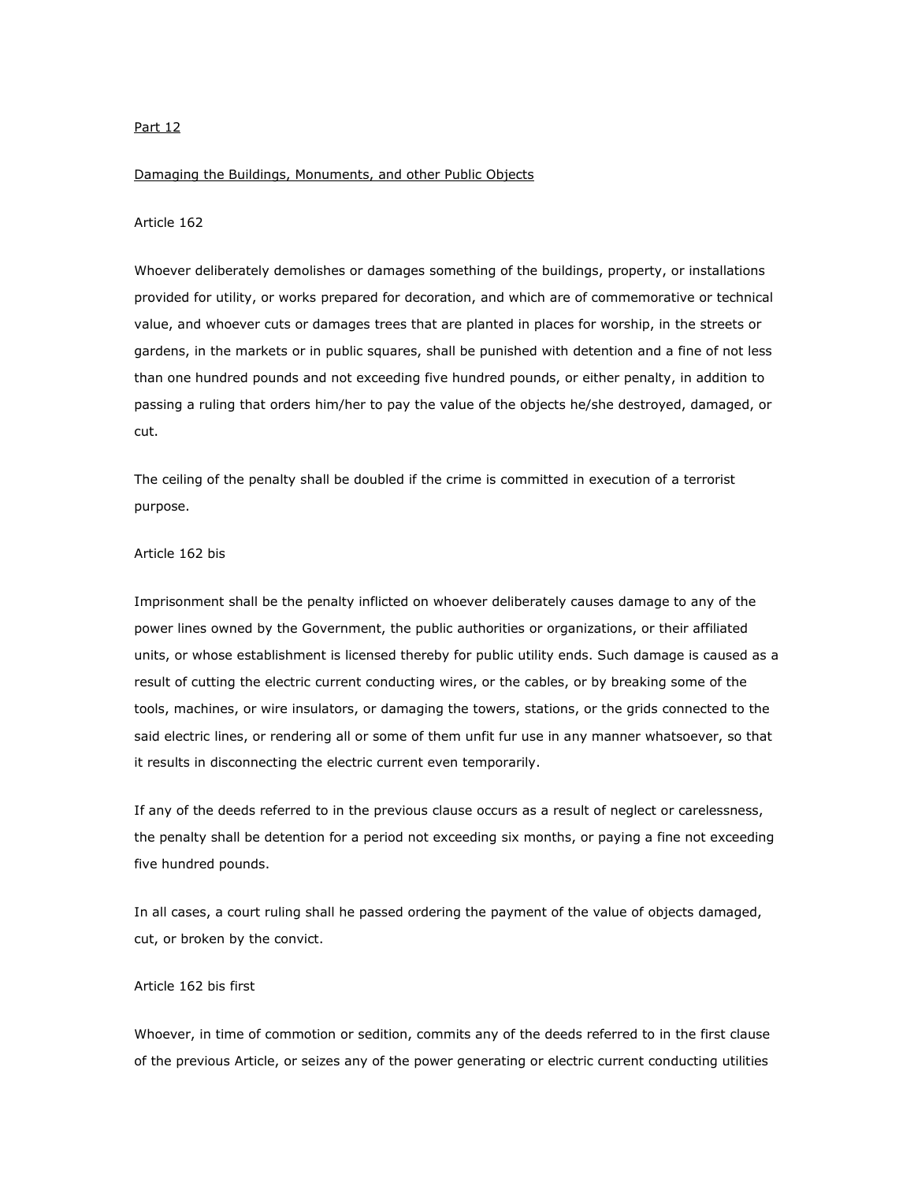Part 12

Damaging the Buildings, Monuments, and other Public Objects

Article 162

Whoever deliberately demolishes or damages something of the buildings, property, or installations provided for utility, or works prepared for decoration, and which are of commemorative or technical value, and whoever cuts or damages trees that are planted in places for worship, in the streets or gardens, in the markets or in public squares, shall be punished with detention and a fine of not less than one hundred pounds and not exceeding five hundred pounds, or either penalty, in addition to passing a ruling that orders him/her to pay the value of the objects he/she destroyed, damaged, or cut.

The ceiling of the penalty shall be doubled if the crime is committed in execution of a terrorist purpose.

Article 162 bis

Imprisonment shall be the penalty inflicted on whoever deliberately causes damage to any of the power lines owned by the Government, the public authorities or organizations, or their affiliated units, or whose establishment is licensed thereby for public utility ends. Such damage is caused as a result of cutting the electric current conducting wires, or the cables, or by breaking some of the tools, machines, or wire insulators, or damaging the towers, stations, or the grids connected to the said electric lines, or rendering all or some of them unfit fur use in any manner whatsoever, so that it results in disconnecting the electric current even temporarily.

If any of the deeds referred to in the previous clause occurs as a result of neglect or carelessness, the penalty shall be detention for a period not exceeding six months, or paying a fine not exceeding five hundred pounds.

In all cases, a court ruling shall he passed ordering the payment of the value of objects damaged, cut, or broken by the convict.

Article 162 bis first

Whoever, in time of commotion or sedition, commits any of the deeds referred to in the first clause of the previous Article, or seizes any of the power generating or electric current conducting utilities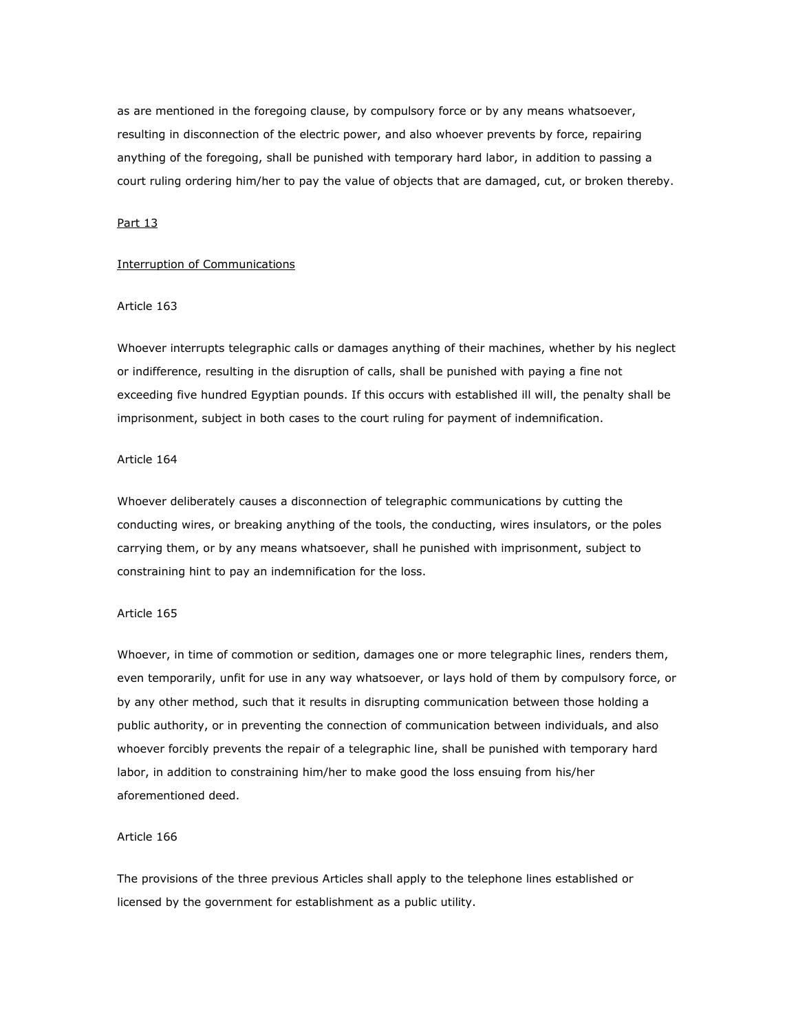as are mentioned in the foregoing clause, by compulsory force or by any means whatsoever, resulting in disconnection of the electric power, and also whoever prevents by force, repairing anything of the foregoing, shall be punished with temporary hard labor, in addition to passing a court ruling ordering him/her to pay the value of objects that are damaged, cut, or broken thereby.

Part 13

Interruption of Communications

Article 163

Whoever interrupts telegraphic calls or damages anything of their machines, whether by his neglect or indifference, resulting in the disruption of calls, shall be punished with paying a fine not exceeding five hundred Egyptian pounds. If this occurs with established ill will, the penalty shall be imprisonment, subject in both cases to the court ruling for payment of indemnification.

Article 164

Whoever deliberately causes a disconnection of telegraphic communications by cutting the conducting wires, or breaking anything of the tools, the conducting, wires insulators, or the poles carrying them, or by any means whatsoever, shall he punished with imprisonment, subject to constraining hint to pay an indemnification for the loss.

Article 165

Whoever, in time of commotion or sedition, damages one or more telegraphic lines, renders them, even temporarily, unfit for use in any way whatsoever, or lays hold of them by compulsory force, or by any other method, such that it results in disrupting communication between those holding a public authority, or in preventing the connection of communication between individuals, and also whoever forcibly prevents the repair of a telegraphic line, shall be punished with temporary hard labor, in addition to constraining him/her to make good the loss ensuing from his/her aforementioned deed.

Article 166

The provisions of the three previous Articles shall apply to the telephone lines established or licensed by the government for establishment as a public utility.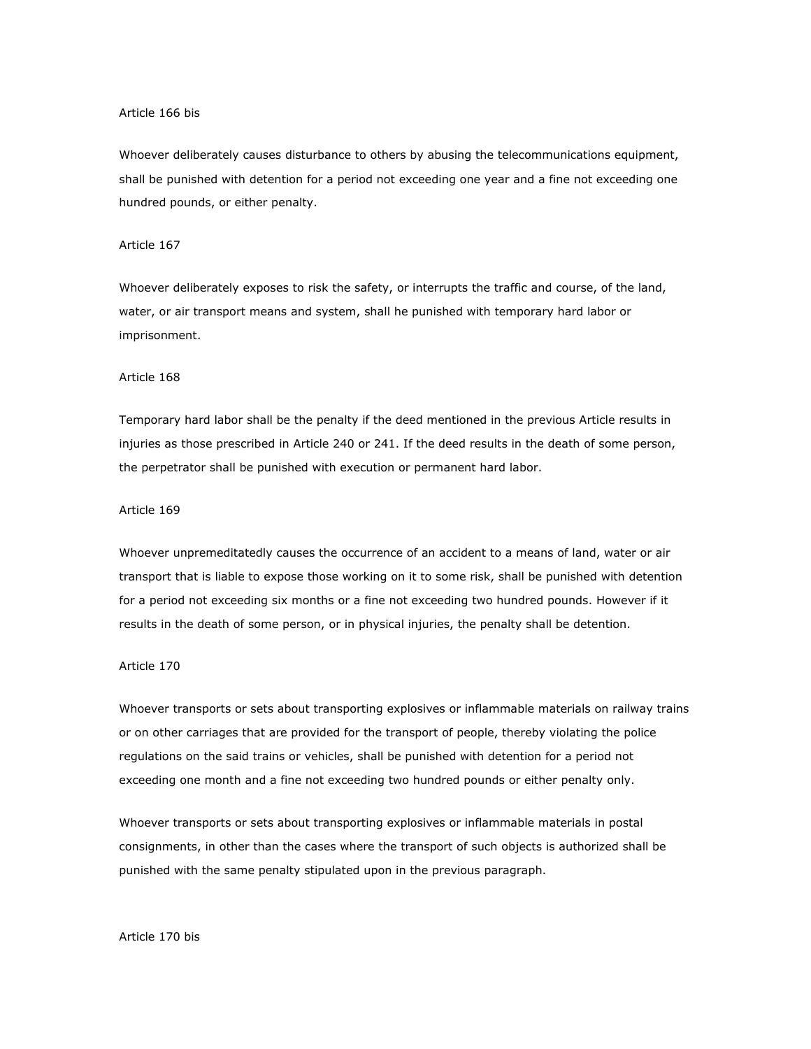Article 166 bis

Whoever deliberately causes disturbance to others by abusing the telecommunications equipment, shall be punished with detention for a period not exceeding one year and a fine not exceeding one hundred pounds, or either penalty.

Article 167

Whoever deliberately exposes to risk the safety, or interrupts the traffic and course, of the land, water, or air transport means and system, shall he punished with temporary hard labor or imprisonment.

Article 168

Temporary hard labor shall be the penalty if the deed mentioned in the previous Article results in injuries as those prescribed in Article 240 or 241. If the deed results in the death of some person, the perpetrator shall be punished with execution or permanent hard labor.

Article 169

Whoever unpremeditatedly causes the occurrence of an accident to a means of land, water or air transport that is liable to expose those working on it to some risk, shall be punished with detention for a period not exceeding six months or a fine not exceeding two hundred pounds. However if it results in the death of some person, or in physical injuries, the penalty shall be detention.

Article 170

Whoever transports or sets about transporting explosives or inflammable materials on railway trains or on other carriages that are provided for the transport of people, thereby violating the police regulations on the said trains or vehicles, shall be punished with detention for a period not exceeding one month and a fine not exceeding two hundred pounds or either penalty only.

Whoever transports or sets about transporting explosives or inflammable materials in postal consignments, in other than the cases where the transport of such objects is authorized shall be punished with the same penalty stipulated upon in the previous paragraph.

Article 170 bis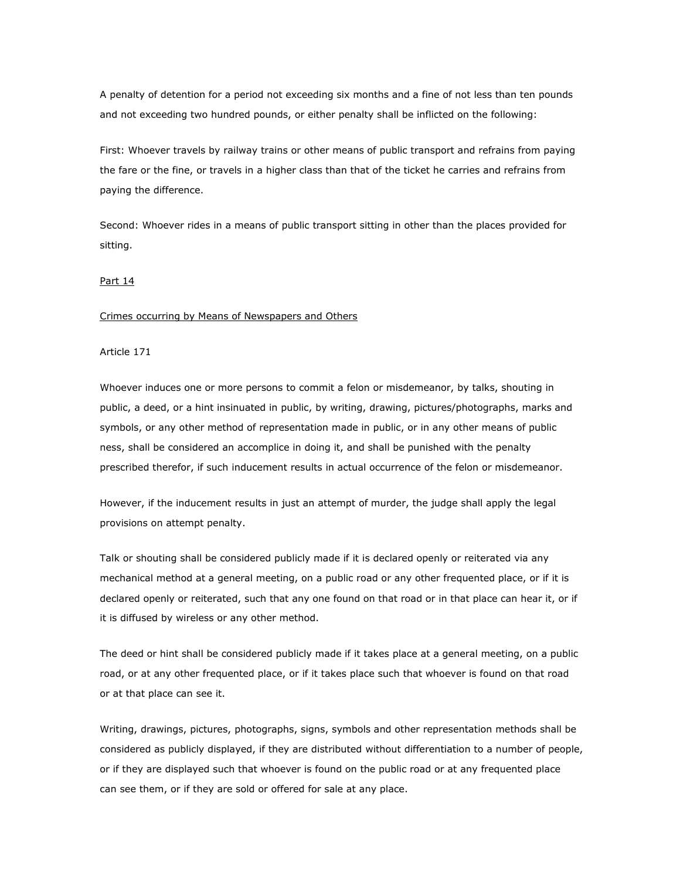A penalty of detention for a period not exceeding six months and a fine of not less than ten pounds and not exceeding two hundred pounds, or either penalty shall be inflicted on the following:

First: Whoever travels by railway trains or other means of public transport and refrains from paying the fare or the fine, or travels in a higher class than that of the ticket he carries and refrains from paying the difference.

Second: Whoever rides in a means of public transport sitting in other than the places provided for sitting.

## Part 14

## Crimes occurring by Means of Newspapers and Others

### Article 171

Whoever induces one or more persons to commit a felon or misdemeanor, by talks, shouting in public, a deed, or a hint insinuated in public, by writing, drawing, pictures/photographs, marks and symbols, or any other method of representation made in public, or in any other means of public ness, shall be considered an accomplice in doing it, and shall be punished with the penalty prescribed therefor, if such inducement results in actual occurrence of the felon or misdemeanor.

However, if the inducement results in just an attempt of murder, the judge shall apply the legal provisions on attempt penalty.

Talk or shouting shall be considered publicly made if it is declared openly or reiterated via any mechanical method at a general meeting, on a public road or any other frequented place, or if it is declared openly or reiterated, such that any one found on that road or in that place can hear it, or if it is diffused by wireless or any other method.

The deed or hint shall be considered publicly made if it takes place at a general meeting, on a public road, or at any other frequented place, or if it takes place such that whoever is found on that road or at that place can see it.

Writing, drawings, pictures, photographs, signs, symbols and other representation methods shall be considered as publicly displayed, if they are distributed without differentiation to a number of people, or if they are displayed such that whoever is found on the public road or at any frequented place can see them, or if they are sold or offered for sale at any place.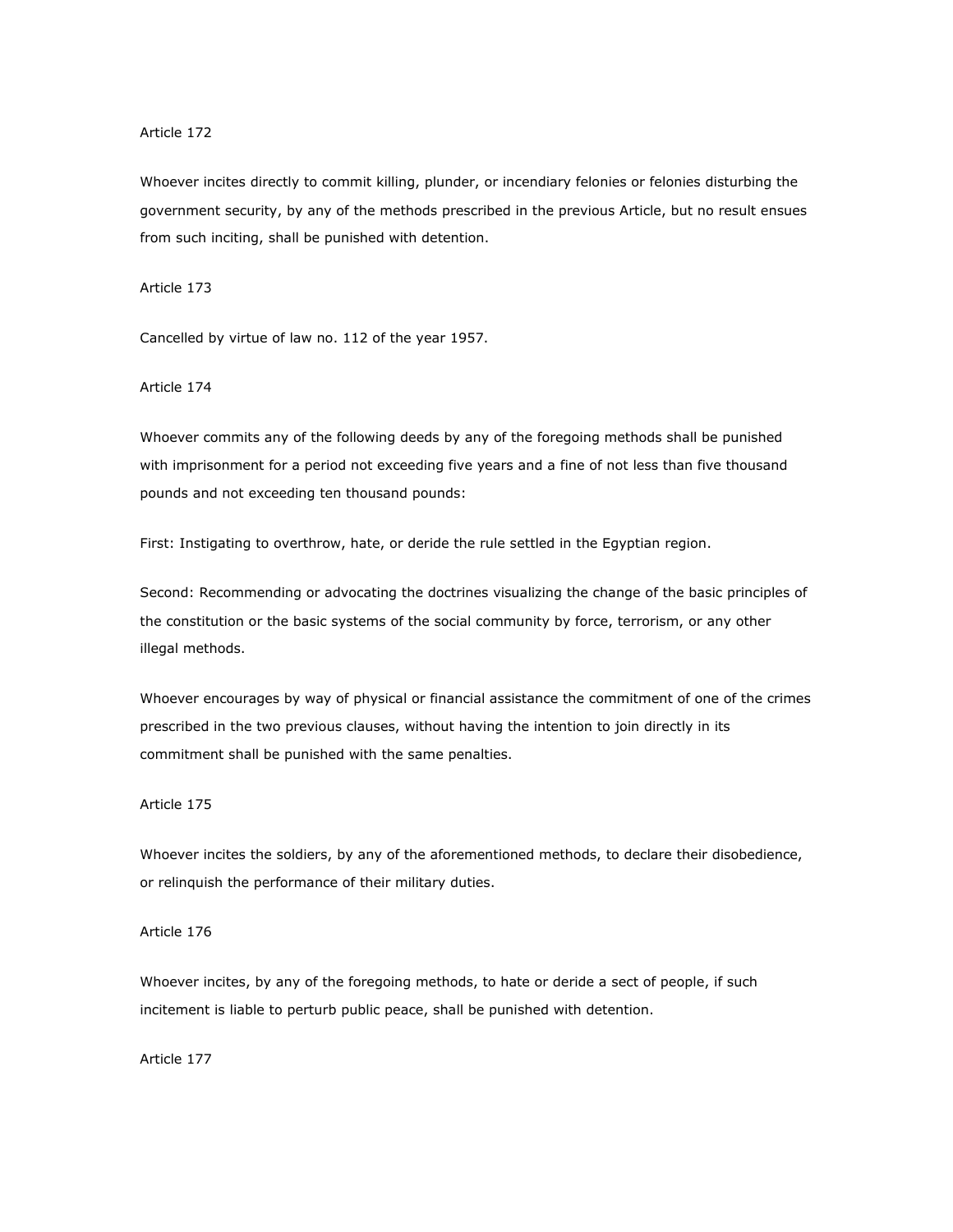Article 172

Whoever incites directly to commit killing, plunder, or incendiary felonies or felonies disturbing the government security, by any of the methods prescribed in the previous Article, but no result ensues from such inciting, shall be punished with detention.

Article 173

Cancelled by virtue of law no. 112 of the year 1957.

Article 174

Whoever commits any of the following deeds by any of the foregoing methods shall be punished with imprisonment for a period not exceeding five years and a fine of not less than five thousand pounds and not exceeding ten thousand pounds:

First: Instigating to overthrow, hate, or deride the rule settled in the Egyptian region.

Second: Recommending or advocating the doctrines visualizing the change of the basic principles of the constitution or the basic systems of the social community by force, terrorism, or any other illegal methods.

Whoever encourages by way of physical or financial assistance the commitment of one of the crimes prescribed in the two previous clauses, without having the intention to join directly in its commitment shall be punished with the same penalties.

Article 175

Whoever incites the soldiers, by any of the aforementioned methods, to declare their disobedience, or relinquish the performance of their military duties.

Article 176

Whoever incites, by any of the foregoing methods, to hate or deride a sect of people, if such incitement is liable to perturb public peace, shall be punished with detention.

Article 177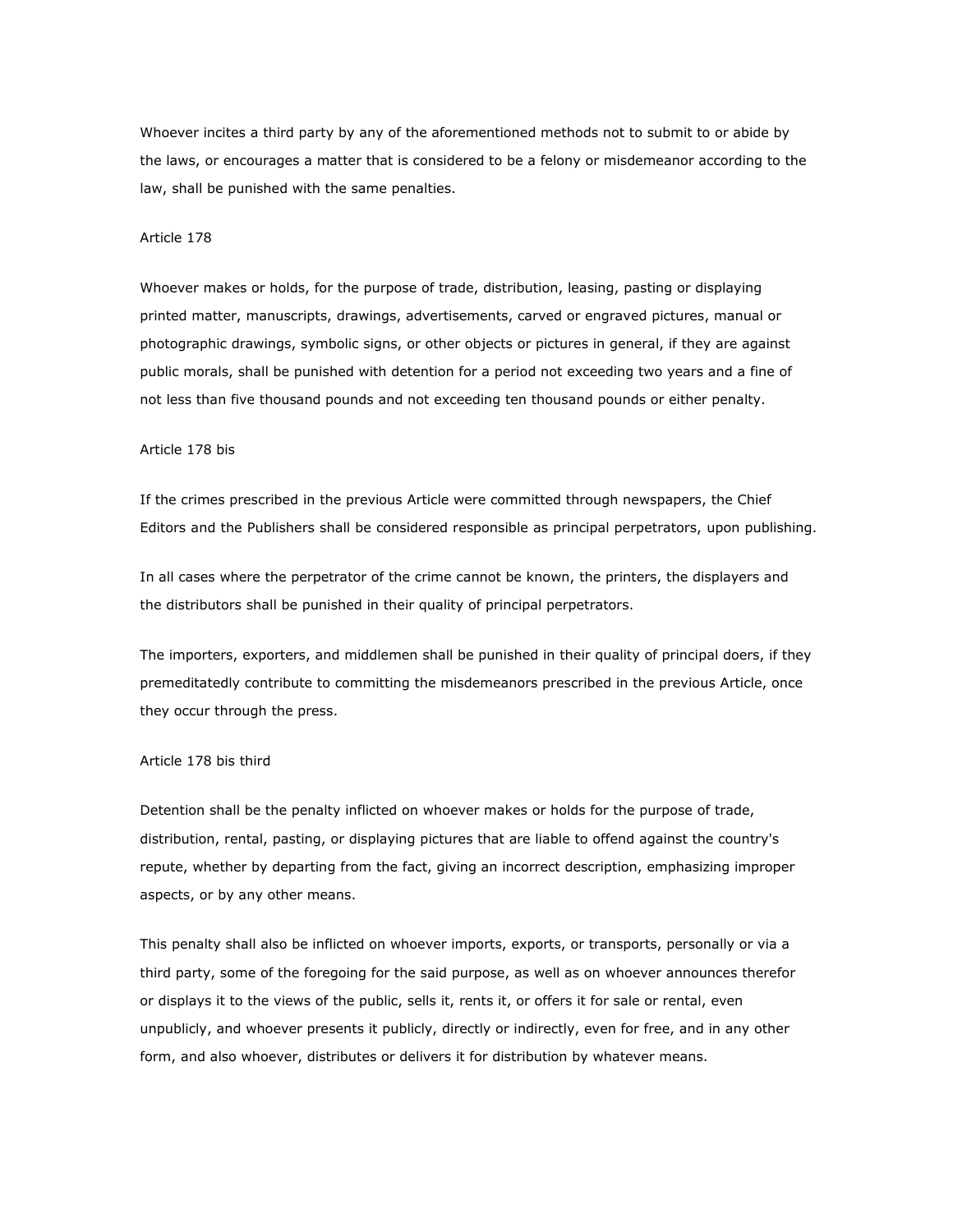Whoever incites a third party by any of the aforementioned methods not to submit to or abide by the laws, or encourages a matter that is considered to be a felony or misdemeanor according to the law, shall be punished with the same penalties.

Article 178

Whoever makes or holds, for the purpose of trade, distribution, leasing, pasting or displaying printed matter, manuscripts, drawings, advertisements, carved or engraved pictures, manual or photographic drawings, symbolic signs, or other objects or pictures in general, if they are against public morals, shall be punished with detention for a period not exceeding two years and a fine of not less than five thousand pounds and not exceeding ten thousand pounds or either penalty.

Article 178 bis

If the crimes prescribed in the previous Article were committed through newspapers, the Chief Editors and the Publishers shall be considered responsible as principal perpetrators, upon publishing.

In all cases where the perpetrator of the crime cannot be known, the printers, the displayers and the distributors shall be punished in their quality of principal perpetrators.

The importers, exporters, and middlemen shall be punished in their quality of principal doers, if they premeditatedly contribute to committing the misdemeanors prescribed in the previous Article, once they occur through the press.

Article 178 bis third

Detention shall be the penalty inflicted on whoever makes or holds for the purpose of trade, distribution, rental, pasting, or displaying pictures that are liable to offend against the country's repute, whether by departing from the fact, giving an incorrect description, emphasizing improper aspects, or by any other means.

This penalty shall also be inflicted on whoever imports, exports, or transports, personally or via a third party, some of the foregoing for the said purpose, as well as on whoever announces therefor or displays it to the views of the public, sells it, rents it, or offers it for sale or rental, even unpublicly, and whoever presents it publicly, directly or indirectly, even for free, and in any other form, and also whoever, distributes or delivers it for distribution by whatever means.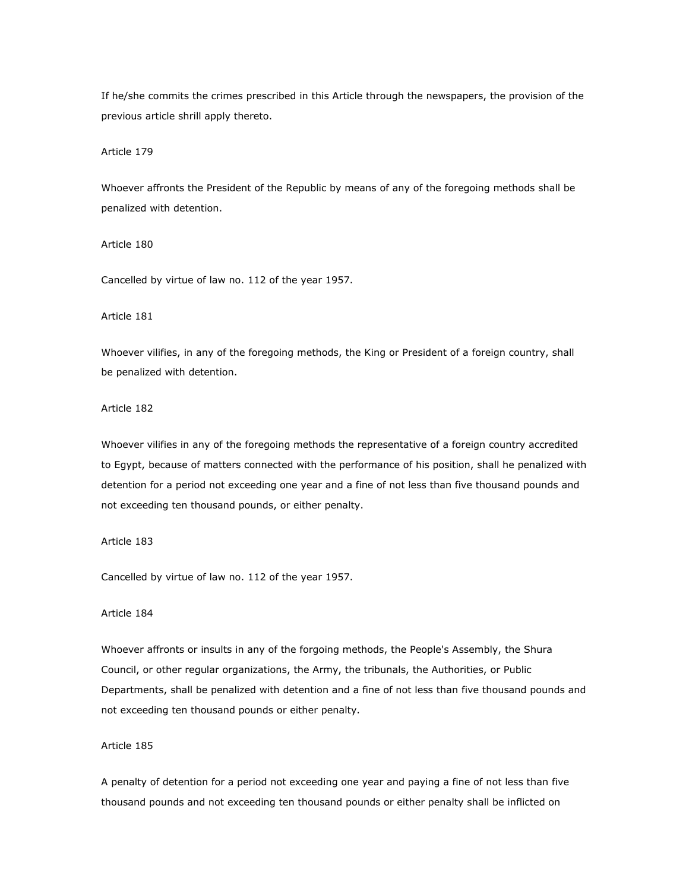If he/she commits the crimes prescribed in this Article through the newspapers, the provision of the previous article shrill apply thereto.

Article 179

Whoever affronts the President of the Republic by means of any of the foregoing methods shall be penalized with detention.

Article 180

Cancelled by virtue of law no. 112 of the year 1957.

Article 181

Whoever vilifies, in any of the foregoing methods, the King or President of a foreign country, shall be penalized with detention.

Article 182

Whoever vilifies in any of the foregoing methods the representative of a foreign country accredited to Egypt, because of matters connected with the performance of his position, shall he penalized with detention for a period not exceeding one year and a fine of not less than five thousand pounds and not exceeding ten thousand pounds, or either penalty.

Article 183

Cancelled by virtue of law no. 112 of the year 1957.

Article 184

Whoever affronts or insults in any of the forgoing methods, the People's Assembly, the Shura Council, or other regular organizations, the Army, the tribunals, the Authorities, or Public Departments, shall be penalized with detention and a fine of not less than five thousand pounds and not exceeding ten thousand pounds or either penalty.

Article 185

A penalty of detention for a period not exceeding one year and paying a fine of not less than five thousand pounds and not exceeding ten thousand pounds or either penalty shall be inflicted on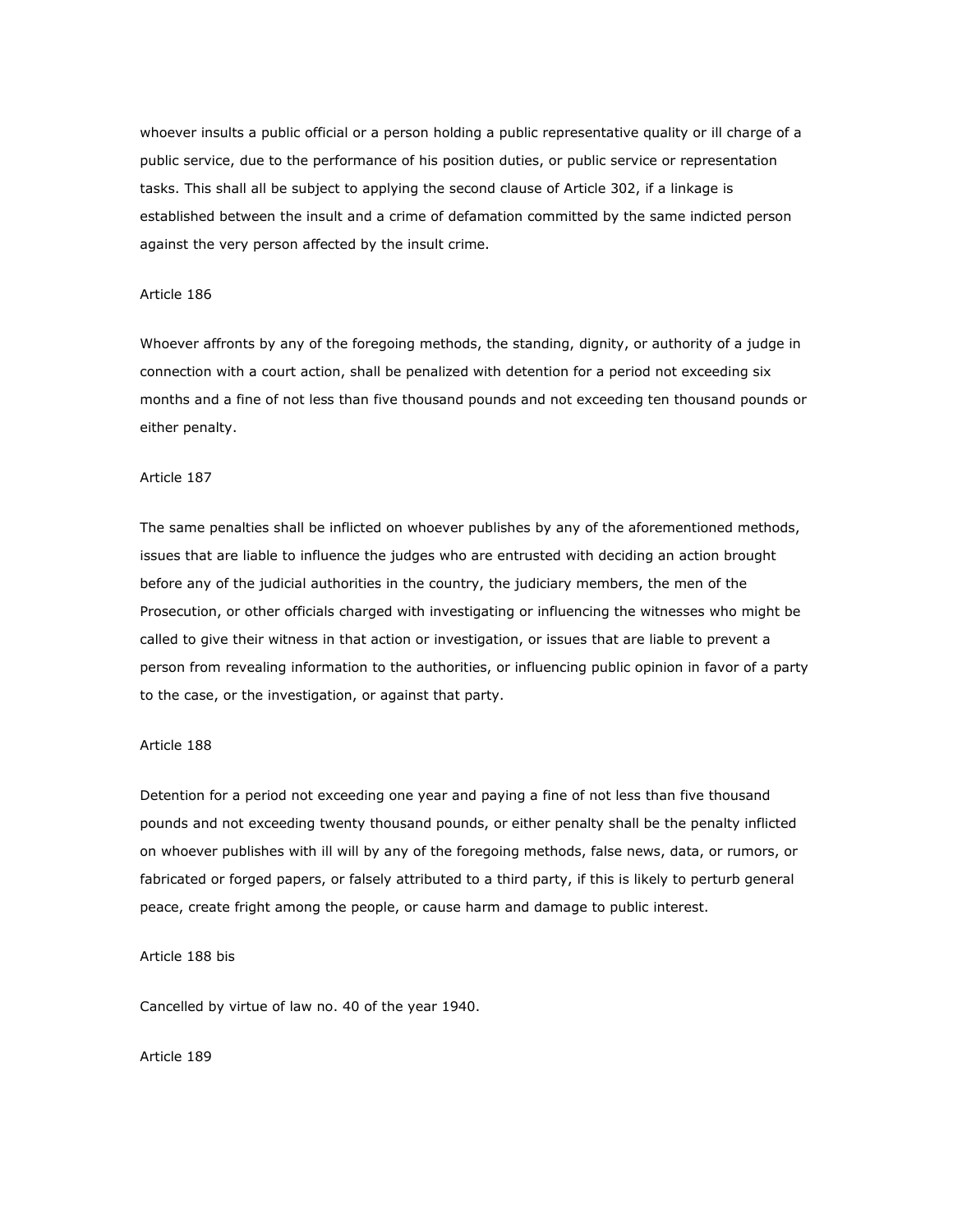whoever insults a public official or a person holding a public representative quality or ill charge of a public service, due to the performance of his position duties, or public service or representation tasks. This shall all be subject to applying the second clause of Article 302, if a linkage is established between the insult and a crime of defamation committed by the same indicted person against the very person affected by the insult crime.

Article 186

Whoever affronts by any of the foregoing methods, the standing, dignity, or authority of a judge in connection with a court action, shall be penalized with detention for a period not exceeding six months and a fine of not less than five thousand pounds and not exceeding ten thousand pounds or either penalty.

Article 187

The same penalties shall be inflicted on whoever publishes by any of the aforementioned methods, issues that are liable to influence the judges who are entrusted with deciding an action brought before any of the judicial authorities in the country, the judiciary members, the men of the Prosecution, or other officials charged with investigating or influencing the witnesses who might be called to give their witness in that action or investigation, or issues that are liable to prevent a person from revealing information to the authorities, or influencing public opinion in favor of a party to the case, or the investigation, or against that party.

Article 188

Detention for a period not exceeding one year and paying a fine of not less than five thousand pounds and not exceeding twenty thousand pounds, or either penalty shall be the penalty inflicted on whoever publishes with ill will by any of the foregoing methods, false news, data, or rumors, or fabricated or forged papers, or falsely attributed to a third party, if this is likely to perturb general peace, create fright among the people, or cause harm and damage to public interest.

Article 188 bis

Cancelled by virtue of law no. 40 of the year 1940.

Article 189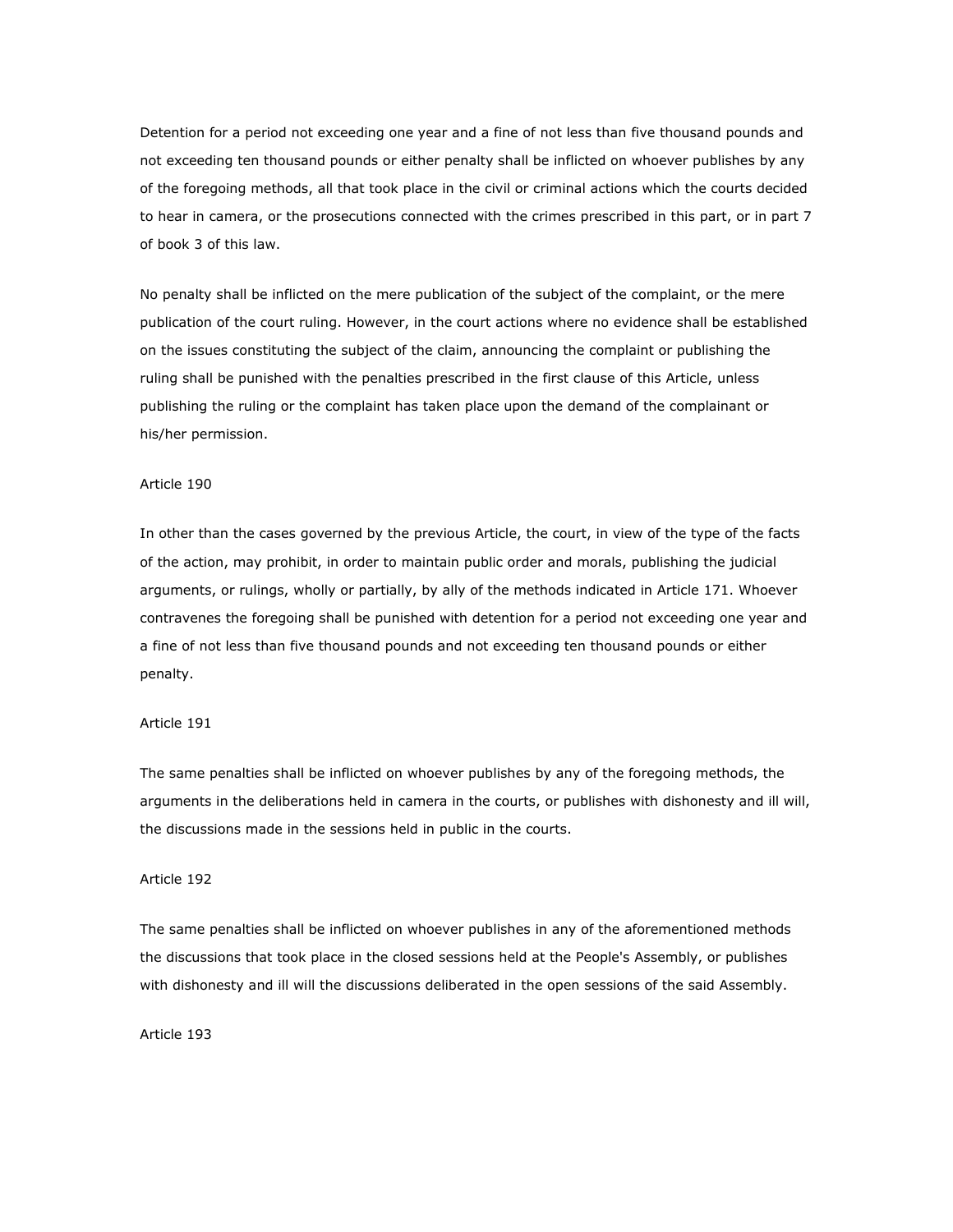Detention for a period not exceeding one year and a fine of not less than five thousand pounds and not exceeding ten thousand pounds or either penalty shall be inflicted on whoever publishes by any of the foregoing methods, all that took place in the civil or criminal actions which the courts decided to hear in camera, or the prosecutions connected with the crimes prescribed in this part, or in part 7 of book 3 of this law.

No penalty shall be inflicted on the mere publication of the subject of the complaint, or the mere publication of the court ruling. However, in the court actions where no evidence shall be established on the issues constituting the subject of the claim, announcing the complaint or publishing the ruling shall be punished with the penalties prescribed in the first clause of this Article, unless publishing the ruling or the complaint has taken place upon the demand of the complainant or his/her permission.

Article 190

In other than the cases governed by the previous Article, the court, in view of the type of the facts of the action, may prohibit, in order to maintain public order and morals, publishing the judicial arguments, or rulings, wholly or partially, by ally of the methods indicated in Article 171. Whoever contravenes the foregoing shall be punished with detention for a period not exceeding one year and a fine of not less than five thousand pounds and not exceeding ten thousand pounds or either penalty.

Article 191

The same penalties shall be inflicted on whoever publishes by any of the foregoing methods, the arguments in the deliberations held in camera in the courts, or publishes with dishonesty and ill will, the discussions made in the sessions held in public in the courts.

Article 192

The same penalties shall be inflicted on whoever publishes in any of the aforementioned methods the discussions that took place in the closed sessions held at the People's Assembly, or publishes with dishonesty and ill will the discussions deliberated in the open sessions of the said Assembly.

Article 193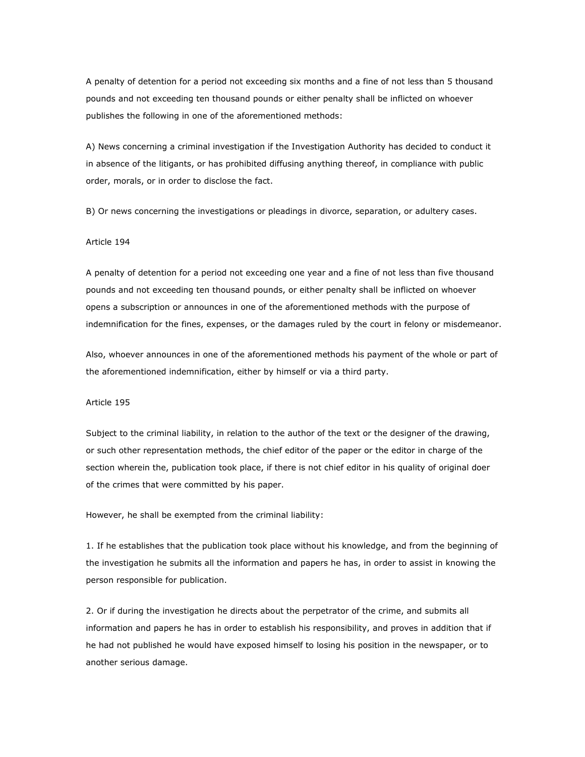A penalty of detention for a period not exceeding six months and a fine of not less than 5 thousand pounds and not exceeding ten thousand pounds or either penalty shall be inflicted on whoever publishes the following in one of the aforementioned methods:

A) News concerning a criminal investigation if the Investigation Authority has decided to conduct it in absence of the litigants, or has prohibited diffusing anything thereof, in compliance with public order, morals, or in order to disclose the fact.

B) Or news concerning the investigations or pleadings in divorce, separation, or adultery cases.

Article 194

A penalty of detention for a period not exceeding one year and a fine of not less than five thousand pounds and not exceeding ten thousand pounds, or either penalty shall be inflicted on whoever opens a subscription or announces in one of the aforementioned methods with the purpose of indemnification for the fines, expenses, or the damages ruled by the court in felony or misdemeanor.

Also, whoever announces in one of the aforementioned methods his payment of the whole or part of the aforementioned indemnification, either by himself or via a third party.

Article 195

Subject to the criminal liability, in relation to the author of the text or the designer of the drawing, or such other representation methods, the chief editor of the paper or the editor in charge of the section wherein the, publication took place, if there is not chief editor in his quality of original doer of the crimes that were committed by his paper.

However, he shall be exempted from the criminal liability:

1. If he establishes that the publication took place without his knowledge, and from the beginning of the investigation he submits all the information and papers he has, in order to assist in knowing the person responsible for publication.

2. Or if during the investigation he directs about the perpetrator of the crime, and submits all information and papers he has in order to establish his responsibility, and proves in addition that if he had not published he would have exposed himself to losing his position in the newspaper, or to another serious damage.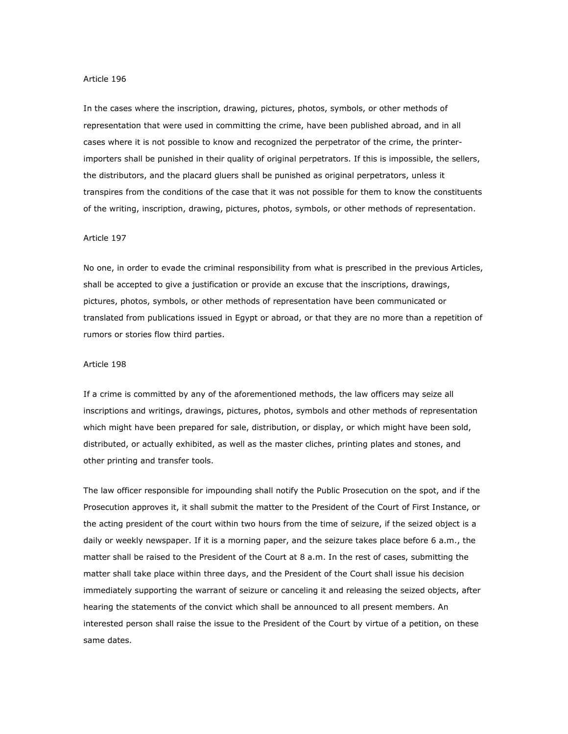Article 196

In the cases where the inscription, drawing, pictures, photos, symbols, or other methods of representation that were used in committing the crime, have been published abroad, and in all cases where it is not possible to know and recognized the perpetrator of the crime, the printer-importers shall be punished in their quality of original perpetrators. If this is impossible, the sellers, the distributors, and the placard gluers shall be punished as original perpetrators, unless it transpires from the conditions of the case that it was not possible for them to know the constituents of the writing, inscription, drawing, pictures, photos, symbols, or other methods of representation.

Article 197

No one, in order to evade the criminal responsibility from what is prescribed in the previous Articles, shall be accepted to give a justification or provide an excuse that the inscriptions, drawings, pictures, photos, symbols, or other methods of representation have been communicated or translated from publications issued in Egypt or abroad, or that they are no more than a repetition of rumors or stories flow third parties.

Article 198

If a crime is committed by any of the aforementioned methods, the law officers may seize all inscriptions and writings, drawings, pictures, photos, symbols and other methods of representation which might have been prepared for sale, distribution, or display, or which might have been sold, distributed, or actually exhibited, as well as the master cliches, printing plates and stones, and other printing and transfer tools.

The law officer responsible for impounding shall notify the Public Prosecution on the spot, and if the Prosecution approves it, it shall submit the matter to the President of the Court of First Instance, or the acting president of the court within two hours from the time of seizure, if the seized object is a daily or weekly newspaper. If it is a morning paper, and the seizure takes place before 6 a.m., the matter shall be raised to the President of the Court at 8 a.m. In the rest of cases, submitting the matter shall take place within three days, and the President of the Court shall issue his decision immediately supporting the warrant of seizure or canceling it and releasing the seized objects, after hearing the statements of the convict which shall be announced to all present members. An interested person shall raise the issue to the President of the Court by virtue of a petition, on these same dates.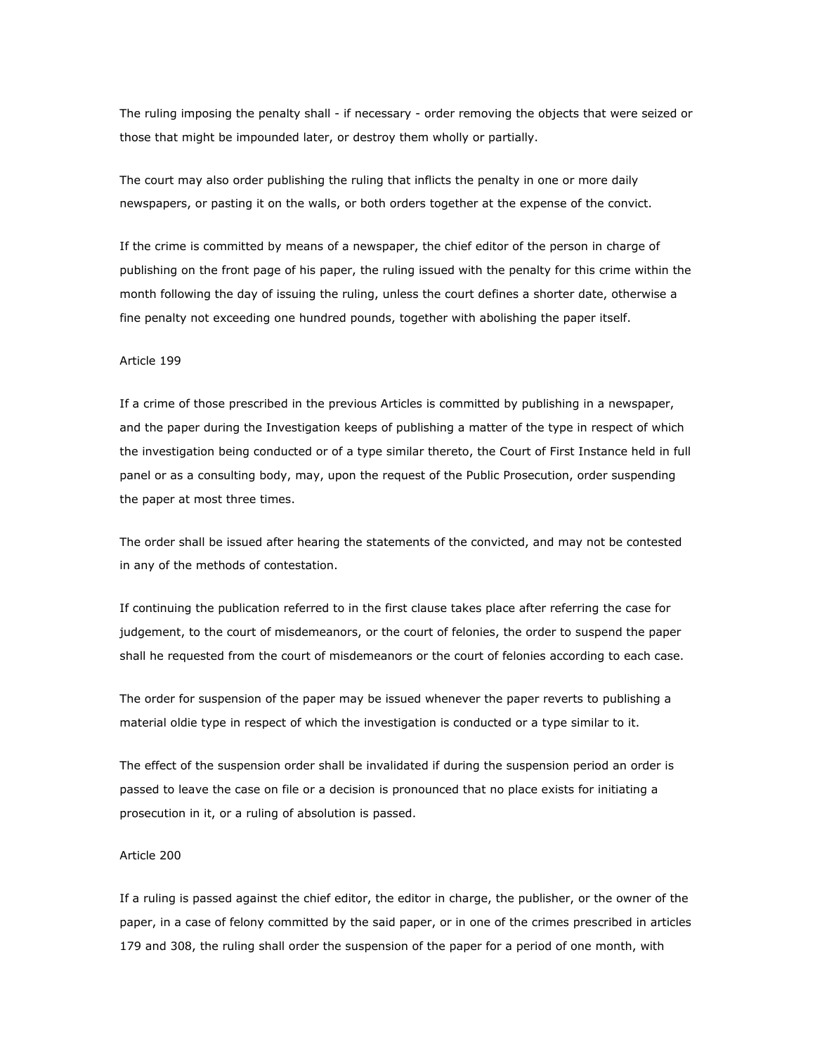The ruling imposing the penalty shall - if necessary - order removing the objects that were seized or those that might be impounded later, or destroy them wholly or partially.

The court may also order publishing the ruling that inflicts the penalty in one or more daily newspapers, or pasting it on the walls, or both orders together at the expense of the convict.

If the crime is committed by means of a newspaper, the chief editor of the person in charge of publishing on the front page of his paper, the ruling issued with the penalty for this crime within the month following the day of issuing the ruling, unless the court defines a shorter date, otherwise a fine penalty not exceeding one hundred pounds, together with abolishing the paper itself.

Article 199

If a crime of those prescribed in the previous Articles is committed by publishing in a newspaper, and the paper during the Investigation keeps of publishing a matter of the type in respect of which the investigation being conducted or of a type similar thereto, the Court of First Instance held in full panel or as a consulting body, may, upon the request of the Public Prosecution, order suspending the paper at most three times.

The order shall be issued after hearing the statements of the convicted, and may not be contested in any of the methods of contestation.

If continuing the publication referred to in the first clause takes place after referring the case for judgement, to the court of misdemeanors, or the court of felonies, the order to suspend the paper shall he requested from the court of misdemeanors or the court of felonies according to each case.

The order for suspension of the paper may be issued whenever the paper reverts to publishing a material oldie type in respect of which the investigation is conducted or a type similar to it.

The effect of the suspension order shall be invalidated if during the suspension period an order is passed to leave the case on file or a decision is pronounced that no place exists for initiating a prosecution in it, or a ruling of absolution is passed.

Article 200

If a ruling is passed against the chief editor, the editor in charge, the publisher, or the owner of the paper, in a case of felony committed by the said paper, or in one of the crimes prescribed in articles 179 and 308, the ruling shall order the suspension of the paper for a period of one month, with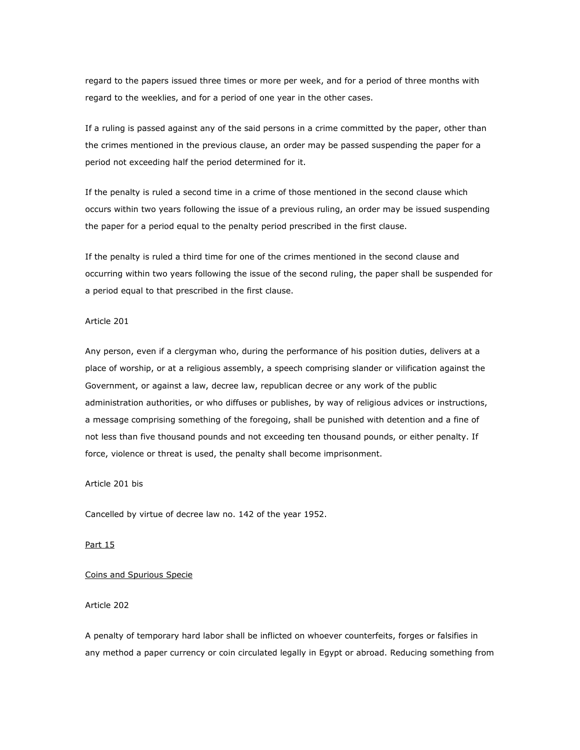regard to the papers issued three times or more per week, and for a period of three months with regard to the weeklies, and for a period of one year in the other cases.

If a ruling is passed against any of the said persons in a crime committed by the paper, other than the crimes mentioned in the previous clause, an order may be passed suspending the paper for a period not exceeding half the period determined for it.

If the penalty is ruled a second time in a crime of those mentioned in the second clause which occurs within two years following the issue of a previous ruling, an order may be issued suspending the paper for a period equal to the penalty period prescribed in the first clause.

If the penalty is ruled a third time for one of the crimes mentioned in the second clause and occurring within two years following the issue of the second ruling, the paper shall be suspended for a period equal to that prescribed in the first clause.

Article 201

Any person, even if a clergyman who, during the performance of his position duties, delivers at a place of worship, or at a religious assembly, a speech comprising slander or vilification against the Government, or against a law, decree law, republican decree or any work of the public administration authorities, or who diffuses or publishes, by way of religious advices or instructions, a message comprising something of the foregoing, shall be punished with detention and a fine of not less than five thousand pounds and not exceeding ten thousand pounds, or either penalty. If force, violence or threat is used, the penalty shall become imprisonment.

Article 201 bis

Cancelled by virtue of decree law no. 142 of the year 1952.

## Part 15

## Coins and Spurious Specie

Article 202

A penalty of temporary hard labor shall be inflicted on whoever counterfeits, forges or falsifies in any method a paper currency or coin circulated legally in Egypt or abroad. Reducing something from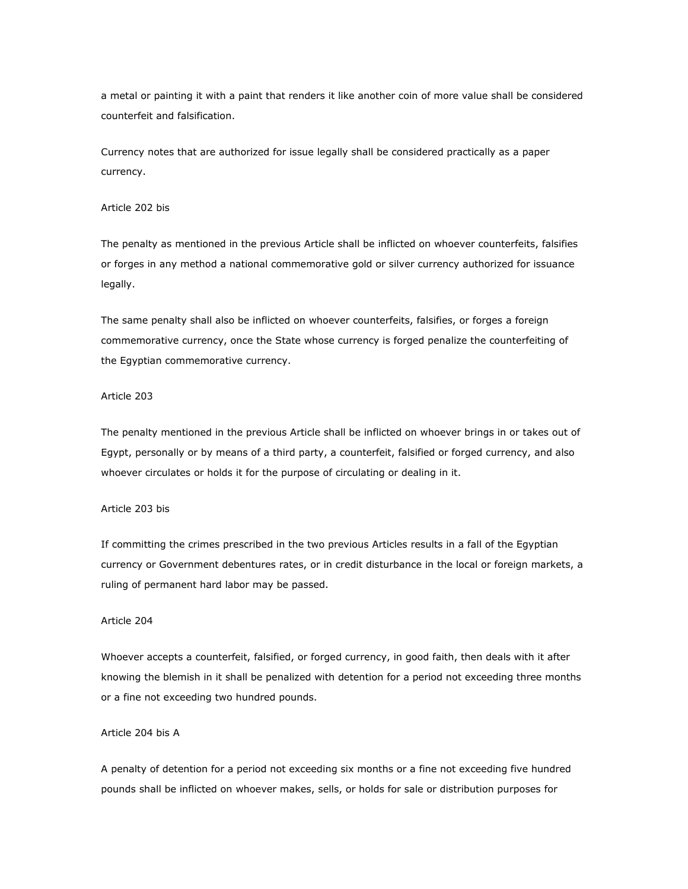a metal or painting it with a paint that renders it like another coin of more value shall be considered counterfeit and falsification.

Currency notes that are authorized for issue legally shall be considered practically as a paper currency.

Article 202 bis

The penalty as mentioned in the previous Article shall be inflicted on whoever counterfeits, falsifies or forges in any method a national commemorative gold or silver currency authorized for issuance legally.

The same penalty shall also be inflicted on whoever counterfeits, falsifies, or forges a foreign commemorative currency, once the State whose currency is forged penalize the counterfeiting of the Egyptian commemorative currency.

Article 203

The penalty mentioned in the previous Article shall be inflicted on whoever brings in or takes out of Egypt, personally or by means of a third party, a counterfeit, falsified or forged currency, and also whoever circulates or holds it for the purpose of circulating or dealing in it.

Article 203 bis

If committing the crimes prescribed in the two previous Articles results in a fall of the Egyptian currency or Government debentures rates, or in credit disturbance in the local or foreign markets, a ruling of permanent hard labor may be passed.

Article 204

Whoever accepts a counterfeit, falsified, or forged currency, in good faith, then deals with it after knowing the blemish in it shall be penalized with detention for a period not exceeding three months or a fine not exceeding two hundred pounds.

Article 204 bis A

A penalty of detention for a period not exceeding six months or a fine not exceeding five hundred pounds shall be inflicted on whoever makes, sells, or holds for sale or distribution purposes for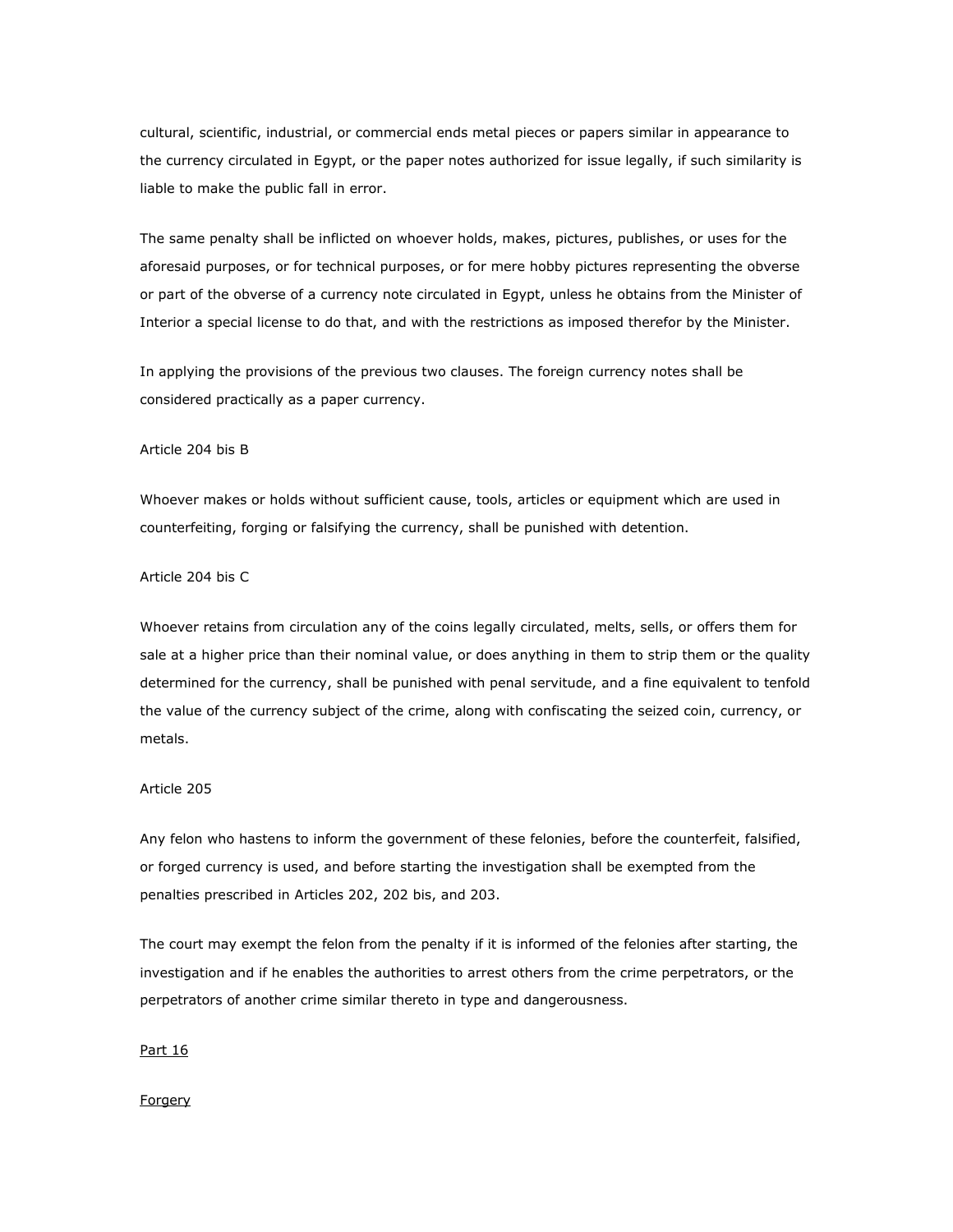cultural, scientific, industrial, or commercial ends metal pieces or papers similar in appearance to the currency circulated in Egypt, or the paper notes authorized for issue legally, if such similarity is liable to make the public fall in error.

The same penalty shall be inflicted on whoever holds, makes, pictures, publishes, or uses for the aforesaid purposes, or for technical purposes, or for mere hobby pictures representing the obverse or part of the obverse of a currency note circulated in Egypt, unless he obtains from the Minister of Interior a special license to do that, and with the restrictions as imposed therefor by the Minister.

In applying the provisions of the previous two clauses. The foreign currency notes shall be considered practically as a paper currency.

Article 204 bis B

Whoever makes or holds without sufficient cause, tools, articles or equipment which are used in counterfeiting, forging or falsifying the currency, shall be punished with detention.

Article 204 bis C

Whoever retains from circulation any of the coins legally circulated, melts, sells, or offers them for sale at a higher price than their nominal value, or does anything in them to strip them or the quality determined for the currency, shall be punished with penal servitude, and a fine equivalent to tenfold the value of the currency subject of the crime, along with confiscating the seized coin, currency, or metals.

Article 205

Any felon who hastens to inform the government of these felonies, before the counterfeit, falsified, or forged currency is used, and before starting the investigation shall be exempted from the penalties prescribed in Articles 202, 202 bis, and 203.

The court may exempt the felon from the penalty if it is informed of the felonies after starting, the investigation and if he enables the authorities to arrest others from the crime perpetrators, or the perpetrators of another crime similar thereto in type and dangerousness.

## Part 16

## Forgery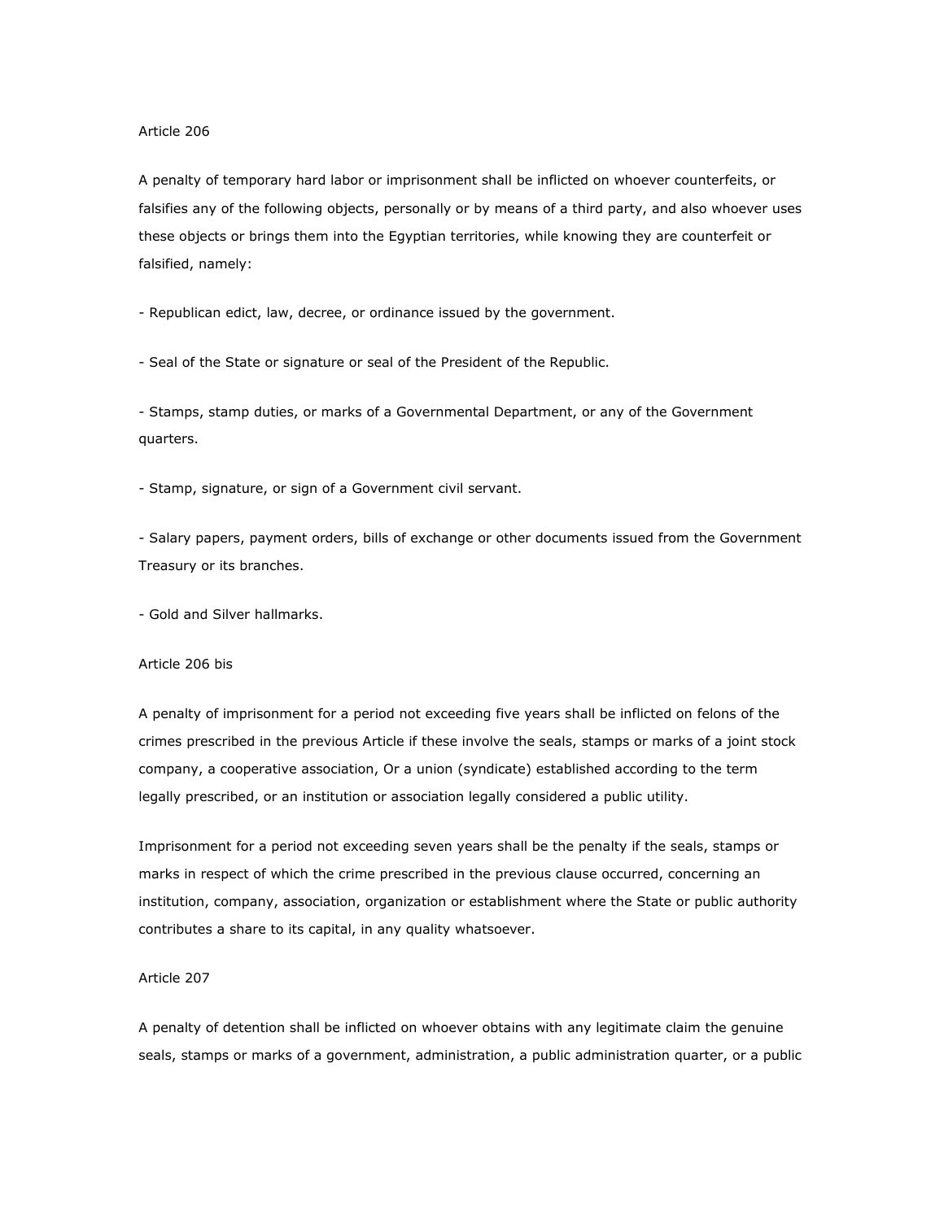Article 206

A penalty of temporary hard labor or imprisonment shall be inflicted on whoever counterfeits, or falsifies any of the following objects, personally or by means of a third party, and also whoever uses these objects or brings them into the Egyptian territories, while knowing they are counterfeit or falsified, namely:

- Republican edict, law, decree, or ordinance issued by the government.

- Seal of the State or signature or seal of the President of the Republic.

- Stamps, stamp duties, or marks of a Governmental Department, or any of the Government quarters.

- Stamp, signature, or sign of a Government civil servant.

- Salary papers, payment orders, bills of exchange or other documents issued from the Government Treasury or its branches.

- Gold and Silver hallmarks.

Article 206 bis

A penalty of imprisonment for a period not exceeding five years shall be inflicted on felons of the crimes prescribed in the previous Article if these involve the seals, stamps or marks of a joint stock company, a cooperative association, Or a union (syndicate) established according to the term legally prescribed, or an institution or association legally considered a public utility.

Imprisonment for a period not exceeding seven years shall be the penalty if the seals, stamps or marks in respect of which the crime prescribed in the previous clause occurred, concerning an institution, company, association, organization or establishment where the State or public authority contributes a share to its capital, in any quality whatsoever.

Article 207

A penalty of detention shall be inflicted on whoever obtains with any legitimate claim the genuine seals, stamps or marks of a government, administration, a public administration quarter, or a public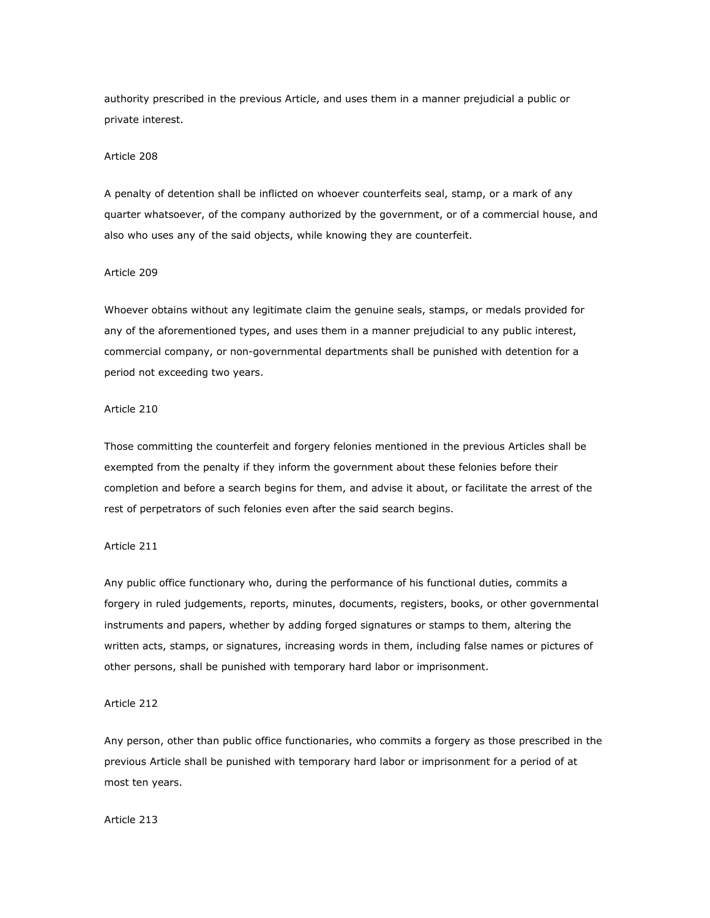authority prescribed in the previous Article, and uses them in a manner prejudicial a public or private interest.

Article 208

A penalty of detention shall be inflicted on whoever counterfeits seal, stamp, or a mark of any quarter whatsoever, of the company authorized by the government, or of a commercial house, and also who uses any of the said objects, while knowing they are counterfeit.

Article 209

Whoever obtains without any legitimate claim the genuine seals, stamps, or medals provided for any of the aforementioned types, and uses them in a manner prejudicial to any public interest, commercial company, or non-governmental departments shall be punished with detention for a period not exceeding two years.

Article 210

Those committing the counterfeit and forgery felonies mentioned in the previous Articles shall be exempted from the penalty if they inform the government about these felonies before their completion and before a search begins for them, and advise it about, or facilitate the arrest of the rest of perpetrators of such felonies even after the said search begins.

Article 211

Any public office functionary who, during the performance of his functional duties, commits a forgery in ruled judgements, reports, minutes, documents, registers, books, or other governmental instruments and papers, whether by adding forged signatures or stamps to them, altering the written acts, stamps, or signatures, increasing words in them, including false names or pictures of other persons, shall be punished with temporary hard labor or imprisonment.

Article 212

Any person, other than public office functionaries, who commits a forgery as those prescribed in the previous Article shall be punished with temporary hard labor or imprisonment for a period of at most ten years.

Article 213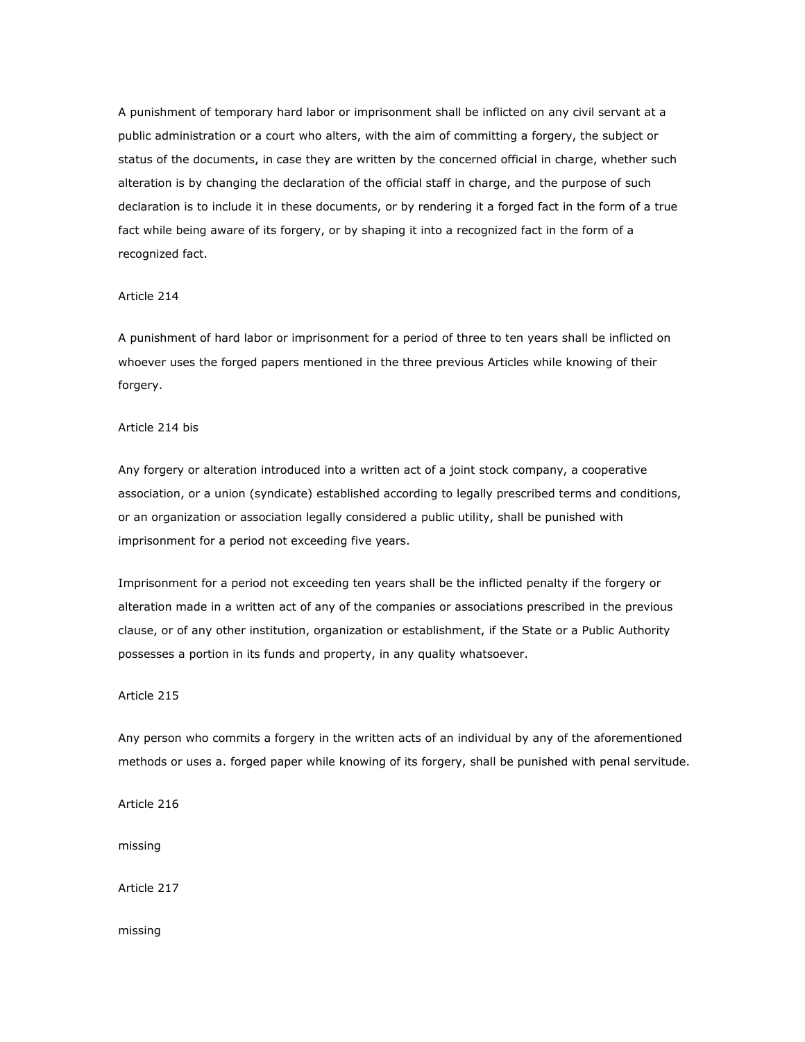A punishment of temporary hard labor or imprisonment shall be inflicted on any civil servant at a public administration or a court who alters, with the aim of committing a forgery, the subject or status of the documents, in case they are written by the concerned official in charge, whether such alteration is by changing the declaration of the official staff in charge, and the purpose of such declaration is to include it in these documents, or by rendering it a forged fact in the form of a true fact while being aware of its forgery, or by shaping it into a recognized fact in the form of a recognized fact.

Article 214

A punishment of hard labor or imprisonment for a period of three to ten years shall be inflicted on whoever uses the forged papers mentioned in the three previous Articles while knowing of their forgery.

Article 214 bis

Any forgery or alteration introduced into a written act of a joint stock company, a cooperative association, or a union (syndicate) established according to legally prescribed terms and conditions, or an organization or association legally considered a public utility, shall be punished with imprisonment for a period not exceeding five years.

Imprisonment for a period not exceeding ten years shall be the inflicted penalty if the forgery or alteration made in a written act of any of the companies or associations prescribed in the previous clause, or of any other institution, organization or establishment, if the State or a Public Authority possesses a portion in its funds and property, in any quality whatsoever.

Article 215

Any person who commits a forgery in the written acts of an individual by any of the aforementioned methods or uses a. forged paper while knowing of its forgery, shall be punished with penal servitude.

Article 216

missing

Article 217

missing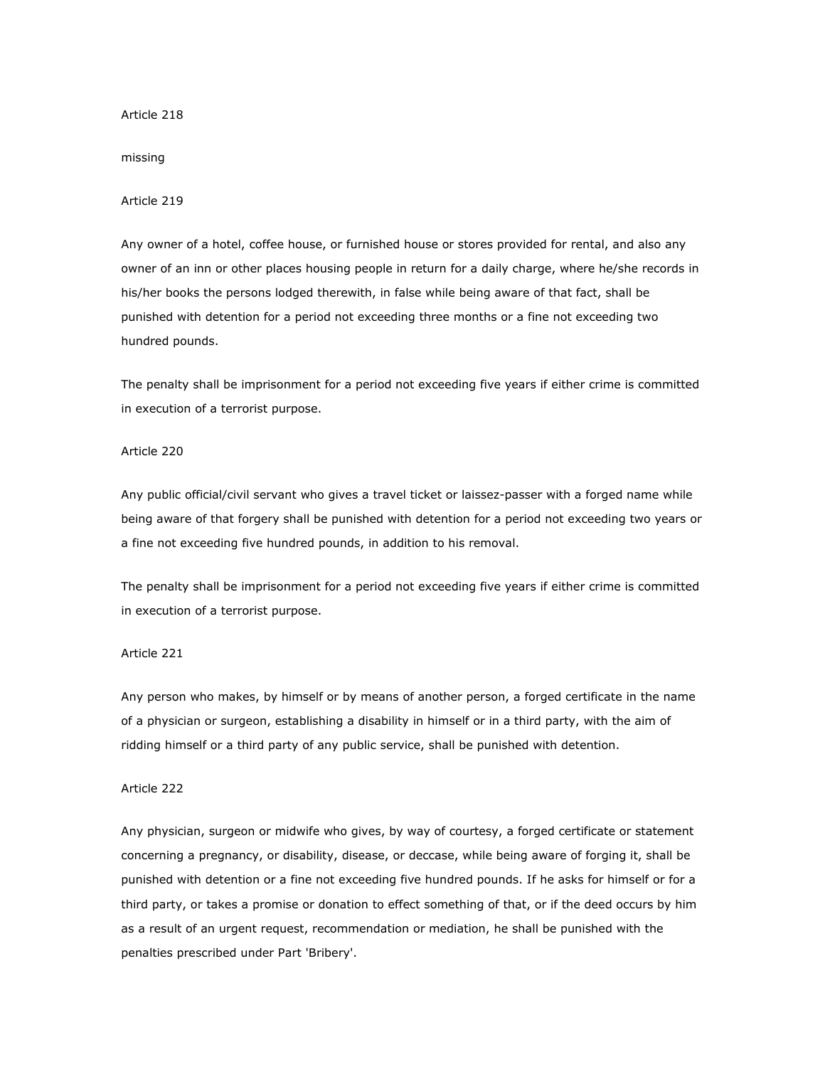Article 218

missing

Article 219

Any owner of a hotel, coffee house, or furnished house or stores provided for rental, and also any owner of an inn or other places housing people in return for a daily charge, where he/she records in his/her books the persons lodged therewith, in false while being aware of that fact, shall be punished with detention for a period not exceeding three months or a fine not exceeding two hundred pounds.

The penalty shall be imprisonment for a period not exceeding five years if either crime is committed in execution of a terrorist purpose.

Article 220

Any public official/civil servant who gives a travel ticket or laissez-passer with a forged name while being aware of that forgery shall be punished with detention for a period not exceeding two years or a fine not exceeding five hundred pounds, in addition to his removal.

The penalty shall be imprisonment for a period not exceeding five years if either crime is committed in execution of a terrorist purpose.

Article 221

Any person who makes, by himself or by means of another person, a forged certificate in the name of a physician or surgeon, establishing a disability in himself or in a third party, with the aim of ridding himself or a third party of any public service, shall be punished with detention.

Article 222

Any physician, surgeon or midwife who gives, by way of courtesy, a forged certificate or statement concerning a pregnancy, or disability, disease, or deccase, while being aware of forging it, shall be punished with detention or a fine not exceeding five hundred pounds. If he asks for himself or for a third party, or takes a promise or donation to effect something of that, or if the deed occurs by him as a result of an urgent request, recommendation or mediation, he shall be punished with the penalties prescribed under Part 'Bribery'.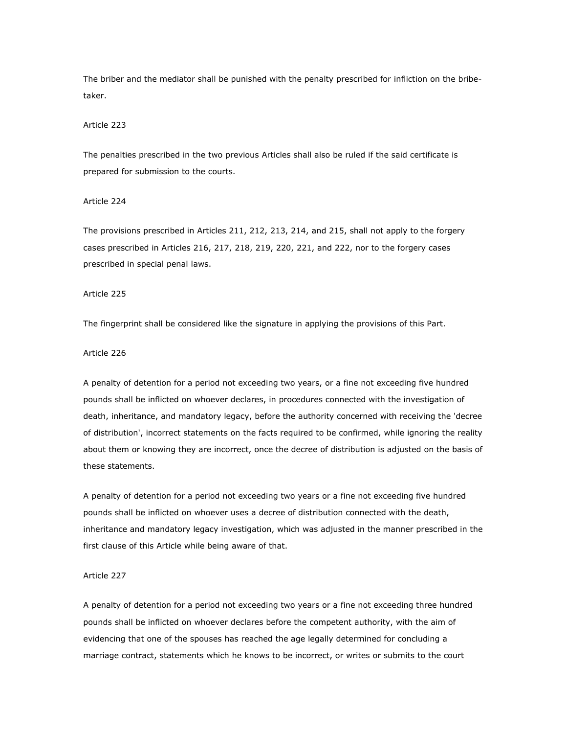The briber and the mediator shall be punished with the penalty prescribed for infliction on the bribe-taker.

Article 223

The penalties prescribed in the two previous Articles shall also be ruled if the said certificate is prepared for submission to the courts.

Article 224

The provisions prescribed in Articles 211, 212, 213, 214, and 215, shall not apply to the forgery cases prescribed in Articles 216, 217, 218, 219, 220, 221, and 222, nor to the forgery cases prescribed in special penal laws.

Article 225

The fingerprint shall be considered like the signature in applying the provisions of this Part.

Article 226

A penalty of detention for a period not exceeding two years, or a fine not exceeding five hundred pounds shall be inflicted on whoever declares, in procedures connected with the investigation of death, inheritance, and mandatory legacy, before the authority concerned with receiving the 'decree of distribution', incorrect statements on the facts required to be confirmed, while ignoring the reality about them or knowing they are incorrect, once the decree of distribution is adjusted on the basis of these statements.

A penalty of detention for a period not exceeding two years or a fine not exceeding five hundred pounds shall be inflicted on whoever uses a decree of distribution connected with the death, inheritance and mandatory legacy investigation, which was adjusted in the manner prescribed in the first clause of this Article while being aware of that.

Article 227

A penalty of detention for a period not exceeding two years or a fine not exceeding three hundred pounds shall be inflicted on whoever declares before the competent authority, with the aim of evidencing that one of the spouses has reached the age legally determined for concluding a marriage contract, statements which he knows to be incorrect, or writes or submits to the court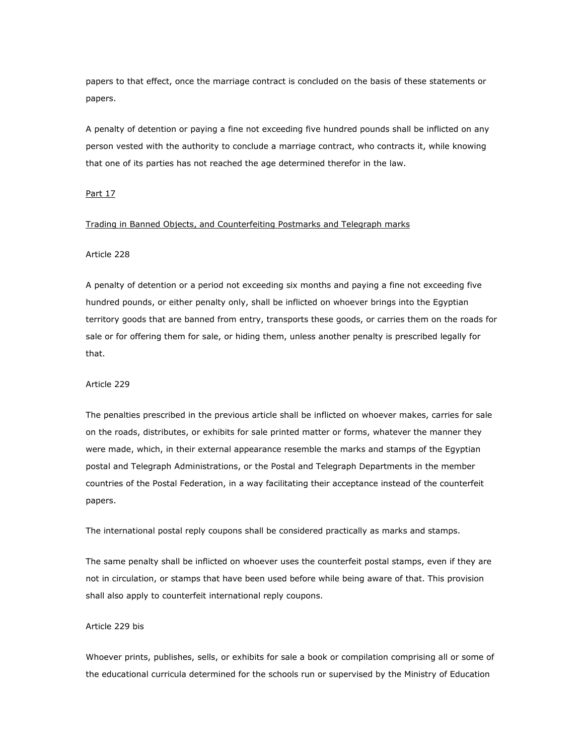papers to that effect, once the marriage contract is concluded on the basis of these statements or papers.

A penalty of detention or paying a fine not exceeding five hundred pounds shall be inflicted on any person vested with the authority to conclude a marriage contract, who contracts it, while knowing that one of its parties has not reached the age determined therefor in the law.

## Part 17

## Trading in Banned Objects, and Counterfeiting Postmarks and Telegraph marks

### Article 228

A penalty of detention or a period not exceeding six months and paying a fine not exceeding five hundred pounds, or either penalty only, shall be inflicted on whoever brings into the Egyptian territory goods that are banned from entry, transports these goods, or carries them on the roads for sale or for offering them for sale, or hiding them, unless another penalty is prescribed legally for that.

### Article 229

The penalties prescribed in the previous article shall be inflicted on whoever makes, carries for sale on the roads, distributes, or exhibits for sale printed matter or forms, whatever the manner they were made, which, in their external appearance resemble the marks and stamps of the Egyptian postal and Telegraph Administrations, or the Postal and Telegraph Departments in the member countries of the Postal Federation, in a way facilitating their acceptance instead of the counterfeit papers.

The international postal reply coupons shall be considered practically as marks and stamps.

The same penalty shall be inflicted on whoever uses the counterfeit postal stamps, even if they are not in circulation, or stamps that have been used before while being aware of that. This provision shall also apply to counterfeit international reply coupons.

### Article 229 bis

Whoever prints, publishes, sells, or exhibits for sale a book or compilation comprising all or some of the educational curricula determined for the schools run or supervised by the Ministry of Education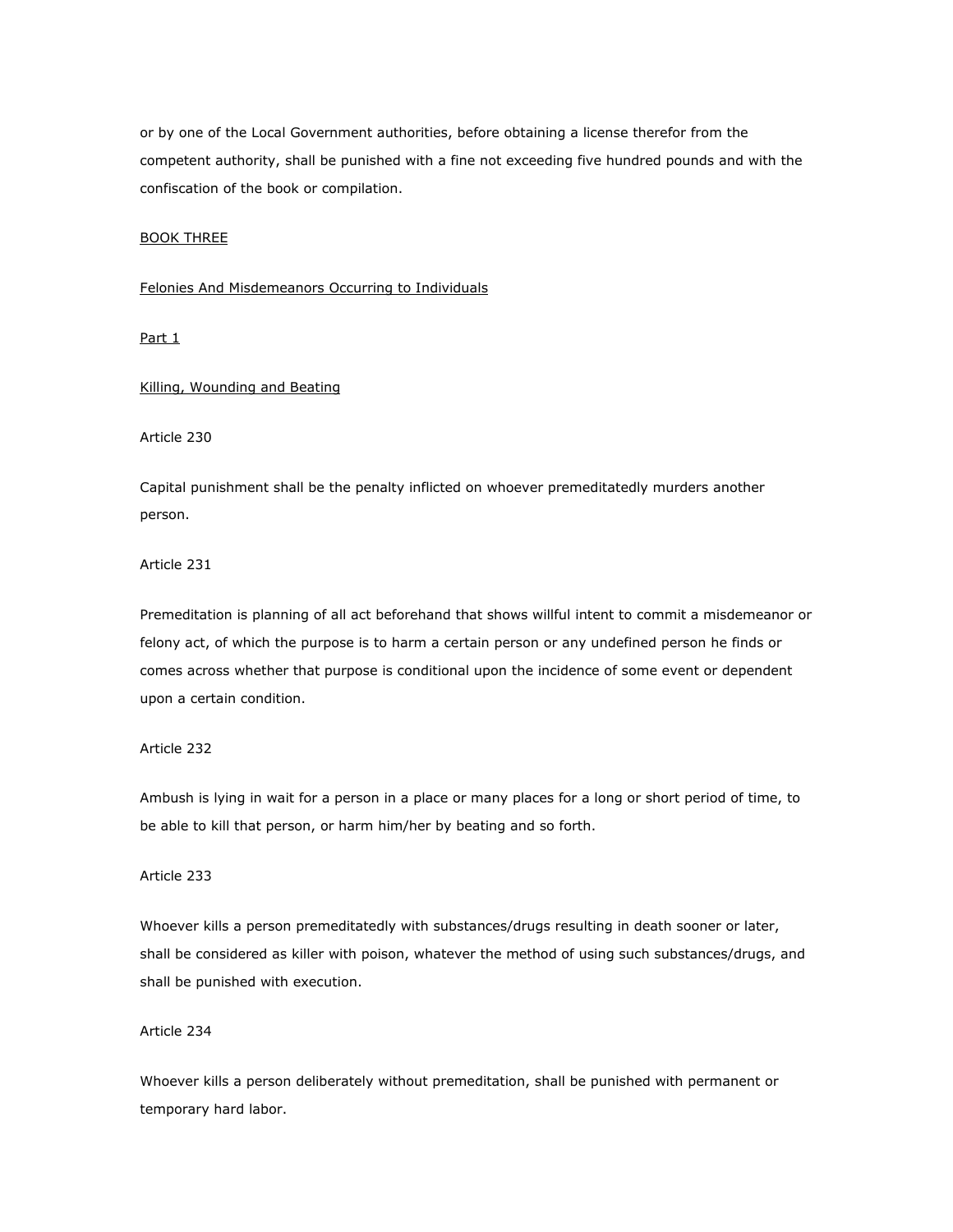or by one of the Local Government authorities, before obtaining a license therefor from the competent authority, shall be punished with a fine not exceeding five hundred pounds and with the confiscation of the book or compilation.

# BOOK THREE

## Felonies And Misdemeanors Occurring to Individuals

### Part 1

### Killing, Wounding and Beating

Article 230

Capital punishment shall be the penalty inflicted on whoever premeditatedly murders another person.

Article 231

Premeditation is planning of all act beforehand that shows willful intent to commit a misdemeanor or felony act, of which the purpose is to harm a certain person or any undefined person he finds or comes across whether that purpose is conditional upon the incidence of some event or dependent upon a certain condition.

Article 232

Ambush is lying in wait for a person in a place or many places for a long or short period of time, to be able to kill that person, or harm him/her by beating and so forth.

Article 233

Whoever kills a person premeditatedly with substances/drugs resulting in death sooner or later, shall be considered as killer with poison, whatever the method of using such substances/drugs, and shall be punished with execution.

Article 234

Whoever kills a person deliberately without premeditation, shall be punished with permanent or temporary hard labor.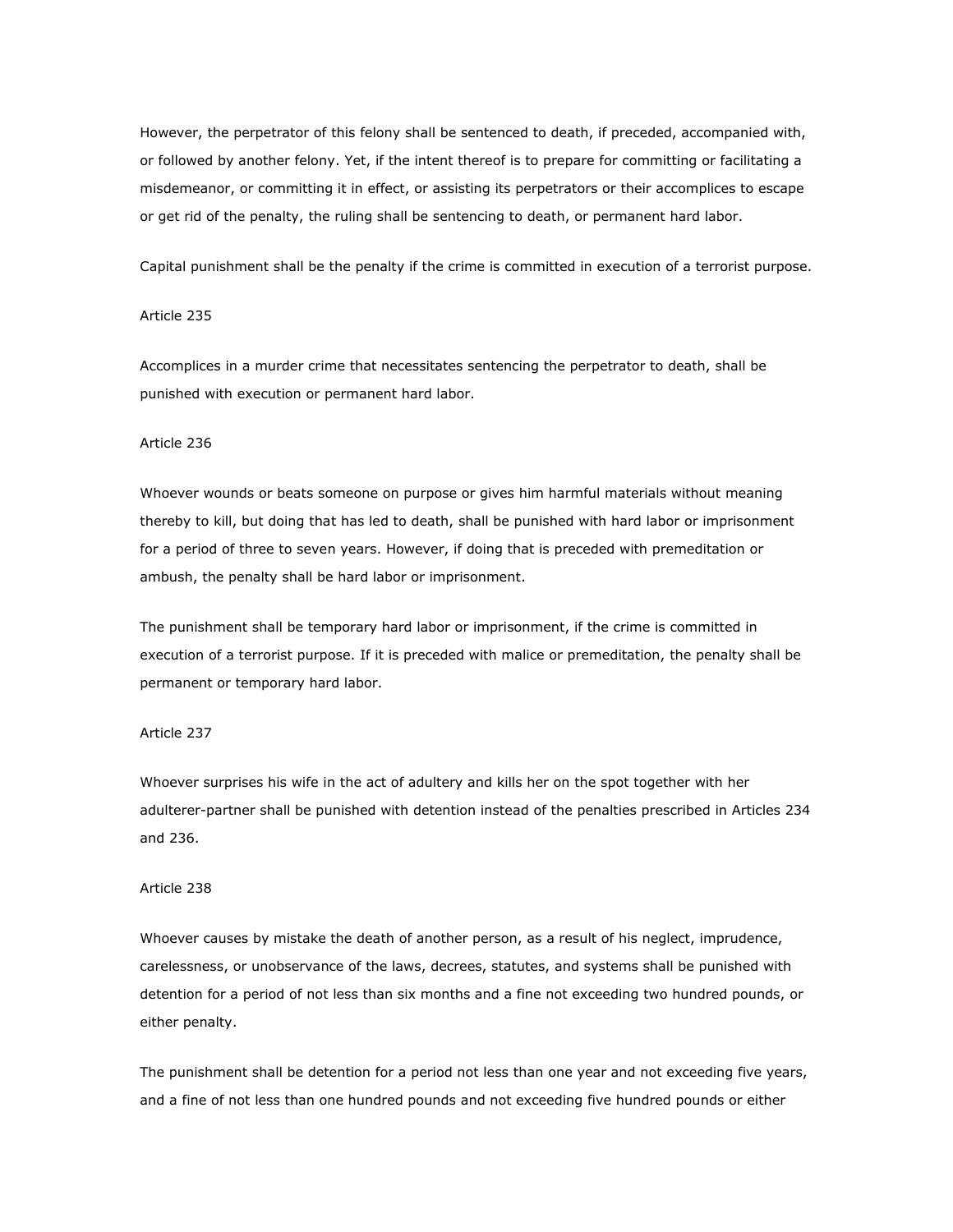However, the perpetrator of this felony shall be sentenced to death, if preceded, accompanied with, or followed by another felony. Yet, if the intent thereof is to prepare for committing or facilitating a misdemeanor, or committing it in effect, or assisting its perpetrators or their accomplices to escape or get rid of the penalty, the ruling shall be sentencing to death, or permanent hard labor.

Capital punishment shall be the penalty if the crime is committed in execution of a terrorist purpose.

Article 235

Accomplices in a murder crime that necessitates sentencing the perpetrator to death, shall be punished with execution or permanent hard labor.

Article 236

Whoever wounds or beats someone on purpose or gives him harmful materials without meaning thereby to kill, but doing that has led to death, shall be punished with hard labor or imprisonment for a period of three to seven years. However, if doing that is preceded with premeditation or ambush, the penalty shall be hard labor or imprisonment.

The punishment shall be temporary hard labor or imprisonment, if the crime is committed in execution of a terrorist purpose. If it is preceded with malice or premeditation, the penalty shall be permanent or temporary hard labor.

Article 237

Whoever surprises his wife in the act of adultery and kills her on the spot together with her adulterer-partner shall be punished with detention instead of the penalties prescribed in Articles 234 and 236.

Article 238

Whoever causes by mistake the death of another person, as a result of his neglect, imprudence, carelessness, or unobservance of the laws, decrees, statutes, and systems shall be punished with detention for a period of not less than six months and a fine not exceeding two hundred pounds, or either penalty.

The punishment shall be detention for a period not less than one year and not exceeding five years, and a fine of not less than one hundred pounds and not exceeding five hundred pounds or either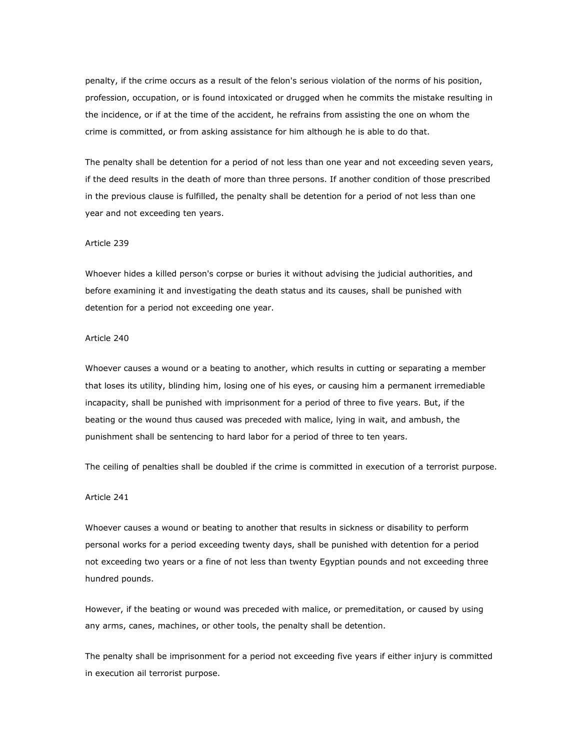penalty, if the crime occurs as a result of the felon's serious violation of the norms of his position, profession, occupation, or is found intoxicated or drugged when he commits the mistake resulting in the incidence, or if at the time of the accident, he refrains from assisting the one on whom the crime is committed, or from asking assistance for him although he is able to do that.

The penalty shall be detention for a period of not less than one year and not exceeding seven years, if the deed results in the death of more than three persons. If another condition of those prescribed in the previous clause is fulfilled, the penalty shall be detention for a period of not less than one year and not exceeding ten years.

Article 239

Whoever hides a killed person's corpse or buries it without advising the judicial authorities, and before examining it and investigating the death status and its causes, shall be punished with detention for a period not exceeding one year.

Article 240

Whoever causes a wound or a beating to another, which results in cutting or separating a member that loses its utility, blinding him, losing one of his eyes, or causing him a permanent irremediable incapacity, shall be punished with imprisonment for a period of three to five years. But, if the beating or the wound thus caused was preceded with malice, lying in wait, and ambush, the punishment shall be sentencing to hard labor for a period of three to ten years.

The ceiling of penalties shall be doubled if the crime is committed in execution of a terrorist purpose.

Article 241

Whoever causes a wound or beating to another that results in sickness or disability to perform personal works for a period exceeding twenty days, shall be punished with detention for a period not exceeding two years or a fine of not less than twenty Egyptian pounds and not exceeding three hundred pounds.

However, if the beating or wound was preceded with malice, or premeditation, or caused by using any arms, canes, machines, or other tools, the penalty shall be detention.

The penalty shall be imprisonment for a period not exceeding five years if either injury is committed in execution ail terrorist purpose.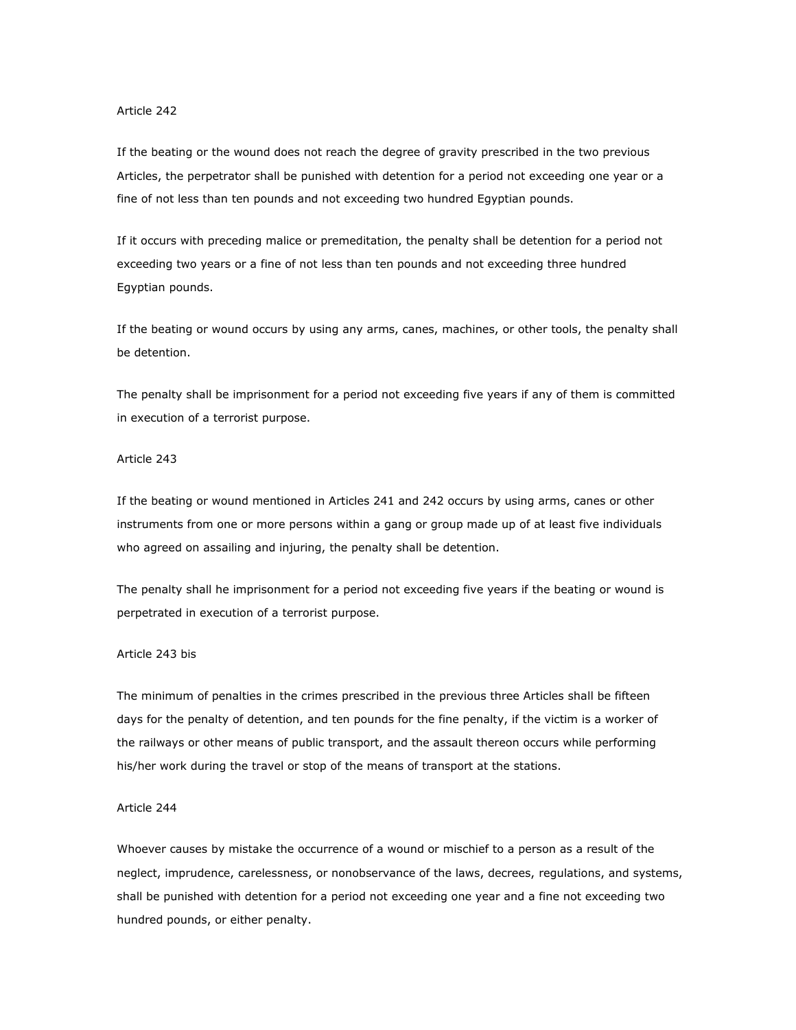Article 242

If the beating or the wound does not reach the degree of gravity prescribed in the two previous Articles, the perpetrator shall be punished with detention for a period not exceeding one year or a fine of not less than ten pounds and not exceeding two hundred Egyptian pounds.

If it occurs with preceding malice or premeditation, the penalty shall be detention for a period not exceeding two years or a fine of not less than ten pounds and not exceeding three hundred Egyptian pounds.

If the beating or wound occurs by using any arms, canes, machines, or other tools, the penalty shall be detention.

The penalty shall be imprisonment for a period not exceeding five years if any of them is committed in execution of a terrorist purpose.

Article 243

If the beating or wound mentioned in Articles 241 and 242 occurs by using arms, canes or other instruments from one or more persons within a gang or group made up of at least five individuals who agreed on assailing and injuring, the penalty shall be detention.

The penalty shall he imprisonment for a period not exceeding five years if the beating or wound is perpetrated in execution of a terrorist purpose.

Article 243 bis

The minimum of penalties in the crimes prescribed in the previous three Articles shall be fifteen days for the penalty of detention, and ten pounds for the fine penalty, if the victim is a worker of the railways or other means of public transport, and the assault thereon occurs while performing his/her work during the travel or stop of the means of transport at the stations.

Article 244

Whoever causes by mistake the occurrence of a wound or mischief to a person as a result of the neglect, imprudence, carelessness, or nonobservance of the laws, decrees, regulations, and systems, shall be punished with detention for a period not exceeding one year and a fine not exceeding two hundred pounds, or either penalty.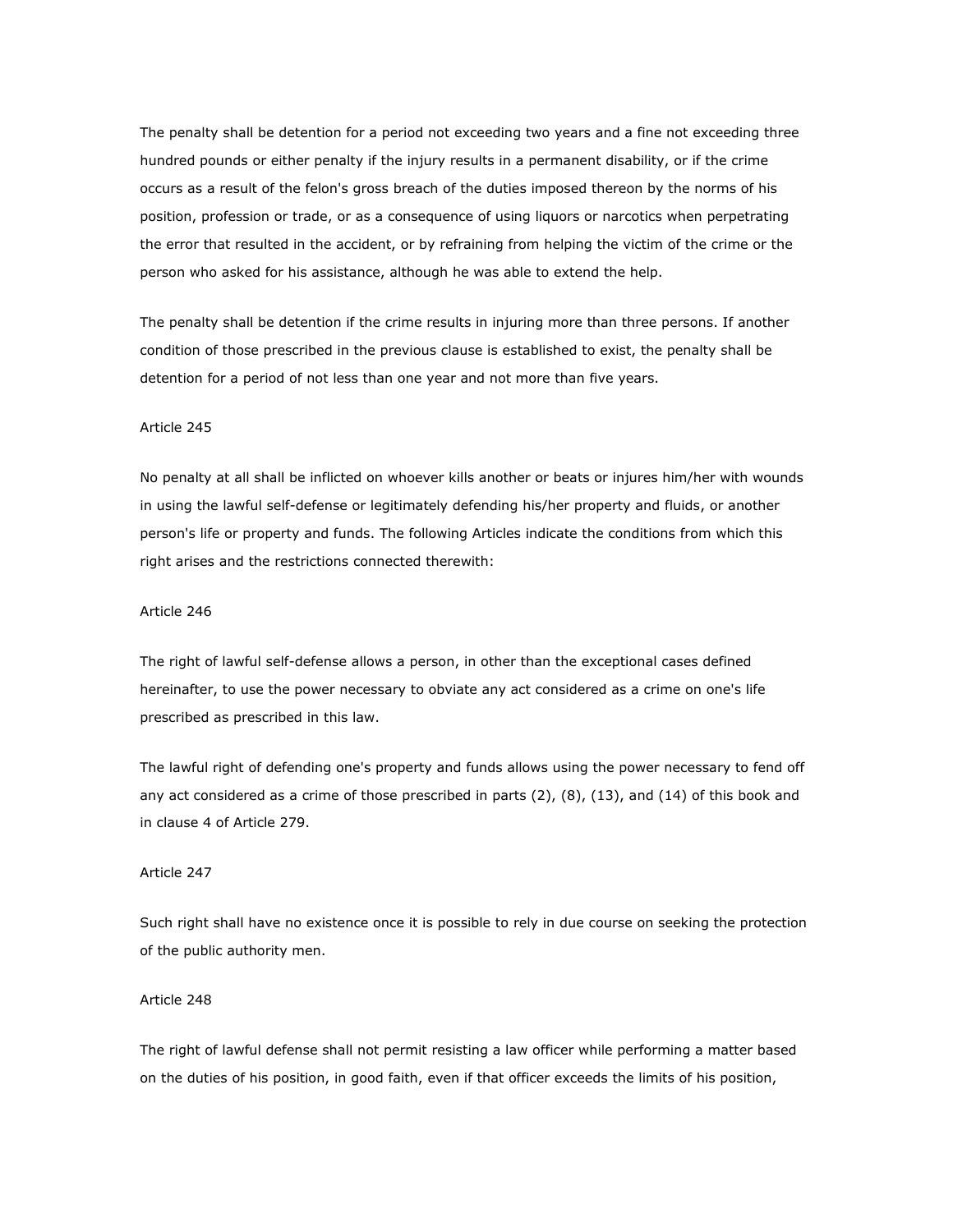The penalty shall be detention for a period not exceeding two years and a fine not exceeding three hundred pounds or either penalty if the injury results in a permanent disability, or if the crime occurs as a result of the felon's gross breach of the duties imposed thereon by the norms of his position, profession or trade, or as a consequence of using liquors or narcotics when perpetrating the error that resulted in the accident, or by refraining from helping the victim of the crime or the person who asked for his assistance, although he was able to extend the help.

The penalty shall be detention if the crime results in injuring more than three persons. If another condition of those prescribed in the previous clause is established to exist, the penalty shall be detention for a period of not less than one year and not more than five years.

Article 245

No penalty at all shall be inflicted on whoever kills another or beats or injures him/her with wounds in using the lawful self-defense or legitimately defending his/her property and fluids, or another person's life or property and funds. The following Articles indicate the conditions from which this right arises and the restrictions connected therewith:

Article 246

The right of lawful self-defense allows a person, in other than the exceptional cases defined hereinafter, to use the power necessary to obviate any act considered as a crime on one's life prescribed as prescribed in this law.

The lawful right of defending one's property and funds allows using the power necessary to fend off any act considered as a crime of those prescribed in parts (2), (8), (13), and (14) of this book and in clause 4 of Article 279.

Article 247

Such right shall have no existence once it is possible to rely in due course on seeking the protection of the public authority men.

Article 248

The right of lawful defense shall not permit resisting a law officer while performing a matter based on the duties of his position, in good faith, even if that officer exceeds the limits of his position,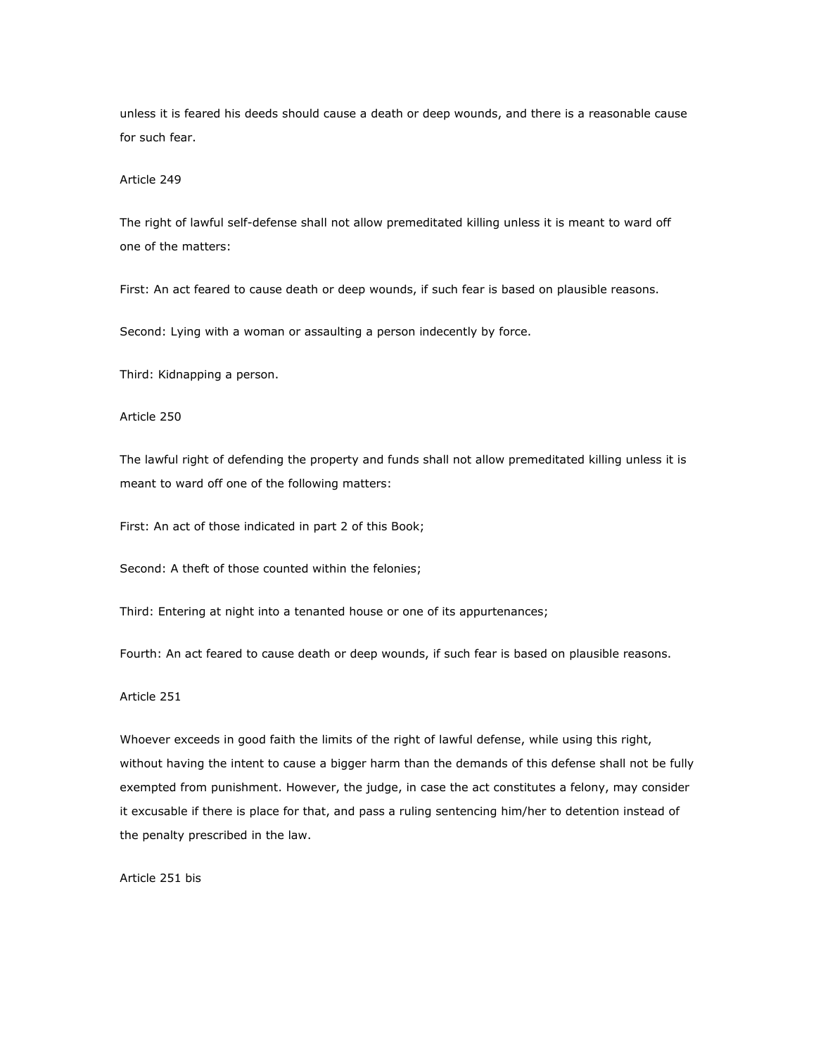unless it is feared his deeds should cause a death or deep wounds, and there is a reasonable cause for such fear.

Article 249

The right of lawful self-defense shall not allow premeditated killing unless it is meant to ward off one of the matters:

First: An act feared to cause death or deep wounds, if such fear is based on plausible reasons.

Second: Lying with a woman or assaulting a person indecently by force.

Third: Kidnapping a person.

Article 250

The lawful right of defending the property and funds shall not allow premeditated killing unless it is meant to ward off one of the following matters:

First: An act of those indicated in part 2 of this Book;

Second: A theft of those counted within the felonies;

Third: Entering at night into a tenanted house or one of its appurtenances;

Fourth: An act feared to cause death or deep wounds, if such fear is based on plausible reasons.

Article 251

Whoever exceeds in good faith the limits of the right of lawful defense, while using this right, without having the intent to cause a bigger harm than the demands of this defense shall not be fully exempted from punishment. However, the judge, in case the act constitutes a felony, may consider it excusable if there is place for that, and pass a ruling sentencing him/her to detention instead of the penalty prescribed in the law.

Article 251 bis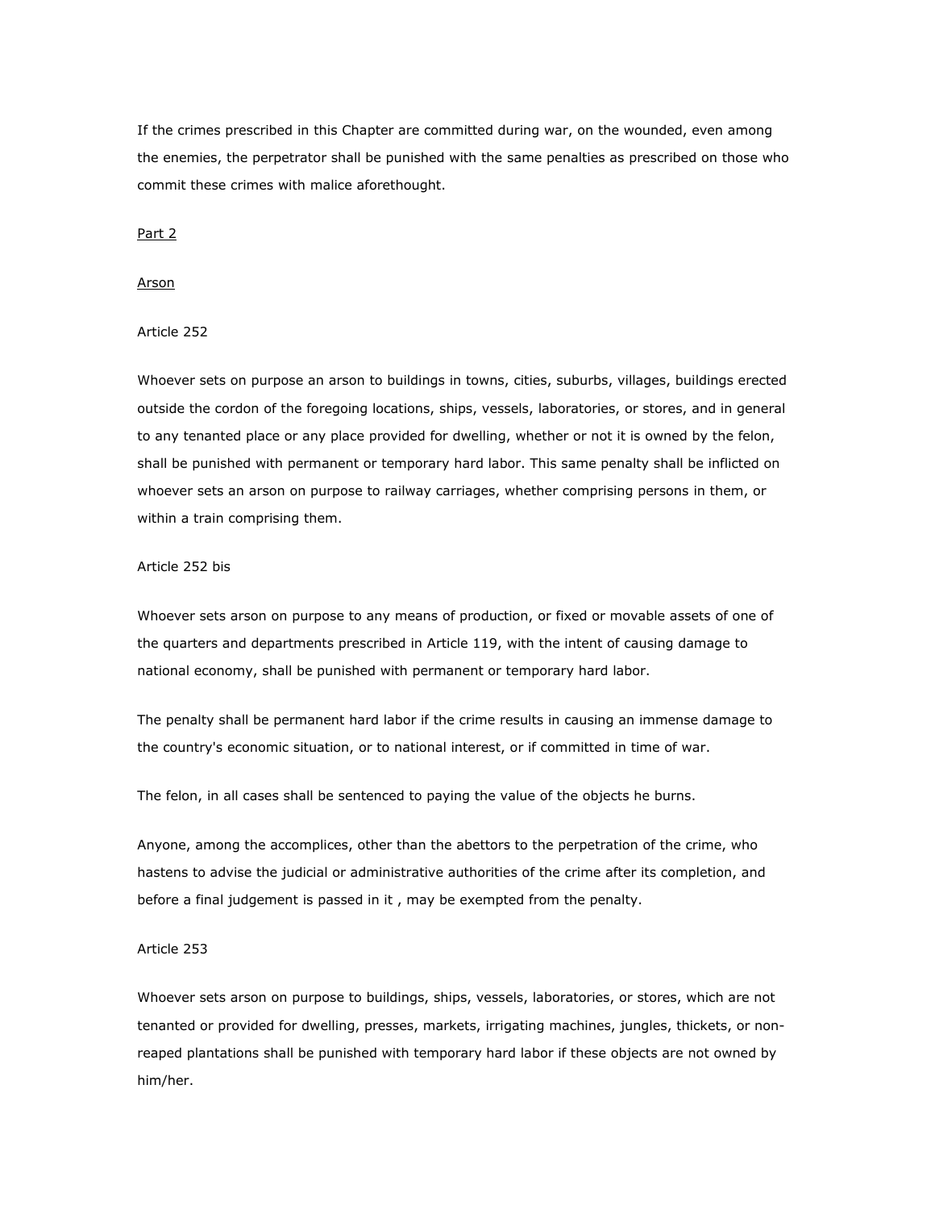If the crimes prescribed in this Chapter are committed during war, on the wounded, even among the enemies, the perpetrator shall be punished with the same penalties as prescribed on those who commit these crimes with malice aforethought.

Part 2

Arson

Article 252

Whoever sets on purpose an arson to buildings in towns, cities, suburbs, villages, buildings erected outside the cordon of the foregoing locations, ships, vessels, laboratories, or stores, and in general to any tenanted place or any place provided for dwelling, whether or not it is owned by the felon, shall be punished with permanent or temporary hard labor. This same penalty shall be inflicted on whoever sets an arson on purpose to railway carriages, whether comprising persons in them, or within a train comprising them.

Article 252 bis

Whoever sets arson on purpose to any means of production, or fixed or movable assets of one of the quarters and departments prescribed in Article 119, with the intent of causing damage to national economy, shall be punished with permanent or temporary hard labor.

The penalty shall be permanent hard labor if the crime results in causing an immense damage to the country's economic situation, or to national interest, or if committed in time of war.

The felon, in all cases shall be sentenced to paying the value of the objects he burns.

Anyone, among the accomplices, other than the abettors to the perpetration of the crime, who hastens to advise the judicial or administrative authorities of the crime after its completion, and before a final judgement is passed in it , may be exempted from the penalty.

Article 253

Whoever sets arson on purpose to buildings, ships, vessels, laboratories, or stores, which are not tenanted or provided for dwelling, presses, markets, irrigating machines, jungles, thickets, or non-reaped plantations shall be punished with temporary hard labor if these objects are not owned by him/her.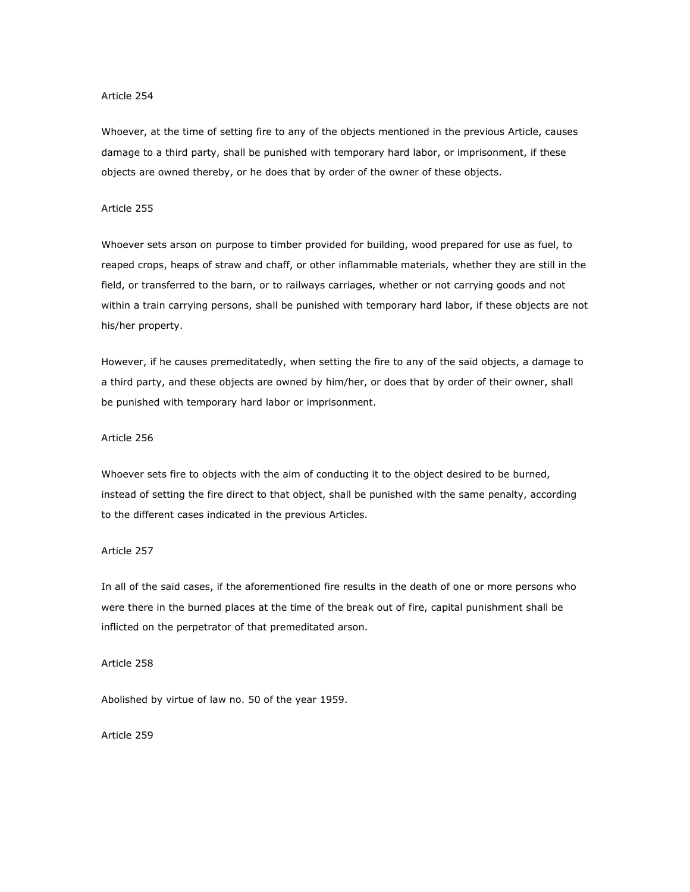Article 254

Whoever, at the time of setting fire to any of the objects mentioned in the previous Article, causes damage to a third party, shall be punished with temporary hard labor, or imprisonment, if these objects are owned thereby, or he does that by order of the owner of these objects.

Article 255

Whoever sets arson on purpose to timber provided for building, wood prepared for use as fuel, to reaped crops, heaps of straw and chaff, or other inflammable materials, whether they are still in the field, or transferred to the barn, or to railways carriages, whether or not carrying goods and not within a train carrying persons, shall be punished with temporary hard labor, if these objects are not his/her property.

However, if he causes premeditatedly, when setting the fire to any of the said objects, a damage to a third party, and these objects are owned by him/her, or does that by order of their owner, shall be punished with temporary hard labor or imprisonment.

Article 256

Whoever sets fire to objects with the aim of conducting it to the object desired to be burned, instead of setting the fire direct to that object, shall be punished with the same penalty, according to the different cases indicated in the previous Articles.

Article 257

In all of the said cases, if the aforementioned fire results in the death of one or more persons who were there in the burned places at the time of the break out of fire, capital punishment shall be inflicted on the perpetrator of that premeditated arson.

Article 258

Abolished by virtue of law no. 50 of the year 1959.

Article 259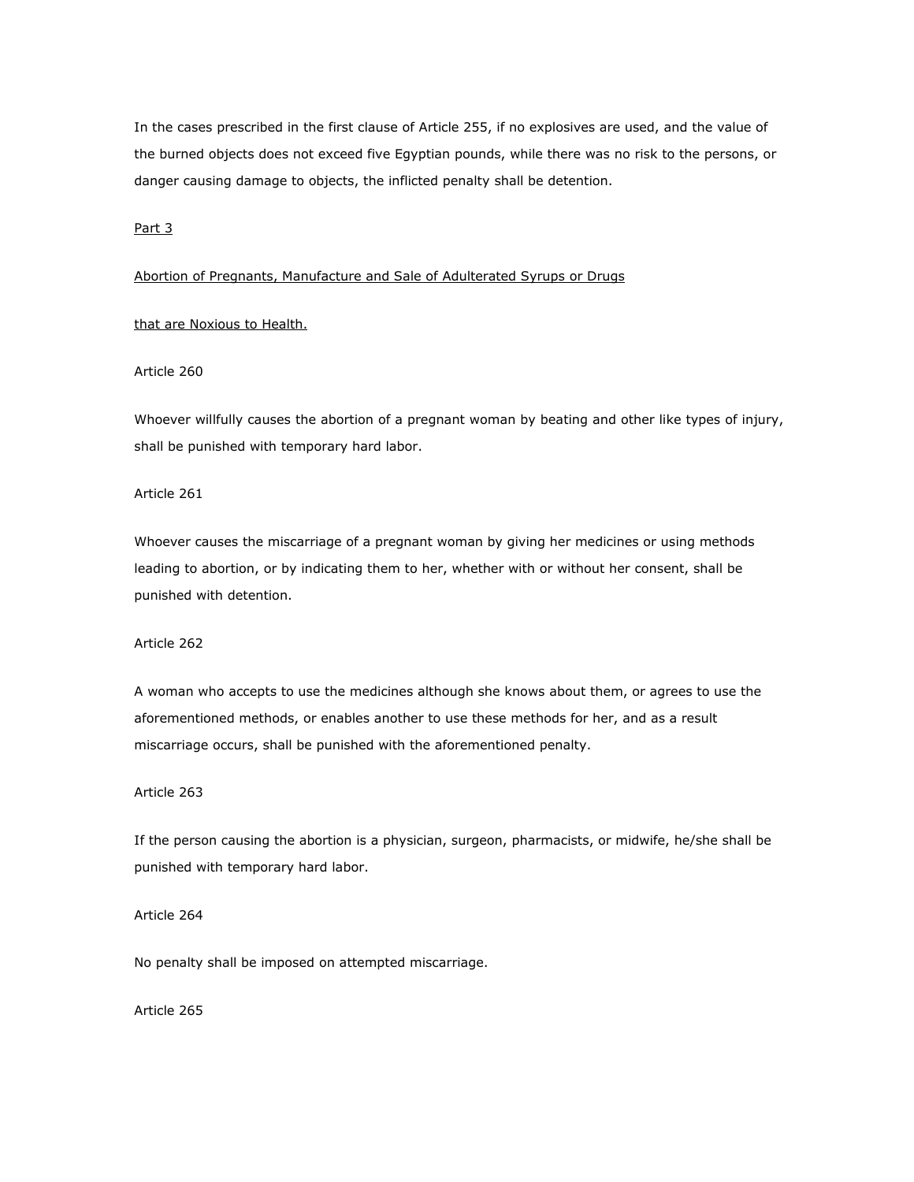In the cases prescribed in the first clause of Article 255, if no explosives are used, and the value of the burned objects does not exceed five Egyptian pounds, while there was no risk to the persons, or danger causing damage to objects, the inflicted penalty shall be detention.

## Part 3

## Abortion of Pregnants, Manufacture and Sale of Adulterated Syrups or Drugs that are Noxious to Health.

### Article 260

Whoever willfully causes the abortion of a pregnant woman by beating and other like types of injury, shall be punished with temporary hard labor.

### Article 261

Whoever causes the miscarriage of a pregnant woman by giving her medicines or using methods leading to abortion, or by indicating them to her, whether with or without her consent, shall be punished with detention.

### Article 262

A woman who accepts to use the medicines although she knows about them, or agrees to use the aforementioned methods, or enables another to use these methods for her, and as a result miscarriage occurs, shall be punished with the aforementioned penalty.

### Article 263

If the person causing the abortion is a physician, surgeon, pharmacists, or midwife, he/she shall be punished with temporary hard labor.

### Article 264

No penalty shall be imposed on attempted miscarriage.

### Article 265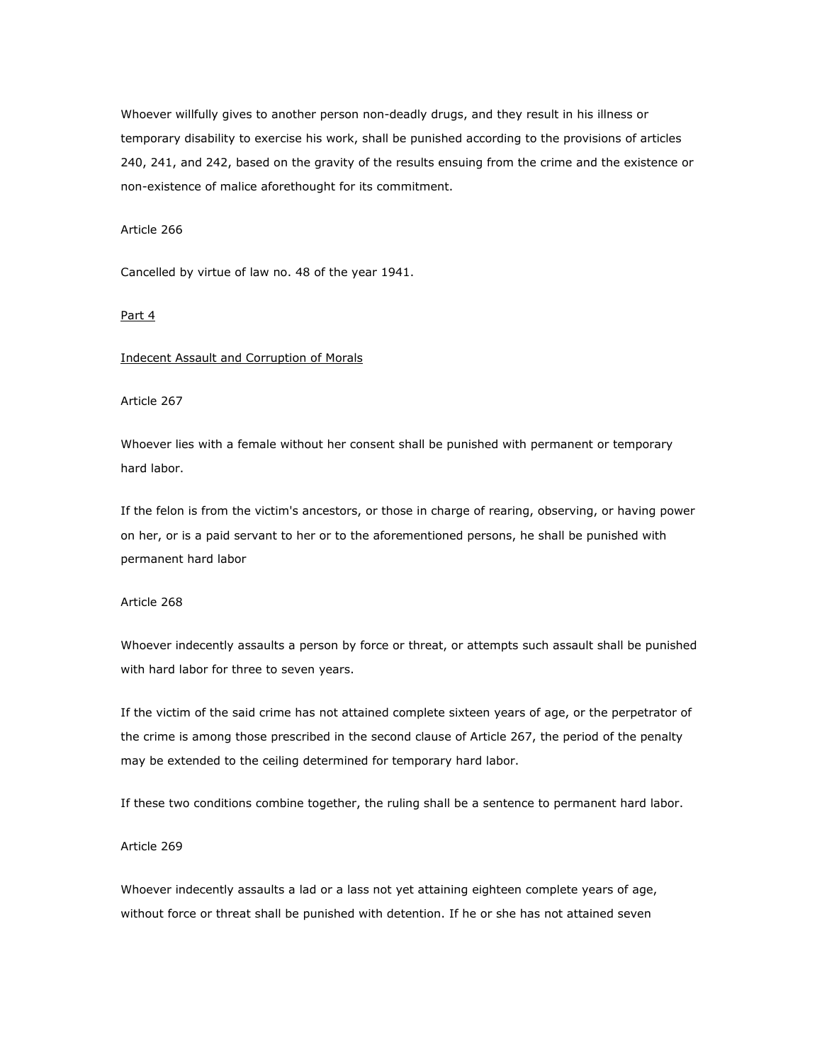Whoever willfully gives to another person non-deadly drugs, and they result in his illness or temporary disability to exercise his work, shall be punished according to the provisions of articles 240, 241, and 242, based on the gravity of the results ensuing from the crime and the existence or non-existence of malice aforethought for its commitment.

Article 266

Cancelled by virtue of law no. 48 of the year 1941.

## Part 4

## Indecent Assault and Corruption of Morals

Article 267

Whoever lies with a female without her consent shall be punished with permanent or temporary hard labor.

If the felon is from the victim's ancestors, or those in charge of rearing, observing, or having power on her, or is a paid servant to her or to the aforementioned persons, he shall be punished with permanent hard labor

Article 268

Whoever indecently assaults a person by force or threat, or attempts such assault shall be punished with hard labor for three to seven years.

If the victim of the said crime has not attained complete sixteen years of age, or the perpetrator of the crime is among those prescribed in the second clause of Article 267, the period of the penalty may be extended to the ceiling determined for temporary hard labor.

If these two conditions combine together, the ruling shall be a sentence to permanent hard labor.

Article 269

Whoever indecently assaults a lad or a lass not yet attaining eighteen complete years of age, without force or threat shall be punished with detention. If he or she has not attained seven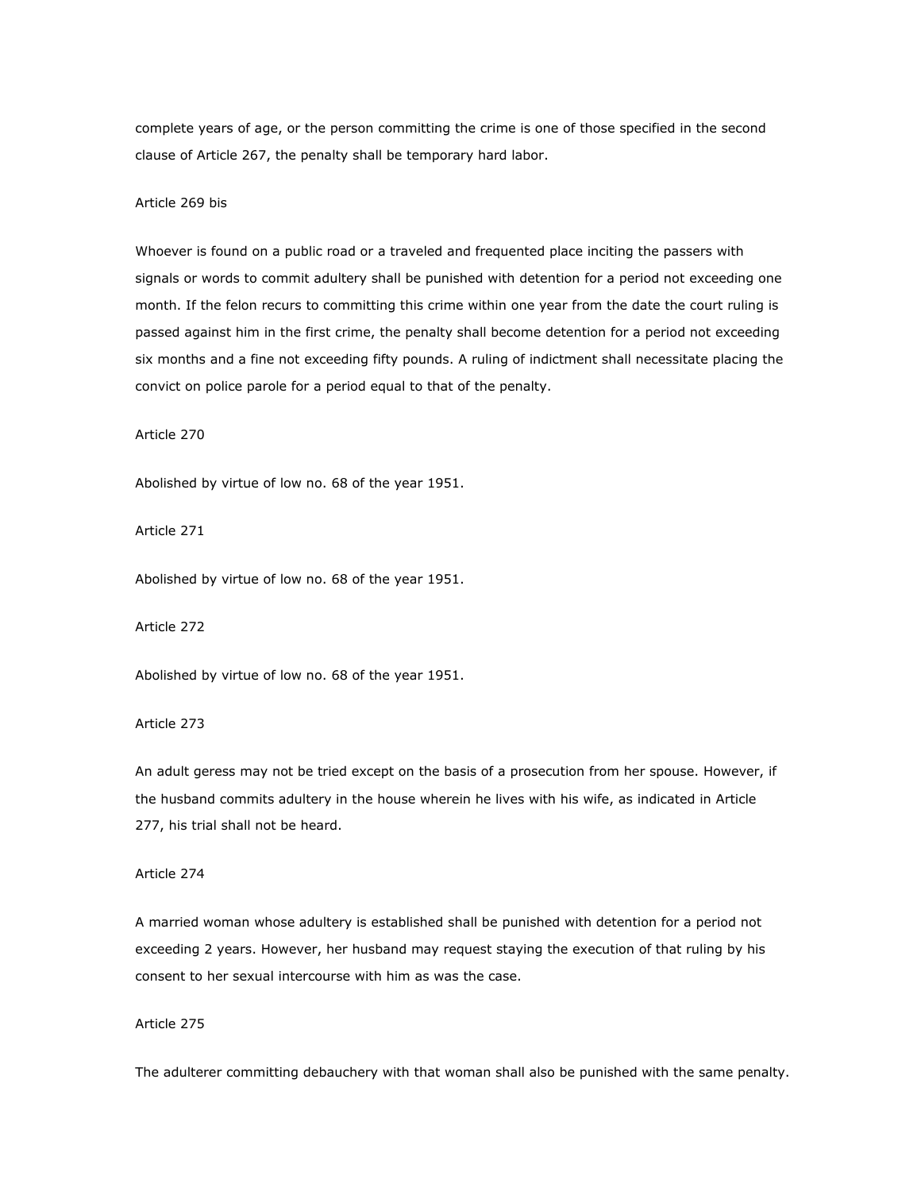complete years of age, or the person committing the crime is one of those specified in the second clause of Article 267, the penalty shall be temporary hard labor.

Article 269 bis

Whoever is found on a public road or a traveled and frequented place inciting the passers with signals or words to commit adultery shall be punished with detention for a period not exceeding one month. If the felon recurs to committing this crime within one year from the date the court ruling is passed against him in the first crime, the penalty shall become detention for a period not exceeding six months and a fine not exceeding fifty pounds. A ruling of indictment shall necessitate placing the convict on police parole for a period equal to that of the penalty.

Article 270

Abolished by virtue of low no. 68 of the year 1951.

Article 271

Abolished by virtue of low no. 68 of the year 1951.

Article 272

Abolished by virtue of low no. 68 of the year 1951.

Article 273

An adult geress may not be tried except on the basis of a prosecution from her spouse. However, if the husband commits adultery in the house wherein he lives with his wife, as indicated in Article 277, his trial shall not be heard.

Article 274

A married woman whose adultery is established shall be punished with detention for a period not exceeding 2 years. However, her husband may request staying the execution of that ruling by his consent to her sexual intercourse with him as was the case.

Article 275

The adulterer committing debauchery with that woman shall also be punished with the same penalty.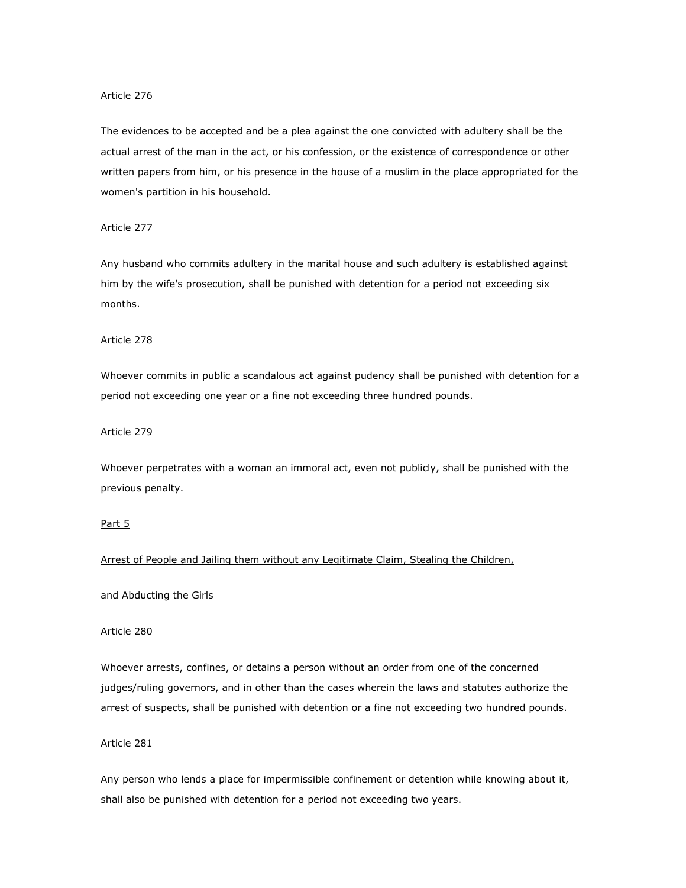Article 276

The evidences to be accepted and be a plea against the one convicted with adultery shall be the actual arrest of the man in the act, or his confession, or the existence of correspondence or other written papers from him, or his presence in the house of a muslim in the place appropriated for the women's partition in his household.

Article 277

Any husband who commits adultery in the marital house and such adultery is established against him by the wife's prosecution, shall be punished with detention for a period not exceeding six months.

Article 278

Whoever commits in public a scandalous act against pudency shall be punished with detention for a period not exceeding one year or a fine not exceeding three hundred pounds.

Article 279

Whoever perpetrates with a woman an immoral act, even not publicly, shall be punished with the previous penalty.

<u>Part 5</u>

<u>Arrest of People and Jailing them without any Legitimate Claim, Stealing the Children,</u>

<u>and Abducting the Girls</u>

Article 280

Whoever arrests, confines, or detains a person without an order from one of the concerned judges/ruling governors, and in other than the cases wherein the laws and statutes authorize the arrest of suspects, shall be punished with detention or a fine not exceeding two hundred pounds.

Article 281

Any person who lends a place for impermissible confinement or detention while knowing about it, shall also be punished with detention for a period not exceeding two years.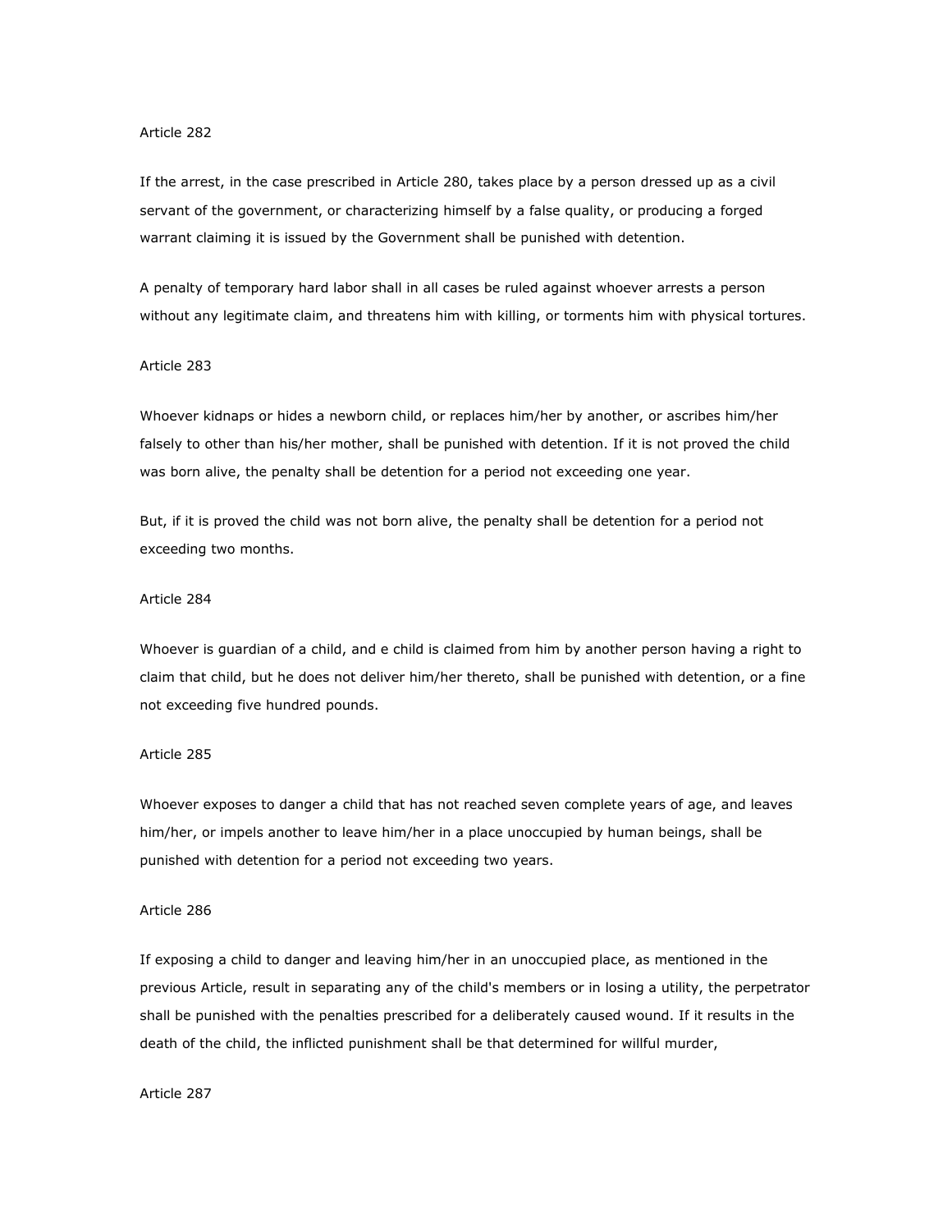Article 282

If the arrest, in the case prescribed in Article 280, takes place by a person dressed up as a civil servant of the government, or characterizing himself by a false quality, or producing a forged warrant claiming it is issued by the Government shall be punished with detention.

A penalty of temporary hard labor shall in all cases be ruled against whoever arrests a person without any legitimate claim, and threatens him with killing, or torments him with physical tortures.

Article 283

Whoever kidnaps or hides a newborn child, or replaces him/her by another, or ascribes him/her falsely to other than his/her mother, shall be punished with detention. If it is not proved the child was born alive, the penalty shall be detention for a period not exceeding one year.

But, if it is proved the child was not born alive, the penalty shall be detention for a period not exceeding two months.

Article 284

Whoever is guardian of a child, and e child is claimed from him by another person having a right to claim that child, but he does not deliver him/her thereto, shall be punished with detention, or a fine not exceeding five hundred pounds.

Article 285

Whoever exposes to danger a child that has not reached seven complete years of age, and leaves him/her, or impels another to leave him/her in a place unoccupied by human beings, shall be punished with detention for a period not exceeding two years.

Article 286

If exposing a child to danger and leaving him/her in an unoccupied place, as mentioned in the previous Article, result in separating any of the child's members or in losing a utility, the perpetrator shall be punished with the penalties prescribed for a deliberately caused wound. If it results in the death of the child, the inflicted punishment shall be that determined for willful murder,

Article 287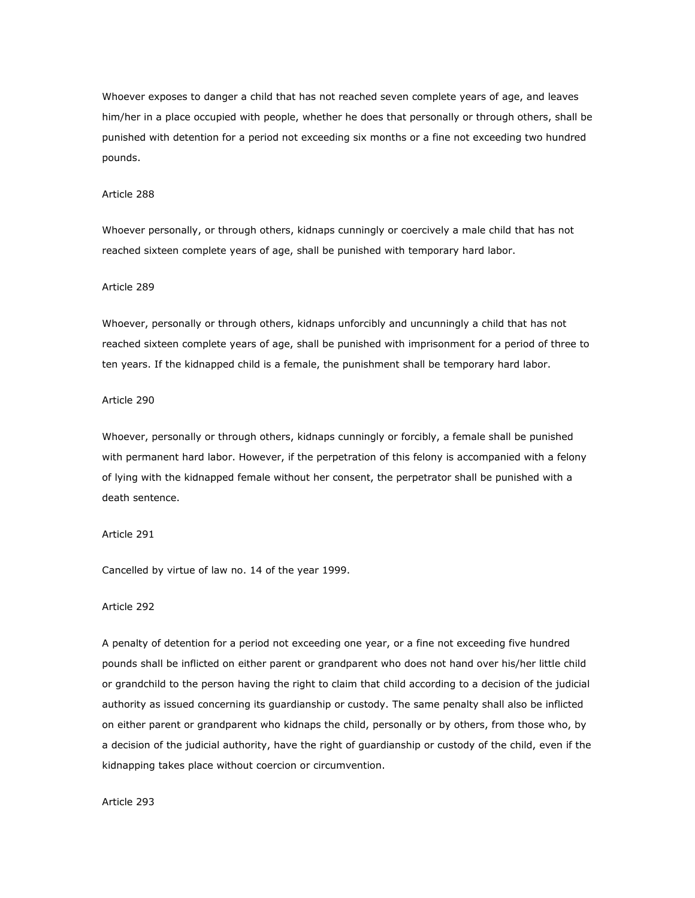Whoever exposes to danger a child that has not reached seven complete years of age, and leaves him/her in a place occupied with people, whether he does that personally or through others, shall be punished with detention for a period not exceeding six months or a fine not exceeding two hundred pounds.

Article 288

Whoever personally, or through others, kidnaps cunningly or coercively a male child that has not reached sixteen complete years of age, shall be punished with temporary hard labor.

Article 289

Whoever, personally or through others, kidnaps unforcibly and uncunningly a child that has not reached sixteen complete years of age, shall be punished with imprisonment for a period of three to ten years. If the kidnapped child is a female, the punishment shall be temporary hard labor.

Article 290

Whoever, personally or through others, kidnaps cunningly or forcibly, a female shall be punished with permanent hard labor. However, if the perpetration of this felony is accompanied with a felony of lying with the kidnapped female without her consent, the perpetrator shall be punished with a death sentence.

Article 291

Cancelled by virtue of law no. 14 of the year 1999.

Article 292

A penalty of detention for a period not exceeding one year, or a fine not exceeding five hundred pounds shall be inflicted on either parent or grandparent who does not hand over his/her little child or grandchild to the person having the right to claim that child according to a decision of the judicial authority as issued concerning its guardianship or custody. The same penalty shall also be inflicted on either parent or grandparent who kidnaps the child, personally or by others, from those who, by a decision of the judicial authority, have the right of guardianship or custody of the child, even if the kidnapping takes place without coercion or circumvention.

Article 293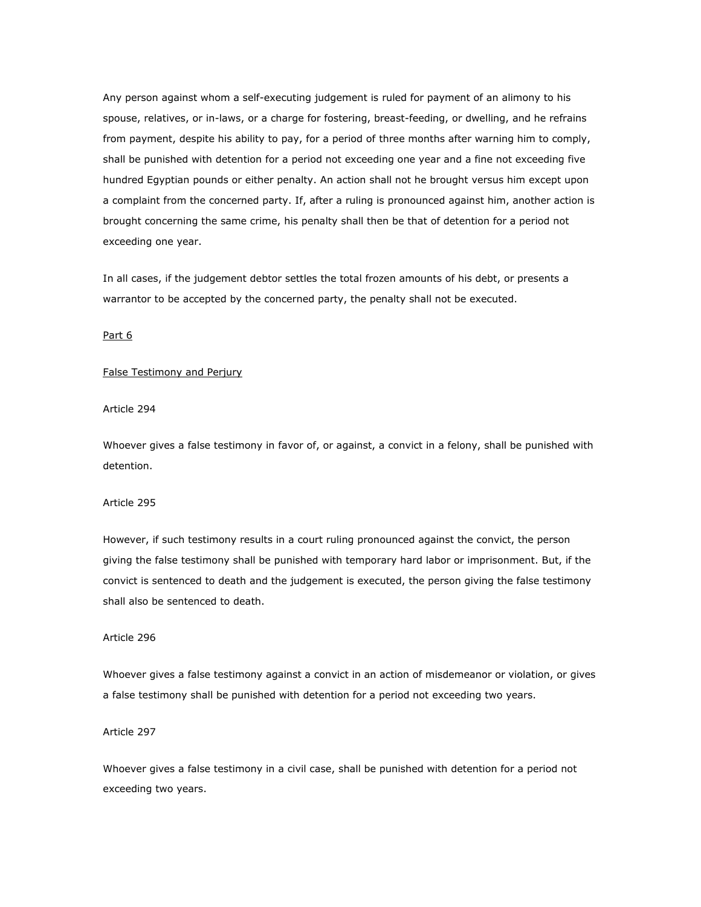Any person against whom a self-executing judgement is ruled for payment of an alimony to his spouse, relatives, or in-laws, or a charge for fostering, breast-feeding, or dwelling, and he refrains from payment, despite his ability to pay, for a period of three months after warning him to comply, shall be punished with detention for a period not exceeding one year and a fine not exceeding five hundred Egyptian pounds or either penalty. An action shall not he brought versus him except upon a complaint from the concerned party. If, after a ruling is pronounced against him, another action is brought concerning the same crime, his penalty shall then be that of detention for a period not exceeding one year.

In all cases, if the judgement debtor settles the total frozen amounts of his debt, or presents a warrantor to be accepted by the concerned party, the penalty shall not be executed.

Part 6

False Testimony and Perjury

Article 294

Whoever gives a false testimony in favor of, or against, a convict in a felony, shall be punished with detention.

Article 295

However, if such testimony results in a court ruling pronounced against the convict, the person giving the false testimony shall be punished with temporary hard labor or imprisonment. But, if the convict is sentenced to death and the judgement is executed, the person giving the false testimony shall also be sentenced to death.

Article 296

Whoever gives a false testimony against a convict in an action of misdemeanor or violation, or gives a false testimony shall be punished with detention for a period not exceeding two years.

Article 297

Whoever gives a false testimony in a civil case, shall be punished with detention for a period not exceeding two years.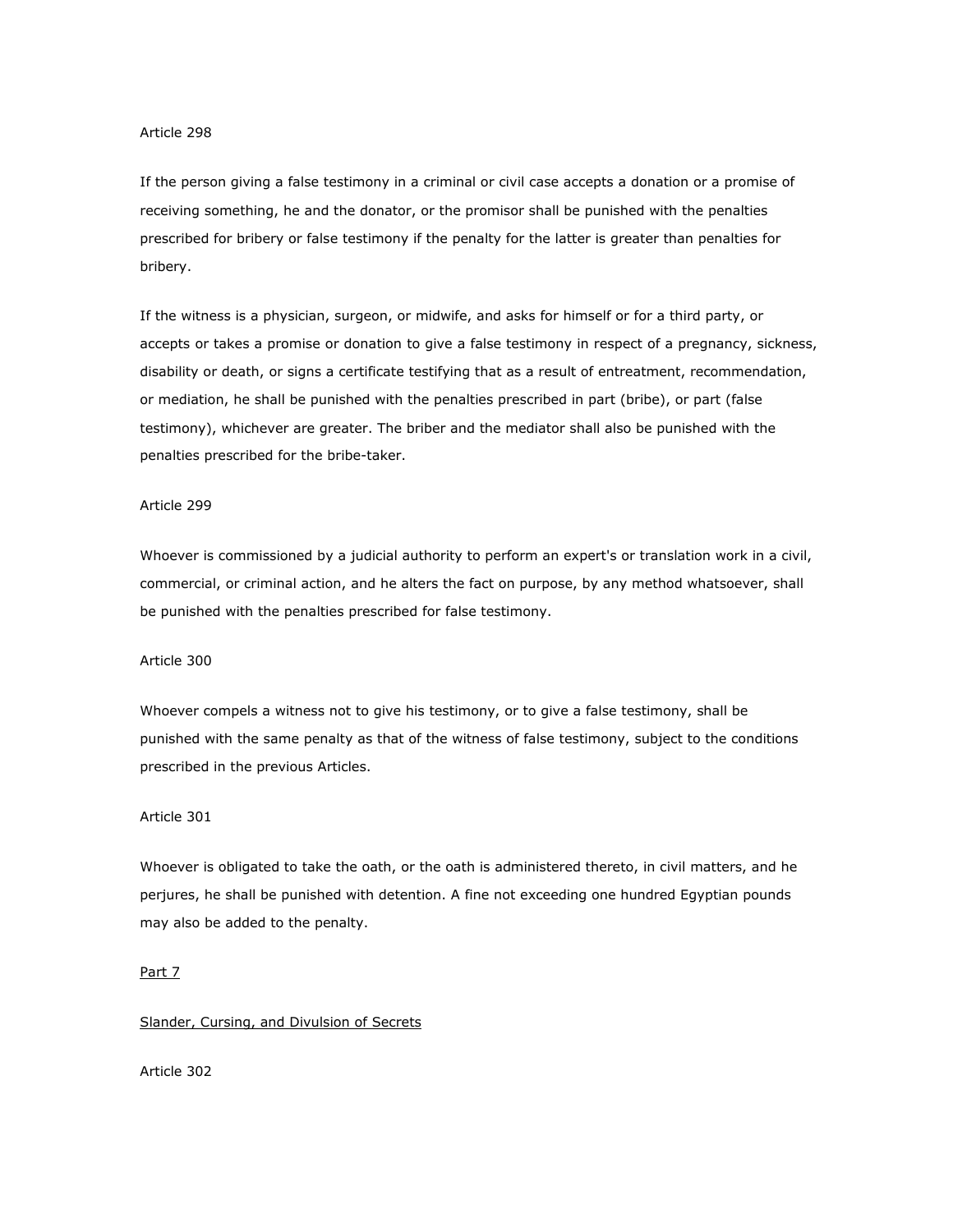Article 298

If the person giving a false testimony in a criminal or civil case accepts a donation or a promise of receiving something, he and the donator, or the promisor shall be punished with the penalties prescribed for bribery or false testimony if the penalty for the latter is greater than penalties for bribery.

If the witness is a physician, surgeon, or midwife, and asks for himself or for a third party, or accepts or takes a promise or donation to give a false testimony in respect of a pregnancy, sickness, disability or death, or signs a certificate testifying that as a result of entreatment, recommendation, or mediation, he shall be punished with the penalties prescribed in part (bribe), or part (false testimony), whichever are greater. The briber and the mediator shall also be punished with the penalties prescribed for the bribe-taker.

Article 299

Whoever is commissioned by a judicial authority to perform an expert's or translation work in a civil, commercial, or criminal action, and he alters the fact on purpose, by any method whatsoever, shall be punished with the penalties prescribed for false testimony.

Article 300

Whoever compels a witness not to give his testimony, or to give a false testimony, shall be punished with the same penalty as that of the witness of false testimony, subject to the conditions prescribed in the previous Articles.

Article 301

Whoever is obligated to take the oath, or the oath is administered thereto, in civil matters, and he perjures, he shall be punished with detention. A fine not exceeding one hundred Egyptian pounds may also be added to the penalty.

## Part 7

## Slander, Cursing, and Divulsion of Secrets

Article 302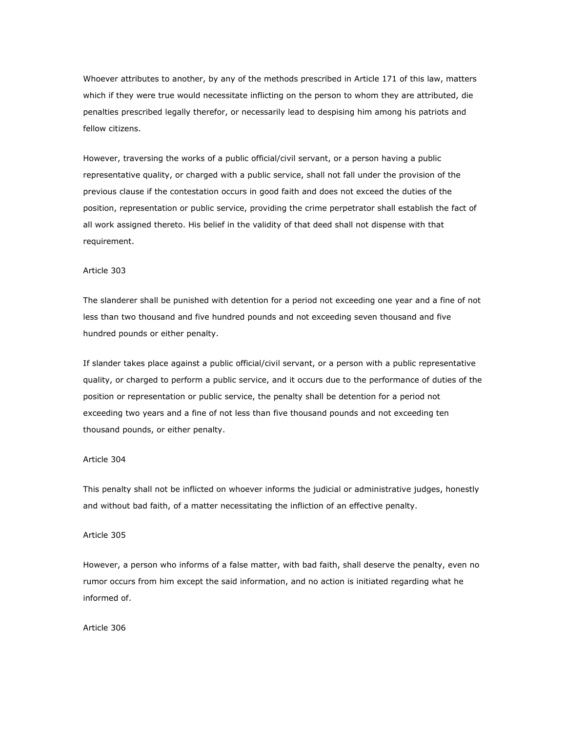Whoever attributes to another, by any of the methods prescribed in Article 171 of this law, matters which if they were true would necessitate inflicting on the person to whom they are attributed, die penalties prescribed legally therefor, or necessarily lead to despising him among his patriots and fellow citizens.

However, traversing the works of a public official/civil servant, or a person having a public representative quality, or charged with a public service, shall not fall under the provision of the previous clause if the contestation occurs in good faith and does not exceed the duties of the position, representation or public service, providing the crime perpetrator shall establish the fact of all work assigned thereto. His belief in the validity of that deed shall not dispense with that requirement.

Article 303

The slanderer shall be punished with detention for a period not exceeding one year and a fine of not less than two thousand and five hundred pounds and not exceeding seven thousand and five hundred pounds or either penalty.

If slander takes place against a public official/civil servant, or a person with a public representative quality, or charged to perform a public service, and it occurs due to the performance of duties of the position or representation or public service, the penalty shall be detention for a period not exceeding two years and a fine of not less than five thousand pounds and not exceeding ten thousand pounds, or either penalty.

Article 304

This penalty shall not be inflicted on whoever informs the judicial or administrative judges, honestly and without bad faith, of a matter necessitating the infliction of an effective penalty.

Article 305

However, a person who informs of a false matter, with bad faith, shall deserve the penalty, even no rumor occurs from him except the said information, and no action is initiated regarding what he informed of.

Article 306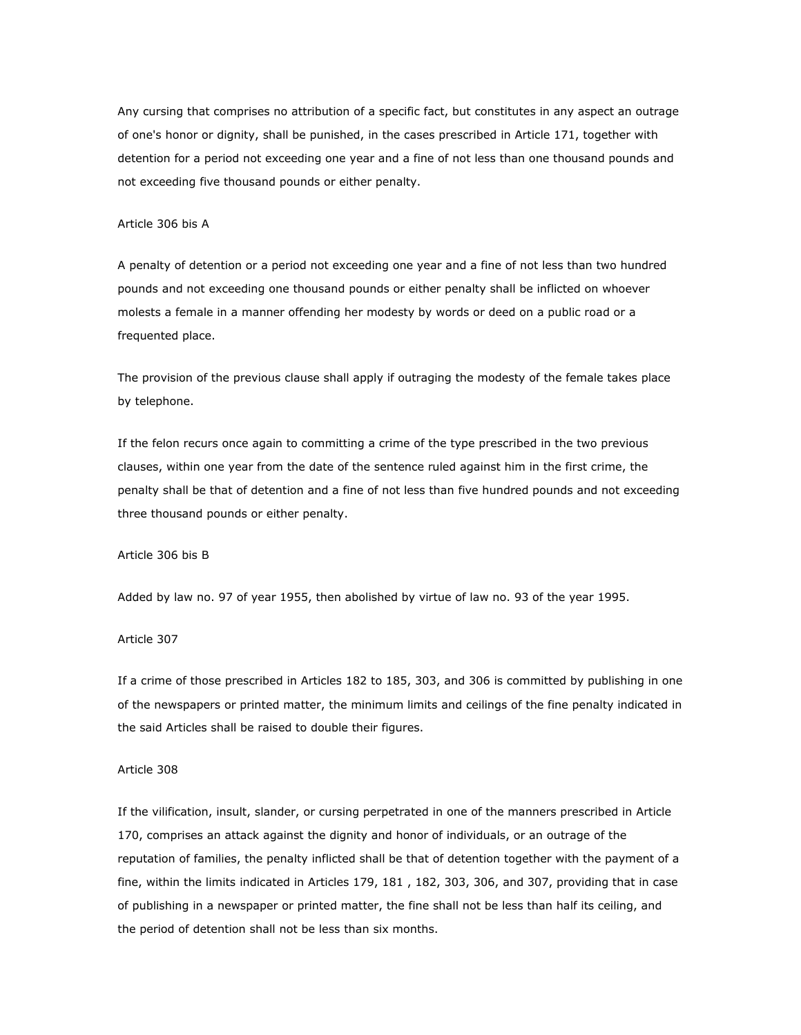Any cursing that comprises no attribution of a specific fact, but constitutes in any aspect an outrage of one's honor or dignity, shall be punished, in the cases prescribed in Article 171, together with detention for a period not exceeding one year and a fine of not less than one thousand pounds and not exceeding five thousand pounds or either penalty.

Article 306 bis A

A penalty of detention or a period not exceeding one year and a fine of not less than two hundred pounds and not exceeding one thousand pounds or either penalty shall be inflicted on whoever molests a female in a manner offending her modesty by words or deed on a public road or a frequented place.

The provision of the previous clause shall apply if outraging the modesty of the female takes place by telephone.

If the felon recurs once again to committing a crime of the type prescribed in the two previous clauses, within one year from the date of the sentence ruled against him in the first crime, the penalty shall be that of detention and a fine of not less than five hundred pounds and not exceeding three thousand pounds or either penalty.

Article 306 bis B

Added by law no. 97 of year 1955, then abolished by virtue of law no. 93 of the year 1995.

Article 307

If a crime of those prescribed in Articles 182 to 185, 303, and 306 is committed by publishing in one of the newspapers or printed matter, the minimum limits and ceilings of the fine penalty indicated in the said Articles shall be raised to double their figures.

Article 308

If the vilification, insult, slander, or cursing perpetrated in one of the manners prescribed in Article 170, comprises an attack against the dignity and honor of individuals, or an outrage of the reputation of families, the penalty inflicted shall be that of detention together with the payment of a fine, within the limits indicated in Articles 179, 181 , 182, 303, 306, and 307, providing that in case of publishing in a newspaper or printed matter, the fine shall not be less than half its ceiling, and the period of detention shall not be less than six months.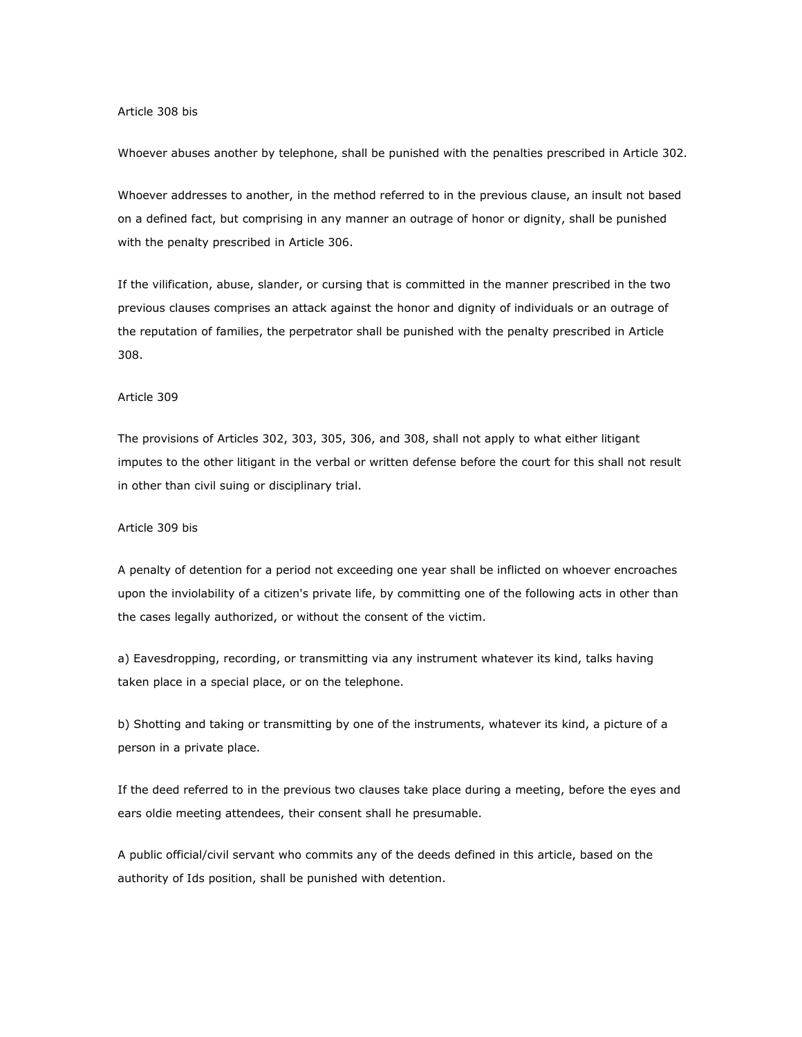Article 308 bis

Whoever abuses another by telephone, shall be punished with the penalties prescribed in Article 302.

Whoever addresses to another, in the method referred to in the previous clause, an insult not based on a defined fact, but comprising in any manner an outrage of honor or dignity, shall be punished with the penalty prescribed in Article 306.

If the vilification, abuse, slander, or cursing that is committed in the manner prescribed in the two previous clauses comprises an attack against the honor and dignity of individuals or an outrage of the reputation of families, the perpetrator shall be punished with the penalty prescribed in Article 308.

Article 309

The provisions of Articles 302, 303, 305, 306, and 308, shall not apply to what either litigant imputes to the other litigant in the verbal or written defense before the court for this shall not result in other than civil suing or disciplinary trial.

Article 309 bis

A penalty of detention for a period not exceeding one year shall be inflicted on whoever encroaches upon the inviolability of a citizen's private life, by committing one of the following acts in other than the cases legally authorized, or without the consent of the victim.

a) Eavesdropping, recording, or transmitting via any instrument whatever its kind, talks having taken place in a special place, or on the telephone.

b) Shotting and taking or transmitting by one of the instruments, whatever its kind, a picture of a person in a private place.

If the deed referred to in the previous two clauses take place during a meeting, before the eyes and ears oldie meeting attendees, their consent shall he presumable.

A public official/civil servant who commits any of the deeds defined in this article, based on the authority of Ids position, shall be punished with detention.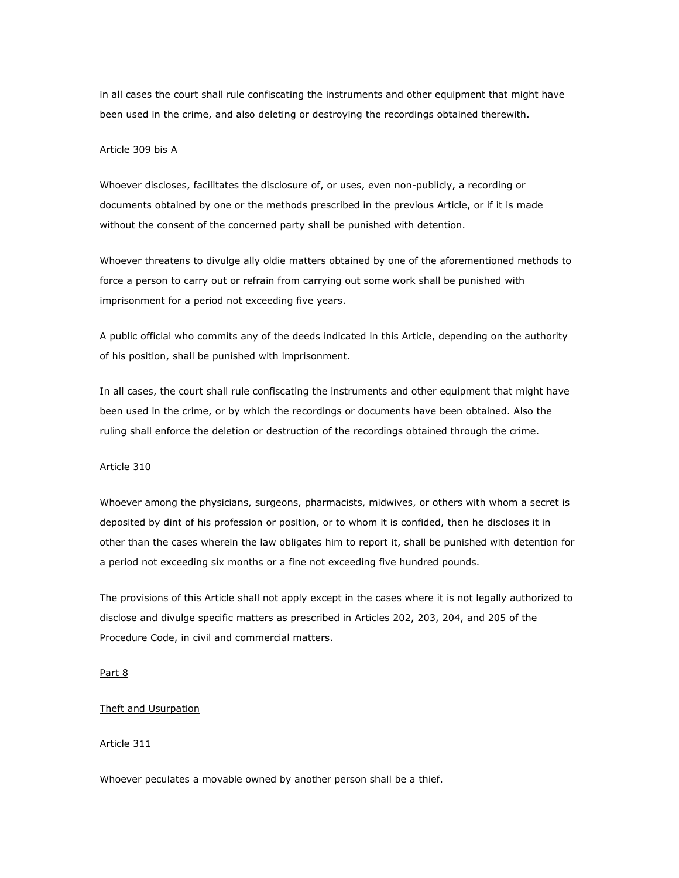in all cases the court shall rule confiscating the instruments and other equipment that might have been used in the crime, and also deleting or destroying the recordings obtained therewith.

Article 309 bis A

Whoever discloses, facilitates the disclosure of, or uses, even non-publicly, a recording or documents obtained by one or the methods prescribed in the previous Article, or if it is made without the consent of the concerned party shall be punished with detention.

Whoever threatens to divulge ally oldie matters obtained by one of the aforementioned methods to force a person to carry out or refrain from carrying out some work shall be punished with imprisonment for a period not exceeding five years.

A public official who commits any of the deeds indicated in this Article, depending on the authority of his position, shall be punished with imprisonment.

In all cases, the court shall rule confiscating the instruments and other equipment that might have been used in the crime, or by which the recordings or documents have been obtained. Also the ruling shall enforce the deletion or destruction of the recordings obtained through the crime.

Article 310

Whoever among the physicians, surgeons, pharmacists, midwives, or others with whom a secret is deposited by dint of his profession or position, or to whom it is confided, then he discloses it in other than the cases wherein the law obligates him to report it, shall be punished with detention for a period not exceeding six months or a fine not exceeding five hundred pounds.

The provisions of this Article shall not apply except in the cases where it is not legally authorized to disclose and divulge specific matters as prescribed in Articles 202, 203, 204, and 205 of the Procedure Code, in civil and commercial matters.

## Part 8

## Theft and Usurpation

Article 311

Whoever peculates a movable owned by another person shall be a thief.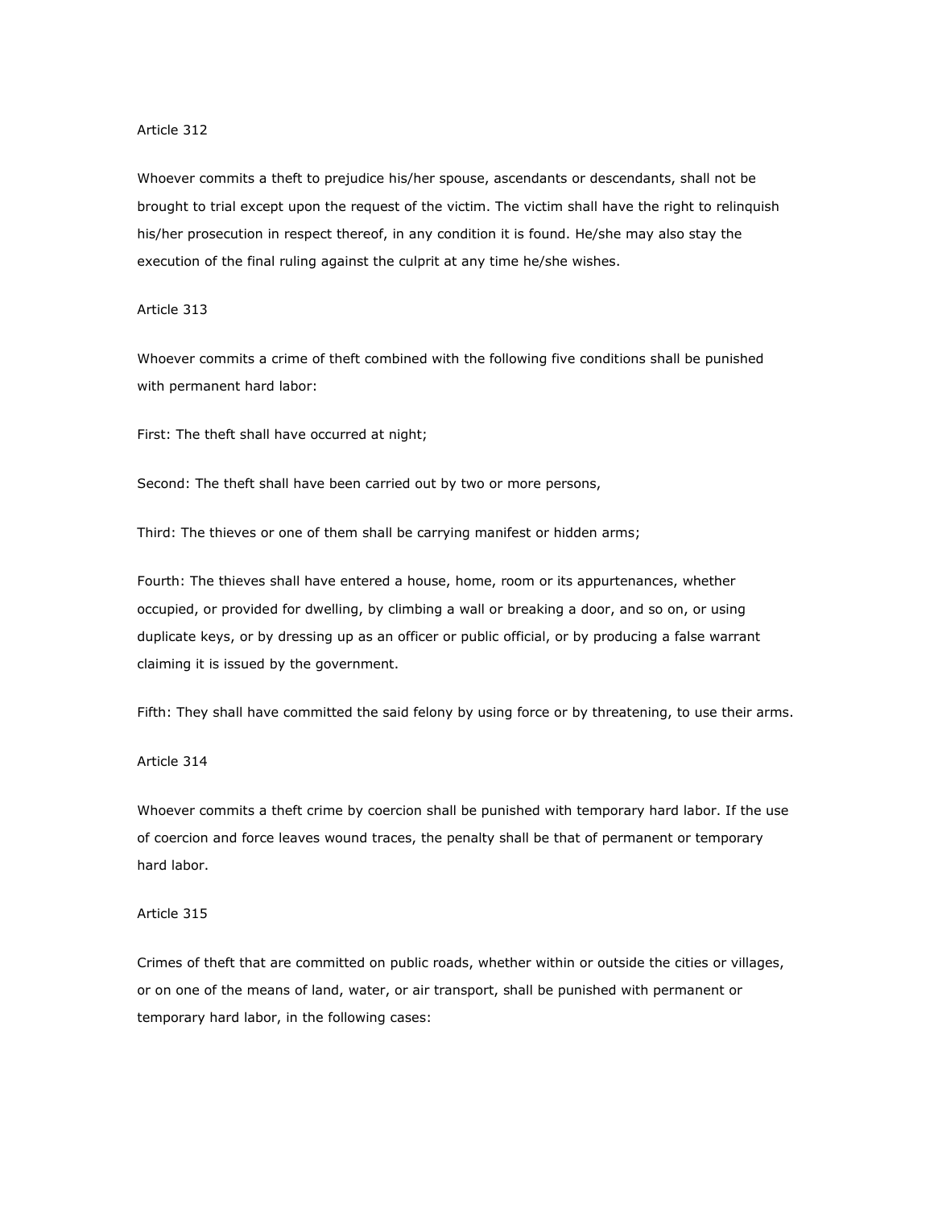Article 312

Whoever commits a theft to prejudice his/her spouse, ascendants or descendants, shall not be brought to trial except upon the request of the victim. The victim shall have the right to relinquish his/her prosecution in respect thereof, in any condition it is found. He/she may also stay the execution of the final ruling against the culprit at any time he/she wishes.

Article 313

Whoever commits a crime of theft combined with the following five conditions shall be punished with permanent hard labor:

First: The theft shall have occurred at night;

Second: The theft shall have been carried out by two or more persons,

Third: The thieves or one of them shall be carrying manifest or hidden arms;

Fourth: The thieves shall have entered a house, home, room or its appurtenances, whether occupied, or provided for dwelling, by climbing a wall or breaking a door, and so on, or using duplicate keys, or by dressing up as an officer or public official, or by producing a false warrant claiming it is issued by the government.

Fifth: They shall have committed the said felony by using force or by threatening, to use their arms.

Article 314

Whoever commits a theft crime by coercion shall be punished with temporary hard labor. If the use of coercion and force leaves wound traces, the penalty shall be that of permanent or temporary hard labor.

Article 315

Crimes of theft that are committed on public roads, whether within or outside the cities or villages, or on one of the means of land, water, or air transport, shall be punished with permanent or temporary hard labor, in the following cases: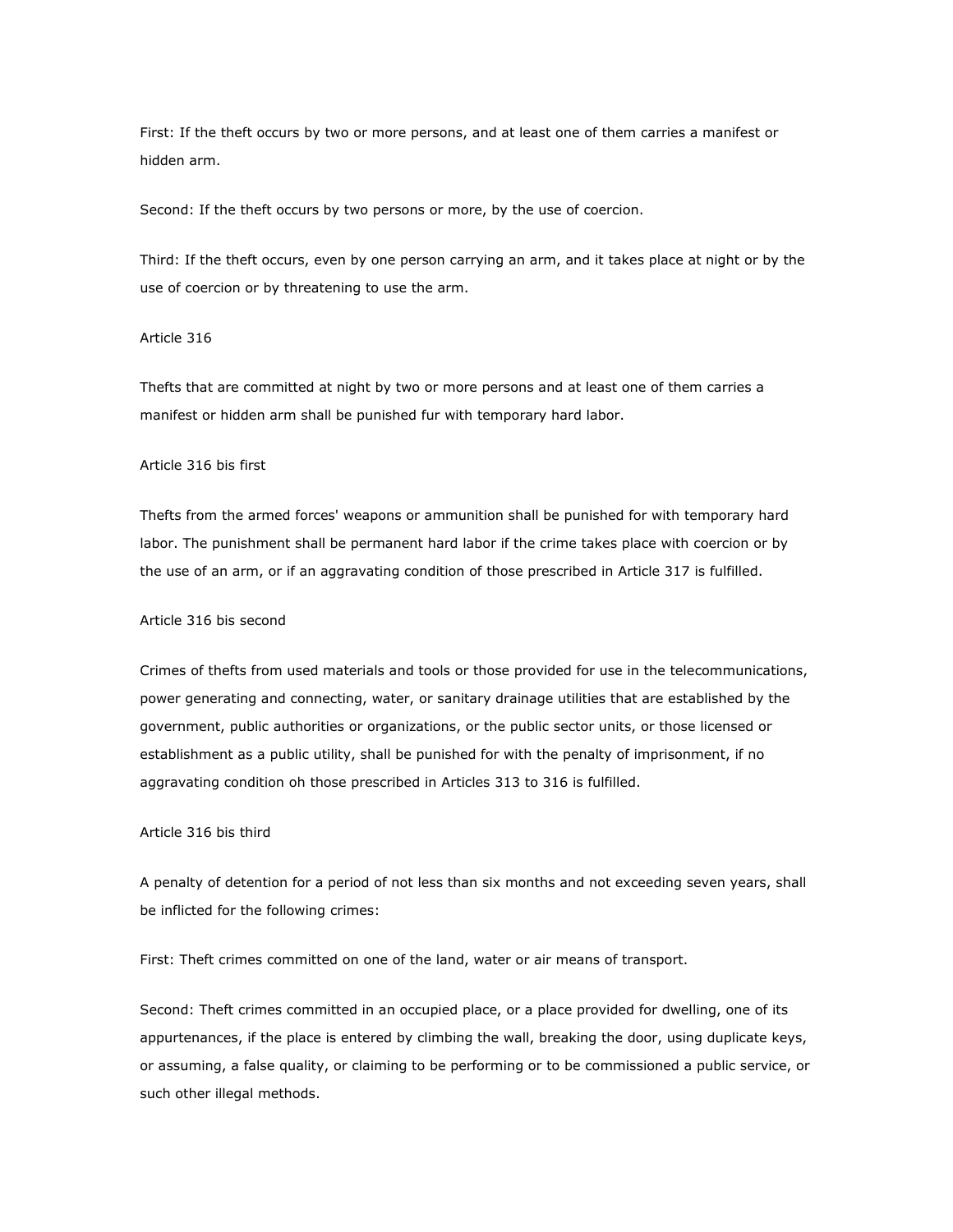First: If the theft occurs by two or more persons, and at least one of them carries a manifest or hidden arm.

Second: If the theft occurs by two persons or more, by the use of coercion.

Third: If the theft occurs, even by one person carrying an arm, and it takes place at night or by the use of coercion or by threatening to use the arm.

Article 316

Thefts that are committed at night by two or more persons and at least one of them carries a manifest or hidden arm shall be punished fur with temporary hard labor.

Article 316 bis first

Thefts from the armed forces' weapons or ammunition shall be punished for with temporary hard labor. The punishment shall be permanent hard labor if the crime takes place with coercion or by the use of an arm, or if an aggravating condition of those prescribed in Article 317 is fulfilled.

Article 316 bis second

Crimes of thefts from used materials and tools or those provided for use in the telecommunications, power generating and connecting, water, or sanitary drainage utilities that are established by the government, public authorities or organizations, or the public sector units, or those licensed or establishment as a public utility, shall be punished for with the penalty of imprisonment, if no aggravating condition oh those prescribed in Articles 313 to 316 is fulfilled.

Article 316 bis third

A penalty of detention for a period of not less than six months and not exceeding seven years, shall be inflicted for the following crimes:

First: Theft crimes committed on one of the land, water or air means of transport.

Second: Theft crimes committed in an occupied place, or a place provided for dwelling, one of its appurtenances, if the place is entered by climbing the wall, breaking the door, using duplicate keys, or assuming, a false quality, or claiming to be performing or to be commissioned a public service, or such other illegal methods.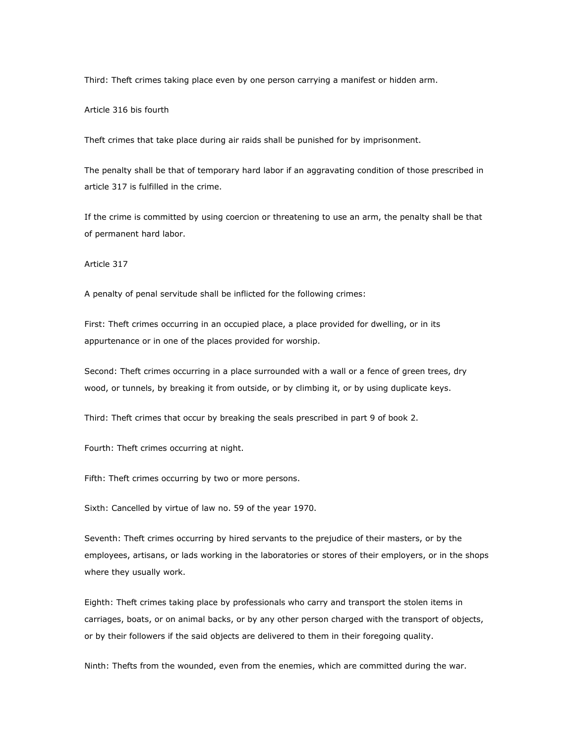Third: Theft crimes taking place even by one person carrying a manifest or hidden arm.

Article 316 bis fourth

Theft crimes that take place during air raids shall be punished for by imprisonment.

The penalty shall be that of temporary hard labor if an aggravating condition of those prescribed in article 317 is fulfilled in the crime.

If the crime is committed by using coercion or threatening to use an arm, the penalty shall be that of permanent hard labor.

Article 317

A penalty of penal servitude shall be inflicted for the following crimes:

First: Theft crimes occurring in an occupied place, a place provided for dwelling, or in its appurtenance or in one of the places provided for worship.

Second: Theft crimes occurring in a place surrounded with a wall or a fence of green trees, dry wood, or tunnels, by breaking it from outside, or by climbing it, or by using duplicate keys.

Third: Theft crimes that occur by breaking the seals prescribed in part 9 of book 2.

Fourth: Theft crimes occurring at night.

Fifth: Theft crimes occurring by two or more persons.

Sixth: Cancelled by virtue of law no. 59 of the year 1970.

Seventh: Theft crimes occurring by hired servants to the prejudice of their masters, or by the employees, artisans, or lads working in the laboratories or stores of their employers, or in the shops where they usually work.

Eighth: Theft crimes taking place by professionals who carry and transport the stolen items in carriages, boats, or on animal backs, or by any other person charged with the transport of objects, or by their followers if the said objects are delivered to them in their foregoing quality.

Ninth: Thefts from the wounded, even from the enemies, which are committed during the war.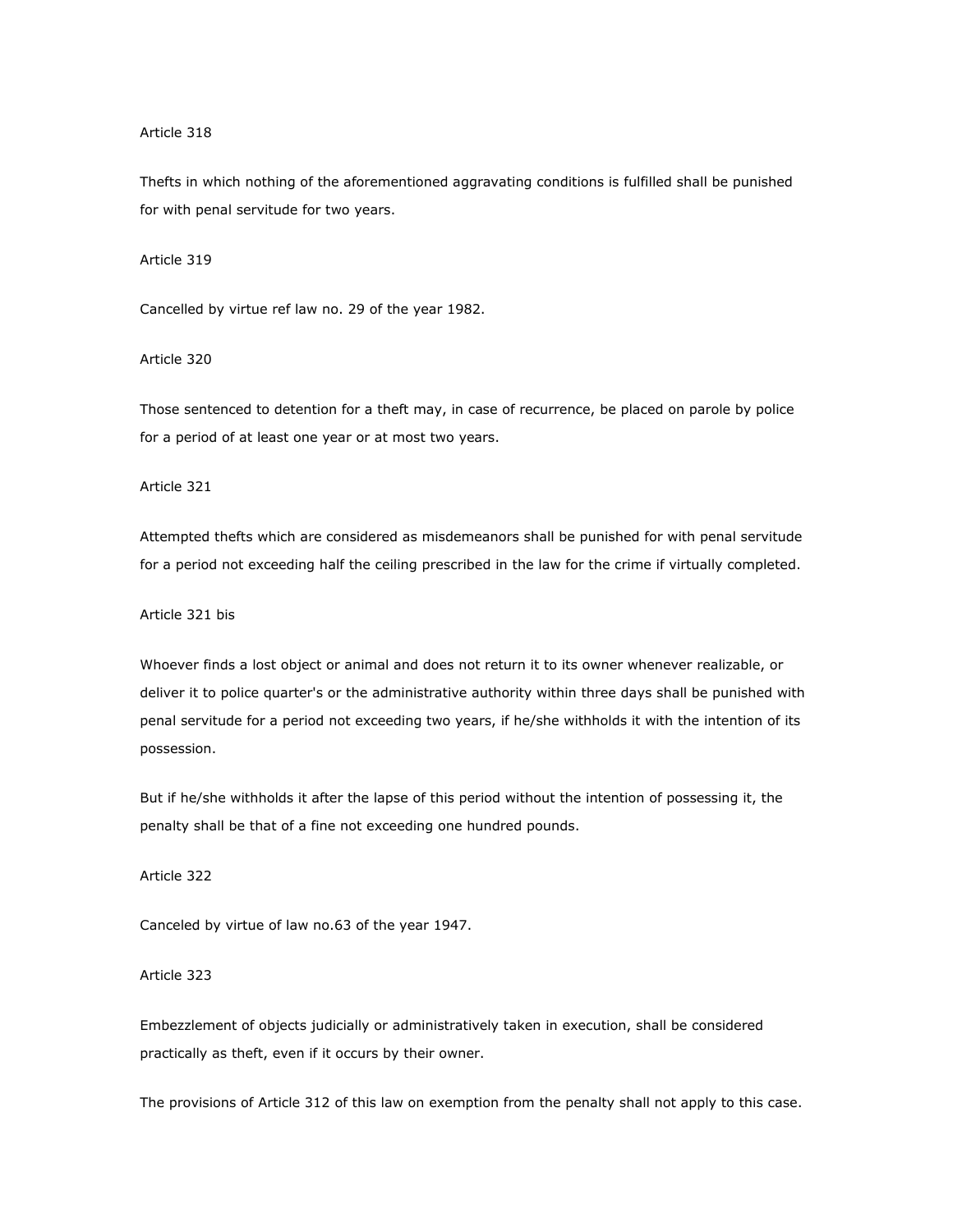Article 318

Thefts in which nothing of the aforementioned aggravating conditions is fulfilled shall be punished for with penal servitude for two years.

Article 319

Cancelled by virtue ref law no. 29 of the year 1982.

Article 320

Those sentenced to detention for a theft may, in case of recurrence, be placed on parole by police for a period of at least one year or at most two years.

Article 321

Attempted thefts which are considered as misdemeanors shall be punished for with penal servitude for a period not exceeding half the ceiling prescribed in the law for the crime if virtually completed.

Article 321 bis

Whoever finds a lost object or animal and does not return it to its owner whenever realizable, or deliver it to police quarter's or the administrative authority within three days shall be punished with penal servitude for a period not exceeding two years, if he/she withholds it with the intention of its possession.

But if he/she withholds it after the lapse of this period without the intention of possessing it, the penalty shall be that of a fine not exceeding one hundred pounds.

Article 322

Canceled by virtue of law no.63 of the year 1947.

Article 323

Embezzlement of objects judicially or administratively taken in execution, shall be considered practically as theft, even if it occurs by their owner.

The provisions of Article 312 of this law on exemption from the penalty shall not apply to this case.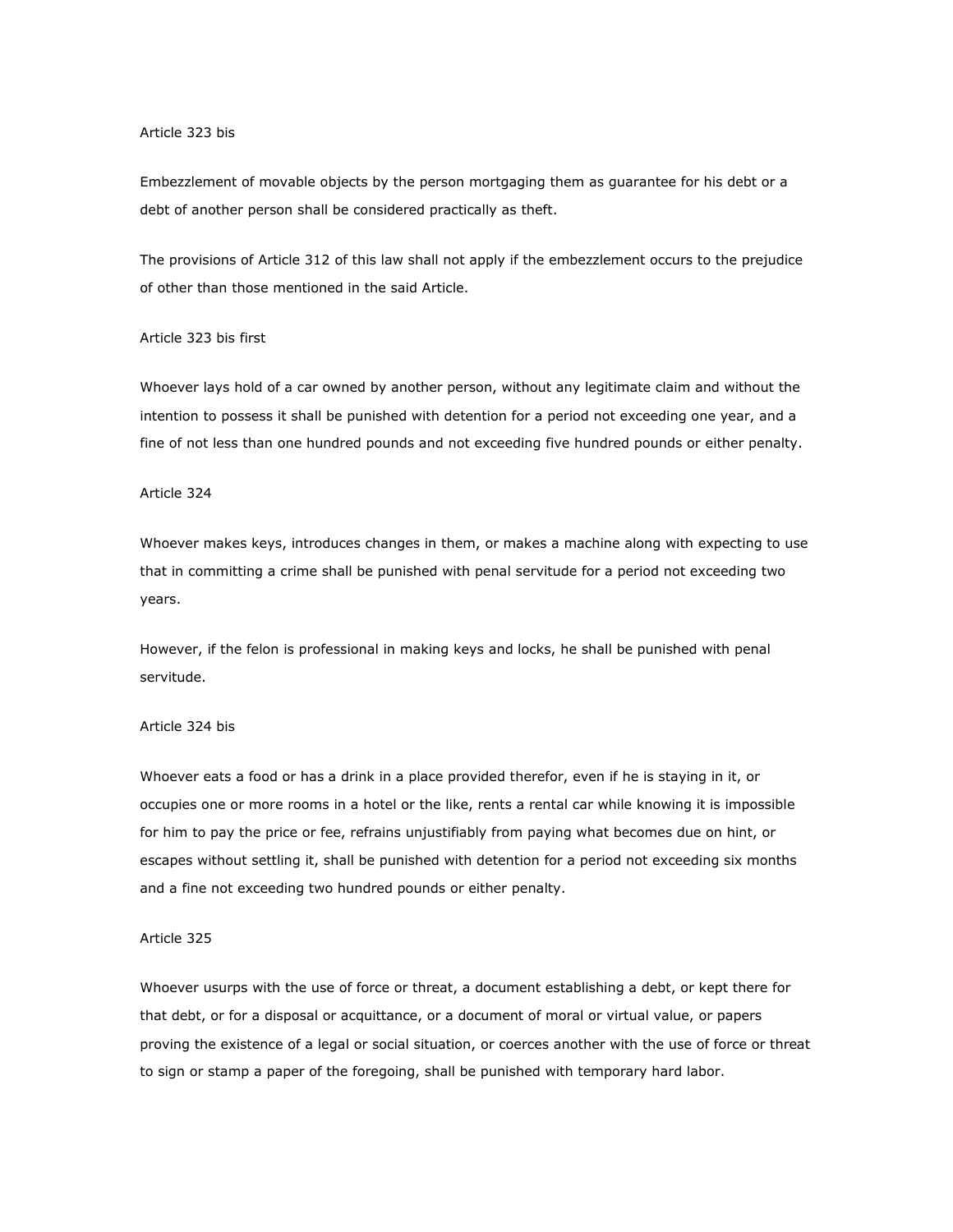Article 323 bis

Embezzlement of movable objects by the person mortgaging them as guarantee for his debt or a debt of another person shall be considered practically as theft.

The provisions of Article 312 of this law shall not apply if the embezzlement occurs to the prejudice of other than those mentioned in the said Article.

Article 323 bis first

Whoever lays hold of a car owned by another person, without any legitimate claim and without the intention to possess it shall be punished with detention for a period not exceeding one year, and a fine of not less than one hundred pounds and not exceeding five hundred pounds or either penalty.

Article 324

Whoever makes keys, introduces changes in them, or makes a machine along with expecting to use that in committing a crime shall be punished with penal servitude for a period not exceeding two years.

However, if the felon is professional in making keys and locks, he shall be punished with penal servitude.

Article 324 bis

Whoever eats a food or has a drink in a place provided therefor, even if he is staying in it, or occupies one or more rooms in a hotel or the like, rents a rental car while knowing it is impossible for him to pay the price or fee, refrains unjustifiably from paying what becomes due on hint, or escapes without settling it, shall be punished with detention for a period not exceeding six months and a fine not exceeding two hundred pounds or either penalty.

Article 325

Whoever usurps with the use of force or threat, a document establishing a debt, or kept there for that debt, or for a disposal or acquittance, or a document of moral or virtual value, or papers proving the existence of a legal or social situation, or coerces another with the use of force or threat to sign or stamp a paper of the foregoing, shall be punished with temporary hard labor.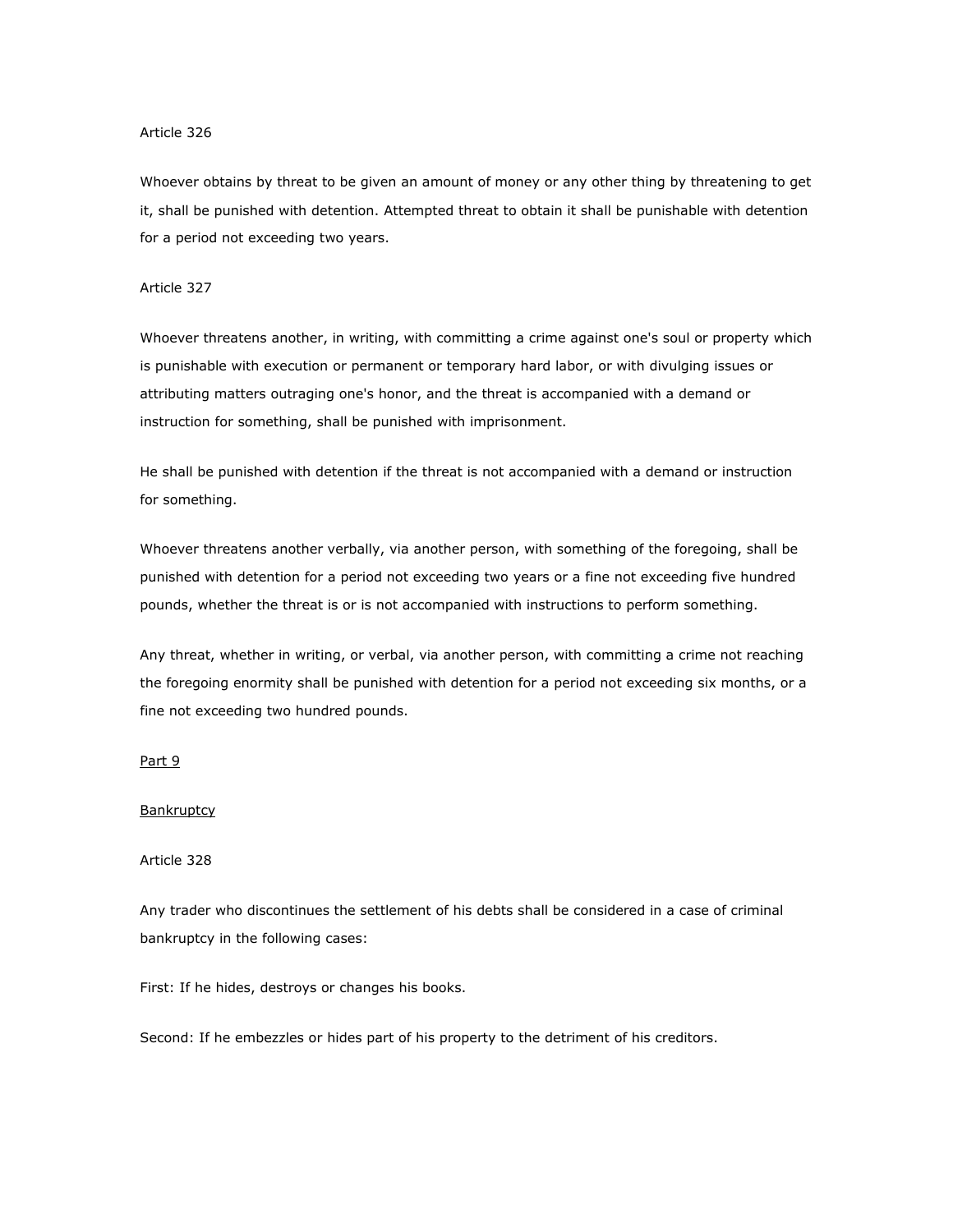Article 326

Whoever obtains by threat to be given an amount of money or any other thing by threatening to get it, shall be punished with detention. Attempted threat to obtain it shall be punishable with detention for a period not exceeding two years.

Article 327

Whoever threatens another, in writing, with committing a crime against one's soul or property which is punishable with execution or permanent or temporary hard labor, or with divulging issues or attributing matters outraging one's honor, and the threat is accompanied with a demand or instruction for something, shall be punished with imprisonment.

He shall be punished with detention if the threat is not accompanied with a demand or instruction for something.

Whoever threatens another verbally, via another person, with something of the foregoing, shall be punished with detention for a period not exceeding two years or a fine not exceeding five hundred pounds, whether the threat is or is not accompanied with instructions to perform something.

Any threat, whether in writing, or verbal, via another person, with committing a crime not reaching the foregoing enormity shall be punished with detention for a period not exceeding six months, or a fine not exceeding two hundred pounds.

## Part 9

## Bankruptcy

Article 328

Any trader who discontinues the settlement of his debts shall be considered in a case of criminal bankruptcy in the following cases:

First: If he hides, destroys or changes his books.

Second: If he embezzles or hides part of his property to the detriment of his creditors.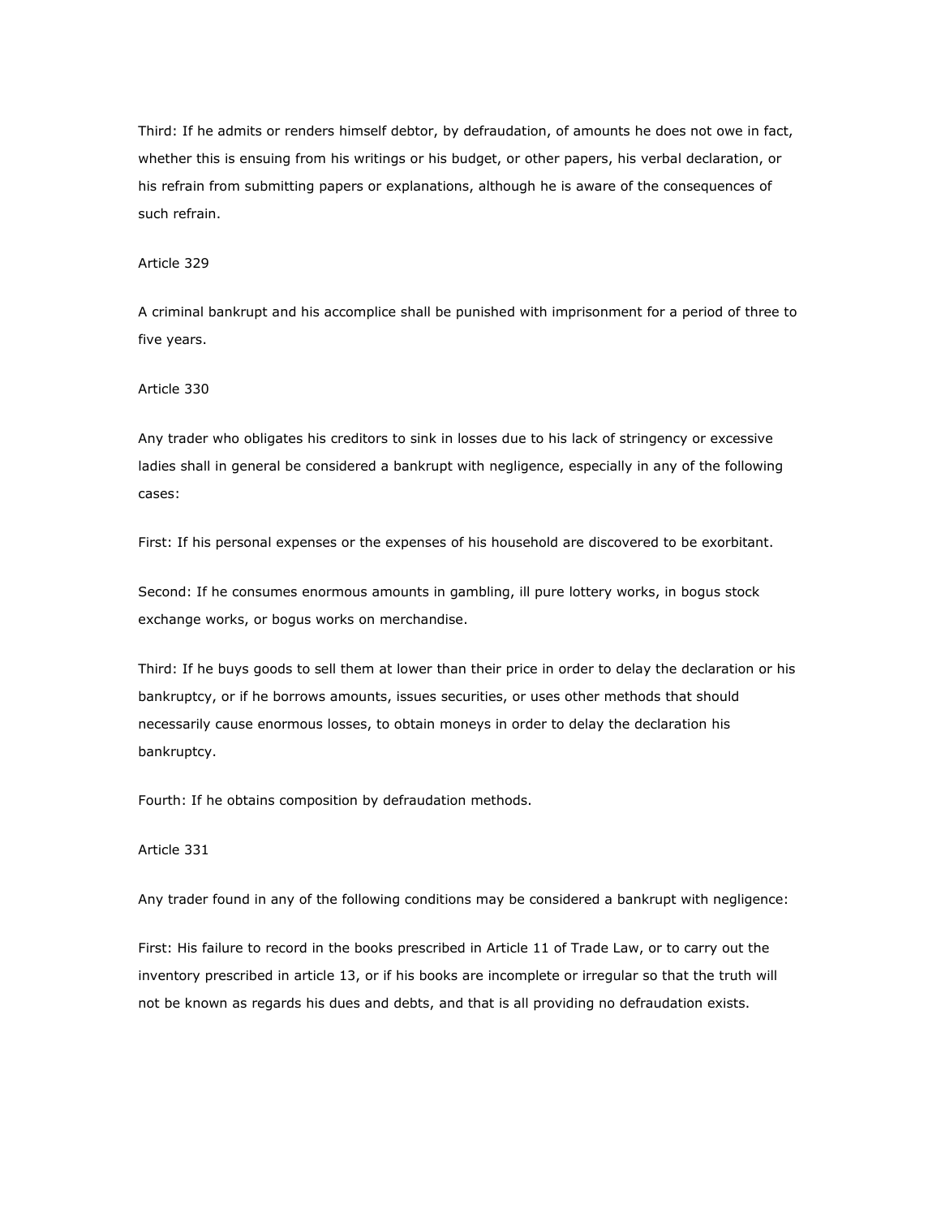Third: If he admits or renders himself debtor, by defraudation, of amounts he does not owe in fact, whether this is ensuing from his writings or his budget, or other papers, his verbal declaration, or his refrain from submitting papers or explanations, although he is aware of the consequences of such refrain.

Article 329

A criminal bankrupt and his accomplice shall be punished with imprisonment for a period of three to five years.

Article 330

Any trader who obligates his creditors to sink in losses due to his lack of stringency or excessive ladies shall in general be considered a bankrupt with negligence, especially in any of the following cases:

First: If his personal expenses or the expenses of his household are discovered to be exorbitant.

Second: If he consumes enormous amounts in gambling, ill pure lottery works, in bogus stock exchange works, or bogus works on merchandise.

Third: If he buys goods to sell them at lower than their price in order to delay the declaration or his bankruptcy, or if he borrows amounts, issues securities, or uses other methods that should necessarily cause enormous losses, to obtain moneys in order to delay the declaration his bankruptcy.

Fourth: If he obtains composition by defraudation methods.

Article 331

Any trader found in any of the following conditions may be considered a bankrupt with negligence:

First: His failure to record in the books prescribed in Article 11 of Trade Law, or to carry out the inventory prescribed in article 13, or if his books are incomplete or irregular so that the truth will not be known as regards his dues and debts, and that is all providing no defraudation exists.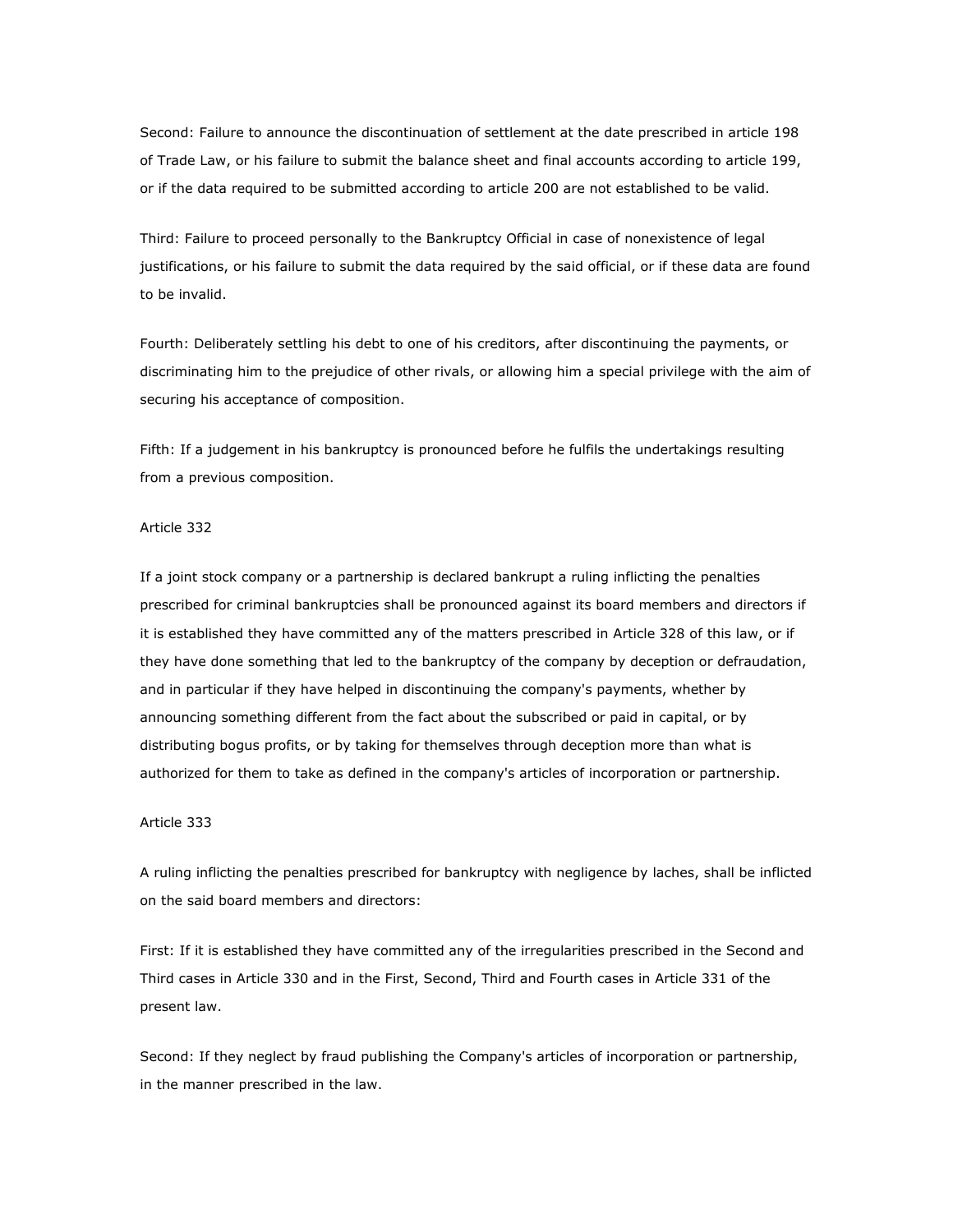Second: Failure to announce the discontinuation of settlement at the date prescribed in article 198 of Trade Law, or his failure to submit the balance sheet and final accounts according to article 199, or if the data required to be submitted according to article 200 are not established to be valid.

Third: Failure to proceed personally to the Bankruptcy Official in case of nonexistence of legal justifications, or his failure to submit the data required by the said official, or if these data are found to be invalid.

Fourth: Deliberately settling his debt to one of his creditors, after discontinuing the payments, or discriminating him to the prejudice of other rivals, or allowing him a special privilege with the aim of securing his acceptance of composition.

Fifth: If a judgement in his bankruptcy is pronounced before he fulfils the undertakings resulting from a previous composition.

Article 332

If a joint stock company or a partnership is declared bankrupt a ruling inflicting the penalties prescribed for criminal bankruptcies shall be pronounced against its board members and directors if it is established they have committed any of the matters prescribed in Article 328 of this law, or if they have done something that led to the bankruptcy of the company by deception or defraudation, and in particular if they have helped in discontinuing the company's payments, whether by announcing something different from the fact about the subscribed or paid in capital, or by distributing bogus profits, or by taking for themselves through deception more than what is authorized for them to take as defined in the company's articles of incorporation or partnership.

Article 333

A ruling inflicting the penalties prescribed for bankruptcy with negligence by laches, shall be inflicted on the said board members and directors:

First: If it is established they have committed any of the irregularities prescribed in the Second and Third cases in Article 330 and in the First, Second, Third and Fourth cases in Article 331 of the present law.

Second: If they neglect by fraud publishing the Company's articles of incorporation or partnership, in the manner prescribed in the law.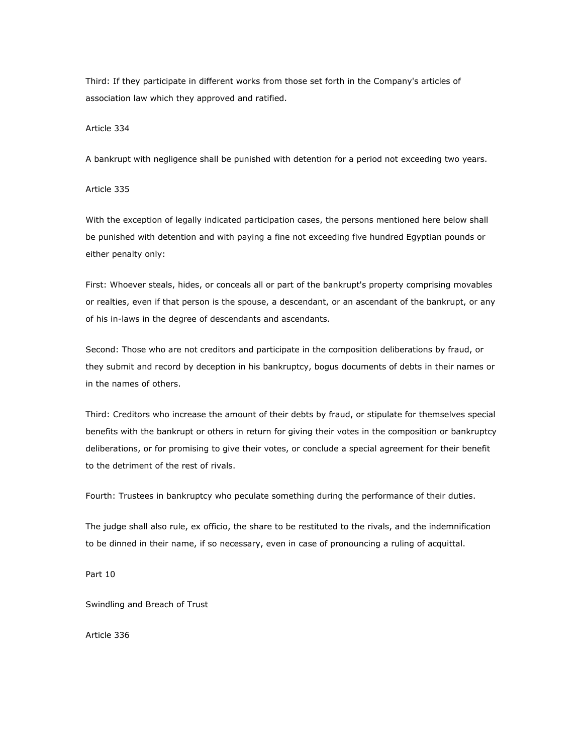Third: If they participate in different works from those set forth in the Company's articles of association law which they approved and ratified.

Article 334

A bankrupt with negligence shall be punished with detention for a period not exceeding two years.

Article 335

With the exception of legally indicated participation cases, the persons mentioned here below shall be punished with detention and with paying a fine not exceeding five hundred Egyptian pounds or either penalty only:

First: Whoever steals, hides, or conceals all or part of the bankrupt's property comprising movables or realties, even if that person is the spouse, a descendant, or an ascendant of the bankrupt, or any of his in-laws in the degree of descendants and ascendants.

Second: Those who are not creditors and participate in the composition deliberations by fraud, or they submit and record by deception in his bankruptcy, bogus documents of debts in their names or in the names of others.

Third: Creditors who increase the amount of their debts by fraud, or stipulate for themselves special benefits with the bankrupt or others in return for giving their votes in the composition or bankruptcy deliberations, or for promising to give their votes, or conclude a special agreement for their benefit to the detriment of the rest of rivals.

Fourth: Trustees in bankruptcy who peculate something during the performance of their duties.

The judge shall also rule, ex officio, the share to be restituted to the rivals, and the indemnification to be dinned in their name, if so necessary, even in case of pronouncing a ruling of acquittal.

Part 10

Swindling and Breach of Trust

Article 336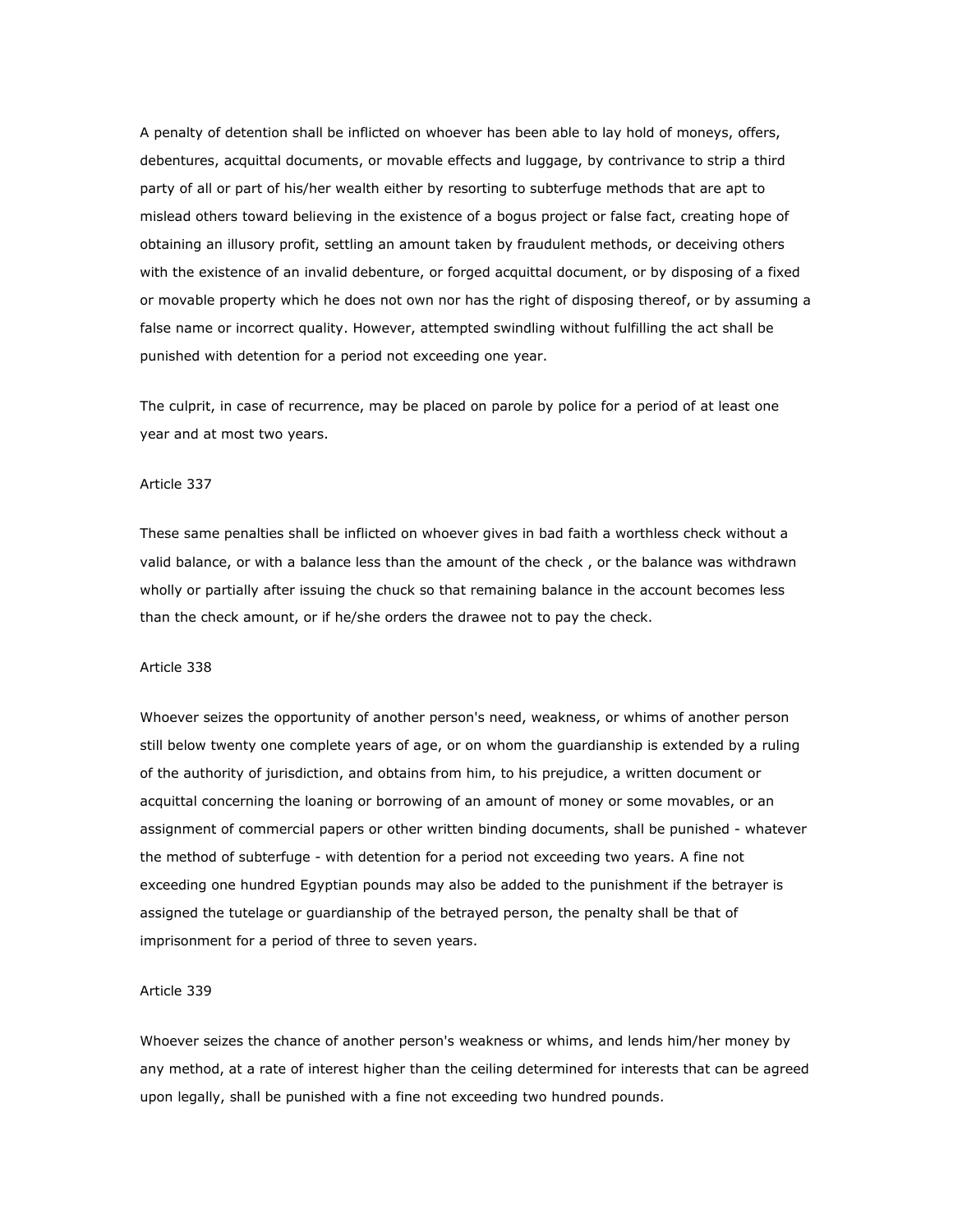A penalty of detention shall be inflicted on whoever has been able to lay hold of moneys, offers, debentures, acquittal documents, or movable effects and luggage, by contrivance to strip a third party of all or part of his/her wealth either by resorting to subterfuge methods that are apt to mislead others toward believing in the existence of a bogus project or false fact, creating hope of obtaining an illusory profit, settling an amount taken by fraudulent methods, or deceiving others with the existence of an invalid debenture, or forged acquittal document, or by disposing of a fixed or movable property which he does not own nor has the right of disposing thereof, or by assuming a false name or incorrect quality. However, attempted swindling without fulfilling the act shall be punished with detention for a period not exceeding one year.

The culprit, in case of recurrence, may be placed on parole by police for a period of at least one year and at most two years.

Article 337

These same penalties shall be inflicted on whoever gives in bad faith a worthless check without a valid balance, or with a balance less than the amount of the check , or the balance was withdrawn wholly or partially after issuing the chuck so that remaining balance in the account becomes less than the check amount, or if he/she orders the drawee not to pay the check.

Article 338

Whoever seizes the opportunity of another person's need, weakness, or whims of another person still below twenty one complete years of age, or on whom the guardianship is extended by a ruling of the authority of jurisdiction, and obtains from him, to his prejudice, a written document or acquittal concerning the loaning or borrowing of an amount of money or some movables, or an assignment of commercial papers or other written binding documents, shall be punished - whatever the method of subterfuge - with detention for a period not exceeding two years. A fine not exceeding one hundred Egyptian pounds may also be added to the punishment if the betrayer is assigned the tutelage or guardianship of the betrayed person, the penalty shall be that of imprisonment for a period of three to seven years.

Article 339

Whoever seizes the chance of another person's weakness or whims, and lends him/her money by any method, at a rate of interest higher than the ceiling determined for interests that can be agreed upon legally, shall be punished with a fine not exceeding two hundred pounds.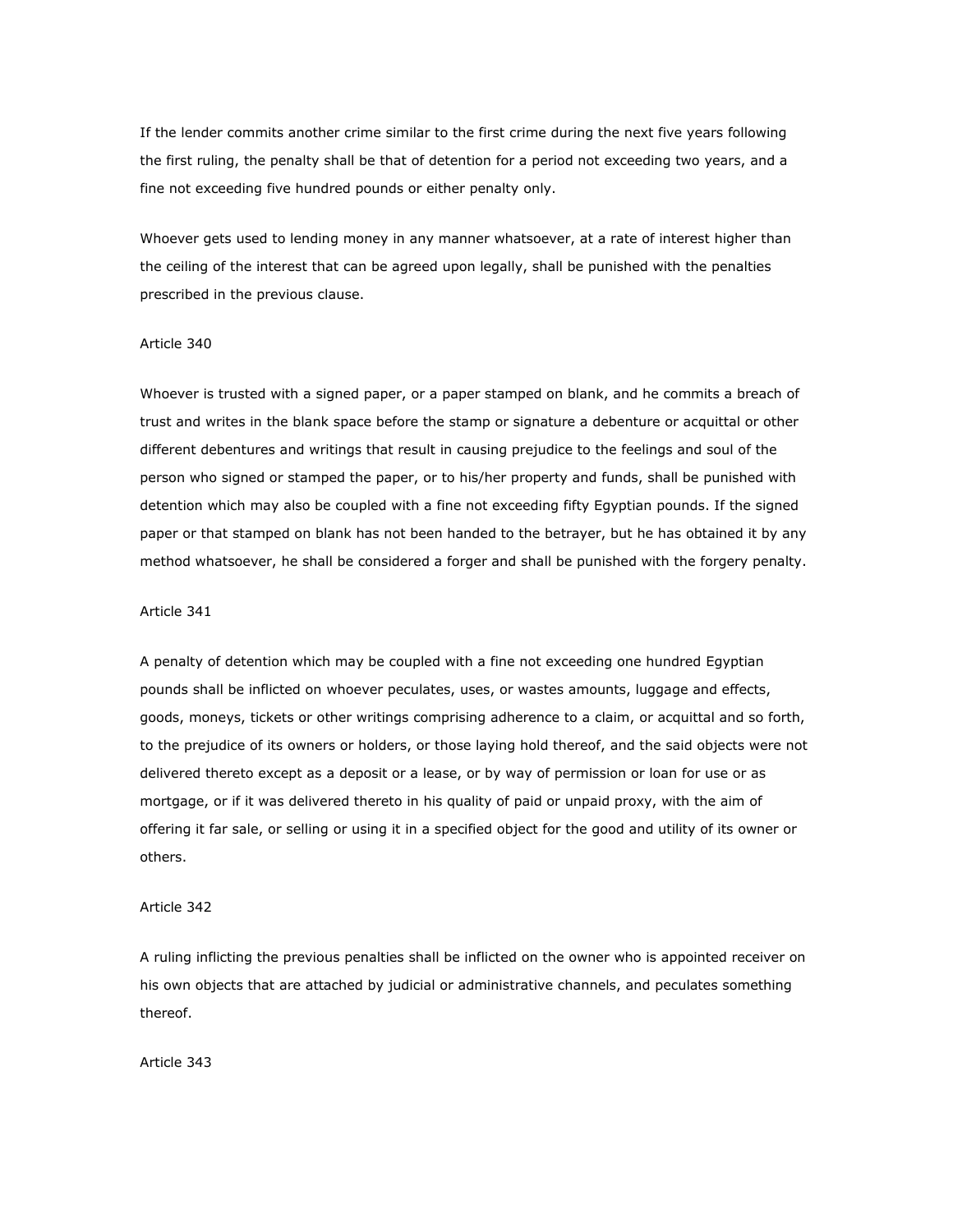If the lender commits another crime similar to the first crime during the next five years following the first ruling, the penalty shall be that of detention for a period not exceeding two years, and a fine not exceeding five hundred pounds or either penalty only.

Whoever gets used to lending money in any manner whatsoever, at a rate of interest higher than the ceiling of the interest that can be agreed upon legally, shall be punished with the penalties prescribed in the previous clause.

Article 340

Whoever is trusted with a signed paper, or a paper stamped on blank, and he commits a breach of trust and writes in the blank space before the stamp or signature a debenture or acquittal or other different debentures and writings that result in causing prejudice to the feelings and soul of the person who signed or stamped the paper, or to his/her property and funds, shall be punished with detention which may also be coupled with a fine not exceeding fifty Egyptian pounds. If the signed paper or that stamped on blank has not been handed to the betrayer, but he has obtained it by any method whatsoever, he shall be considered a forger and shall be punished with the forgery penalty.

Article 341

A penalty of detention which may be coupled with a fine not exceeding one hundred Egyptian pounds shall be inflicted on whoever peculates, uses, or wastes amounts, luggage and effects, goods, moneys, tickets or other writings comprising adherence to a claim, or acquittal and so forth, to the prejudice of its owners or holders, or those laying hold thereof, and the said objects were not delivered thereto except as a deposit or a lease, or by way of permission or loan for use or as mortgage, or if it was delivered thereto in his quality of paid or unpaid proxy, with the aim of offering it far sale, or selling or using it in a specified object for the good and utility of its owner or others.

Article 342

A ruling inflicting the previous penalties shall be inflicted on the owner who is appointed receiver on his own objects that are attached by judicial or administrative channels, and peculates something thereof.

Article 343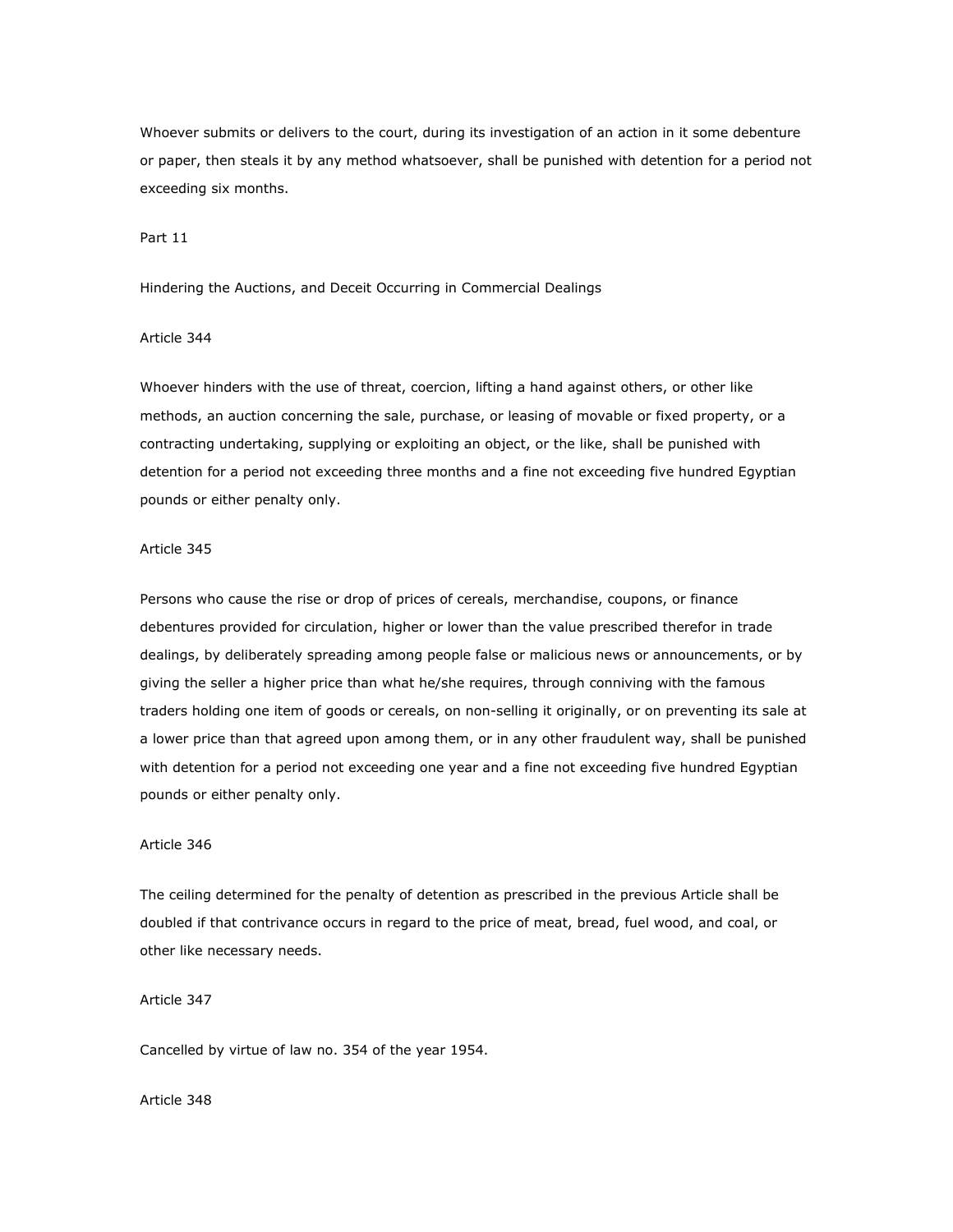Whoever submits or delivers to the court, during its investigation of an action in it some debenture or paper, then steals it by any method whatsoever, shall be punished with detention for a period not exceeding six months.

## Part 11

## Hindering the Auctions, and Deceit Occurring in Commercial Dealings

### Article 344

Whoever hinders with the use of threat, coercion, lifting a hand against others, or other like methods, an auction concerning the sale, purchase, or leasing of movable or fixed property, or a contracting undertaking, supplying or exploiting an object, or the like, shall be punished with detention for a period not exceeding three months and a fine not exceeding five hundred Egyptian pounds or either penalty only.

### Article 345

Persons who cause the rise or drop of prices of cereals, merchandise, coupons, or finance debentures provided for circulation, higher or lower than the value prescribed therefor in trade dealings, by deliberately spreading among people false or malicious news or announcements, or by giving the seller a higher price than what he/she requires, through conniving with the famous traders holding one item of goods or cereals, on non-selling it originally, or on preventing its sale at a lower price than that agreed upon among them, or in any other fraudulent way, shall be punished with detention for a period not exceeding one year and a fine not exceeding five hundred Egyptian pounds or either penalty only.

### Article 346

The ceiling determined for the penalty of detention as prescribed in the previous Article shall be doubled if that contrivance occurs in regard to the price of meat, bread, fuel wood, and coal, or other like necessary needs.

### Article 347

Cancelled by virtue of law no. 354 of the year 1954.

### Article 348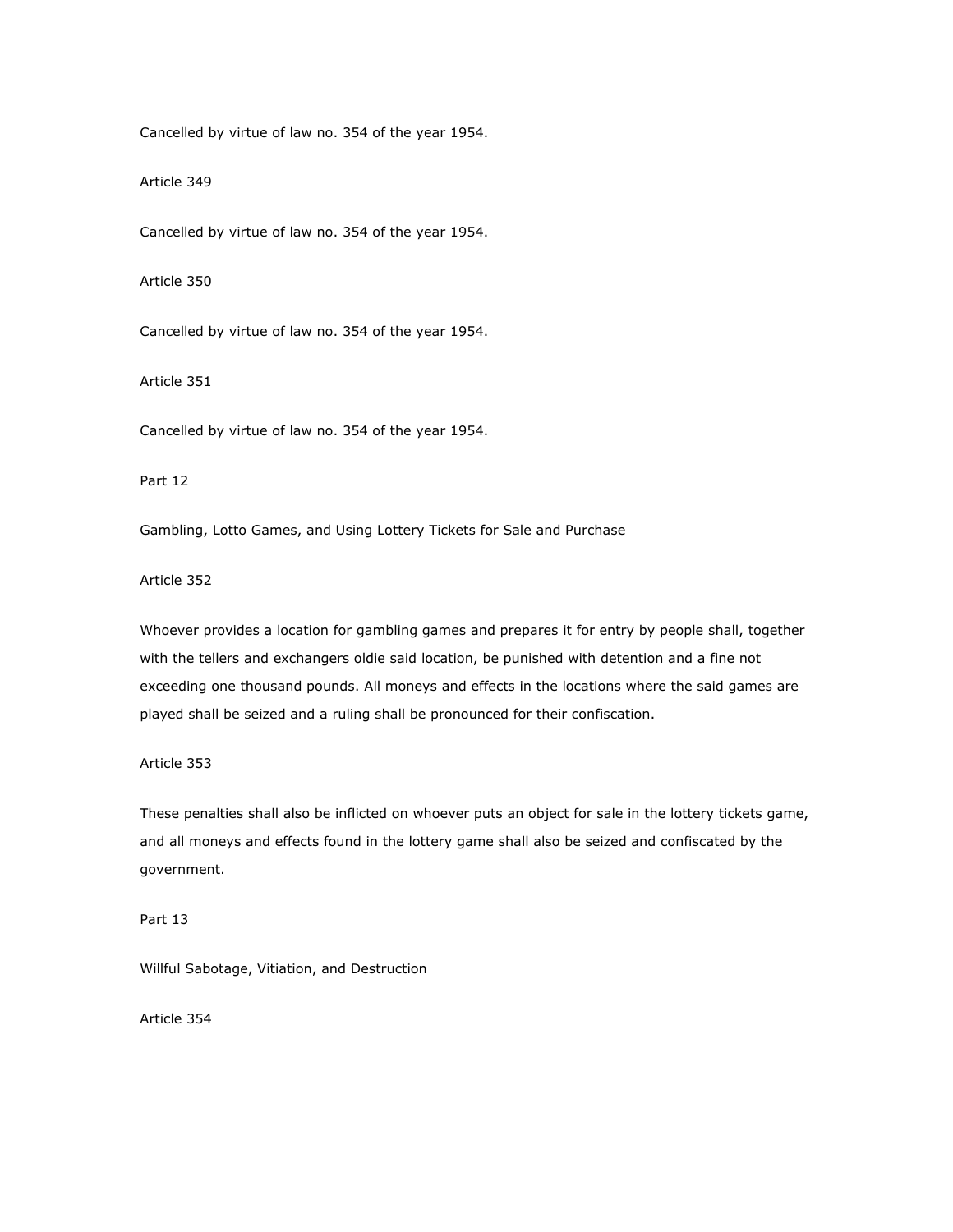Cancelled by virtue of law no. 354 of the year 1954.

Article 349

Cancelled by virtue of law no. 354 of the year 1954.

Article 350

Cancelled by virtue of law no. 354 of the year 1954.

Article 351

Cancelled by virtue of law no. 354 of the year 1954.

## Part 12

## Gambling, Lotto Games, and Using Lottery Tickets for Sale and Purchase

Article 352

Whoever provides a location for gambling games and prepares it for entry by people shall, together with the tellers and exchangers oldie said location, be punished with detention and a fine not exceeding one thousand pounds. All moneys and effects in the locations where the said games are played shall be seized and a ruling shall be pronounced for their confiscation.

Article 353

These penalties shall also be inflicted on whoever puts an object for sale in the lottery tickets game, and all moneys and effects found in the lottery game shall also be seized and confiscated by the government.

## Part 13

## Willful Sabotage, Vitiation, and Destruction

Article 354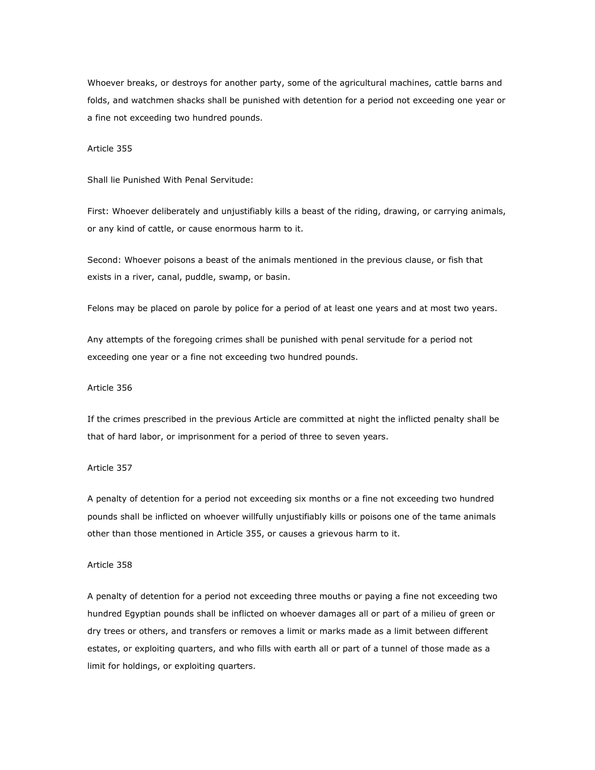Whoever breaks, or destroys for another party, some of the agricultural machines, cattle barns and folds, and watchmen shacks shall be punished with detention for a period not exceeding one year or a fine not exceeding two hundred pounds.

Article 355

Shall lie Punished With Penal Servitude:

First: Whoever deliberately and unjustifiably kills a beast of the riding, drawing, or carrying animals, or any kind of cattle, or cause enormous harm to it.

Second: Whoever poisons a beast of the animals mentioned in the previous clause, or fish that exists in a river, canal, puddle, swamp, or basin.

Felons may be placed on parole by police for a period of at least one years and at most two years.

Any attempts of the foregoing crimes shall be punished with penal servitude for a period not exceeding one year or a fine not exceeding two hundred pounds.

Article 356

If the crimes prescribed in the previous Article are committed at night the inflicted penalty shall be that of hard labor, or imprisonment for a period of three to seven years.

Article 357

A penalty of detention for a period not exceeding six months or a fine not exceeding two hundred pounds shall be inflicted on whoever willfully unjustifiably kills or poisons one of the tame animals other than those mentioned in Article 355, or causes a grievous harm to it.

Article 358

A penalty of detention for a period not exceeding three mouths or paying a fine not exceeding two hundred Egyptian pounds shall be inflicted on whoever damages all or part of a milieu of green or dry trees or others, and transfers or removes a limit or marks made as a limit between different estates, or exploiting quarters, and who fills with earth all or part of a tunnel of those made as a limit for holdings, or exploiting quarters.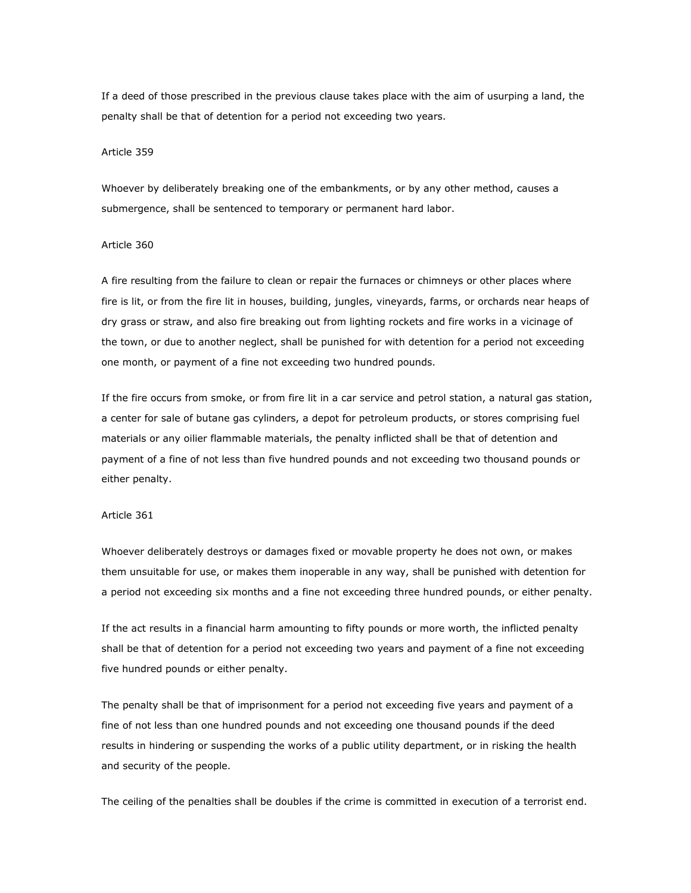If a deed of those prescribed in the previous clause takes place with the aim of usurping a land, the penalty shall be that of detention for a period not exceeding two years.

Article 359

Whoever by deliberately breaking one of the embankments, or by any other method, causes a submergence, shall be sentenced to temporary or permanent hard labor.

Article 360

A fire resulting from the failure to clean or repair the furnaces or chimneys or other places where fire is lit, or from the fire lit in houses, building, jungles, vineyards, farms, or orchards near heaps of dry grass or straw, and also fire breaking out from lighting rockets and fire works in a vicinage of the town, or due to another neglect, shall be punished for with detention for a period not exceeding one month, or payment of a fine not exceeding two hundred pounds.

If the fire occurs from smoke, or from fire lit in a car service and petrol station, a natural gas station, a center for sale of butane gas cylinders, a depot for petroleum products, or stores comprising fuel materials or any oilier flammable materials, the penalty inflicted shall be that of detention and payment of a fine of not less than five hundred pounds and not exceeding two thousand pounds or either penalty.

Article 361

Whoever deliberately destroys or damages fixed or movable property he does not own, or makes them unsuitable for use, or makes them inoperable in any way, shall be punished with detention for a period not exceeding six months and a fine not exceeding three hundred pounds, or either penalty.

If the act results in a financial harm amounting to fifty pounds or more worth, the inflicted penalty shall be that of detention for a period not exceeding two years and payment of a fine not exceeding five hundred pounds or either penalty.

The penalty shall be that of imprisonment for a period not exceeding five years and payment of a fine of not less than one hundred pounds and not exceeding one thousand pounds if the deed results in hindering or suspending the works of a public utility department, or in risking the health and security of the people.

The ceiling of the penalties shall be doubles if the crime is committed in execution of a terrorist end.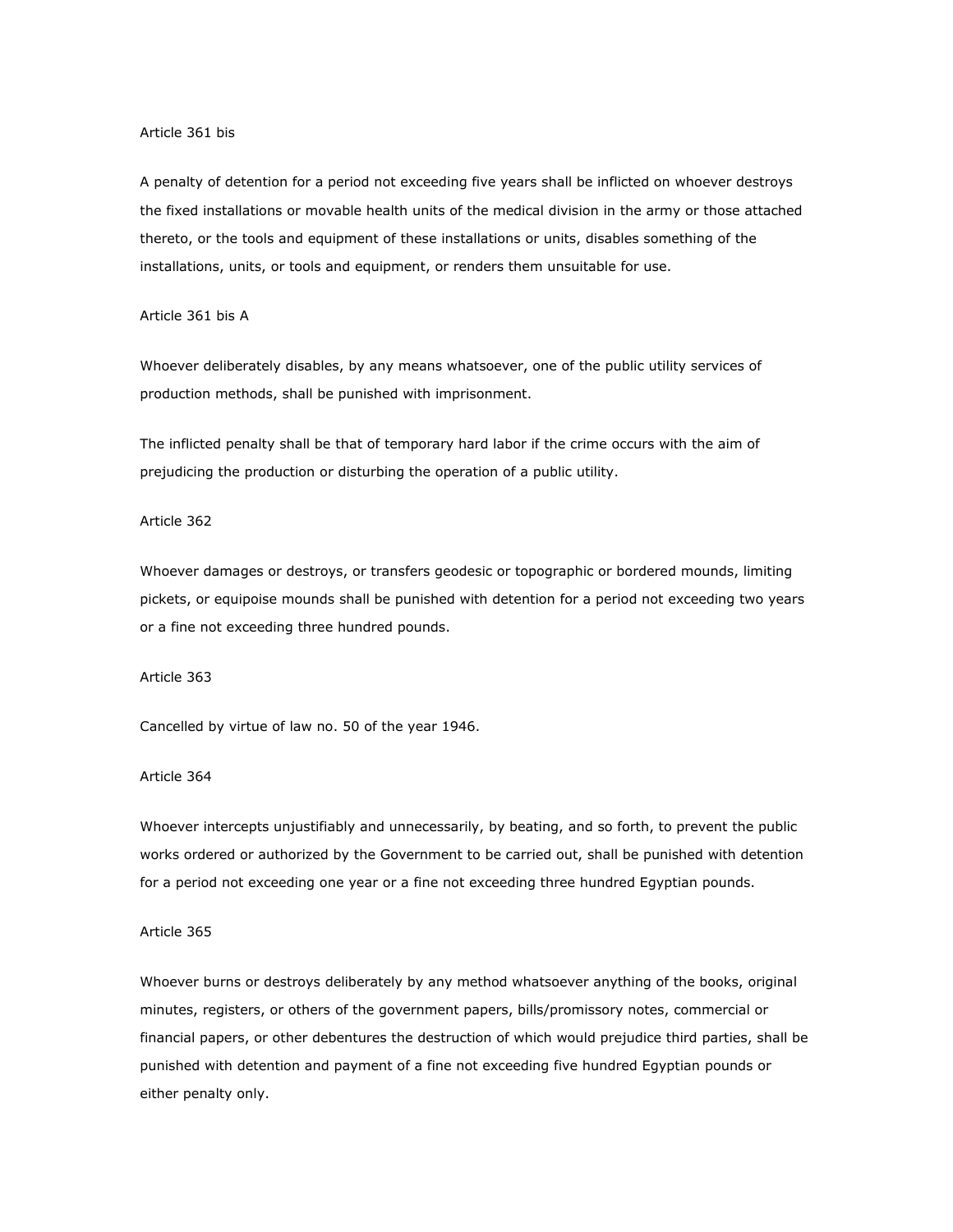Article 361 bis

A penalty of detention for a period not exceeding five years shall be inflicted on whoever destroys the fixed installations or movable health units of the medical division in the army or those attached thereto, or the tools and equipment of these installations or units, disables something of the installations, units, or tools and equipment, or renders them unsuitable for use.

Article 361 bis A

Whoever deliberately disables, by any means whatsoever, one of the public utility services of production methods, shall be punished with imprisonment.

The inflicted penalty shall be that of temporary hard labor if the crime occurs with the aim of prejudicing the production or disturbing the operation of a public utility.

Article 362

Whoever damages or destroys, or transfers geodesic or topographic or bordered mounds, limiting pickets, or equipoise mounds shall be punished with detention for a period not exceeding two years or a fine not exceeding three hundred pounds.

Article 363

Cancelled by virtue of law no. 50 of the year 1946.

Article 364

Whoever intercepts unjustifiably and unnecessarily, by beating, and so forth, to prevent the public works ordered or authorized by the Government to be carried out, shall be punished with detention for a period not exceeding one year or a fine not exceeding three hundred Egyptian pounds.

Article 365

Whoever burns or destroys deliberately by any method whatsoever anything of the books, original minutes, registers, or others of the government papers, bills/promissory notes, commercial or financial papers, or other debentures the destruction of which would prejudice third parties, shall be punished with detention and payment of a fine not exceeding five hundred Egyptian pounds or either penalty only.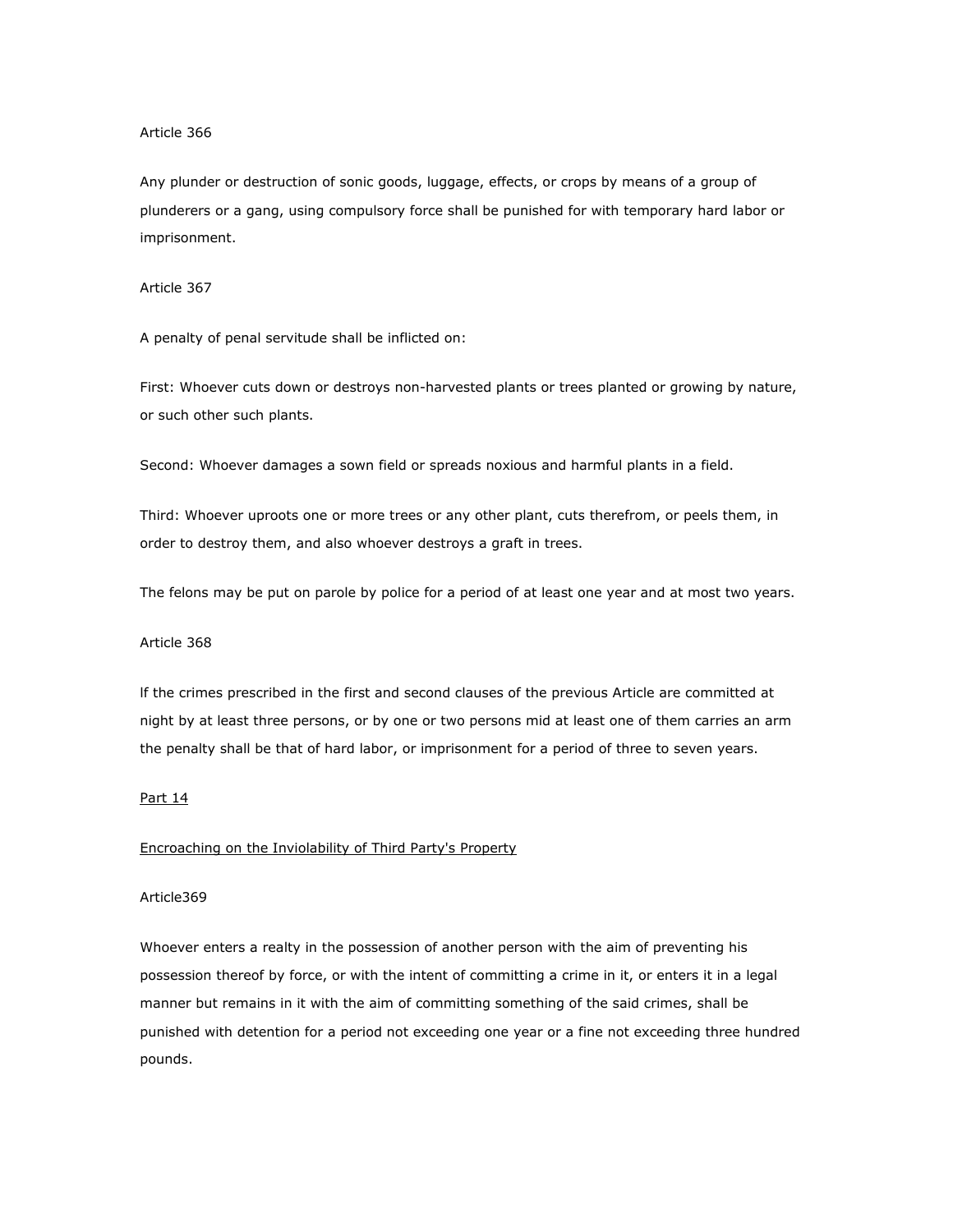Article 366

Any plunder or destruction of sonic goods, luggage, effects, or crops by means of a group of plunderers or a gang, using compulsory force shall be punished for with temporary hard labor or imprisonment.

Article 367

A penalty of penal servitude shall be inflicted on:

First: Whoever cuts down or destroys non-harvested plants or trees planted or growing by nature, or such other such plants.

Second: Whoever damages a sown field or spreads noxious and harmful plants in a field.

Third: Whoever uproots one or more trees or any other plant, cuts therefrom, or peels them, in order to destroy them, and also whoever destroys a graft in trees.

The felons may be put on parole by police for a period of at least one year and at most two years.

Article 368

lf the crimes prescribed in the first and second clauses of the previous Article are committed at night by at least three persons, or by one or two persons mid at least one of them carries an arm the penalty shall be that of hard labor, or imprisonment for a period of three to seven years.

<u>Part 14</u>

<u>Encroaching on the Inviolability of Third Party's Property</u>

Article369

Whoever enters a realty in the possession of another person with the aim of preventing his possession thereof by force, or with the intent of committing a crime in it, or enters it in a legal manner but remains in it with the aim of committing something of the said crimes, shall be punished with detention for a period not exceeding one year or a fine not exceeding three hundred pounds.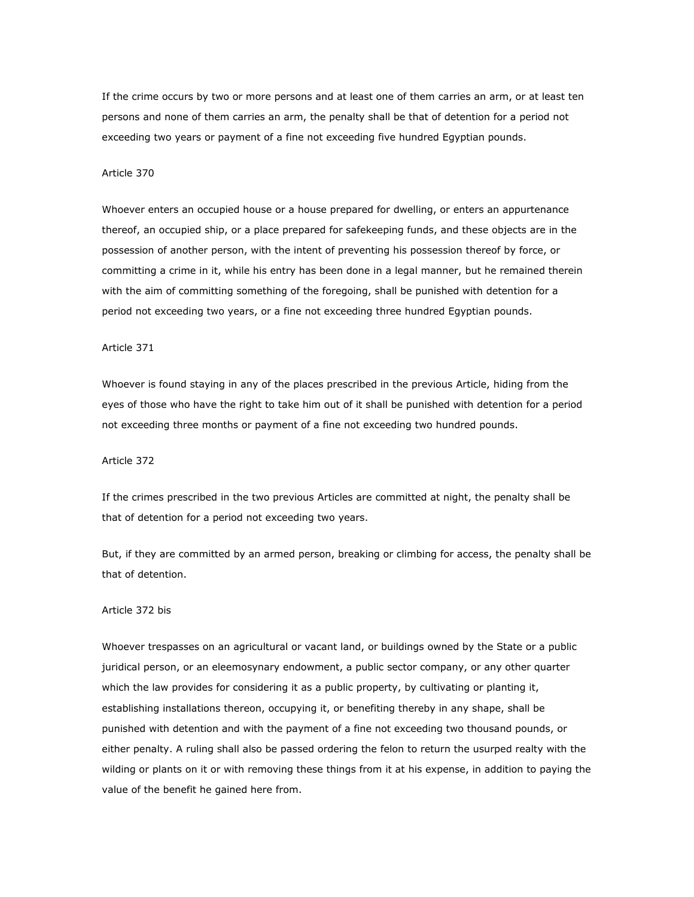If the crime occurs by two or more persons and at least one of them carries an arm, or at least ten persons and none of them carries an arm, the penalty shall be that of detention for a period not exceeding two years or payment of a fine not exceeding five hundred Egyptian pounds.

Article 370

Whoever enters an occupied house or a house prepared for dwelling, or enters an appurtenance thereof, an occupied ship, or a place prepared for safekeeping funds, and these objects are in the possession of another person, with the intent of preventing his possession thereof by force, or committing a crime in it, while his entry has been done in a legal manner, but he remained therein with the aim of committing something of the foregoing, shall be punished with detention for a period not exceeding two years, or a fine not exceeding three hundred Egyptian pounds.

Article 371

Whoever is found staying in any of the places prescribed in the previous Article, hiding from the eyes of those who have the right to take him out of it shall be punished with detention for a period not exceeding three months or payment of a fine not exceeding two hundred pounds.

Article 372

If the crimes prescribed in the two previous Articles are committed at night, the penalty shall be that of detention for a period not exceeding two years.

But, if they are committed by an armed person, breaking or climbing for access, the penalty shall be that of detention.

Article 372 bis

Whoever trespasses on an agricultural or vacant land, or buildings owned by the State or a public juridical person, or an eleemosynary endowment, a public sector company, or any other quarter which the law provides for considering it as a public property, by cultivating or planting it, establishing installations thereon, occupying it, or benefiting thereby in any shape, shall be punished with detention and with the payment of a fine not exceeding two thousand pounds, or either penalty. A ruling shall also be passed ordering the felon to return the usurped realty with the wilding or plants on it or with removing these things from it at his expense, in addition to paying the value of the benefit he gained here from.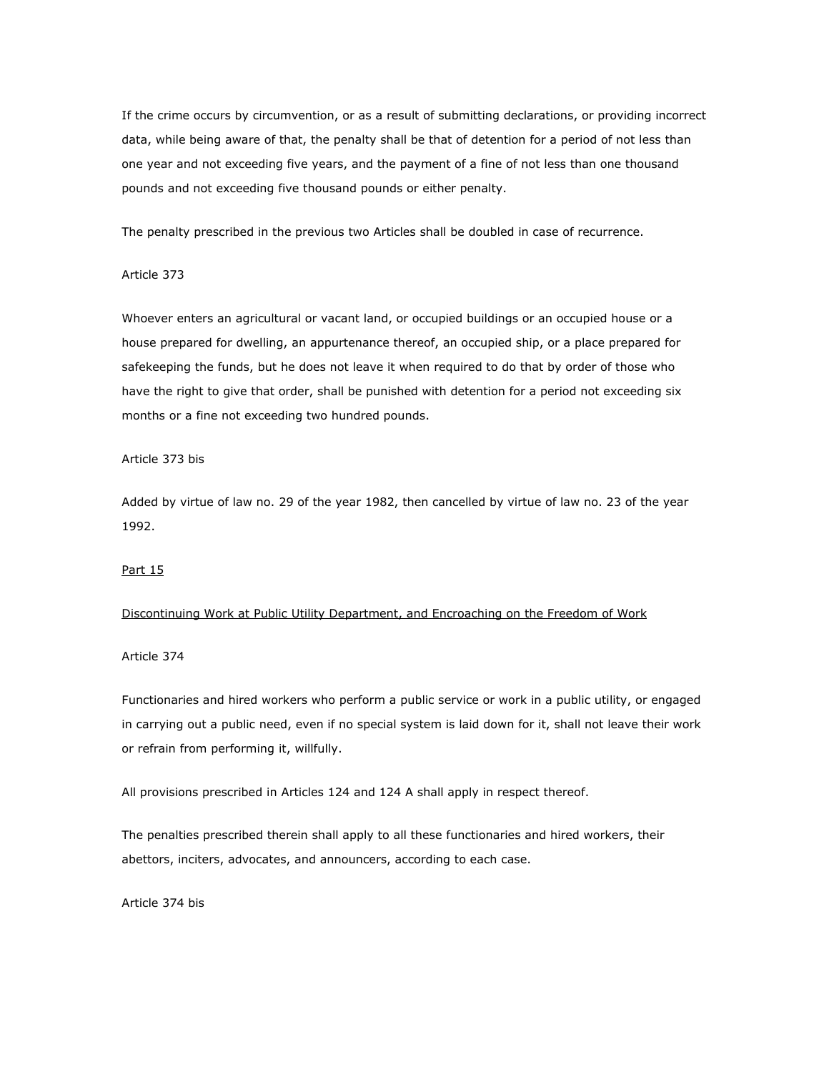If the crime occurs by circumvention, or as a result of submitting declarations, or providing incorrect data, while being aware of that, the penalty shall be that of detention for a period of not less than one year and not exceeding five years, and the payment of a fine of not less than one thousand pounds and not exceeding five thousand pounds or either penalty.

The penalty prescribed in the previous two Articles shall be doubled in case of recurrence.

Article 373

Whoever enters an agricultural or vacant land, or occupied buildings or an occupied house or a house prepared for dwelling, an appurtenance thereof, an occupied ship, or a place prepared for safekeeping the funds, but he does not leave it when required to do that by order of those who have the right to give that order, shall be punished with detention for a period not exceeding six months or a fine not exceeding two hundred pounds.

Article 373 bis

Added by virtue of law no. 29 of the year 1982, then cancelled by virtue of law no. 23 of the year 1992.

## Part 15

## Discontinuing Work at Public Utility Department, and Encroaching on the Freedom of Work

Article 374

Functionaries and hired workers who perform a public service or work in a public utility, or engaged in carrying out a public need, even if no special system is laid down for it, shall not leave their work or refrain from performing it, willfully.

All provisions prescribed in Articles 124 and 124 A shall apply in respect thereof.

The penalties prescribed therein shall apply to all these functionaries and hired workers, their abettors, inciters, advocates, and announcers, according to each case.

Article 374 bis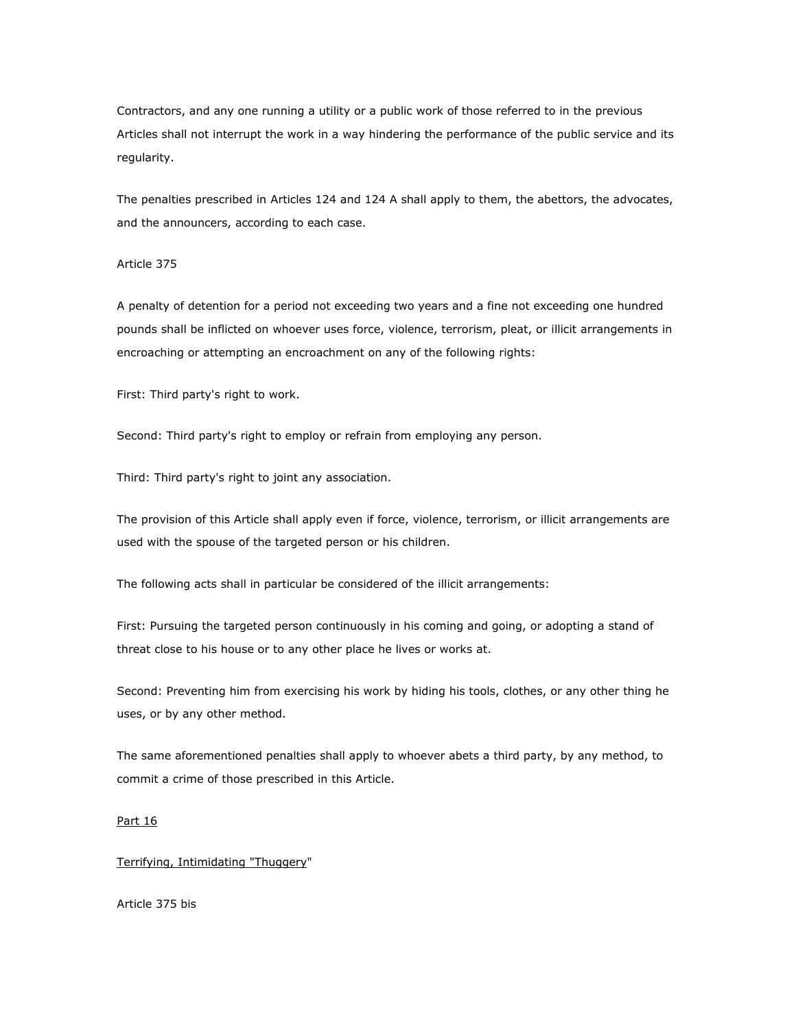Contractors, and any one running a utility or a public work of those referred to in the previous Articles shall not interrupt the work in a way hindering the performance of the public service and its regularity.

The penalties prescribed in Articles 124 and 124 A shall apply to them, the abettors, the advocates, and the announcers, according to each case.

Article 375

A penalty of detention for a period not exceeding two years and a fine not exceeding one hundred pounds shall be inflicted on whoever uses force, violence, terrorism, pleat, or illicit arrangements in encroaching or attempting an encroachment on any of the following rights:

First: Third party's right to work.

Second: Third party's right to employ or refrain from employing any person.

Third: Third party's right to joint any association.

The provision of this Article shall apply even if force, violence, terrorism, or illicit arrangements are used with the spouse of the targeted person or his children.

The following acts shall in particular be considered of the illicit arrangements:

First: Pursuing the targeted person continuously in his coming and going, or adopting a stand of threat close to his house or to any other place he lives or works at.

Second: Preventing him from exercising his work by hiding his tools, clothes, or any other thing he uses, or by any other method.

The same aforementioned penalties shall apply to whoever abets a third party, by any method, to commit a crime of those prescribed in this Article.

Part 16

Terrifying, Intimidating "Thuggery"

Article 375 bis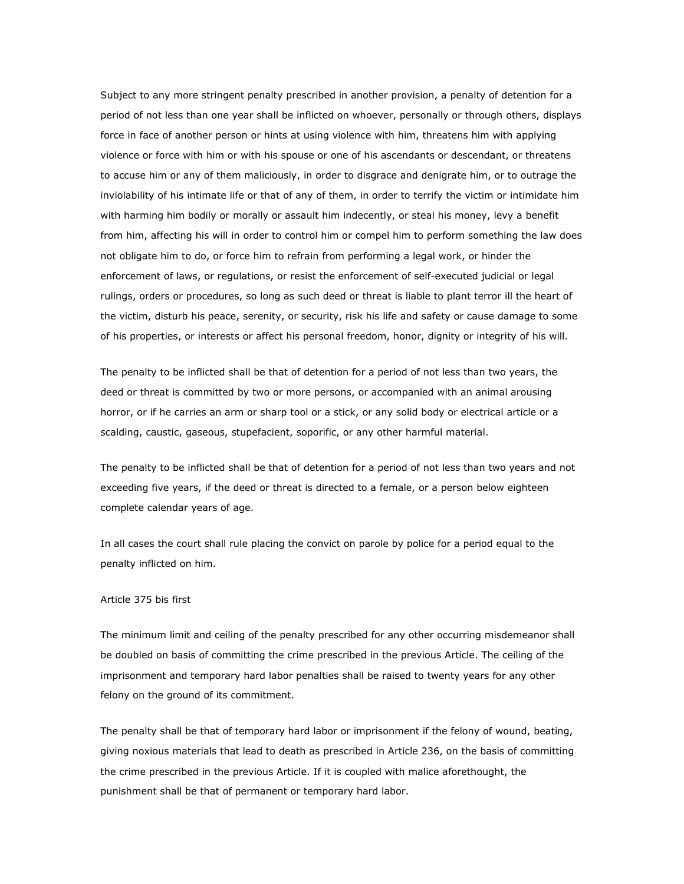Subject to any more stringent penalty prescribed in another provision, a penalty of detention for a period of not less than one year shall be inflicted on whoever, personally or through others, displays force in face of another person or hints at using violence with him, threatens him with applying violence or force with him or with his spouse or one of his ascendants or descendant, or threatens to accuse him or any of them maliciously, in order to disgrace and denigrate him, or to outrage the inviolability of his intimate life or that of any of them, in order to terrify the victim or intimidate him with harming him bodily or morally or assault him indecently, or steal his money, levy a benefit from him, affecting his will in order to control him or compel him to perform something the law does not obligate him to do, or force him to refrain from performing a legal work, or hinder the enforcement of laws, or regulations, or resist the enforcement of self-executed judicial or legal rulings, orders or procedures, so long as such deed or threat is liable to plant terror ill the heart of the victim, disturb his peace, serenity, or security, risk his life and safety or cause damage to some of his properties, or interests or affect his personal freedom, honor, dignity or integrity of his will.

The penalty to be inflicted shall be that of detention for a period of not less than two years, the deed or threat is committed by two or more persons, or accompanied with an animal arousing horror, or if he carries an arm or sharp tool or a stick, or any solid body or electrical article or a scalding, caustic, gaseous, stupefacient, soporific, or any other harmful material.

The penalty to be inflicted shall be that of detention for a period of not less than two years and not exceeding five years, if the deed or threat is directed to a female, or a person below eighteen complete calendar years of age.

In all cases the court shall rule placing the convict on parole by police for a period equal to the penalty inflicted on him.

Article 375 bis first

The minimum limit and ceiling of the penalty prescribed for any other occurring misdemeanor shall be doubled on basis of committing the crime prescribed in the previous Article. The ceiling of the imprisonment and temporary hard labor penalties shall be raised to twenty years for any other felony on the ground of its commitment.

The penalty shall be that of temporary hard labor or imprisonment if the felony of wound, beating, giving noxious materials that lead to death as prescribed in Article 236, on the basis of committing the crime prescribed in the previous Article. If it is coupled with malice aforethought, the punishment shall be that of permanent or temporary hard labor.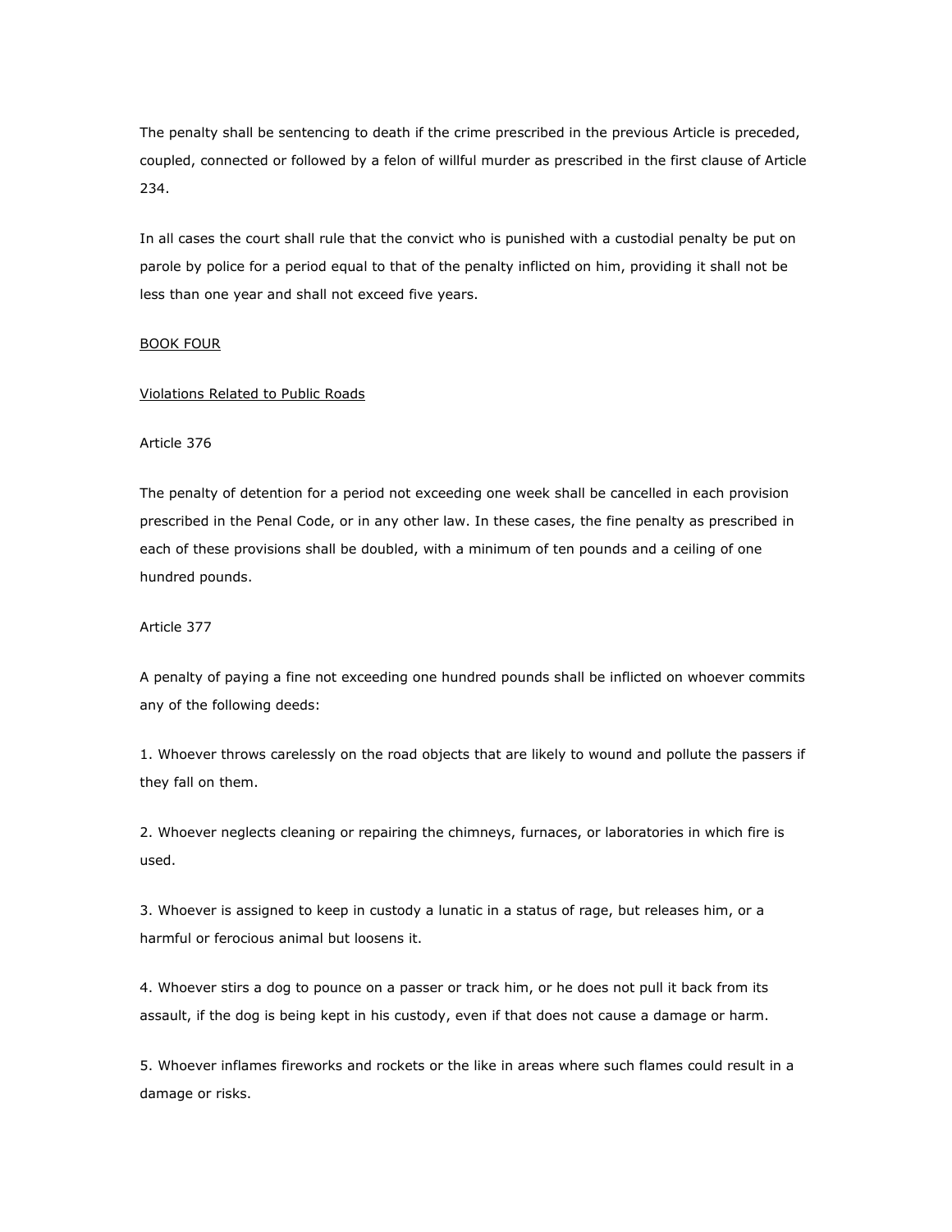The penalty shall be sentencing to death if the crime prescribed in the previous Article is preceded, coupled, connected or followed by a felon of willful murder as prescribed in the first clause of Article 234.

In all cases the court shall rule that the convict who is punished with a custodial penalty be put on parole by police for a period equal to that of the penalty inflicted on him, providing it shall not be less than one year and shall not exceed five years.

## BOOK FOUR

### Violations Related to Public Roads

#### Article 376

The penalty of detention for a period not exceeding one week shall be cancelled in each provision prescribed in the Penal Code, or in any other law. In these cases, the fine penalty as prescribed in each of these provisions shall be doubled, with a minimum of ten pounds and a ceiling of one hundred pounds.

#### Article 377

A penalty of paying a fine not exceeding one hundred pounds shall be inflicted on whoever commits any of the following deeds:

1. Whoever throws carelessly on the road objects that are likely to wound and pollute the passers if they fall on them.

2. Whoever neglects cleaning or repairing the chimneys, furnaces, or laboratories in which fire is used.

3. Whoever is assigned to keep in custody a lunatic in a status of rage, but releases him, or a harmful or ferocious animal but loosens it.

4. Whoever stirs a dog to pounce on a passer or track him, or he does not pull it back from its assault, if the dog is being kept in his custody, even if that does not cause a damage or harm.

5. Whoever inflames fireworks and rockets or the like in areas where such flames could result in a damage or risks.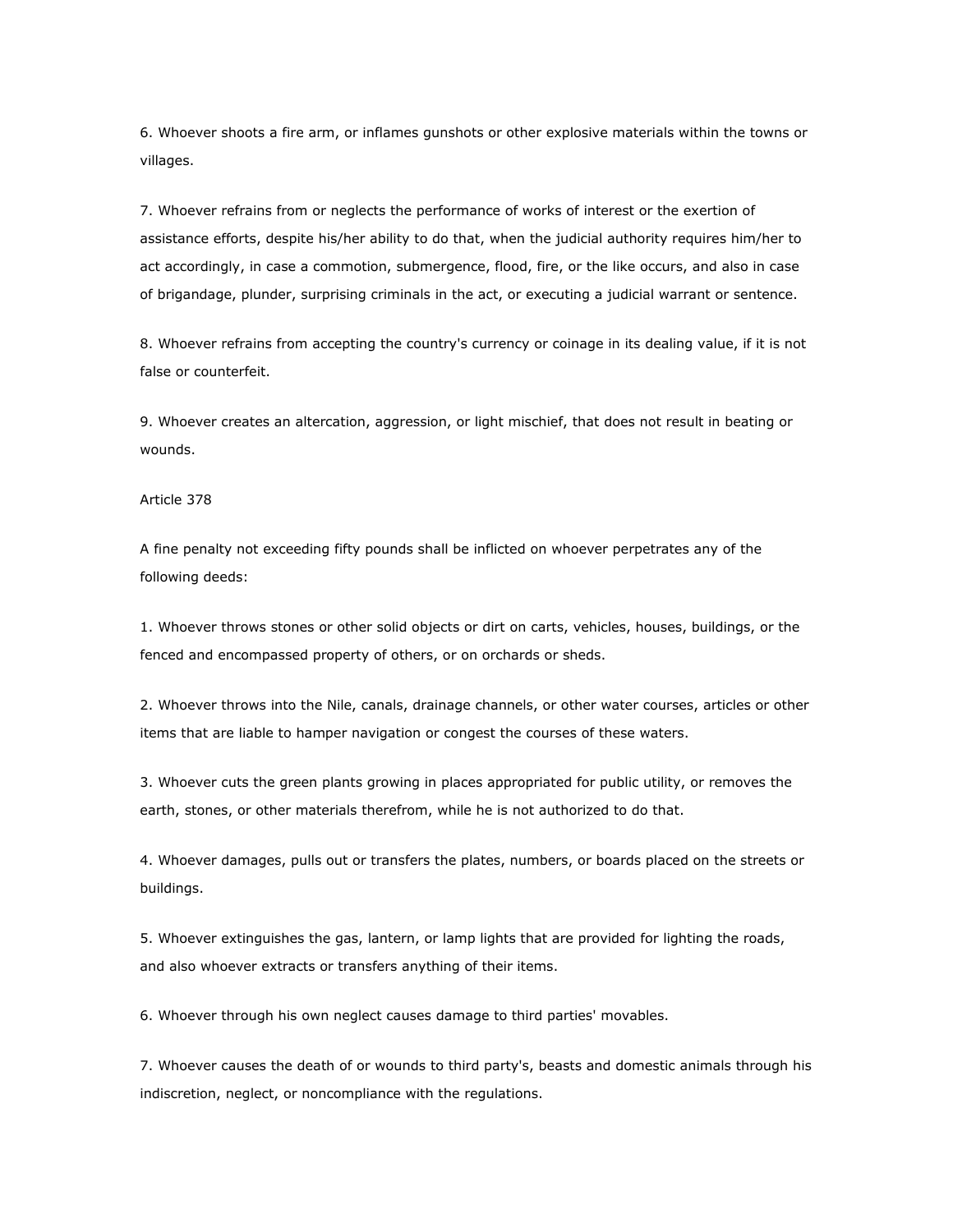6. Whoever shoots a fire arm, or inflames gunshots or other explosive materials within the towns or villages.

7. Whoever refrains from or neglects the performance of works of interest or the exertion of assistance efforts, despite his/her ability to do that, when the judicial authority requires him/her to act accordingly, in case a commotion, submergence, flood, fire, or the like occurs, and also in case of brigandage, plunder, surprising criminals in the act, or executing a judicial warrant or sentence.

8. Whoever refrains from accepting the country's currency or coinage in its dealing value, if it is not false or counterfeit.

9. Whoever creates an altercation, aggression, or light mischief, that does not result in beating or wounds.

Article 378

A fine penalty not exceeding fifty pounds shall be inflicted on whoever perpetrates any of the following deeds:

1. Whoever throws stones or other solid objects or dirt on carts, vehicles, houses, buildings, or the fenced and encompassed property of others, or on orchards or sheds.

2. Whoever throws into the Nile, canals, drainage channels, or other water courses, articles or other items that are liable to hamper navigation or congest the courses of these waters.

3. Whoever cuts the green plants growing in places appropriated for public utility, or removes the earth, stones, or other materials therefrom, while he is not authorized to do that.

4. Whoever damages, pulls out or transfers the plates, numbers, or boards placed on the streets or buildings.

5. Whoever extinguishes the gas, lantern, or lamp lights that are provided for lighting the roads, and also whoever extracts or transfers anything of their items.

6. Whoever through his own neglect causes damage to third parties' movables.

7. Whoever causes the death of or wounds to third party's, beasts and domestic animals through his indiscretion, neglect, or noncompliance with the regulations.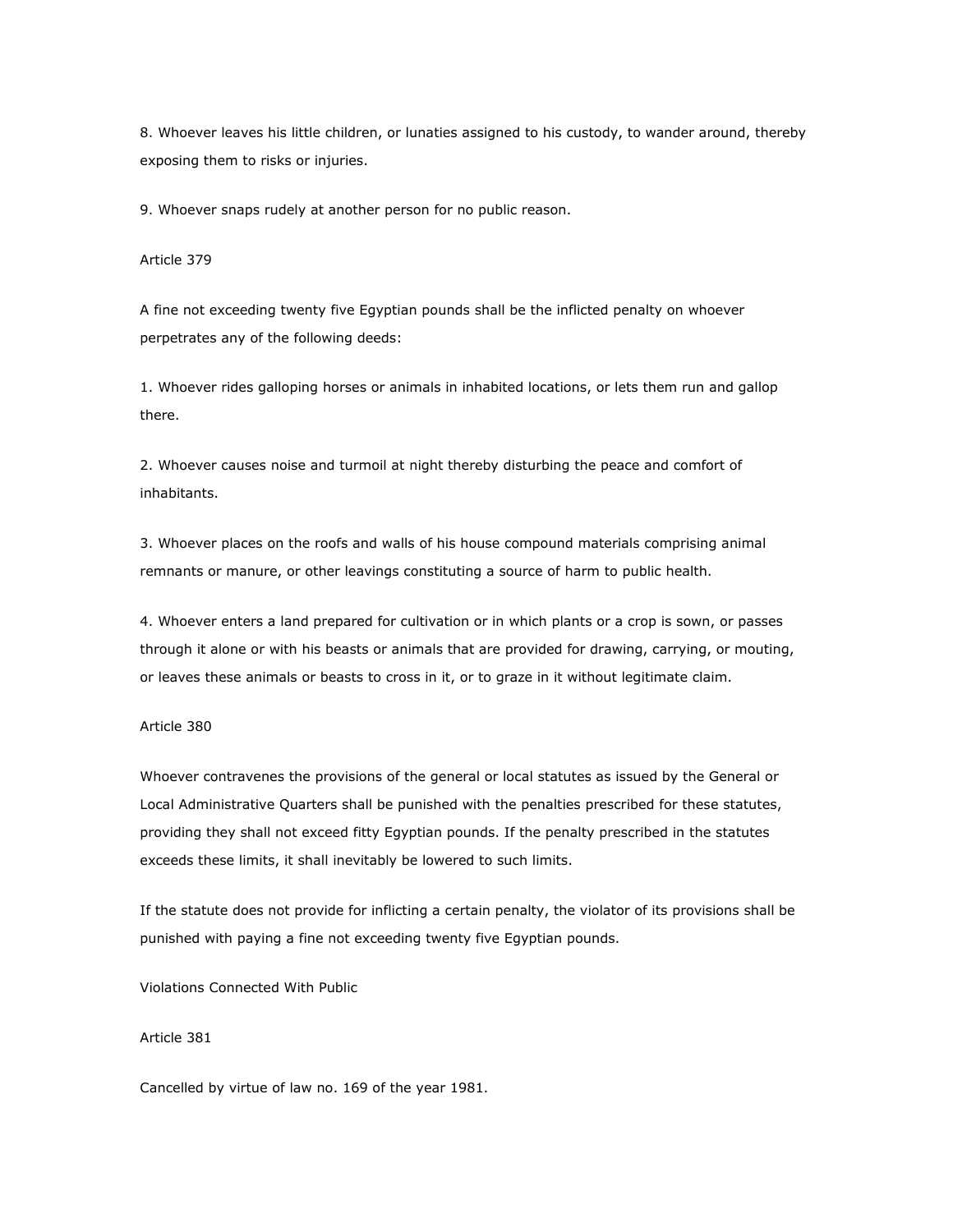8. Whoever leaves his little children, or lunatics assigned to his custody, to wander around, thereby exposing them to risks or injuries.

9. Whoever snaps rudely at another person for no public reason.

Article 379

A fine not exceeding twenty five Egyptian pounds shall be the inflicted penalty on whoever perpetrates any of the following deeds:

1. Whoever rides galloping horses or animals in inhabited locations, or lets them run and gallop there.

2. Whoever causes noise and turmoil at night thereby disturbing the peace and comfort of inhabitants.

3. Whoever places on the roofs and walls of his house compound materials comprising animal remnants or manure, or other leavings constituting a source of harm to public health.

4. Whoever enters a land prepared for cultivation or in which plants or a crop is sown, or passes through it alone or with his beasts or animals that are provided for drawing, carrying, or mouting, or leaves these animals or beasts to cross in it, or to graze in it without legitimate claim.

Article 380

Whoever contravenes the provisions of the general or local statutes as issued by the General or Local Administrative Quarters shall be punished with the penalties prescribed for these statutes, providing they shall not exceed fitty Egyptian pounds. If the penalty prescribed in the statutes exceeds these limits, it shall inevitably be lowered to such limits.

If the statute does not provide for inflicting a certain penalty, the violator of its provisions shall be punished with paying a fine not exceeding twenty five Egyptian pounds.

Violations Connected With Public

Article 381

Cancelled by virtue of law no. 169 of the year 1981.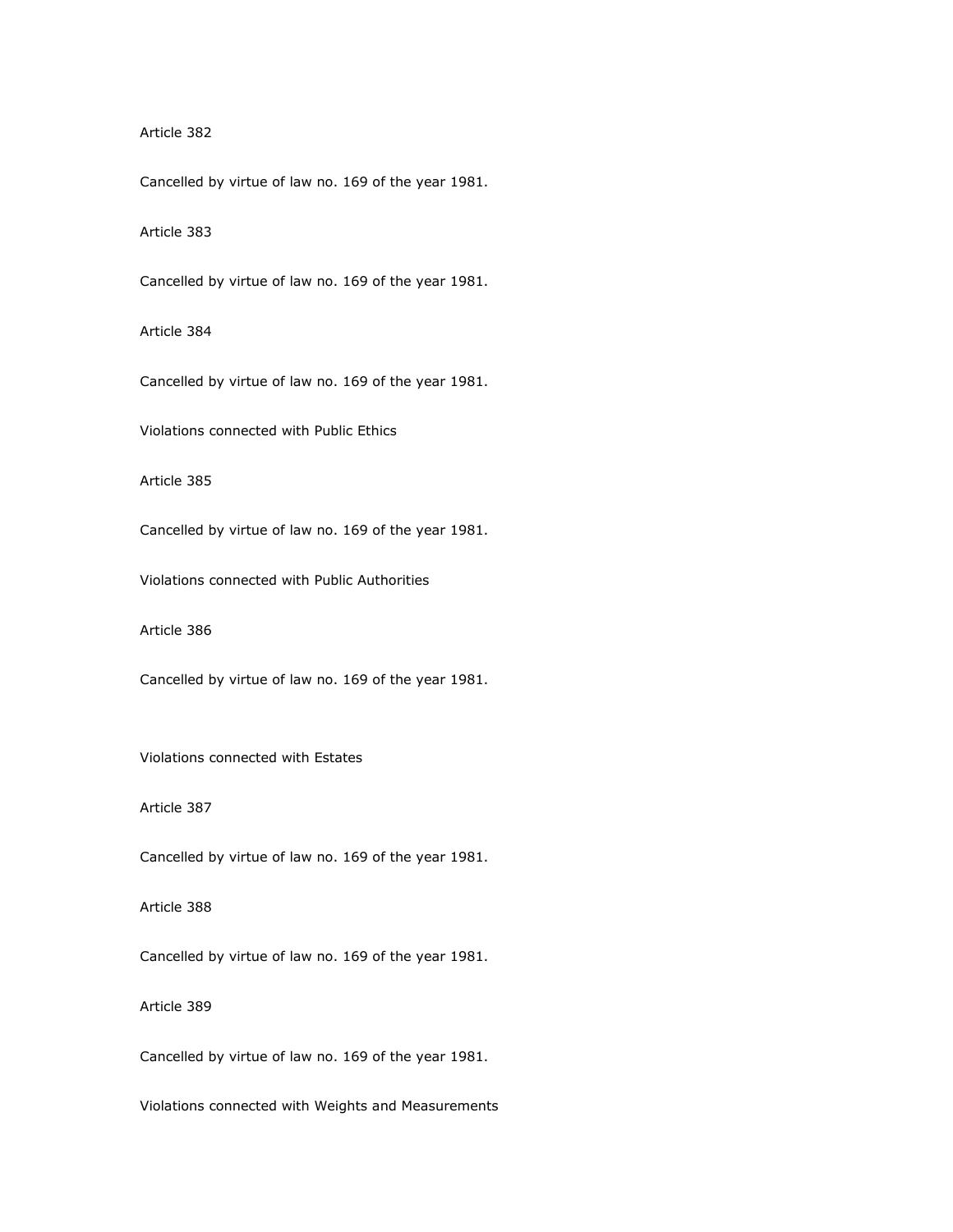Article 382

Cancelled by virtue of law no. 169 of the year 1981.

Article 383

Cancelled by virtue of law no. 169 of the year 1981.

Article 384

Cancelled by virtue of law no. 169 of the year 1981.

Violations connected with Public Ethics

Article 385

Cancelled by virtue of law no. 169 of the year 1981.

Violations connected with Public Authorities

Article 386

Cancelled by virtue of law no. 169 of the year 1981.

Violations connected with Estates

Article 387

Cancelled by virtue of law no. 169 of the year 1981.

Article 388

Cancelled by virtue of law no. 169 of the year 1981.

Article 389

Cancelled by virtue of law no. 169 of the year 1981.

Violations connected with Weights and Measurements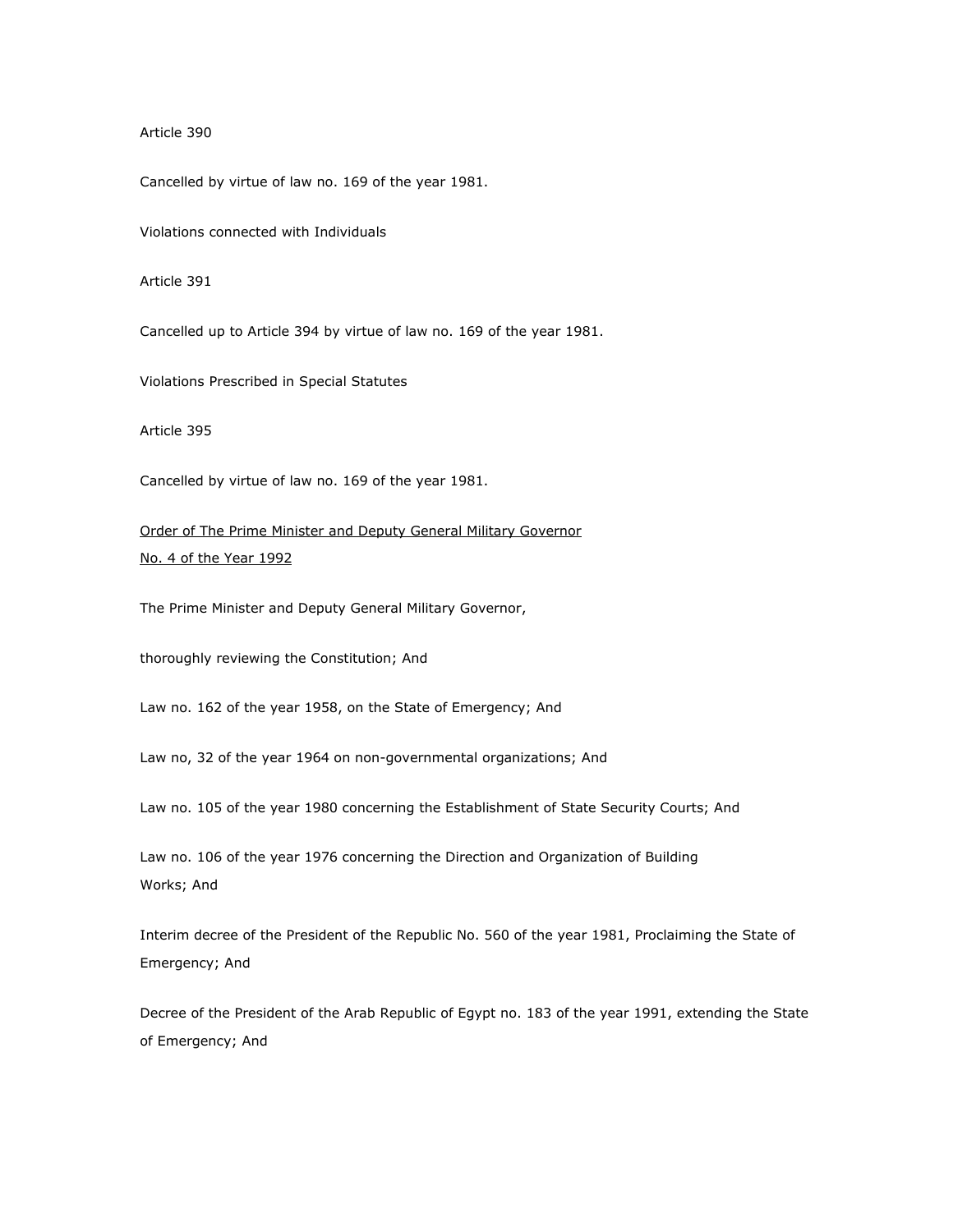Article 390

Cancelled by virtue of law no. 169 of the year 1981.

Violations connected with Individuals

Article 391

Cancelled up to Article 394 by virtue of law no. 169 of the year 1981.

Violations Prescribed in Special Statutes

Article 395

Cancelled by virtue of law no. 169 of the year 1981.

Order of The Prime Minister and Deputy General Military Governor
No. 4 of the Year 1992

The Prime Minister and Deputy General Military Governor,

thoroughly reviewing the Constitution; And

Law no. 162 of the year 1958, on the State of Emergency; And

Law no, 32 of the year 1964 on non-governmental organizations; And

Law no. 105 of the year 1980 concerning the Establishment of State Security Courts; And

Law no. 106 of the year 1976 concerning the Direction and Organization of Building Works; And

Interim decree of the President of the Republic No. 560 of the year 1981, Proclaiming the State of Emergency; And

Decree of the President of the Arab Republic of Egypt no. 183 of the year 1991, extending the State of Emergency; And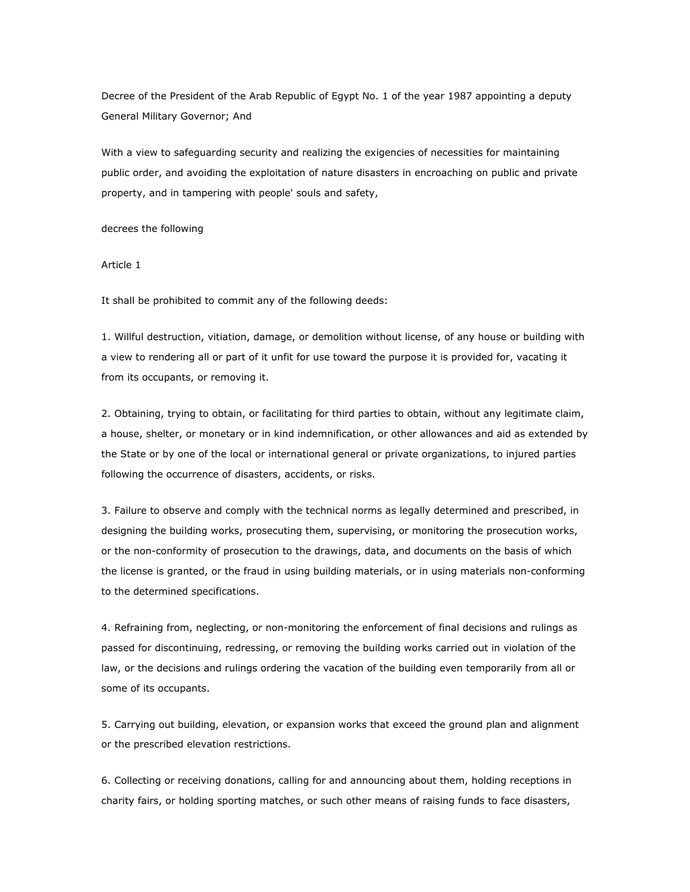Decree of the President of the Arab Republic of Egypt No. 1 of the year 1987 appointing a deputy General Military Governor; And

With a view to safeguarding security and realizing the exigencies of necessities for maintaining public order, and avoiding the exploitation of nature disasters in encroaching on public and private property, and in tampering with people' souls and safety,

decrees the following

Article 1

It shall be prohibited to commit any of the following deeds:

1. Willful destruction, vitiation, damage, or demolition without license, of any house or building with a view to rendering all or part of it unfit for use toward the purpose it is provided for, vacating it from its occupants, or removing it.

2. Obtaining, trying to obtain, or facilitating for third parties to obtain, without any legitimate claim, a house, shelter, or monetary or in kind indemnification, or other allowances and aid as extended by the State or by one of the local or international general or private organizations, to injured parties following the occurrence of disasters, accidents, or risks.

3. Failure to observe and comply with the technical norms as legally determined and prescribed, in designing the building works, prosecuting them, supervising, or monitoring the prosecution works, or the non-conformity of prosecution to the drawings, data, and documents on the basis of which the license is granted, or the fraud in using building materials, or in using materials non-conforming to the determined specifications.

4. Refraining from, neglecting, or non-monitoring the enforcement of final decisions and rulings as passed for discontinuing, redressing, or removing the building works carried out in violation of the law, or the decisions and rulings ordering the vacation of the building even temporarily from all or some of its occupants.

5. Carrying out building, elevation, or expansion works that exceed the ground plan and alignment or the prescribed elevation restrictions.

6. Collecting or receiving donations, calling for and announcing about them, holding receptions in charity fairs, or holding sporting matches, or such other means of raising funds to face disasters,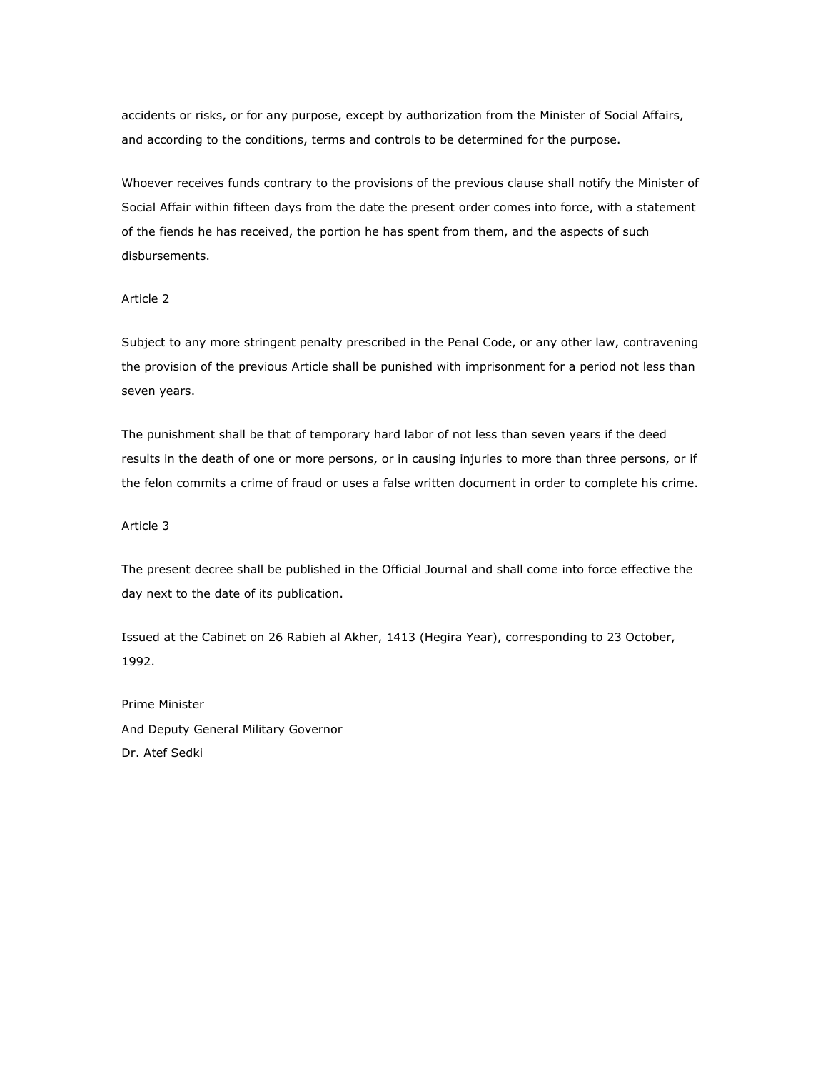accidents or risks, or for any purpose, except by authorization from the Minister of Social Affairs, and according to the conditions, terms and controls to be determined for the purpose.

Whoever receives funds contrary to the provisions of the previous clause shall notify the Minister of Social Affair within fifteen days from the date the present order comes into force, with a statement of the fiends he has received, the portion he has spent from them, and the aspects of such disbursements.

Article 2

Subject to any more stringent penalty prescribed in the Penal Code, or any other law, contravening the provision of the previous Article shall be punished with imprisonment for a period not less than seven years.

The punishment shall be that of temporary hard labor of not less than seven years if the deed results in the death of one or more persons, or in causing injuries to more than three persons, or if the felon commits a crime of fraud or uses a false written document in order to complete his crime.

Article 3

The present decree shall be published in the Official Journal and shall come into force effective the day next to the date of its publication.

Issued at the Cabinet on 26 Rabieh al Akher, 1413 (Hegira Year), corresponding to 23 October, 1992.

Prime Minister  
And Deputy General Military Governor  
Dr. Atef Sedki